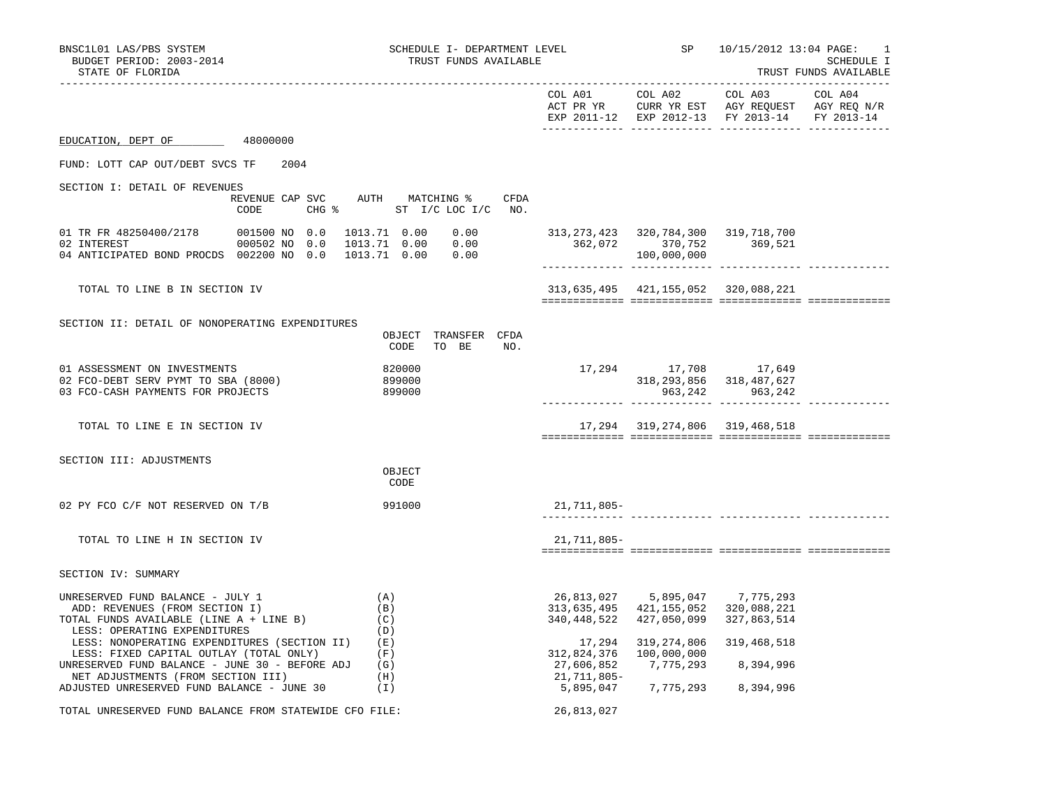BNSC1L01 LAS/PBS SYSTEM — SCHEDULE I- DEPARTMENT LEVEL — SP 10/15/2012 13:04
BUDGET PERIOD: 2003-2014 — TRUST FUNDS AVAILABLE — SCHEDULE I
STATE OF FLORIDA — TRUST FUNDS AVAILABLE

| | COL A01 ACT PR YR EXP 2011-12 | COL A02 CURR YR EST EXP 2012-13 | COL A03 AGY REQUEST FY 2013-14 | COL A04 AGY REQ N/R FY 2013-14 |
|---|---|---|---|---|

EDUCATION, DEPT OF 48000000

FUND: LOTT CAP OUT/DEBT SVCS TF 2004

## SECTION I: DETAIL OF REVENUES

| | REVENUE CODE | CAP SVC CHG % | AUTH ST | MATCHING % I/C | LOC I/C | CFDA NO. | COL A01 | COL A02 | COL A03 | COL A04 |
|---|---|---|---|---|---|---|---|---|---|---|
| 01 TR FR 48250400/2178 | 001500 | NO 0.0 | 1013.71 | 0.00 | 0.00 | | 313,273,423 | 320,784,300 | 319,718,700 | |
| 02 INTEREST | 000502 | NO 0.0 | 1013.71 | 0.00 | 0.00 | | 362,072 | 370,752 | 369,521 | |
| 04 ANTICIPATED BOND PROCDS | 002200 | NO 0.0 | 1013.71 | 0.00 | 0.00 | | | 100,000,000 | | |
| TOTAL TO LINE B IN SECTION IV | | | | | | | 313,635,495 | 421,155,052 | 320,088,221 | |

## SECTION II: DETAIL OF NONOPERATING EXPENDITURES

| | OBJECT CODE | TRANSFER TO BE | CFDA NO. | COL A01 | COL A02 | COL A03 | COL A04 |
|---|---|---|---|---|---|---|---|
| 01 ASSESSMENT ON INVESTMENTS | 820000 | | | 17,294 | 17,708 | 17,649 | |
| 02 FCO-DEBT SERV PYMT TO SBA (8000) | 899000 | | | | 318,293,856 | 318,487,627 | |
| 03 FCO-CASH PAYMENTS FOR PROJECTS | 899000 | | | | 963,242 | 963,242 | |
| TOTAL TO LINE E IN SECTION IV | | | | 17,294 | 319,274,806 | 319,468,518 | |

## SECTION III: ADJUSTMENTS

| | OBJECT CODE | COL A01 | COL A02 | COL A03 | COL A04 |
|---|---|---|---|---|---|
| 02 PY FCO C/F NOT RESERVED ON T/B | 991000 | 21,711,805- | | | |
| TOTAL TO LINE H IN SECTION IV | | 21,711,805- | | | |

## SECTION IV: SUMMARY

| | | COL A01 | COL A02 | COL A03 | COL A04 |
|---|---|---|---|---|---|
| UNRESERVED FUND BALANCE - JULY 1 | (A) | 26,813,027 | 5,895,047 | 7,775,293 | |
| ADD: REVENUES (FROM SECTION I) | (B) | 313,635,495 | 421,155,052 | 320,088,221 | |
| TOTAL FUNDS AVAILABLE (LINE A + LINE B) | (C) | 340,448,522 | 427,050,099 | 327,863,514 | |
| LESS: OPERATING EXPENDITURES | (D) | | | | |
| LESS: NONOPERATING EXPENDITURES (SECTION II) | (E) | 17,294 | 319,274,806 | 319,468,518 | |
| LESS: FIXED CAPITAL OUTLAY (TOTAL ONLY) | (F) | 312,824,376 | 100,000,000 | | |
| UNRESERVED FUND BALANCE - JUNE 30 - BEFORE ADJ | (G) | 27,606,852 | 7,775,293 | 8,394,996 | |
| NET ADJUSTMENTS (FROM SECTION III) | (H) | 21,711,805- | | | |
| ADJUSTED UNRESERVED FUND BALANCE - JUNE 30 | (I) | 5,895,047 | 7,775,293 | 8,394,996 | |

TOTAL UNRESERVED FUND BALANCE FROM STATEWIDE CFO FILE: 26,813,027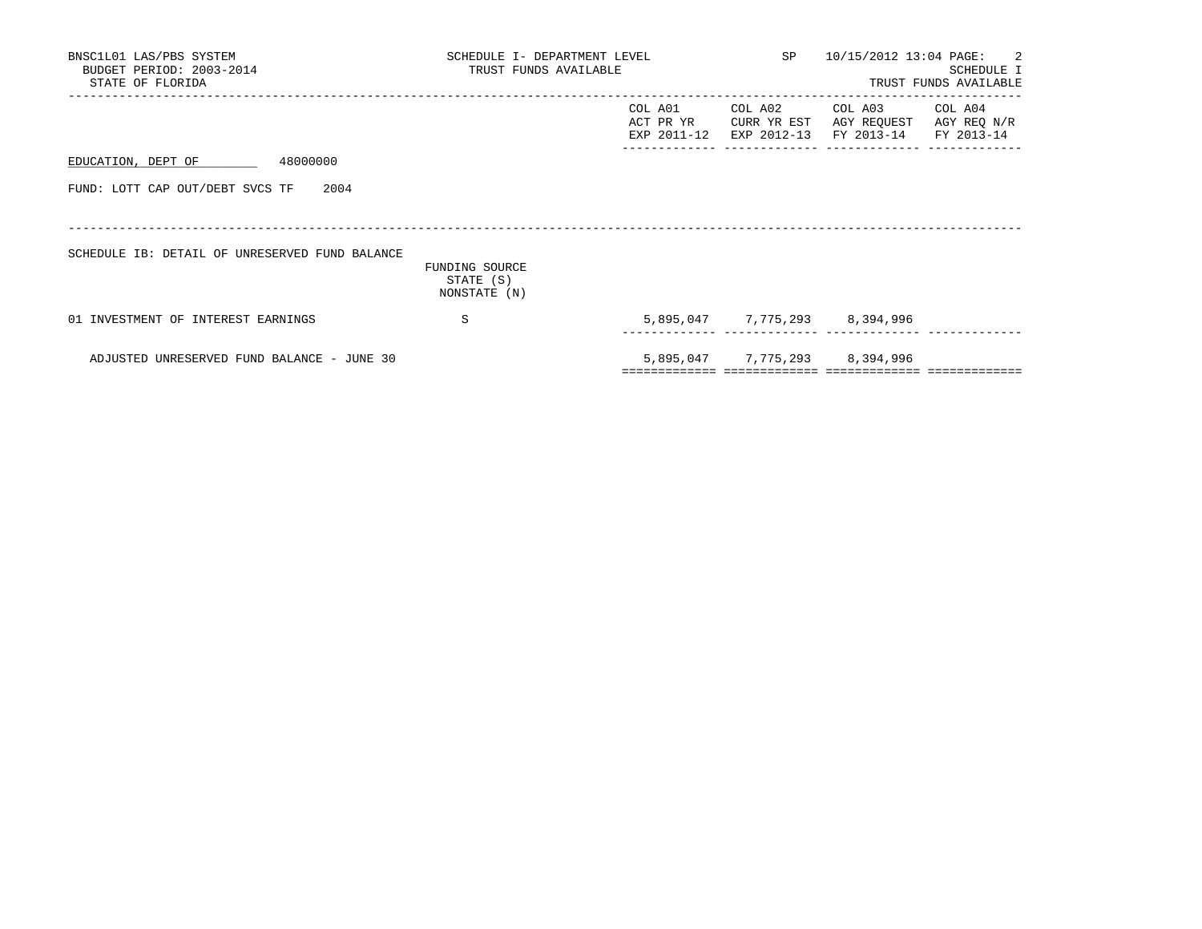BNSC1L01 LAS/PBS SYSTEM
BUDGET PERIOD: 2003-2014
STATE OF FLORIDA

SCHEDULE I- DEPARTMENT LEVEL
TRUST FUNDS AVAILABLE

SP 10/15/2012 13:04

SCHEDULE I
TRUST FUNDS AVAILABLE

EDUCATION, DEPT OF 48000000

FUND: LOTT CAP OUT/DEBT SVCS TF 2004

SCHEDULE IB: DETAIL OF UNRESERVED FUND BALANCE

| | FUNDING SOURCE STATE (S) NONSTATE (N) | COL A01 ACT PR YR EXP 2011-12 | COL A02 CURR YR EST EXP 2012-13 | COL A03 AGY REQUEST FY 2013-14 | COL A04 AGY REQ N/R FY 2013-14 |
|---|---|---|---|---|---|
| 01 INVESTMENT OF INTEREST EARNINGS | S | 5,895,047 | 7,775,293 | 8,394,996 | |
| ADJUSTED UNRESERVED FUND BALANCE - JUNE 30 | | 5,895,047 | 7,775,293 | 8,394,996 | |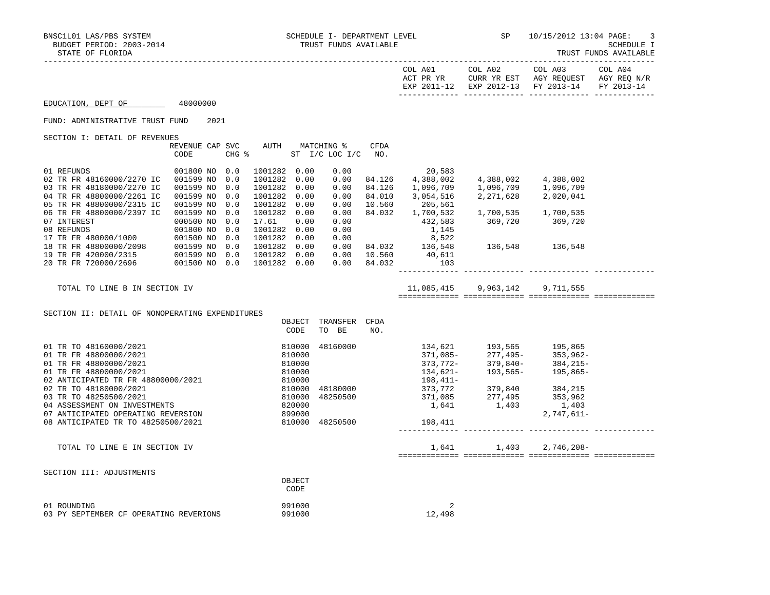SCHEDULE I- DEPARTMENT LEVEL
TRUST FUNDS AVAILABLE

BUDGET PERIOD: 2003-2014
STATE OF FLORIDA

| | COL A01 ACT PR YR EXP 2011-12 | COL A02 CURR YR EST EXP 2012-13 | COL A03 AGY REQUEST FY 2013-14 | COL A04 AGY REQ N/R FY 2013-14 |
|---|---|---|---|---|

EDUCATION, DEPT OF 48000000

FUND: ADMINISTRATIVE TRUST FUND 2021

SECTION I: DETAIL OF REVENUES

| | REVENUE CODE | CAP | SVC CHG % | AUTH ST | MATCHING % I/C | LOC I/C | CFDA NO. | COL A01 | COL A02 | COL A03 | COL A04 |
|---|---|---|---|---|---|---|---|---|---|---|---|
| 01 REFUNDS | 001800 | NO | 0.0 | 1001282 | 0.00 | 0.00 | | 20,583 | | | |
| 02 TR FR 48160000/2270 IC | 001599 | NO | 0.0 | 1001282 | 0.00 | 0.00 | 84.126 | 4,388,002 | 4,388,002 | 4,388,002 | |
| 03 TR FR 48180000/2270 IC | 001599 | NO | 0.0 | 1001282 | 0.00 | 0.00 | 84.126 | 1,096,709 | 1,096,709 | 1,096,709 | |
| 04 TR FR 48800000/2261 IC | 001599 | NO | 0.0 | 1001282 | 0.00 | 0.00 | 84.010 | 3,054,516 | 2,271,628 | 2,020,041 | |
| 05 TR FR 48800000/2315 IC | 001599 | NO | 0.0 | 1001282 | 0.00 | 0.00 | 10.560 | 205,561 | | | |
| 06 TR FR 48800000/2397 IC | 001599 | NO | 0.0 | 1001282 | 0.00 | 0.00 | 84.032 | 1,700,532 | 1,700,535 | 1,700,535 | |
| 07 INTEREST | 000500 | NO | 0.0 | 17.61 | 0.00 | 0.00 | | 432,583 | 369,720 | 369,720 | |
| 08 REFUNDS | 001800 | NO | 0.0 | 1001282 | 0.00 | 0.00 | | 1,145 | | | |
| 17 TR FR 480000/1000 | 001500 | NO | 0.0 | 1001282 | 0.00 | 0.00 | | 8,522 | | | |
| 18 TR FR 48800000/2098 | 001599 | NO | 0.0 | 1001282 | 0.00 | 0.00 | 84.032 | 136,548 | 136,548 | 136,548 | |
| 19 TR FR 420000/2315 | 001599 | NO | 0.0 | 1001282 | 0.00 | 0.00 | 10.560 | 40,611 | | | |
| 20 TR FR 720000/2696 | 001500 | NO | 0.0 | 1001282 | 0.00 | 0.00 | 84.032 | 103 | | | |
| TOTAL TO LINE B IN SECTION IV | | | | | | | | 11,085,415 | 9,963,142 | 9,711,555 | |

SECTION II: DETAIL OF NONOPERATING EXPENDITURES

| | OBJECT CODE | TRANSFER TO BE | CFDA NO. | COL A01 | COL A02 | COL A03 | COL A04 |
|---|---|---|---|---|---|---|---|
| 01 TR TO 48160000/2021 | 810000 | 48160000 | | 134,621 | 193,565 | 195,865 | |
| 01 TR FR 48800000/2021 | 810000 | | | 371,085- | 277,495- | 353,962- | |
| 01 TR FR 48800000/2021 | 810000 | | | 373,772- | 379,840- | 384,215- | |
| 01 TR FR 48800000/2021 | 810000 | | | 134,621- | 193,565- | 195,865- | |
| 02 ANTICIPATED TR FR 48800000/2021 | 810000 | | | 198,411- | | | |
| 02 TR TO 48180000/2021 | 810000 | 48180000 | | 373,772 | 379,840 | 384,215 | |
| 03 TR TO 48250500/2021 | 810000 | 48250500 | | 371,085 | 277,495 | 353,962 | |
| 04 ASSESSMENT ON INVESTMENTS | 820000 | | | 1,641 | 1,403 | 1,403 | |
| 07 ANTICIPATED OPERATING REVERSION | 899000 | | | | | 2,747,611- | |
| 08 ANTICIPATED TR TO 48250500/2021 | 810000 | 48250500 | | 198,411 | | | |
| TOTAL TO LINE E IN SECTION IV | | | | 1,641 | 1,403 | 2,746,208- | |

SECTION III: ADJUSTMENTS

| | OBJECT CODE | COL A01 | COL A02 | COL A03 | COL A04 |
|---|---|---|---|---|---|
| 01 ROUNDING | 991000 | 2 | | | |
| 03 PY SEPTEMBER CF OPERATING REVERIONS | 991000 | 12,498 | | | |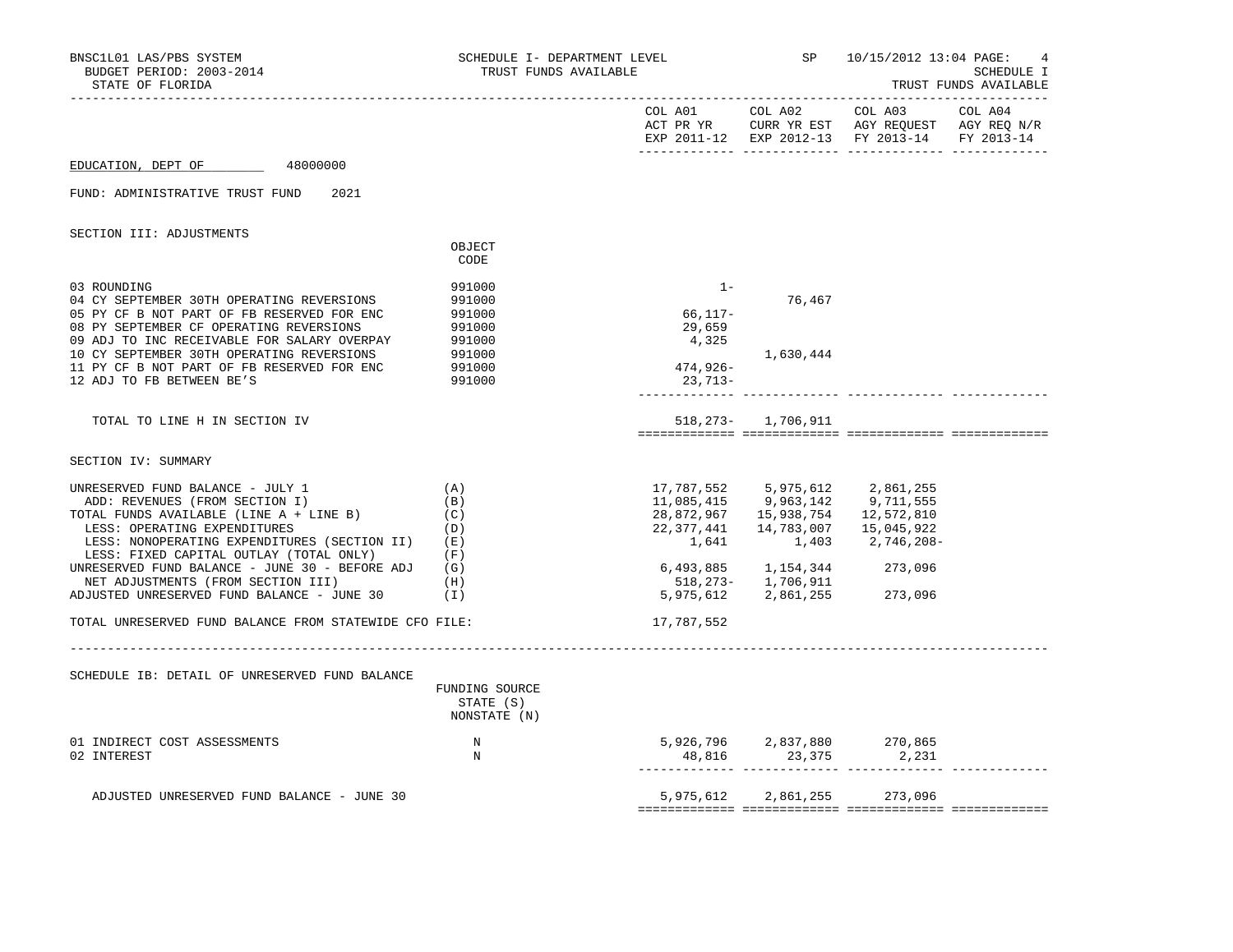EDUCATION, DEPT OF 48000000

FUND: ADMINISTRATIVE TRUST FUND 2021

## SECTION III: ADJUSTMENTS

| | OBJECT CODE | COL A01 ACT PR YR EXP 2011-12 | COL A02 CURR YR EST EXP 2012-13 | COL A03 AGY REQUEST FY 2013-14 | COL A04 AGY REQ N/R FY 2013-14 |
|---|---|---|---|---|---|
| 03 ROUNDING | 991000 | 1- | | | |
| 04 CY SEPTEMBER 30TH OPERATING REVERSIONS | 991000 | | 76,467 | | |
| 05 PY CF B NOT PART OF FB RESERVED FOR ENC | 991000 | 66,117- | | | |
| 08 PY SEPTEMBER CF OPERATING REVERSIONS | 991000 | 29,659 | | | |
| 09 ADJ TO INC RECEIVABLE FOR SALARY OVERPAY | 991000 | 4,325 | | | |
| 10 CY SEPTEMBER 30TH OPERATING REVERSIONS | 991000 | | 1,630,444 | | |
| 11 PY CF B NOT PART OF FB RESERVED FOR ENC | 991000 | 474,926- | | | |
| 12 ADJ TO FB BETWEEN BE'S | 991000 | 23,713- | | | |
| TOTAL TO LINE H IN SECTION IV | | 518,273- | 1,706,911 | | |

## SECTION IV: SUMMARY

| | | COL A01 | COL A02 | COL A03 | COL A04 |
|---|---|---|---|---|---|
| UNRESERVED FUND BALANCE - JULY 1 | (A) | 17,787,552 | 5,975,612 | 2,861,255 | |
| ADD: REVENUES (FROM SECTION I) | (B) | 11,085,415 | 9,963,142 | 9,711,555 | |
| TOTAL FUNDS AVAILABLE (LINE A + LINE B) | (C) | 28,872,967 | 15,938,754 | 12,572,810 | |
| LESS: OPERATING EXPENDITURES | (D) | 22,377,441 | 14,783,007 | 15,045,922 | |
| LESS: NONOPERATING EXPENDITURES (SECTION II) | (E) | 1,641 | 1,403 | 2,746,208- | |
| LESS: FIXED CAPITAL OUTLAY (TOTAL ONLY) | (F) | | | | |
| UNRESERVED FUND BALANCE - JUNE 30 - BEFORE ADJ | (G) | 6,493,885 | 1,154,344 | 273,096 | |
| NET ADJUSTMENTS (FROM SECTION III) | (H) | 518,273- | 1,706,911 | | |
| ADJUSTED UNRESERVED FUND BALANCE - JUNE 30 | (I) | 5,975,612 | 2,861,255 | 273,096 | |
| TOTAL UNRESERVED FUND BALANCE FROM STATEWIDE CFO FILE: | | 17,787,552 | | | |

## SCHEDULE IB: DETAIL OF UNRESERVED FUND BALANCE

| | FUNDING SOURCE STATE (S) NONSTATE (N) | COL A01 | COL A02 | COL A03 | COL A04 |
|---|---|---|---|---|---|
| 01 INDIRECT COST ASSESSMENTS | N | 5,926,796 | 2,837,880 | 270,865 | |
| 02 INTEREST | N | 48,816 | 23,375 | 2,231 | |
| ADJUSTED UNRESERVED FUND BALANCE - JUNE 30 | | 5,975,612 | 2,861,255 | 273,096 | |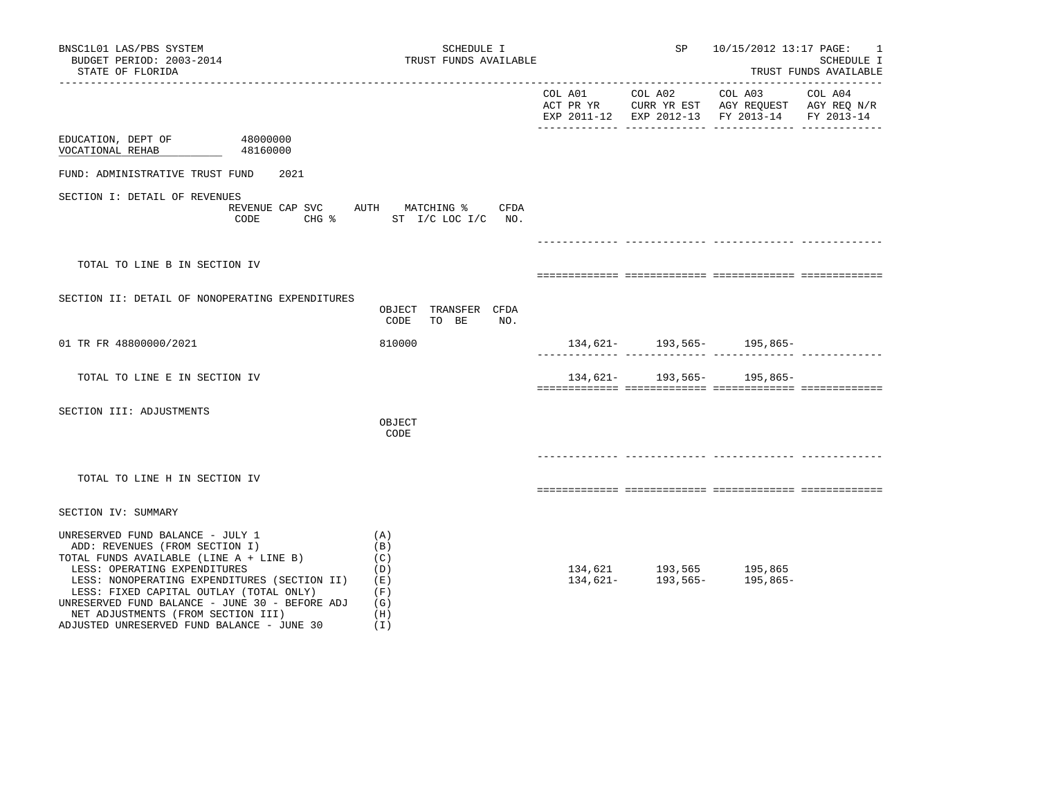BNSC1L01 LAS/PBS SYSTEM
BUDGET PERIOD: 2003-2014
STATE OF FLORIDA

SCHEDULE I
TRUST FUNDS AVAILABLE

SP 10/15/2012 13:17

SCHEDULE I
TRUST FUNDS AVAILABLE

| | COL A01 ACT PR YR EXP 2011-12 | COL A02 CURR YR EST EXP 2012-13 | COL A03 AGY REQUEST FY 2013-14 | COL A04 AGY REQ N/R FY 2013-14 |
|---|---|---|---|---|

EDUCATION, DEPT OF 48000000
VOCATIONAL REHAB 48160000

FUND: ADMINISTRATIVE TRUST FUND 2021

SECTION I: DETAIL OF REVENUES

| | REVENUE CODE | CAP SVC CHG % | AUTH ST | MATCHING % I/C LOC I/C | CFDA NO. | COL A01 | COL A02 | COL A03 | COL A04 |
|---|---|---|---|---|---|---|---|---|---|
| TOTAL TO LINE B IN SECTION IV | | | | | | | | | |

SECTION II: DETAIL OF NONOPERATING EXPENDITURES

| | OBJECT CODE | TRANSFER TO BE | CFDA NO. | COL A01 | COL A02 | COL A03 | COL A04 |
|---|---|---|---|---|---|---|---|
| 01 TR FR 48800000/2021 | 810000 | | | 134,621- | 193,565- | 195,865- | |
| TOTAL TO LINE E IN SECTION IV | | | | 134,621- | 193,565- | 195,865- | |

SECTION III: ADJUSTMENTS

| | OBJECT CODE | COL A01 | COL A02 | COL A03 | COL A04 |
|---|---|---|---|---|---|
| TOTAL TO LINE H IN SECTION IV | | | | | |

SECTION IV: SUMMARY

| | | COL A01 | COL A02 | COL A03 | COL A04 |
|---|---|---|---|---|---|
| UNRESERVED FUND BALANCE - JULY 1 | (A) | | | | |
| ADD: REVENUES (FROM SECTION I) | (B) | | | | |
| TOTAL FUNDS AVAILABLE (LINE A + LINE B) | (C) | | | | |
| LESS: OPERATING EXPENDITURES | (D) | 134,621 | 193,565 | 195,865 | |
| LESS: NONOPERATING EXPENDITURES (SECTION II) | (E) | 134,621- | 193,565- | 195,865- | |
| LESS: FIXED CAPITAL OUTLAY (TOTAL ONLY) | (F) | | | | |
| UNRESERVED FUND BALANCE - JUNE 30 - BEFORE ADJ | (G) | | | | |
| NET ADJUSTMENTS (FROM SECTION III) | (H) | | | | |
| ADJUSTED UNRESERVED FUND BALANCE - JUNE 30 | (I) | | | | |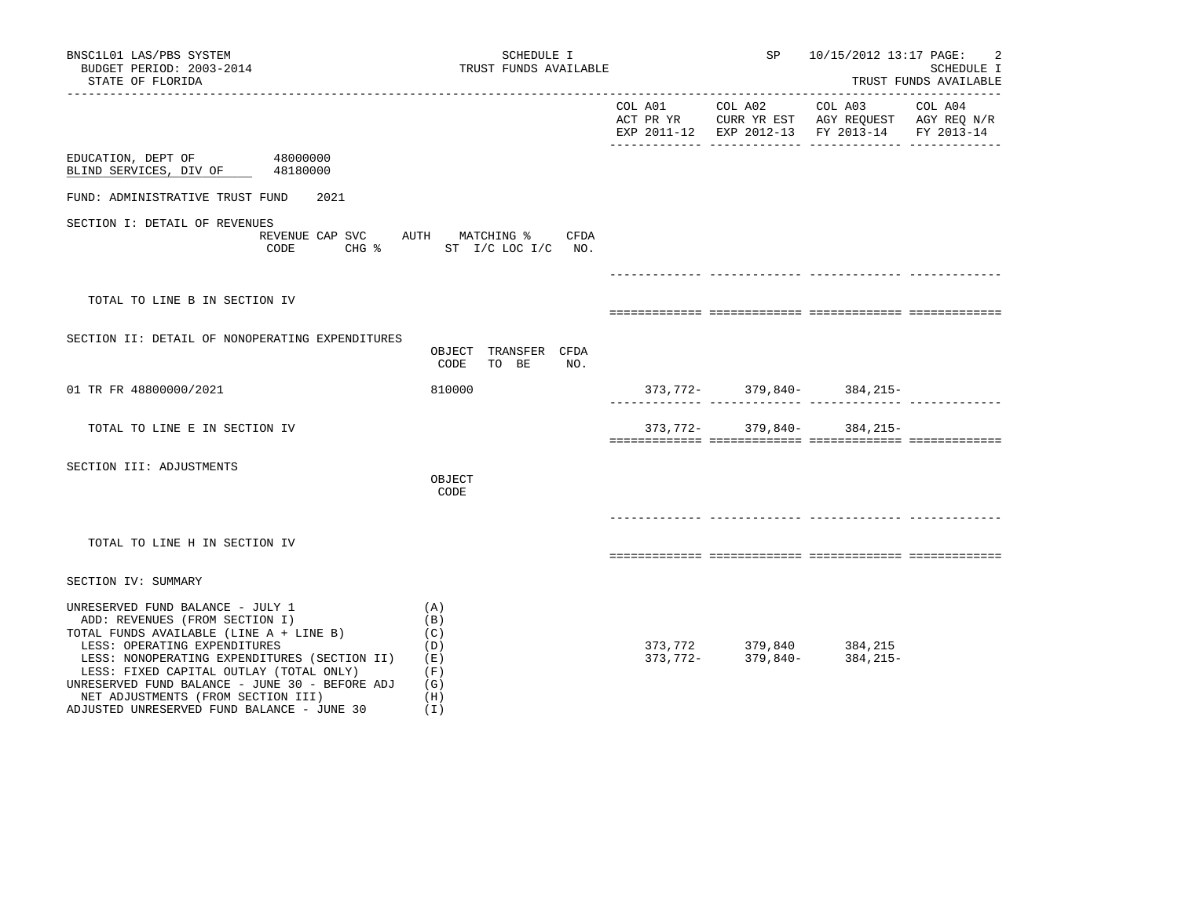BNSC1L01 LAS/PBS SYSTEM
BUDGET PERIOD: 2003-2014
STATE OF FLORIDA

SCHEDULE I
TRUST FUNDS AVAILABLE

SP 10/15/2012 13:17

SCHEDULE I
TRUST FUNDS AVAILABLE

EDUCATION, DEPT OF 48000000
BLIND SERVICES, DIV OF 48180000

FUND: ADMINISTRATIVE TRUST FUND 2021

| | | COL A01 ACT PR YR EXP 2011-12 | COL A02 CURR YR EST EXP 2012-13 | COL A03 AGY REQUEST FY 2013-14 | COL A04 AGY REQ N/R FY 2013-14 |
|---|---|---|---|---|---|
| **SECTION I: DETAIL OF REVENUES** | REVENUE CODE / CAP SVC CHG % / AUTH ST / MATCHING % I/C LOC I/C / CFDA NO. | | | | |
| TOTAL TO LINE B IN SECTION IV | | | | | |
| **SECTION II: DETAIL OF NONOPERATING EXPENDITURES** | OBJECT CODE / TRANSFER TO BE / CFDA NO. | | | | |
| 01 TR FR 48800000/2021 | 810000 | 373,772- | 379,840- | 384,215- | |
| TOTAL TO LINE E IN SECTION IV | | 373,772- | 379,840- | 384,215- | |
| **SECTION III: ADJUSTMENTS** | OBJECT CODE | | | | |
| TOTAL TO LINE H IN SECTION IV | | | | | |
| **SECTION IV: SUMMARY** | | | | | |
| UNRESERVED FUND BALANCE - JULY 1 | (A) | | | | |
| ADD: REVENUES (FROM SECTION I) | (B) | | | | |
| TOTAL FUNDS AVAILABLE (LINE A + LINE B) | (C) | | | | |
| LESS: OPERATING EXPENDITURES | (D) | 373,772 | 379,840 | 384,215 | |
| LESS: NONOPERATING EXPENDITURES (SECTION II) | (E) | 373,772- | 379,840- | 384,215- | |
| LESS: FIXED CAPITAL OUTLAY (TOTAL ONLY) | (F) | | | | |
| UNRESERVED FUND BALANCE - JUNE 30 - BEFORE ADJ | (G) | | | | |
| NET ADJUSTMENTS (FROM SECTION III) | (H) | | | | |
| ADJUSTED UNRESERVED FUND BALANCE - JUNE 30 | (I) | | | | |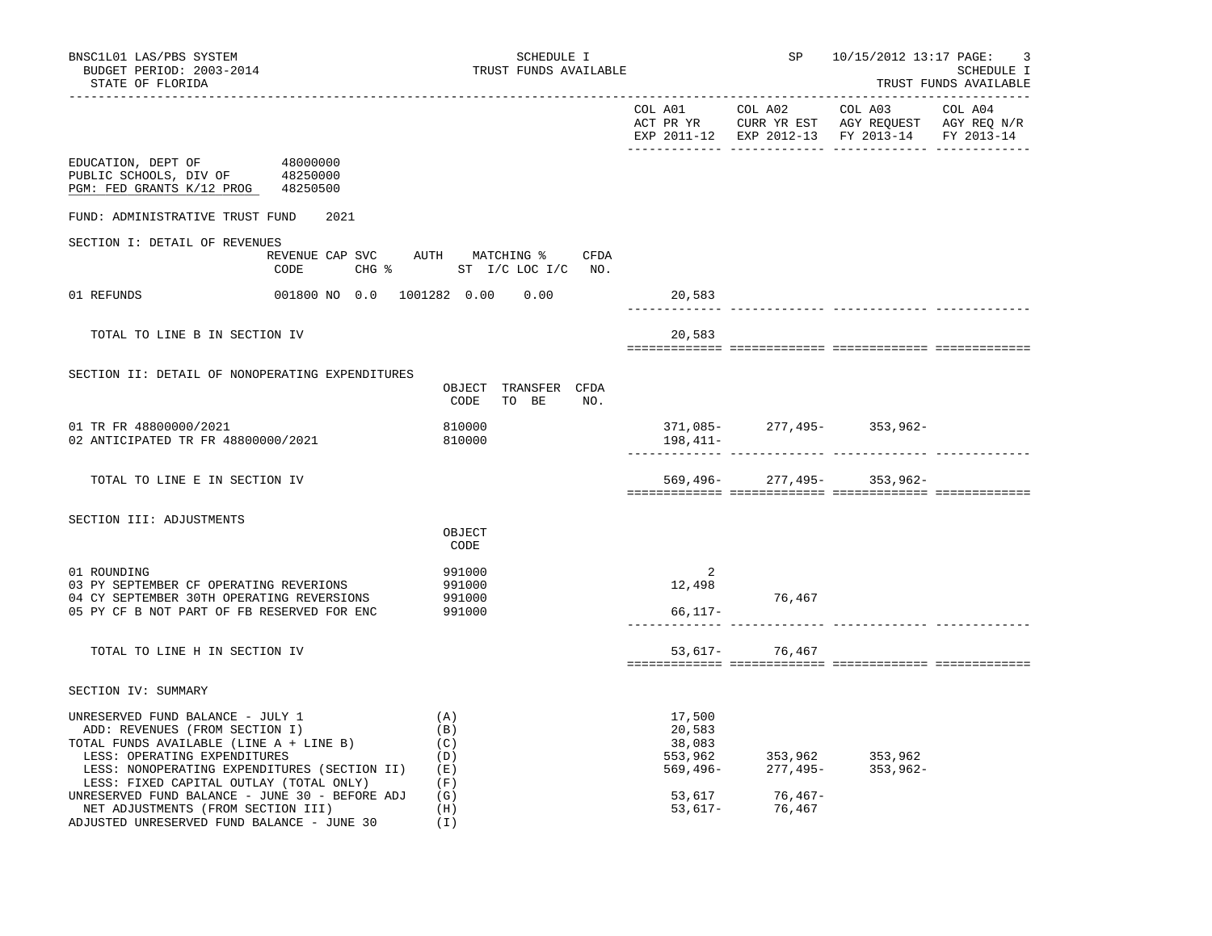BNSC1L01 LAS/PBS SYSTEM
BUDGET PERIOD: 2003-2014
STATE OF FLORIDA

SCHEDULE I
TRUST FUNDS AVAILABLE

SP 10/15/2012 13:17

SCHEDULE I
TRUST FUNDS AVAILABLE

EDUCATION, DEPT OF 48000000
PUBLIC SCHOOLS, DIV OF 48250000
PGM: FED GRANTS K/12 PROG 48250500

FUND: ADMINISTRATIVE TRUST FUND 2021

## SECTION I: DETAIL OF REVENUES

| | REVENUE CODE | CAP SVC CHG % | AUTH ST | MATCHING % I/C LOC I/C | CFDA NO. | COL A01 ACT PR YR EXP 2011-12 | COL A02 CURR YR EST EXP 2012-13 | COL A03 AGY REQUEST FY 2013-14 | COL A04 AGY REQ N/R FY 2013-14 |
|---|---|---|---|---|---|---|---|---|---|
| 01 REFUNDS | 001800 | NO 0.0 | 1001282 | 0.00 0.00 | | 20,583 | | | |
| TOTAL TO LINE B IN SECTION IV | | | | | | 20,583 | | | |

## SECTION II: DETAIL OF NONOPERATING EXPENDITURES

| | OBJECT CODE | TRANSFER TO BE | CFDA NO. | COL A01 | COL A02 | COL A03 | COL A04 |
|---|---|---|---|---|---|---|---|
| 01 TR FR 48800000/2021 | 810000 | | | 371,085- | 277,495- | 353,962- | |
| 02 ANTICIPATED TR FR 48800000/2021 | 810000 | | | 198,411- | | | |
| TOTAL TO LINE E IN SECTION IV | | | | 569,496- | 277,495- | 353,962- | |

## SECTION III: ADJUSTMENTS

| | OBJECT CODE | COL A01 | COL A02 | COL A03 | COL A04 |
|---|---|---|---|---|---|
| 01 ROUNDING | 991000 | 2 | | | |
| 03 PY SEPTEMBER CF OPERATING REVERIONS | 991000 | 12,498 | | | |
| 04 CY SEPTEMBER 30TH OPERATING REVERSIONS | 991000 | | 76,467 | | |
| 05 PY CF B NOT PART OF FB RESERVED FOR ENC | 991000 | 66,117- | | | |
| TOTAL TO LINE H IN SECTION IV | | 53,617- | 76,467 | | |

## SECTION IV: SUMMARY

| | | COL A01 | COL A02 | COL A03 | COL A04 |
|---|---|---|---|---|---|
| UNRESERVED FUND BALANCE - JULY 1 | (A) | 17,500 | | | |
| ADD: REVENUES (FROM SECTION I) | (B) | 20,583 | | | |
| TOTAL FUNDS AVAILABLE (LINE A + LINE B) | (C) | 38,083 | | | |
| LESS: OPERATING EXPENDITURES | (D) | 553,962 | 353,962 | 353,962 | |
| LESS: NONOPERATING EXPENDITURES (SECTION II) | (E) | 569,496- | 277,495- | 353,962- | |
| LESS: FIXED CAPITAL OUTLAY (TOTAL ONLY) | (F) | | | | |
| UNRESERVED FUND BALANCE - JUNE 30 - BEFORE ADJ | (G) | 53,617 | 76,467- | | |
| NET ADJUSTMENTS (FROM SECTION III) | (H) | 53,617- | 76,467 | | |
| ADJUSTED UNRESERVED FUND BALANCE - JUNE 30 | (I) | | | | |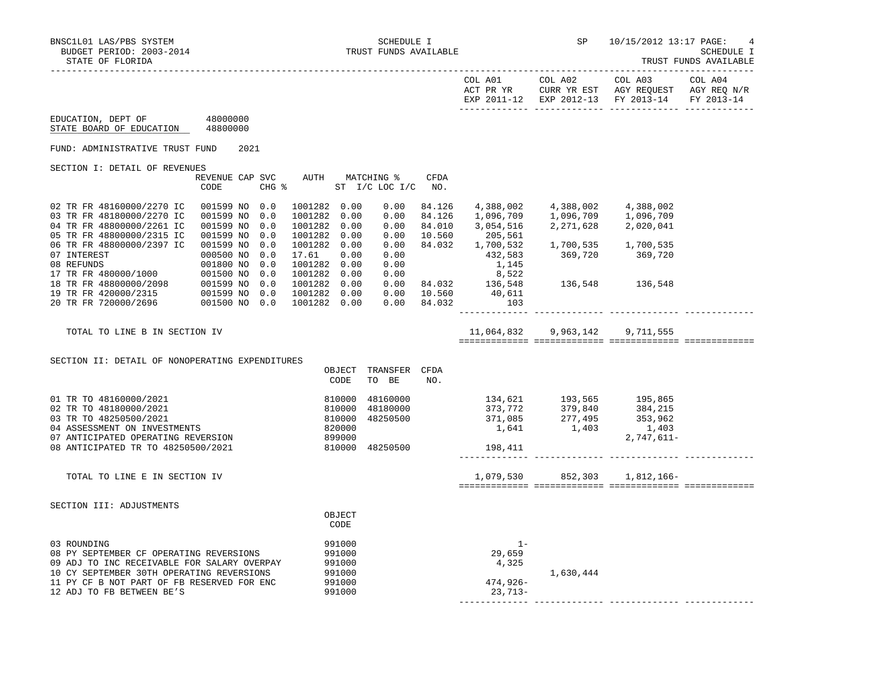BNSC1L01 LAS/PBS SYSTEM — SCHEDULE I — TRUST FUNDS AVAILABLE — SP 10/15/2012 13:17

BUDGET PERIOD: 2003-2014

STATE OF FLORIDA

EDUCATION, DEPT OF 48000000

STATE BOARD OF EDUCATION 48800000

FUND: ADMINISTRATIVE TRUST FUND 2021

## SECTION I: DETAIL OF REVENUES

| | REVENUE CODE | CAP | SVC CHG % | AUTH | MATCHING % ST | I/C LOC I/C | CFDA NO. | COL A01 ACT PR YR EXP 2011-12 | COL A02 CURR YR EST EXP 2012-13 | COL A03 AGY REQUEST FY 2013-14 | COL A04 AGY REQ N/R FY 2013-14 |
|---|---|---|---|---|---|---|---|---|---|---|---|
| 02 TR FR 48160000/2270 IC | 001599 | NO | 0.0 | 1001282 | 0.00 | 0.00 | 84.126 | 4,388,002 | 4,388,002 | 4,388,002 | |
| 03 TR FR 48180000/2270 IC | 001599 | NO | 0.0 | 1001282 | 0.00 | 0.00 | 84.126 | 1,096,709 | 1,096,709 | 1,096,709 | |
| 04 TR FR 48800000/2261 IC | 001599 | NO | 0.0 | 1001282 | 0.00 | 0.00 | 84.010 | 3,054,516 | 2,271,628 | 2,020,041 | |
| 05 TR FR 48800000/2315 IC | 001599 | NO | 0.0 | 1001282 | 0.00 | 0.00 | 10.560 | 205,561 | | | |
| 06 TR FR 48800000/2397 IC | 001599 | NO | 0.0 | 1001282 | 0.00 | 0.00 | 84.032 | 1,700,532 | 1,700,535 | 1,700,535 | |
| 07 INTEREST | 000500 | NO | 0.0 | 17.61 | 0.00 | 0.00 | | 432,583 | 369,720 | 369,720 | |
| 08 REFUNDS | 001800 | NO | 0.0 | 1001282 | 0.00 | 0.00 | | 1,145 | | | |
| 17 TR FR 480000/1000 | 001500 | NO | 0.0 | 1001282 | 0.00 | 0.00 | | 8,522 | | | |
| 18 TR FR 48800000/2098 | 001599 | NO | 0.0 | 1001282 | 0.00 | 0.00 | 84.032 | 136,548 | 136,548 | 136,548 | |
| 19 TR FR 420000/2315 | 001599 | NO | 0.0 | 1001282 | 0.00 | 0.00 | 10.560 | 40,611 | | | |
| 20 TR FR 720000/2696 | 001500 | NO | 0.0 | 1001282 | 0.00 | 0.00 | 84.032 | 103 | | | |
| TOTAL TO LINE B IN SECTION IV | | | | | | | | 11,064,832 | 9,963,142 | 9,711,555 | |

## SECTION II: DETAIL OF NONOPERATING EXPENDITURES

| | OBJECT CODE | TRANSFER TO BE | CFDA NO. | COL A01 | COL A02 | COL A03 | COL A04 |
|---|---|---|---|---|---|---|---|
| 01 TR TO 48160000/2021 | 810000 | 48160000 | | 134,621 | 193,565 | 195,865 | |
| 02 TR TO 48180000/2021 | 810000 | 48180000 | | 373,772 | 379,840 | 384,215 | |
| 03 TR TO 48250500/2021 | 810000 | 48250500 | | 371,085 | 277,495 | 353,962 | |
| 04 ASSESSMENT ON INVESTMENTS | 820000 | | | 1,641 | 1,403 | 1,403 | |
| 07 ANTICIPATED OPERATING REVERSION | 899000 | | | | | 2,747,611- | |
| 08 ANTICIPATED TR TO 48250500/2021 | 810000 | 48250500 | | 198,411 | | | |
| TOTAL TO LINE E IN SECTION IV | | | | 1,079,530 | 852,303 | 1,812,166- | |

## SECTION III: ADJUSTMENTS

| | OBJECT CODE | COL A01 | COL A02 | COL A03 | COL A04 |
|---|---|---|---|---|---|
| 03 ROUNDING | 991000 | 1- | | | |
| 08 PY SEPTEMBER CF OPERATING REVERSIONS | 991000 | 29,659 | | | |
| 09 ADJ TO INC RECEIVABLE FOR SALARY OVERPAY | 991000 | 4,325 | | | |
| 10 CY SEPTEMBER 30TH OPERATING REVERSIONS | 991000 | | 1,630,444 | | |
| 11 PY CF B NOT PART OF FB RESERVED FOR ENC | 991000 | 474,926- | | | |
| 12 ADJ TO FB BETWEEN BE'S | 991000 | 23,713- | | | |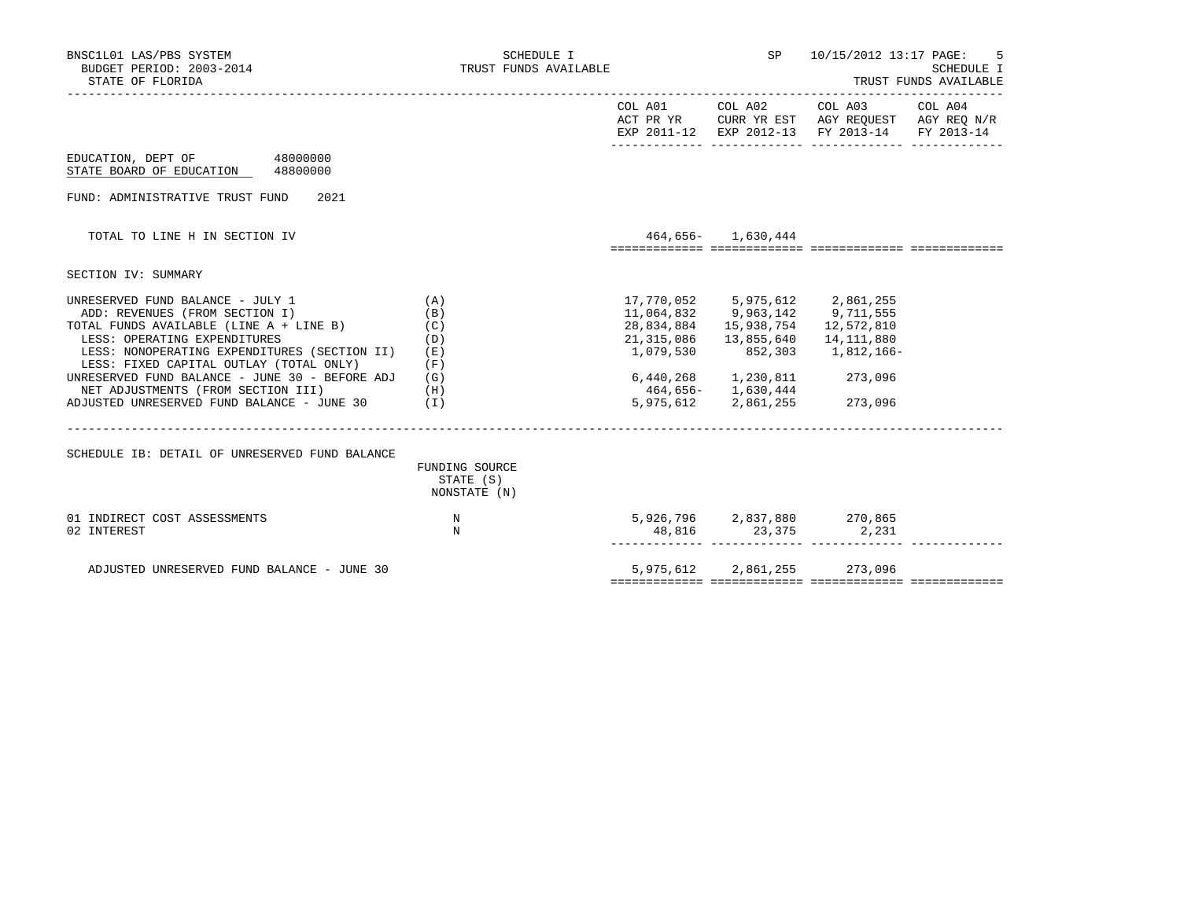BNSC1L01 LAS/PBS SYSTEM — SCHEDULE I — TRUST FUNDS AVAILABLE — SP 10/15/2012 13:17 PAGE: 5

BUDGET PERIOD: 2003-2014 — SCHEDULE I

STATE OF FLORIDA — TRUST FUNDS AVAILABLE

| | | COL A01 ACT PR YR EXP 2011-12 | COL A02 CURR YR EST EXP 2012-13 | COL A03 AGY REQUEST FY 2013-14 | COL A04 AGY REQ N/R FY 2013-14 |
|---|---|---|---|---|---|

EDUCATION, DEPT OF 48000000
STATE BOARD OF EDUCATION 48800000

FUND: ADMINISTRATIVE TRUST FUND 2021

| | | COL A01 | COL A02 | COL A03 | COL A04 |
|---|---|---|---|---|---|
| TOTAL TO LINE H IN SECTION IV | | 464,656- | 1,630,444 | | |

SECTION IV: SUMMARY

| | | COL A01 | COL A02 | COL A03 | COL A04 |
|---|---|---|---|---|---|
| UNRESERVED FUND BALANCE - JULY 1 | (A) | 17,770,052 | 5,975,612 | 2,861,255 | |
| ADD: REVENUES (FROM SECTION I) | (B) | 11,064,832 | 9,963,142 | 9,711,555 | |
| TOTAL FUNDS AVAILABLE (LINE A + LINE B) | (C) | 28,834,884 | 15,938,754 | 12,572,810 | |
| LESS: OPERATING EXPENDITURES | (D) | 21,315,086 | 13,855,640 | 14,111,880 | |
| LESS: NONOPERATING EXPENDITURES (SECTION II) | (E) | 1,079,530 | 852,303 | 1,812,166- | |
| LESS: FIXED CAPITAL OUTLAY (TOTAL ONLY) | (F) | | | | |
| UNRESERVED FUND BALANCE - JUNE 30 - BEFORE ADJ | (G) | 6,440,268 | 1,230,811 | 273,096 | |
| NET ADJUSTMENTS (FROM SECTION III) | (H) | 464,656- | 1,630,444 | | |
| ADJUSTED UNRESERVED FUND BALANCE - JUNE 30 | (I) | 5,975,612 | 2,861,255 | 273,096 | |

SCHEDULE IB: DETAIL OF UNRESERVED FUND BALANCE

| | FUNDING SOURCE STATE (S) NONSTATE (N) | COL A01 | COL A02 | COL A03 | COL A04 |
|---|---|---|---|---|---|
| 01 INDIRECT COST ASSESSMENTS | N | 5,926,796 | 2,837,880 | 270,865 | |
| 02 INTEREST | N | 48,816 | 23,375 | 2,231 | |
| ADJUSTED UNRESERVED FUND BALANCE - JUNE 30 | | 5,975,612 | 2,861,255 | 273,096 | |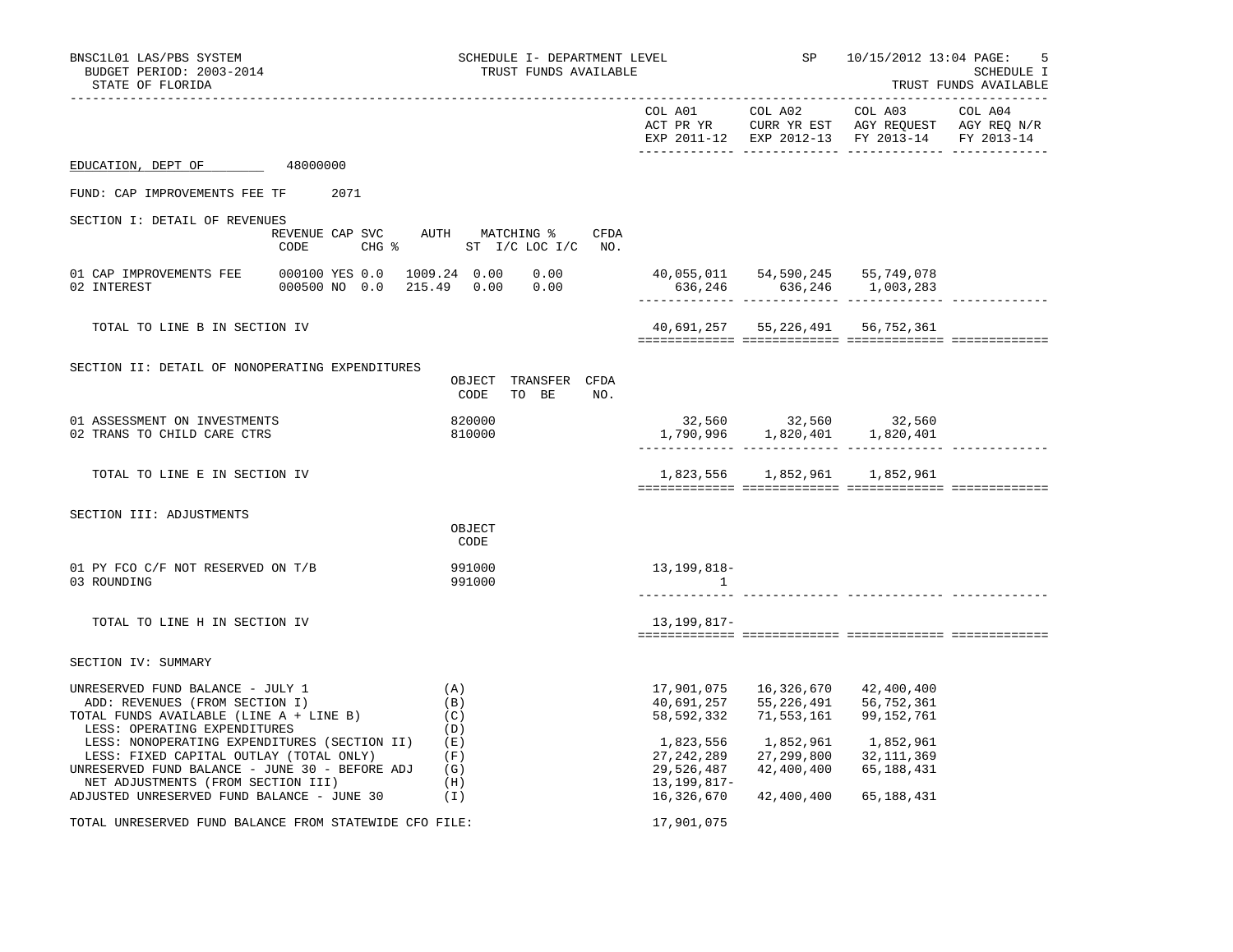BNSC1L01 LAS/PBS SYSTEM — SCHEDULE I- DEPARTMENT LEVEL — TRUST FUNDS AVAILABLE — SP 10/15/2012 13:04

BUDGET PERIOD: 2003-2014 — SCHEDULE I

STATE OF FLORIDA — TRUST FUNDS AVAILABLE

**EDUCATION, DEPT OF** 48000000

FUND: CAP IMPROVEMENTS FEE TF 2071

## SECTION I: DETAIL OF REVENUES

| | REVENUE CODE | CAP SVC CHG % | AUTH ST | MATCHING % I/C | LOC I/C | CFDA NO. | COL A01 ACT PR YR EXP 2011-12 | COL A02 CURR YR EST EXP 2012-13 | COL A03 AGY REQUEST FY 2013-14 | COL A04 AGY REQ N/R FY 2013-14 |
|---|---|---|---|---|---|---|---|---|---|---|
| 01 CAP IMPROVEMENTS FEE | 000100 | YES 0.0 | 1009.24 | 0.00 | 0.00 | | 40,055,011 | 54,590,245 | 55,749,078 | |
| 02 INTEREST | 000500 | NO 0.0 | 215.49 | 0.00 | 0.00 | | 636,246 | 636,246 | 1,003,283 | |
| TOTAL TO LINE B IN SECTION IV | | | | | | | 40,691,257 | 55,226,491 | 56,752,361 | |

## SECTION II: DETAIL OF NONOPERATING EXPENDITURES

| | OBJECT CODE | TRANSFER TO BE | CFDA NO. | COL A01 | COL A02 | COL A03 | COL A04 |
|---|---|---|---|---|---|---|---|
| 01 ASSESSMENT ON INVESTMENTS | 820000 | | | 32,560 | 32,560 | 32,560 | |
| 02 TRANS TO CHILD CARE CTRS | 810000 | | | 1,790,996 | 1,820,401 | 1,820,401 | |
| TOTAL TO LINE E IN SECTION IV | | | | 1,823,556 | 1,852,961 | 1,852,961 | |

## SECTION III: ADJUSTMENTS

| | OBJECT CODE | COL A01 | COL A02 | COL A03 | COL A04 |
|---|---|---|---|---|---|
| 01 PY FCO C/F NOT RESERVED ON T/B | 991000 | 13,199,818- | | | |
| 03 ROUNDING | 991000 | 1 | | | |
| TOTAL TO LINE H IN SECTION IV | | 13,199,817- | | | |

## SECTION IV: SUMMARY

| | | COL A01 | COL A02 | COL A03 | COL A04 |
|---|---|---|---|---|---|
| UNRESERVED FUND BALANCE - JULY 1 | (A) | 17,901,075 | 16,326,670 | 42,400,400 | |
| ADD: REVENUES (FROM SECTION I) | (B) | 40,691,257 | 55,226,491 | 56,752,361 | |
| TOTAL FUNDS AVAILABLE (LINE A + LINE B) | (C) | 58,592,332 | 71,553,161 | 99,152,761 | |
| LESS: OPERATING EXPENDITURES | (D) | | | | |
| LESS: NONOPERATING EXPENDITURES (SECTION II) | (E) | 1,823,556 | 1,852,961 | 1,852,961 | |
| LESS: FIXED CAPITAL OUTLAY (TOTAL ONLY) | (F) | 27,242,289 | 27,299,800 | 32,111,369 | |
| UNRESERVED FUND BALANCE - JUNE 30 - BEFORE ADJ | (G) | 29,526,487 | 42,400,400 | 65,188,431 | |
| NET ADJUSTMENTS (FROM SECTION III) | (H) | 13,199,817- | | | |
| ADJUSTED UNRESERVED FUND BALANCE - JUNE 30 | (I) | 16,326,670 | 42,400,400 | 65,188,431 | |

TOTAL UNRESERVED FUND BALANCE FROM STATEWIDE CFO FILE: 17,901,075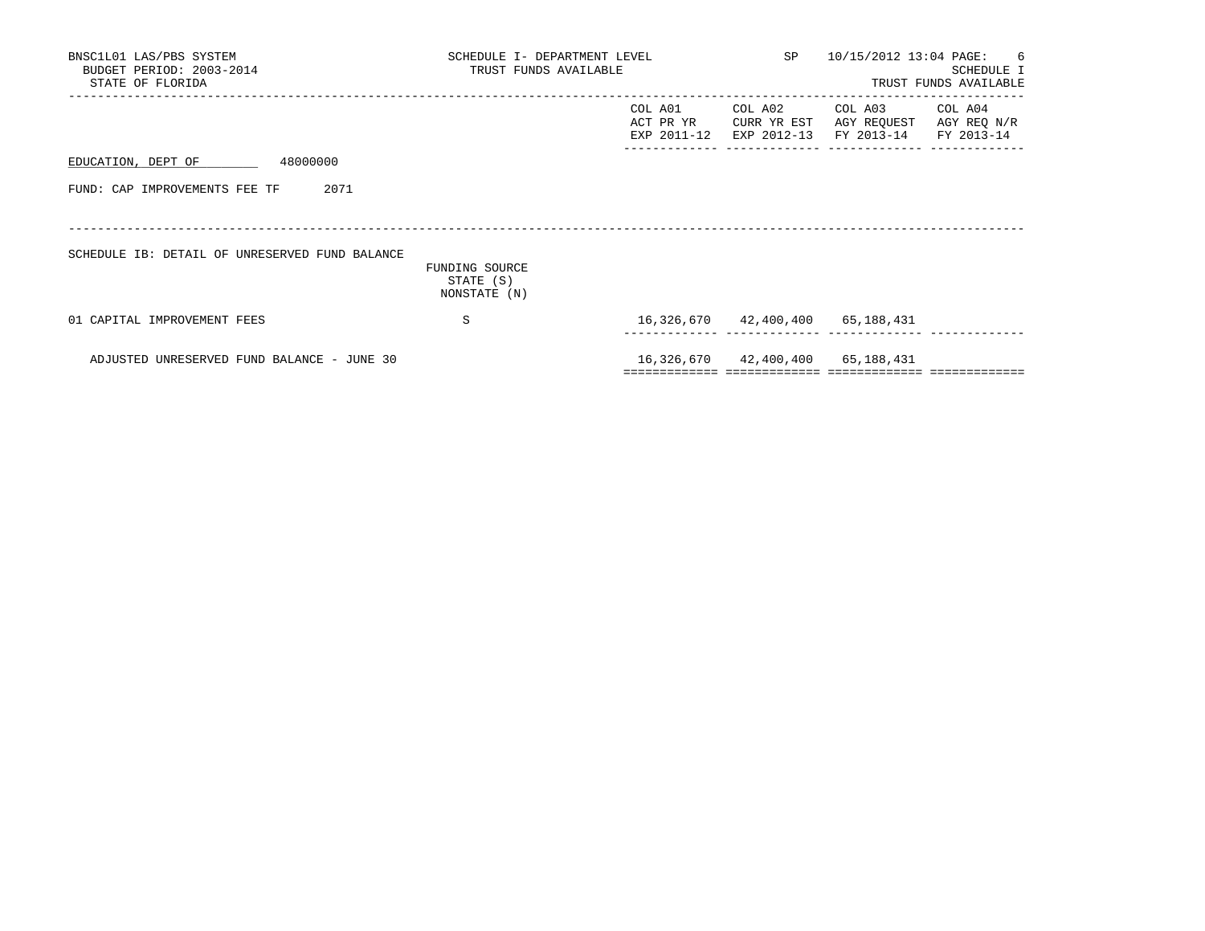BNSC1L01 LAS/PBS SYSTEM — SCHEDULE I- DEPARTMENT LEVEL — SP — 10/15/2012 13:04

BUDGET PERIOD: 2003-2014 — TRUST FUNDS AVAILABLE — SCHEDULE I

STATE OF FLORIDA — TRUST FUNDS AVAILABLE

EDUCATION, DEPT OF 48000000

FUND: CAP IMPROVEMENTS FEE TF 2071

SCHEDULE IB: DETAIL OF UNRESERVED FUND BALANCE

| | FUNDING SOURCE STATE (S) NONSTATE (N) | COL A01 ACT PR YR EXP 2011-12 | COL A02 CURR YR EST EXP 2012-13 | COL A03 AGY REQUEST FY 2013-14 | COL A04 AGY REQ N/R FY 2013-14 |
|---|---|---|---|---|---|
| 01 CAPITAL IMPROVEMENT FEES | S | 16,326,670 | 42,400,400 | 65,188,431 | |
| ADJUSTED UNRESERVED FUND BALANCE - JUNE 30 | | 16,326,670 | 42,400,400 | 65,188,431 | |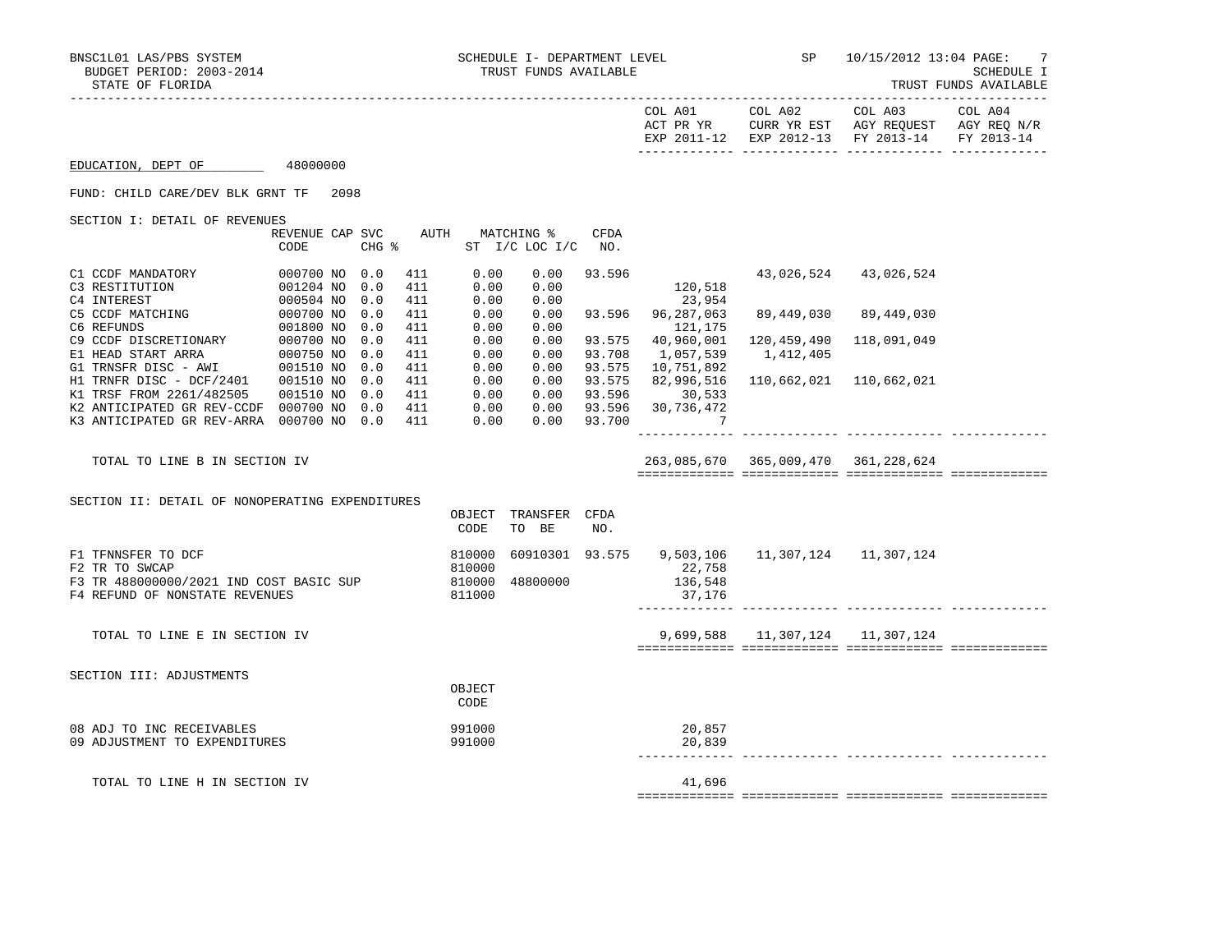BNSC1L01 LAS/PBS SYSTEM — SCHEDULE I- DEPARTMENT LEVEL — TRUST FUNDS AVAILABLE — SP 10/15/2012 13:04

BUDGET PERIOD: 2003-2014 — SCHEDULE I

STATE OF FLORIDA — TRUST FUNDS AVAILABLE

EDUCATION, DEPT OF 48000000

FUND: CHILD CARE/DEV BLK GRNT TF 2098

## SECTION I: DETAIL OF REVENUES

| | REVENUE CODE | CAP | SVC CHG % | AUTH | MATCHING % ST | I/C LOC I/C | CFDA NO. | COL A01 ACT PR YR EXP 2011-12 | COL A02 CURR YR EST EXP 2012-13 | COL A03 AGY REQUEST FY 2013-14 | COL A04 AGY REQ N/R FY 2013-14 |
|---|---|---|---|---|---|---|---|---|---|---|---|
| C1 CCDF MANDATORY | 000700 | NO | 0.0 | 411 | 0.00 | 0.00 | 93.596 | | 43,026,524 | 43,026,524 | |
| C3 RESTITUTION | 001204 | NO | 0.0 | 411 | 0.00 | 0.00 | | 120,518 | | | |
| C4 INTEREST | 000504 | NO | 0.0 | 411 | 0.00 | 0.00 | | 23,954 | | | |
| C5 CCDF MATCHING | 000700 | NO | 0.0 | 411 | 0.00 | 0.00 | 93.596 | 96,287,063 | 89,449,030 | 89,449,030 | |
| C6 REFUNDS | 001800 | NO | 0.0 | 411 | 0.00 | 0.00 | | 121,175 | | | |
| C9 CCDF DISCRETIONARY | 000700 | NO | 0.0 | 411 | 0.00 | 0.00 | 93.575 | 40,960,001 | 120,459,490 | 118,091,049 | |
| E1 HEAD START ARRA | 000750 | NO | 0.0 | 411 | 0.00 | 0.00 | 93.708 | 1,057,539 | 1,412,405 | | |
| G1 TRNSFR DISC - AWI | 001510 | NO | 0.0 | 411 | 0.00 | 0.00 | 93.575 | 10,751,892 | | | |
| H1 TRNFR DISC - DCF/2401 | 001510 | NO | 0.0 | 411 | 0.00 | 0.00 | 93.575 | 82,996,516 | 110,662,021 | 110,662,021 | |
| K1 TRSF FROM 2261/482505 | 001510 | NO | 0.0 | 411 | 0.00 | 0.00 | 93.596 | 30,533 | | | |
| K2 ANTICIPATED GR REV-CCDF | 000700 | NO | 0.0 | 411 | 0.00 | 0.00 | 93.596 | 30,736,472 | | | |
| K3 ANTICIPATED GR REV-ARRA | 000700 | NO | 0.0 | 411 | 0.00 | 0.00 | 93.700 | 7 | | | |
| TOTAL TO LINE B IN SECTION IV | | | | | | | | 263,085,670 | 365,009,470 | 361,228,624 | |

## SECTION II: DETAIL OF NONOPERATING EXPENDITURES

| | OBJECT CODE | TRANSFER TO BE | CFDA NO. | COL A01 | COL A02 | COL A03 | COL A04 |
|---|---|---|---|---|---|---|---|
| F1 TFNNSFER TO DCF | 810000 | 60910301 | 93.575 | 9,503,106 | 11,307,124 | 11,307,124 | |
| F2 TR TO SWCAP | 810000 | | | 22,758 | | | |
| F3 TR 488000000/2021 IND COST BASIC SUP | 810000 | 48800000 | | 136,548 | | | |
| F4 REFUND OF NONSTATE REVENUES | 811000 | | | 37,176 | | | |
| TOTAL TO LINE E IN SECTION IV | | | | 9,699,588 | 11,307,124 | 11,307,124 | |

## SECTION III: ADJUSTMENTS

| | OBJECT CODE | COL A01 | COL A02 | COL A03 | COL A04 |
|---|---|---|---|---|---|
| 08 ADJ TO INC RECEIVABLES | 991000 | 20,857 | | | |
| 09 ADJUSTMENT TO EXPENDITURES | 991000 | 20,839 | | | |
| TOTAL TO LINE H IN SECTION IV | | 41,696 | | | |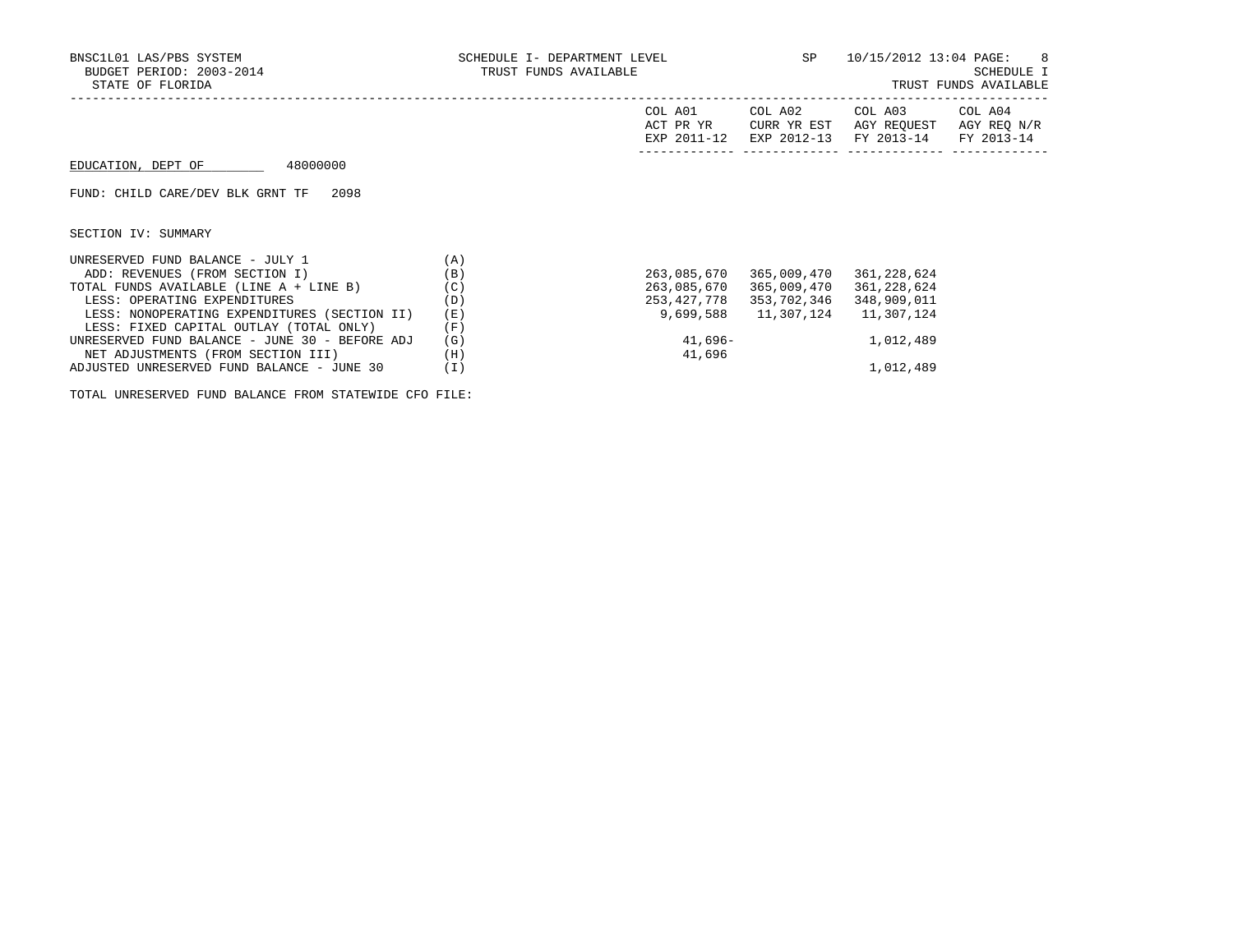BNSC1L01 LAS/PBS SYSTEM
BUDGET PERIOD: 2003-2014
STATE OF FLORIDA

SCHEDULE I- DEPARTMENT LEVEL
TRUST FUNDS AVAILABLE

SP 10/15/2012 13:04

SCHEDULE I
TRUST FUNDS AVAILABLE

EDUCATION, DEPT OF 48000000

FUND: CHILD CARE/DEV BLK GRNT TF 2098

SECTION IV: SUMMARY

| | | COL A01 ACT PR YR EXP 2011-12 | COL A02 CURR YR EST EXP 2012-13 | COL A03 AGY REQUEST FY 2013-14 | COL A04 AGY REQ N/R FY 2013-14 |
|---|---|---|---|---|---|
| UNRESERVED FUND BALANCE - JULY 1 | (A) | | | | |
| ADD: REVENUES (FROM SECTION I) | (B) | 263,085,670 | 365,009,470 | 361,228,624 | |
| TOTAL FUNDS AVAILABLE (LINE A + LINE B) | (C) | 263,085,670 | 365,009,470 | 361,228,624 | |
| LESS: OPERATING EXPENDITURES | (D) | 253,427,778 | 353,702,346 | 348,909,011 | |
| LESS: NONOPERATING EXPENDITURES (SECTION II) | (E) | 9,699,588 | 11,307,124 | 11,307,124 | |
| LESS: FIXED CAPITAL OUTLAY (TOTAL ONLY) | (F) | | | | |
| UNRESERVED FUND BALANCE - JUNE 30 - BEFORE ADJ | (G) | 41,696- | | 1,012,489 | |
| NET ADJUSTMENTS (FROM SECTION III) | (H) | 41,696 | | | |
| ADJUSTED UNRESERVED FUND BALANCE - JUNE 30 | (I) | | | 1,012,489 | |

TOTAL UNRESERVED FUND BALANCE FROM STATEWIDE CFO FILE: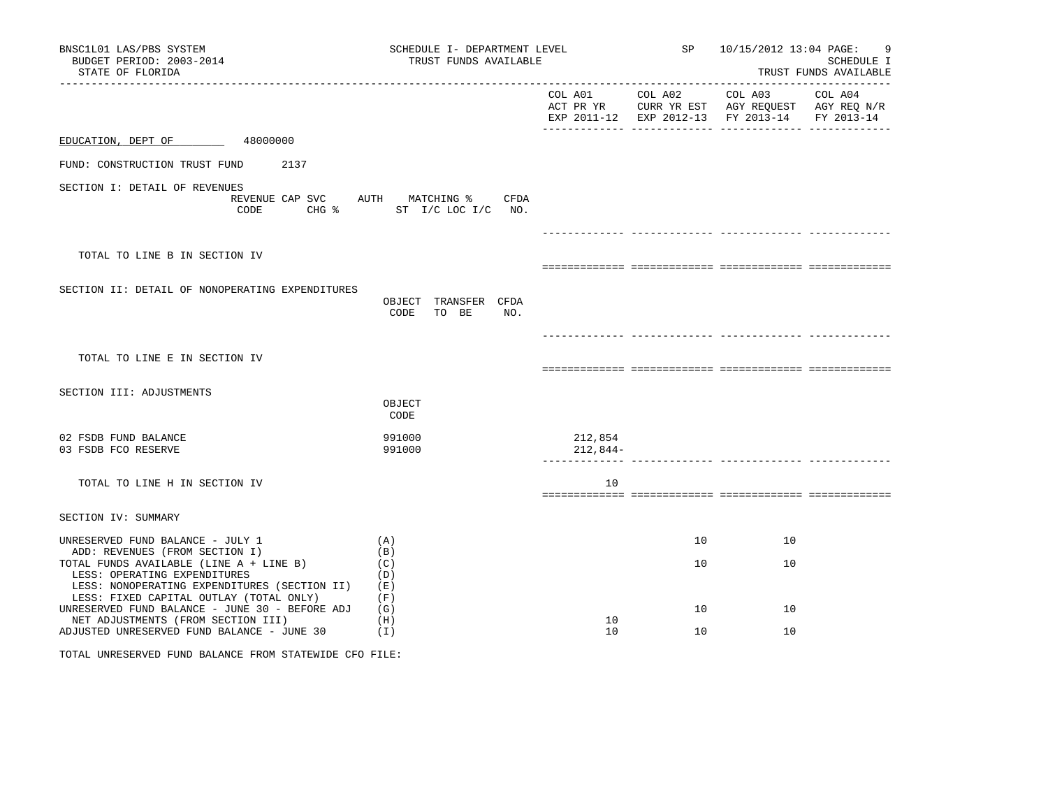BNSC1L01 LAS/PBS SYSTEM — SCHEDULE I- DEPARTMENT LEVEL — SP 10/15/2012 13:04 PAGE: 9
BUDGET PERIOD: 2003-2014 — TRUST FUNDS AVAILABLE — SCHEDULE I
STATE OF FLORIDA — TRUST FUNDS AVAILABLE

**EDUCATION, DEPT OF** 48000000

FUND: CONSTRUCTION TRUST FUND 2137

## SECTION I: DETAIL OF REVENUES

| | REVENUE CODE | CAP SVC CHG % | AUTH ST | MATCHING % I/C LOC I/C | CFDA NO. | COL A01 ACT PR YR EXP 2011-12 | COL A02 CURR YR EST EXP 2012-13 | COL A03 AGY REQUEST FY 2013-14 | COL A04 AGY REQ N/R FY 2013-14 |
|---|---|---|---|---|---|---|---|---|---|
| TOTAL TO LINE B IN SECTION IV | | | | | | | | | |

## SECTION II: DETAIL OF NONOPERATING EXPENDITURES

| | OBJECT CODE | TRANSFER TO BE | CFDA NO. | COL A01 | COL A02 | COL A03 | COL A04 |
|---|---|---|---|---|---|---|---|
| TOTAL TO LINE E IN SECTION IV | | | | | | | |

## SECTION III: ADJUSTMENTS

| | OBJECT CODE | COL A01 | COL A02 | COL A03 | COL A04 |
|---|---|---|---|---|---|
| 02 FSDB FUND BALANCE | 991000 | 212,854 | | | |
| 03 FSDB FCO RESERVE | 991000 | 212,844- | | | |
| TOTAL TO LINE H IN SECTION IV | | 10 | | | |

## SECTION IV: SUMMARY

| | | COL A01 | COL A02 | COL A03 | COL A04 |
|---|---|---|---|---|---|
| UNRESERVED FUND BALANCE - JULY 1 | (A) | | 10 | 10 | |
| ADD: REVENUES (FROM SECTION I) | (B) | | | | |
| TOTAL FUNDS AVAILABLE (LINE A + LINE B) | (C) | | 10 | 10 | |
| LESS: OPERATING EXPENDITURES | (D) | | | | |
| LESS: NONOPERATING EXPENDITURES (SECTION II) | (E) | | | | |
| LESS: FIXED CAPITAL OUTLAY (TOTAL ONLY) | (F) | | | | |
| UNRESERVED FUND BALANCE - JUNE 30 - BEFORE ADJ | (G) | | 10 | 10 | |
| NET ADJUSTMENTS (FROM SECTION III) | (H) | 10 | | | |
| ADJUSTED UNRESERVED FUND BALANCE - JUNE 30 | (I) | 10 | 10 | 10 | |

TOTAL UNRESERVED FUND BALANCE FROM STATEWIDE CFO FILE: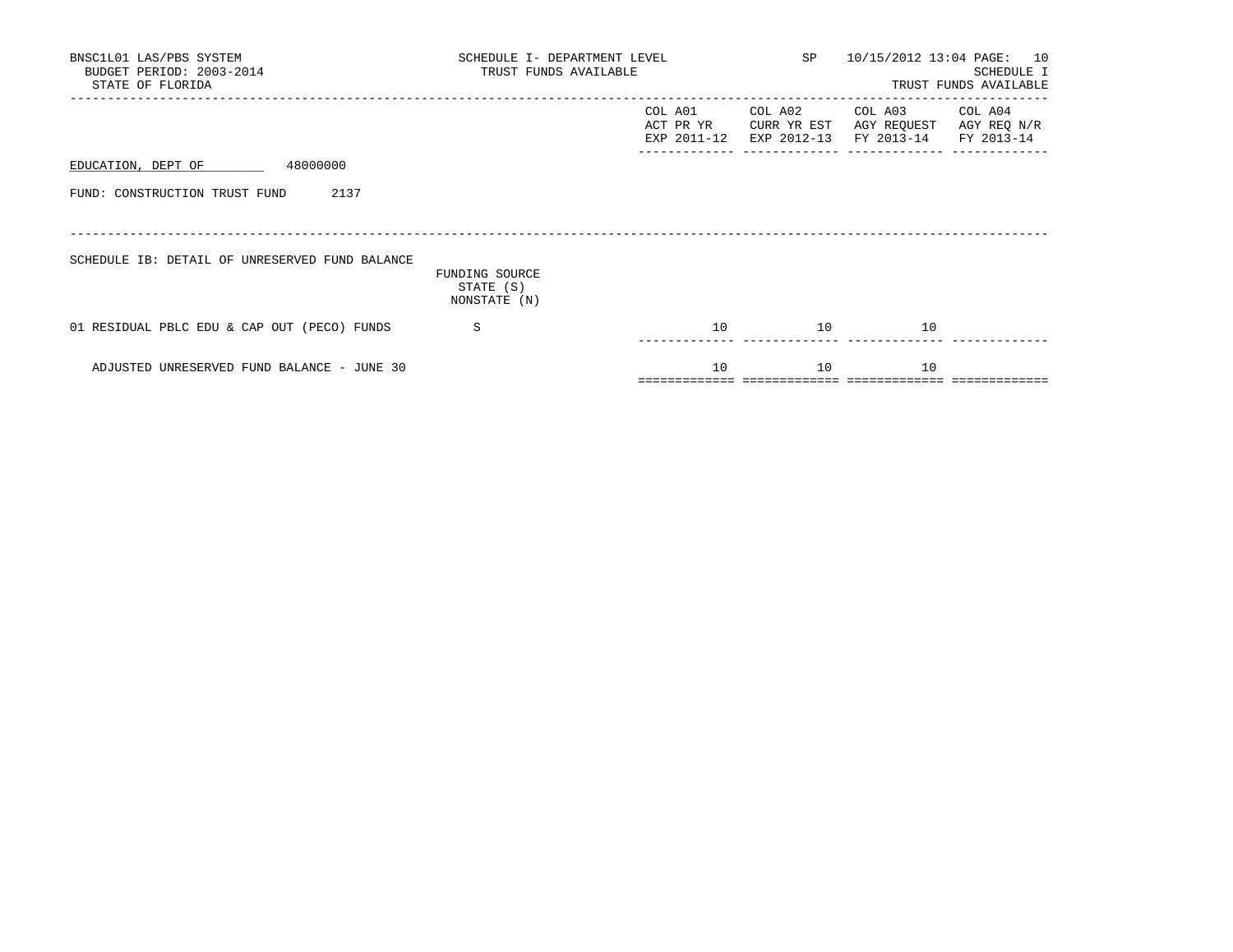BNSC1L01 LAS/PBS SYSTEM — SCHEDULE I- DEPARTMENT LEVEL — TRUST FUNDS AVAILABLE — SP 10/15/2012 13:04

BUDGET PERIOD: 2003-2014

STATE OF FLORIDA

SCHEDULE I — TRUST FUNDS AVAILABLE

EDUCATION, DEPT OF 48000000

FUND: CONSTRUCTION TRUST FUND 2137

SCHEDULE IB: DETAIL OF UNRESERVED FUND BALANCE

| | FUNDING SOURCE STATE (S) NONSTATE (N) | COL A01 ACT PR YR EXP 2011-12 | COL A02 CURR YR EST EXP 2012-13 | COL A03 AGY REQUEST FY 2013-14 | COL A04 AGY REQ N/R FY 2013-14 |
|---|---|---|---|---|---|
| 01 RESIDUAL PBLC EDU & CAP OUT (PECO) FUNDS | S | 10 | 10 | 10 | |
| ADJUSTED UNRESERVED FUND BALANCE - JUNE 30 | | 10 | 10 | 10 | |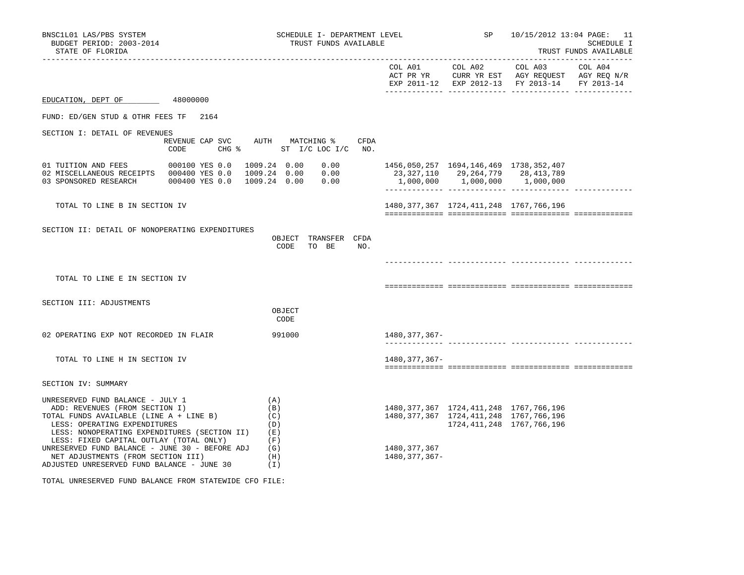BNSC1L01 LAS/PBS SYSTEM — SCHEDULE I- DEPARTMENT LEVEL — SP 10/15/2012 13:04 PAGE: 11
BUDGET PERIOD: 2003-2014 — TRUST FUNDS AVAILABLE — SCHEDULE I
STATE OF FLORIDA — TRUST FUNDS AVAILABLE

**EDUCATION, DEPT OF** 48000000

FUND: ED/GEN STUD & OTHR FEES TF 2164

## SECTION I: DETAIL OF REVENUES

| | REVENUE CODE | CAP | SVC CHG % | AUTH ST | MATCHING % I/C | MATCHING % LOC I/C | CFDA NO. | COL A01 ACT PR YR EXP 2011-12 | COL A02 CURR YR EST EXP 2012-13 | COL A03 AGY REQUEST FY 2013-14 | COL A04 AGY REQ N/R FY 2013-14 |
|---|---|---|---|---|---|---|---|---|---|---|---|
| 01 TUITION AND FEES | 000100 | YES | 0.0 | 1009.24 | 0.00 | 0.00 | | 1456,050,257 | 1694,146,469 | 1738,352,407 | |
| 02 MISCELLANEOUS RECEIPTS | 000400 | YES | 0.0 | 1009.24 | 0.00 | 0.00 | | 23,327,110 | 29,264,779 | 28,413,789 | |
| 03 SPONSORED RESEARCH | 000400 | YES | 0.0 | 1009.24 | 0.00 | 0.00 | | 1,000,000 | 1,000,000 | 1,000,000 | |
| TOTAL TO LINE B IN SECTION IV | | | | | | | | 1480,377,367 | 1724,411,248 | 1767,766,196 | |

## SECTION II: DETAIL OF NONOPERATING EXPENDITURES

| | OBJECT CODE | TRANSFER TO BE | CFDA NO. | COL A01 | COL A02 | COL A03 | COL A04 |
|---|---|---|---|---|---|---|---|
| TOTAL TO LINE E IN SECTION IV | | | | | | | |

## SECTION III: ADJUSTMENTS

| | OBJECT CODE | COL A01 | COL A02 | COL A03 | COL A04 |
|---|---|---|---|---|---|
| 02 OPERATING EXP NOT RECORDED IN FLAIR | 991000 | 1480,377,367- | | | |
| TOTAL TO LINE H IN SECTION IV | | 1480,377,367- | | | |

## SECTION IV: SUMMARY

| | | COL A01 | COL A02 | COL A03 | COL A04 |
|---|---|---|---|---|---|
| UNRESERVED FUND BALANCE - JULY 1 | (A) | | | | |
| ADD: REVENUES (FROM SECTION I) | (B) | 1480,377,367 | 1724,411,248 | 1767,766,196 | |
| TOTAL FUNDS AVAILABLE (LINE A + LINE B) | (C) | 1480,377,367 | 1724,411,248 | 1767,766,196 | |
| LESS: OPERATING EXPENDITURES | (D) | | 1724,411,248 | 1767,766,196 | |
| LESS: NONOPERATING EXPENDITURES (SECTION II) | (E) | | | | |
| LESS: FIXED CAPITAL OUTLAY (TOTAL ONLY) | (F) | | | | |
| UNRESERVED FUND BALANCE - JUNE 30 - BEFORE ADJ | (G) | 1480,377,367 | | | |
| NET ADJUSTMENTS (FROM SECTION III) | (H) | 1480,377,367- | | | |
| ADJUSTED UNRESERVED FUND BALANCE - JUNE 30 | (I) | | | | |

TOTAL UNRESERVED FUND BALANCE FROM STATEWIDE CFO FILE: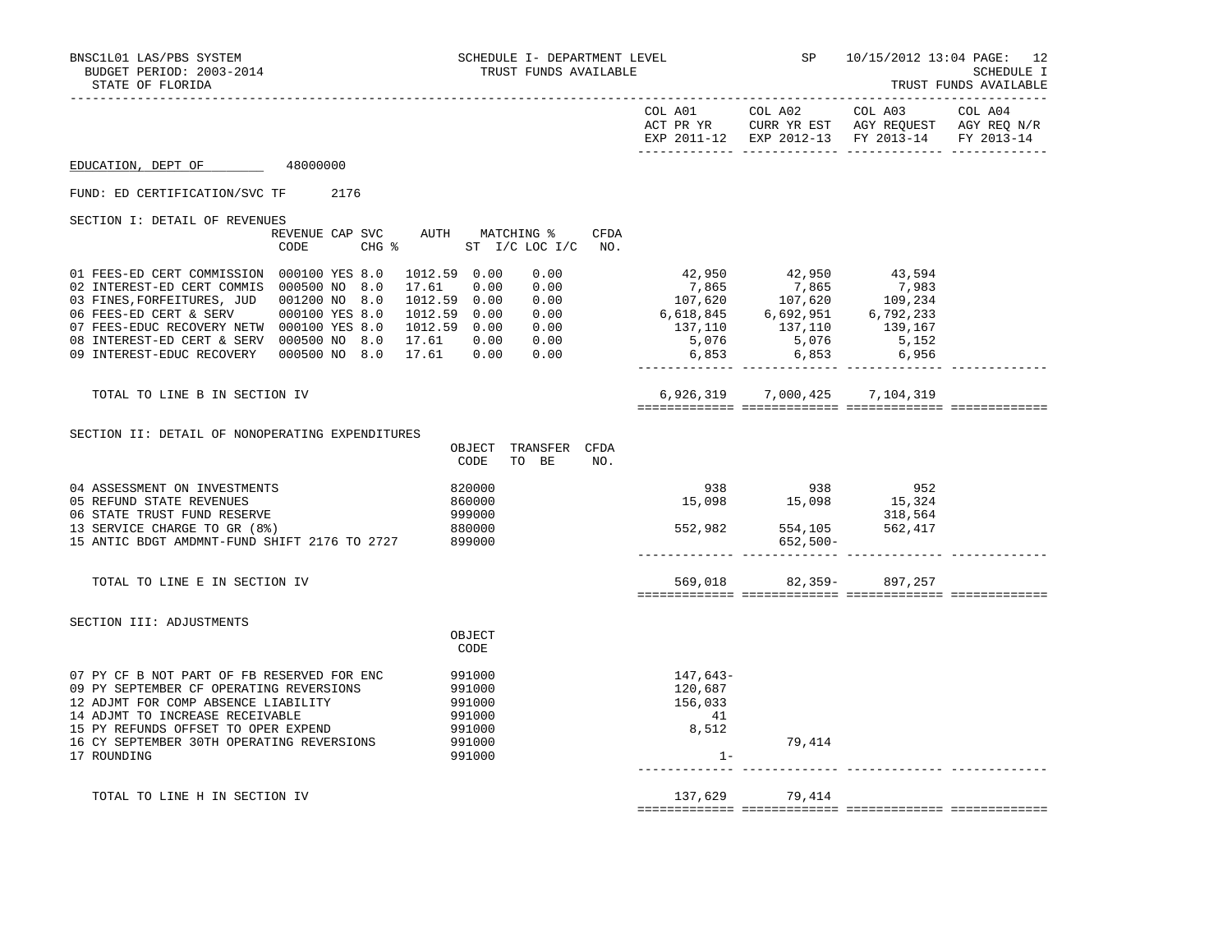BNSC1L01 LAS/PBS SYSTEM — SCHEDULE I- DEPARTMENT LEVEL — TRUST FUNDS AVAILABLE — SP 10/15/2012 13:04

BUDGET PERIOD: 2003-2014

STATE OF FLORIDA

SCHEDULE I — TRUST FUNDS AVAILABLE

EDUCATION, DEPT OF 48000000

FUND: ED CERTIFICATION/SVC TF 2176

## SECTION I: DETAIL OF REVENUES

| | REVENUE CODE | CAP | SVC CHG % | AUTH ST | MATCHING % I/C | LOC I/C | CFDA NO. | COL A01 ACT PR YR EXP 2011-12 | COL A02 CURR YR EST EXP 2012-13 | COL A03 AGY REQUEST FY 2013-14 | COL A04 AGY REQ N/R FY 2013-14 |
|---|---|---|---|---|---|---|---|---|---|---|---|
| 01 FEES-ED CERT COMMISSION | 000100 | YES | 8.0 | 1012.59 | 0.00 | 0.00 | | 42,950 | 42,950 | 43,594 | |
| 02 INTEREST-ED CERT COMMIS | 000500 | NO | 8.0 | 17.61 | 0.00 | 0.00 | | 7,865 | 7,865 | 7,983 | |
| 03 FINES,FORFEITURES, JUD | 001200 | NO | 8.0 | 1012.59 | 0.00 | 0.00 | | 107,620 | 107,620 | 109,234 | |
| 06 FEES-ED CERT & SERV | 000100 | YES | 8.0 | 1012.59 | 0.00 | 0.00 | | 6,618,845 | 6,692,951 | 6,792,233 | |
| 07 FEES-EDUC RECOVERY NETW | 000100 | YES | 8.0 | 1012.59 | 0.00 | 0.00 | | 137,110 | 137,110 | 139,167 | |
| 08 INTEREST-ED CERT & SERV | 000500 | NO | 8.0 | 17.61 | 0.00 | 0.00 | | 5,076 | 5,076 | 5,152 | |
| 09 INTEREST-EDUC RECOVERY | 000500 | NO | 8.0 | 17.61 | 0.00 | 0.00 | | 6,853 | 6,853 | 6,956 | |
| TOTAL TO LINE B IN SECTION IV | | | | | | | | 6,926,319 | 7,000,425 | 7,104,319 | |

## SECTION II: DETAIL OF NONOPERATING EXPENDITURES

| | OBJECT CODE | TRANSFER TO BE | CFDA NO. | COL A01 ACT PR YR EXP 2011-12 | COL A02 CURR YR EST EXP 2012-13 | COL A03 AGY REQUEST FY 2013-14 | COL A04 AGY REQ N/R FY 2013-14 |
|---|---|---|---|---|---|---|---|
| 04 ASSESSMENT ON INVESTMENTS | 820000 | | | 938 | 938 | 952 | |
| 05 REFUND STATE REVENUES | 860000 | | | 15,098 | 15,098 | 15,324 | |
| 06 STATE TRUST FUND RESERVE | 999000 | | | | | 318,564 | |
| 13 SERVICE CHARGE TO GR (8%) | 880000 | | | 552,982 | 554,105 | 562,417 | |
| 15 ANTIC BDGT AMDMNT-FUND SHIFT 2176 TO 2727 | 899000 | | | | 652,500- | | |
| TOTAL TO LINE E IN SECTION IV | | | | 569,018 | 82,359- | 897,257 | |

## SECTION III: ADJUSTMENTS

| | OBJECT CODE | COL A01 ACT PR YR EXP 2011-12 | COL A02 CURR YR EST EXP 2012-13 | COL A03 AGY REQUEST FY 2013-14 | COL A04 AGY REQ N/R FY 2013-14 |
|---|---|---|---|---|---|
| 07 PY CF B NOT PART OF FB RESERVED FOR ENC | 991000 | 147,643- | | | |
| 09 PY SEPTEMBER CF OPERATING REVERSIONS | 991000 | 120,687 | | | |
| 12 ADJMT FOR COMP ABSENCE LIABILITY | 991000 | 156,033 | | | |
| 14 ADJMT TO INCREASE RECEIVABLE | 991000 | 41 | | | |
| 15 PY REFUNDS OFFSET TO OPER EXPEND | 991000 | 8,512 | | | |
| 16 CY SEPTEMBER 30TH OPERATING REVERSIONS | 991000 | | 79,414 | | |
| 17 ROUNDING | 991000 | 1- | | | |
| TOTAL TO LINE H IN SECTION IV | | 137,629 | 79,414 | | |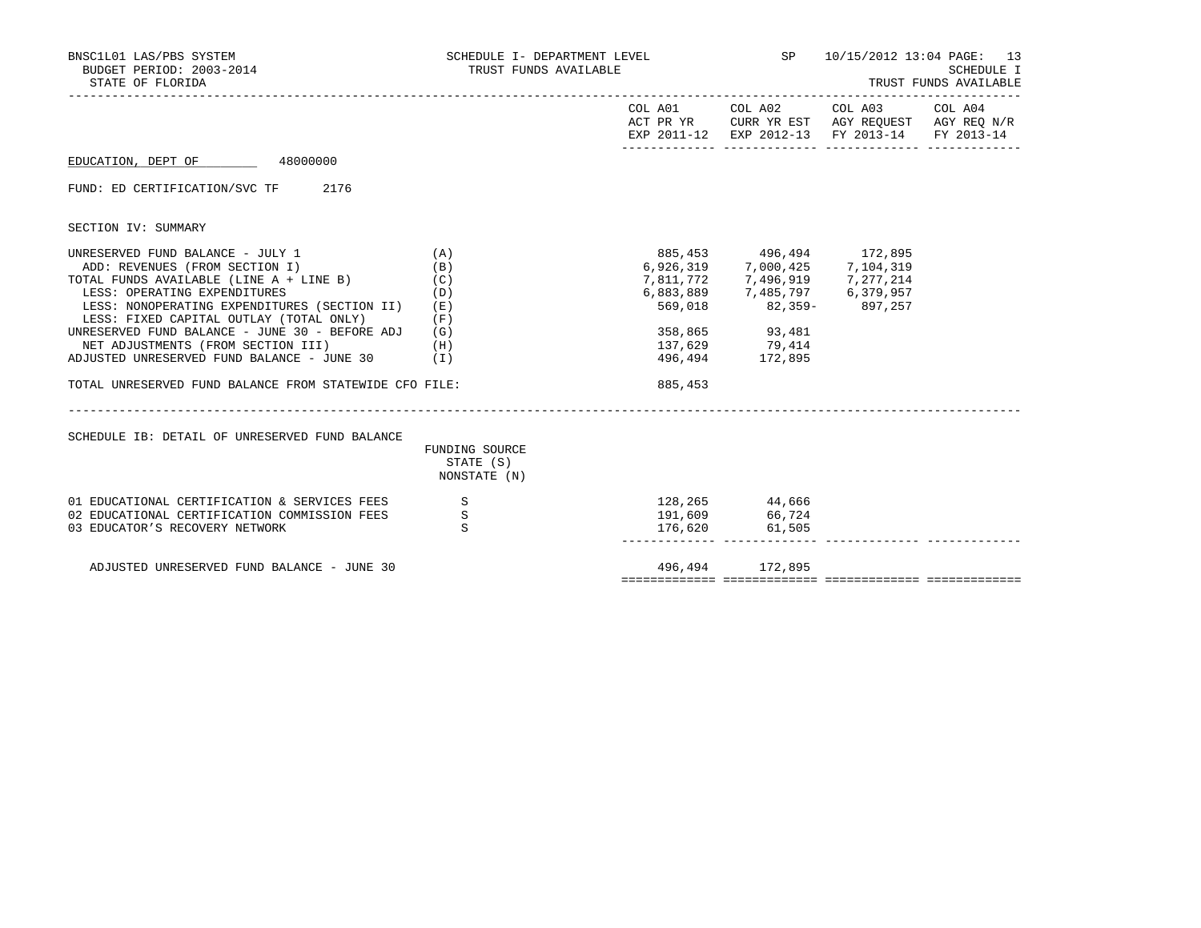BNSC1L01 LAS/PBS SYSTEM
BUDGET PERIOD: 2003-2014
STATE OF FLORIDA

SCHEDULE I- DEPARTMENT LEVEL
TRUST FUNDS AVAILABLE

SP 10/15/2012 13:04

SCHEDULE I
TRUST FUNDS AVAILABLE

EDUCATION, DEPT OF 48000000

FUND: ED CERTIFICATION/SVC TF 2176

SECTION IV: SUMMARY

| | | COL A01 ACT PR YR EXP 2011-12 | COL A02 CURR YR EST EXP 2012-13 | COL A03 AGY REQUEST FY 2013-14 | COL A04 AGY REQ N/R FY 2013-14 |
|---|---|---|---|---|---|
| UNRESERVED FUND BALANCE - JULY 1 | (A) | 885,453 | 496,494 | 172,895 | |
| ADD: REVENUES (FROM SECTION I) | (B) | 6,926,319 | 7,000,425 | 7,104,319 | |
| TOTAL FUNDS AVAILABLE (LINE A + LINE B) | (C) | 7,811,772 | 7,496,919 | 7,277,214 | |
| LESS: OPERATING EXPENDITURES | (D) | 6,883,889 | 7,485,797 | 6,379,957 | |
| LESS: NONOPERATING EXPENDITURES (SECTION II) | (E) | 569,018 | 82,359- | 897,257 | |
| LESS: FIXED CAPITAL OUTLAY (TOTAL ONLY) | (F) | | | | |
| UNRESERVED FUND BALANCE - JUNE 30 - BEFORE ADJ | (G) | 358,865 | 93,481 | | |
| NET ADJUSTMENTS (FROM SECTION III) | (H) | 137,629 | 79,414 | | |
| ADJUSTED UNRESERVED FUND BALANCE - JUNE 30 | (I) | 496,494 | 172,895 | | |
| TOTAL UNRESERVED FUND BALANCE FROM STATEWIDE CFO FILE: | | 885,453 | | | |

SCHEDULE IB: DETAIL OF UNRESERVED FUND BALANCE

| | FUNDING SOURCE STATE (S) NONSTATE (N) | COL A01 | COL A02 | COL A03 | COL A04 |
|---|---|---|---|---|---|
| 01 EDUCATIONAL CERTIFICATION & SERVICES FEES | S | 128,265 | 44,666 | | |
| 02 EDUCATIONAL CERTIFICATION COMMISSION FEES | S | 191,609 | 66,724 | | |
| 03 EDUCATOR'S RECOVERY NETWORK | S | 176,620 | 61,505 | | |
| ADJUSTED UNRESERVED FUND BALANCE - JUNE 30 | | 496,494 | 172,895 | | |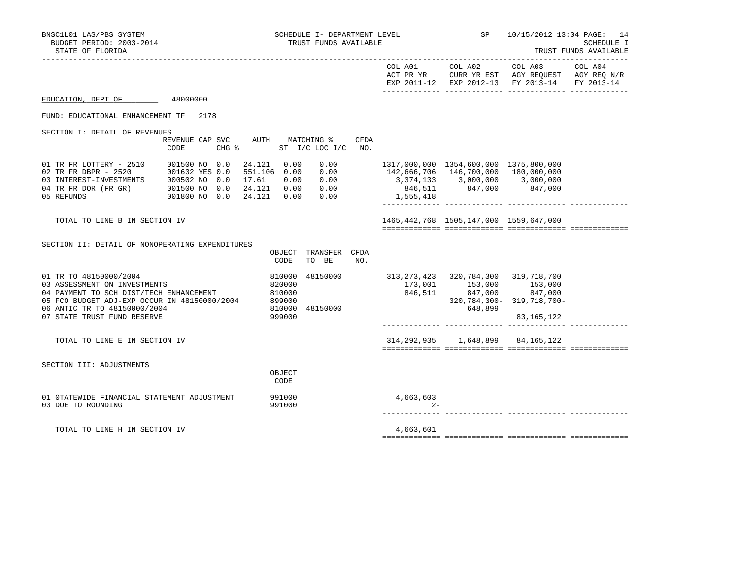BNSC1L01 LAS/PBS SYSTEM — SCHEDULE I- DEPARTMENT LEVEL — SP — 10/15/2012 13:04 PAGE: 14
BUDGET PERIOD: 2003-2014 — TRUST FUNDS AVAILABLE — SCHEDULE I
STATE OF FLORIDA — TRUST FUNDS AVAILABLE

**EDUCATION, DEPT OF** 48000000

FUND: EDUCATIONAL ENHANCEMENT TF 2178

SECTION I: DETAIL OF REVENUES

| | REVENUE CODE | CAP | SVC CHG % | AUTH ST | MATCHING % I/C | LOC I/C | CFDA NO. | COL A01 ACT PR YR EXP 2011-12 | COL A02 CURR YR EST EXP 2012-13 | COL A03 AGY REQUEST FY 2013-14 | COL A04 AGY REQ N/R FY 2013-14 |
|---|---|---|---|---|---|---|---|---|---|---|---|
| 01 TR FR LOTTERY - 2510 | 001500 | NO | 0.0 | 24.121 | 0.00 | 0.00 | | 1317,000,000 | 1354,600,000 | 1375,800,000 | |
| 02 TR FR DBPR - 2520 | 001632 | YES | 0.0 | 551.106 | 0.00 | 0.00 | | 142,666,706 | 146,700,000 | 180,000,000 | |
| 03 INTEREST-INVESTMENTS | 000502 | NO | 0.0 | 17.61 | 0.00 | 0.00 | | 3,374,133 | 3,000,000 | 3,000,000 | |
| 04 TR FR DOR (FR GR) | 001500 | NO | 0.0 | 24.121 | 0.00 | 0.00 | | 846,511 | 847,000 | 847,000 | |
| 05 REFUNDS | 001800 | NO | 0.0 | 24.121 | 0.00 | 0.00 | | 1,555,418 | | | |
| TOTAL TO LINE B IN SECTION IV | | | | | | | | 1465,442,768 | 1505,147,000 | 1559,647,000 | |

SECTION II: DETAIL OF NONOPERATING EXPENDITURES

| | OBJECT CODE | TRANSFER TO BE | CFDA NO. | COL A01 | COL A02 | COL A03 | COL A04 |
|---|---|---|---|---|---|---|---|
| 01 TR TO 48150000/2004 | 810000 | 48150000 | | 313,273,423 | 320,784,300 | 319,718,700 | |
| 03 ASSESSMENT ON INVESTMENTS | 820000 | | | 173,001 | 153,000 | 153,000 | |
| 04 PAYMENT TO SCH DIST/TECH ENHANCEMENT | 810000 | | | 846,511 | 847,000 | 847,000 | |
| 05 FCO BUDGET ADJ-EXP OCCUR IN 48150000/2004 | 899000 | | | | 320,784,300- | 319,718,700- | |
| 06 ANTIC TR TO 48150000/2004 | 810000 | 48150000 | | | 648,899 | | |
| 07 STATE TRUST FUND RESERVE | 999000 | | | | | 83,165,122 | |
| TOTAL TO LINE E IN SECTION IV | | | | 314,292,935 | 1,648,899 | 84,165,122 | |

SECTION III: ADJUSTMENTS

| | OBJECT CODE | COL A01 | COL A02 | COL A03 | COL A04 |
|---|---|---|---|---|---|
| 01 0TATEWIDE FINANCIAL STATEMENT ADJUSTMENT | 991000 | 4,663,603 | | | |
| 03 DUE TO ROUNDING | 991000 | 2- | | | |
| TOTAL TO LINE H IN SECTION IV | | 4,663,601 | | | |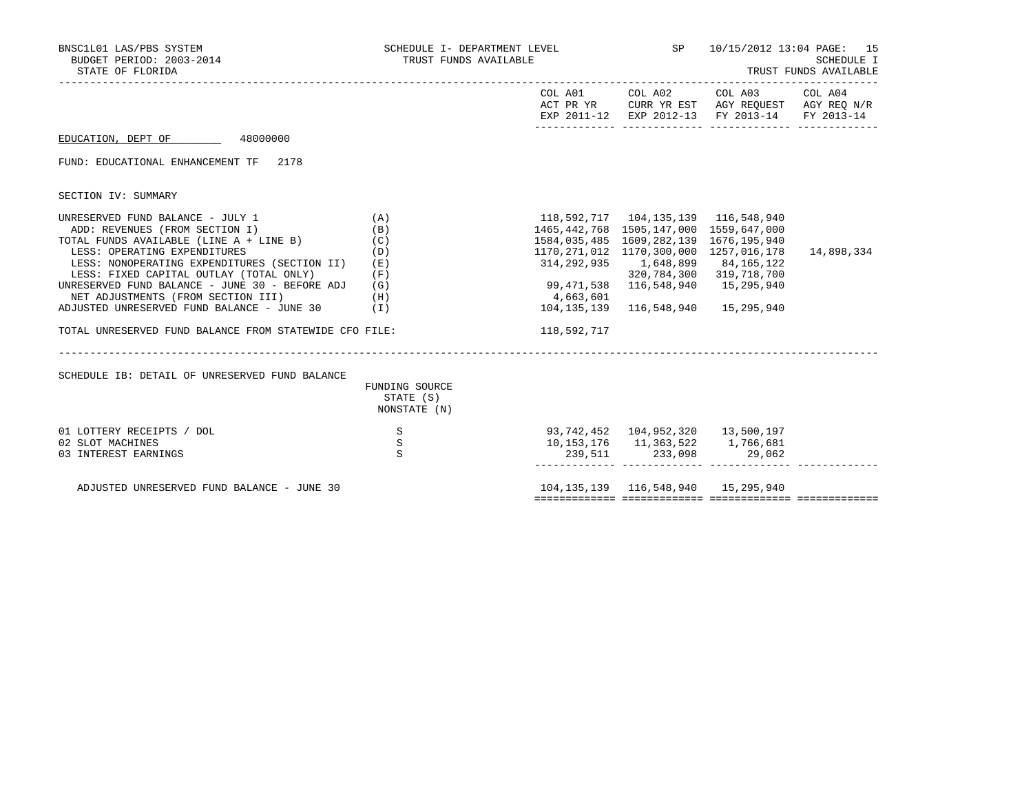BNSC1L01 LAS/PBS SYSTEM — SCHEDULE I- DEPARTMENT LEVEL — TRUST FUNDS AVAILABLE — SP 10/15/2012 13:04

BUDGET PERIOD: 2003-2014

STATE OF FLORIDA

SCHEDULE I — TRUST FUNDS AVAILABLE

EDUCATION, DEPT OF 48000000

FUND: EDUCATIONAL ENHANCEMENT TF 2178

SECTION IV: SUMMARY

| | | COL A01 ACT PR YR EXP 2011-12 | COL A02 CURR YR EST EXP 2012-13 | COL A03 AGY REQUEST FY 2013-14 | COL A04 AGY REQ N/R FY 2013-14 |
|---|---|---|---|---|---|
| UNRESERVED FUND BALANCE - JULY 1 | (A) | 118,592,717 | 104,135,139 | 116,548,940 | |
| ADD: REVENUES (FROM SECTION I) | (B) | 1465,442,768 | 1505,147,000 | 1559,647,000 | |
| TOTAL FUNDS AVAILABLE (LINE A + LINE B) | (C) | 1584,035,485 | 1609,282,139 | 1676,195,940 | |
| LESS: OPERATING EXPENDITURES | (D) | 1170,271,012 | 1170,300,000 | 1257,016,178 | 14,898,334 |
| LESS: NONOPERATING EXPENDITURES (SECTION II) | (E) | 314,292,935 | 1,648,899 | 84,165,122 | |
| LESS: FIXED CAPITAL OUTLAY (TOTAL ONLY) | (F) | | 320,784,300 | 319,718,700 | |
| UNRESERVED FUND BALANCE - JUNE 30 - BEFORE ADJ | (G) | 99,471,538 | 116,548,940 | 15,295,940 | |
| NET ADJUSTMENTS (FROM SECTION III) | (H) | 4,663,601 | | | |
| ADJUSTED UNRESERVED FUND BALANCE - JUNE 30 | (I) | 104,135,139 | 116,548,940 | 15,295,940 | |
| TOTAL UNRESERVED FUND BALANCE FROM STATEWIDE CFO FILE: | | 118,592,717 | | | |

SCHEDULE IB: DETAIL OF UNRESERVED FUND BALANCE

| | FUNDING SOURCE STATE (S) NONSTATE (N) | COL A01 | COL A02 | COL A03 | COL A04 |
|---|---|---|---|---|---|
| 01 LOTTERY RECEIPTS / DOL | S | 93,742,452 | 104,952,320 | 13,500,197 | |
| 02 SLOT MACHINES | S | 10,153,176 | 11,363,522 | 1,766,681 | |
| 03 INTEREST EARNINGS | S | 239,511 | 233,098 | 29,062 | |
| ADJUSTED UNRESERVED FUND BALANCE - JUNE 30 | | 104,135,139 | 116,548,940 | 15,295,940 | |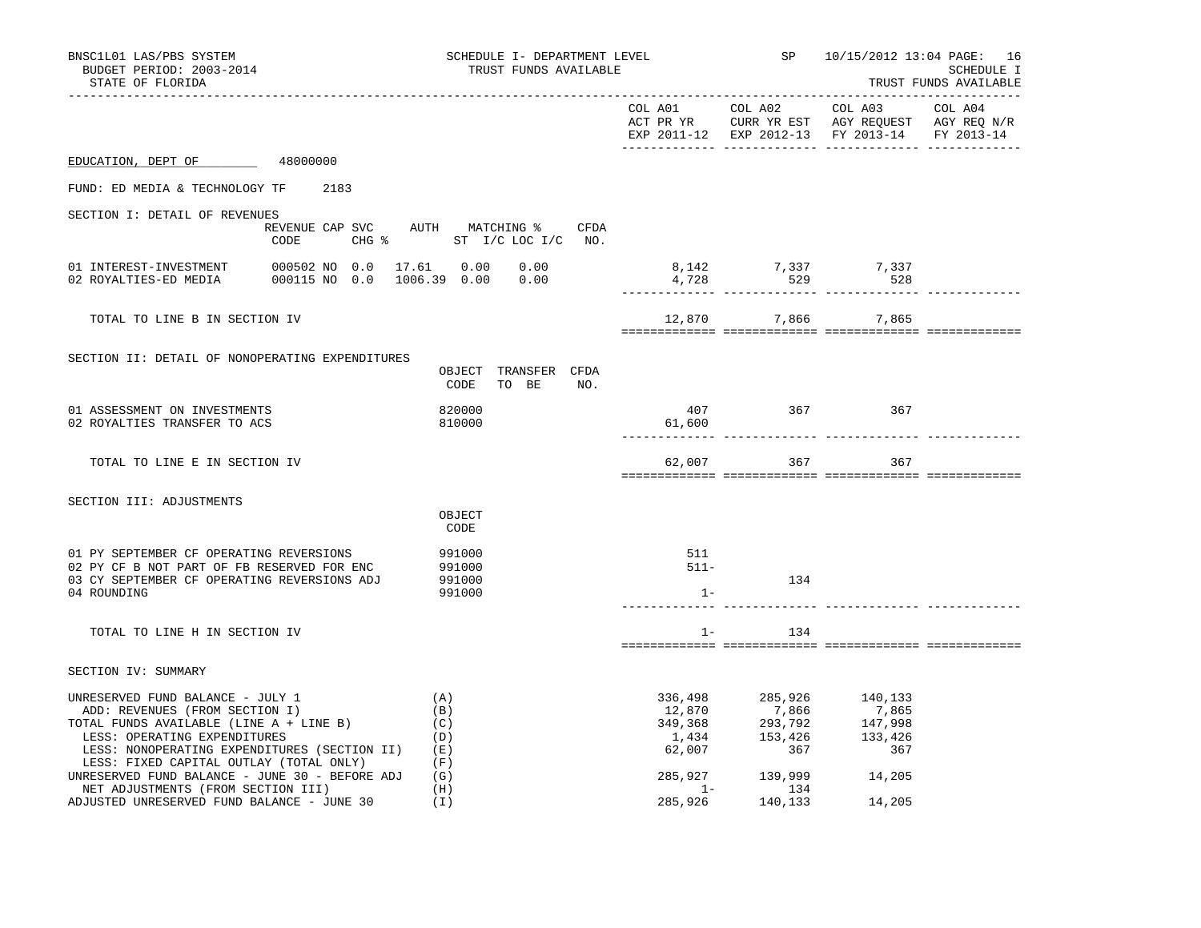BNSC1L01 LAS/PBS SYSTEM — SCHEDULE I- DEPARTMENT LEVEL — TRUST FUNDS AVAILABLE — SP 10/15/2012 13:04

BUDGET PERIOD: 2003-2014

STATE OF FLORIDA

SCHEDULE I — TRUST FUNDS AVAILABLE

**EDUCATION, DEPT OF** 48000000

FUND: ED MEDIA & TECHNOLOGY TF 2183

## SECTION I: DETAIL OF REVENUES

| | REVENUE CODE | CAP SVC CHG % | AUTH ST | MATCHING % I/C | LOC I/C | CFDA NO. | COL A01 ACT PR YR EXP 2011-12 | COL A02 CURR YR EST EXP 2012-13 | COL A03 AGY REQUEST FY 2013-14 | COL A04 AGY REQ N/R FY 2013-14 |
|---|---|---|---|---|---|---|---|---|---|---|
| 01 INTEREST-INVESTMENT | 000502 | NO 0.0 | 17.61 | 0.00 | 0.00 | | 8,142 | 7,337 | 7,337 | |
| 02 ROYALTIES-ED MEDIA | 000115 | NO 0.0 | 1006.39 | 0.00 | 0.00 | | 4,728 | 529 | 528 | |
| TOTAL TO LINE B IN SECTION IV | | | | | | | 12,870 | 7,866 | 7,865 | |

## SECTION II: DETAIL OF NONOPERATING EXPENDITURES

| | OBJECT CODE | TRANSFER TO BE | CFDA NO. | COL A01 | COL A02 | COL A03 | COL A04 |
|---|---|---|---|---|---|---|---|
| 01 ASSESSMENT ON INVESTMENTS | 820000 | | | 407 | 367 | 367 | |
| 02 ROYALTIES TRANSFER TO ACS | 810000 | | | 61,600 | | | |
| TOTAL TO LINE E IN SECTION IV | | | | 62,007 | 367 | 367 | |

## SECTION III: ADJUSTMENTS

| | OBJECT CODE | COL A01 | COL A02 | COL A03 | COL A04 |
|---|---|---|---|---|---|
| 01 PY SEPTEMBER CF OPERATING REVERSIONS | 991000 | 511 | | | |
| 02 PY CF B NOT PART OF FB RESERVED FOR ENC | 991000 | 511- | | | |
| 03 CY SEPTEMBER CF OPERATING REVERSIONS ADJ | 991000 | | 134 | | |
| 04 ROUNDING | 991000 | 1- | | | |
| TOTAL TO LINE H IN SECTION IV | | 1- | 134 | | |

## SECTION IV: SUMMARY

| | | COL A01 | COL A02 | COL A03 | COL A04 |
|---|---|---|---|---|---|
| UNRESERVED FUND BALANCE - JULY 1 | (A) | 336,498 | 285,926 | 140,133 | |
| ADD: REVENUES (FROM SECTION I) | (B) | 12,870 | 7,866 | 7,865 | |
| TOTAL FUNDS AVAILABLE (LINE A + LINE B) | (C) | 349,368 | 293,792 | 147,998 | |
| LESS: OPERATING EXPENDITURES | (D) | 1,434 | 153,426 | 133,426 | |
| LESS: NONOPERATING EXPENDITURES (SECTION II) | (E) | 62,007 | 367 | 367 | |
| LESS: FIXED CAPITAL OUTLAY (TOTAL ONLY) | (F) | | | | |
| UNRESERVED FUND BALANCE - JUNE 30 - BEFORE ADJ | (G) | 285,927 | 139,999 | 14,205 | |
| NET ADJUSTMENTS (FROM SECTION III) | (H) | 1- | 134 | | |
| ADJUSTED UNRESERVED FUND BALANCE - JUNE 30 | (I) | 285,926 | 140,133 | 14,205 | |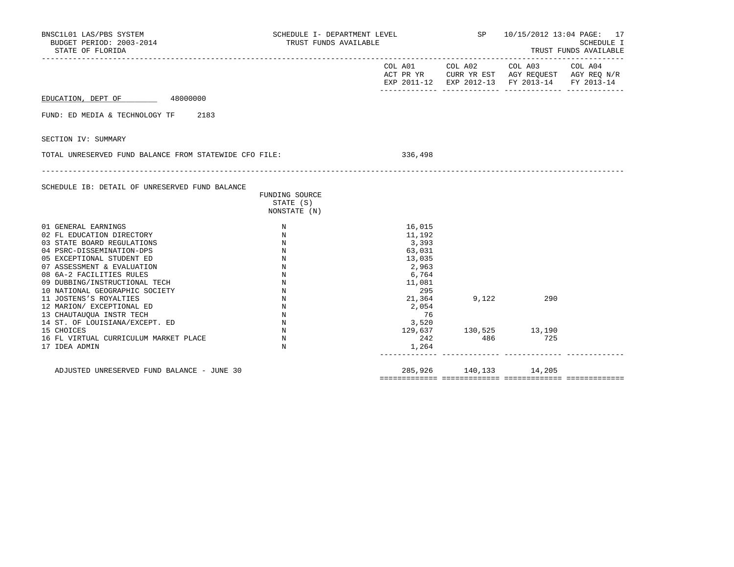BNSC1L01 LAS/PBS SYSTEM — SCHEDULE I- DEPARTMENT LEVEL — SP — 10/15/2012 13:04

BUDGET PERIOD: 2003-2014 — TRUST FUNDS AVAILABLE — SCHEDULE I

STATE OF FLORIDA — TRUST FUNDS AVAILABLE

EDUCATION, DEPT OF 48000000

FUND: ED MEDIA & TECHNOLOGY TF 2183

SECTION IV: SUMMARY

| | | COL A01 ACT PR YR EXP 2011-12 | COL A02 CURR YR EST EXP 2012-13 | COL A03 AGY REQUEST FY 2013-14 | COL A04 AGY REQ N/R FY 2013-14 |
|---|---|---|---|---|---|
| TOTAL UNRESERVED FUND BALANCE FROM STATEWIDE CFO FILE: | | 336,498 | | | |

SCHEDULE IB: DETAIL OF UNRESERVED FUND BALANCE

| | FUNDING SOURCE STATE (S) NONSTATE (N) | COL A01 ACT PR YR EXP 2011-12 | COL A02 CURR YR EST EXP 2012-13 | COL A03 AGY REQUEST FY 2013-14 | COL A04 AGY REQ N/R FY 2013-14 |
|---|---|---|---|---|---|
| 01 GENERAL EARNINGS | N | 16,015 | | | |
| 02 FL EDUCATION DIRECTORY | N | 11,192 | | | |
| 03 STATE BOARD REGULATIONS | N | 3,393 | | | |
| 04 PSRC-DISSEMINATION-DPS | N | 63,031 | | | |
| 05 EXCEPTIONAL STUDENT ED | N | 13,035 | | | |
| 07 ASSESSMENT & EVALUATION | N | 2,963 | | | |
| 08 6A-2 FACILITIES RULES | N | 6,764 | | | |
| 09 DUBBING/INSTRUCTIONAL TECH | N | 11,081 | | | |
| 10 NATIONAL GEOGRAPHIC SOCIETY | N | 295 | | | |
| 11 JOSTENS'S ROYALTIES | N | 21,364 | 9,122 | 290 | |
| 12 MARION/ EXCEPTIONAL ED | N | 2,054 | | | |
| 13 CHAUTAUQUA INSTR TECH | N | 76 | | | |
| 14 ST. OF LOUISIANA/EXCEPT. ED | N | 3,520 | | | |
| 15 CHOICES | N | 129,637 | 130,525 | 13,190 | |
| 16 FL VIRTUAL CURRICULUM MARKET PLACE | N | 242 | 486 | 725 | |
| 17 IDEA ADMIN | N | 1,264 | | | |
| ADJUSTED UNRESERVED FUND BALANCE - JUNE 30 | | 285,926 | 140,133 | 14,205 | |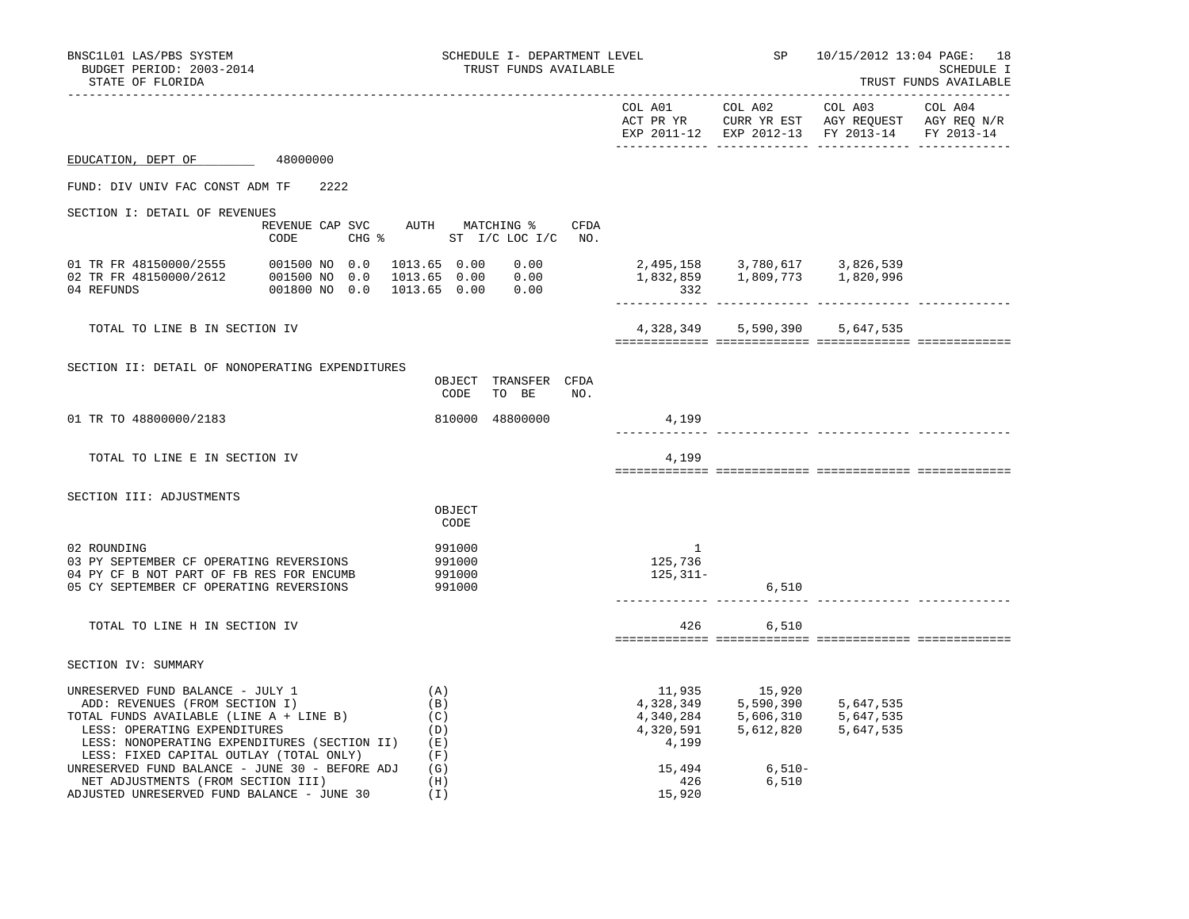BNSC1L01 LAS/PBS SYSTEM
BUDGET PERIOD: 2003-2014
STATE OF FLORIDA

SCHEDULE I- DEPARTMENT LEVEL
TRUST FUNDS AVAILABLE

SP 10/15/2012 13:04
SCHEDULE I
TRUST FUNDS AVAILABLE

| | COL A01 ACT PR YR EXP 2011-12 | COL A02 CURR YR EST EXP 2012-13 | COL A03 AGY REQUEST FY 2013-14 | COL A04 AGY REQ N/R FY 2013-14 |
|---|---|---|---|---|

EDUCATION, DEPT OF 48000000

FUND: DIV UNIV FAC CONST ADM TF 2222

SECTION I: DETAIL OF REVENUES

| | REVENUE CODE | CAP SVC CHG % | AUTH ST | MATCHING % I/C | LOC I/C | CFDA NO. | COL A01 | COL A02 | COL A03 | COL A04 |
|---|---|---|---|---|---|---|---|---|---|---|
| 01 TR FR 48150000/2555 | 001500 | NO 0.0 | 1013.65 | 0.00 | 0.00 | | 2,495,158 | 3,780,617 | 3,826,539 | |
| 02 TR FR 48150000/2612 | 001500 | NO 0.0 | 1013.65 | 0.00 | 0.00 | | 1,832,859 | 1,809,773 | 1,820,996 | |
| 04 REFUNDS | 001800 | NO 0.0 | 1013.65 | 0.00 | 0.00 | | 332 | | | |
| TOTAL TO LINE B IN SECTION IV | | | | | | | 4,328,349 | 5,590,390 | 5,647,535 | |

SECTION II: DETAIL OF NONOPERATING EXPENDITURES

| | OBJECT CODE | TRANSFER TO BE | CFDA NO. | COL A01 | COL A02 | COL A03 | COL A04 |
|---|---|---|---|---|---|---|---|
| 01 TR TO 48800000/2183 | 810000 | 48800000 | | 4,199 | | | |
| TOTAL TO LINE E IN SECTION IV | | | | 4,199 | | | |

SECTION III: ADJUSTMENTS

| | OBJECT CODE | COL A01 | COL A02 | COL A03 | COL A04 |
|---|---|---|---|---|---|
| 02 ROUNDING | 991000 | 1 | | | |
| 03 PY SEPTEMBER CF OPERATING REVERSIONS | 991000 | 125,736 | | | |
| 04 PY CF B NOT PART OF FB RES FOR ENCUMB | 991000 | 125,311- | | | |
| 05 CY SEPTEMBER CF OPERATING REVERSIONS | 991000 | | 6,510 | | |
| TOTAL TO LINE H IN SECTION IV | | 426 | 6,510 | | |

SECTION IV: SUMMARY

| | | COL A01 | COL A02 | COL A03 | COL A04 |
|---|---|---|---|---|---|
| UNRESERVED FUND BALANCE - JULY 1 | (A) | 11,935 | 15,920 | | |
| ADD: REVENUES (FROM SECTION I) | (B) | 4,328,349 | 5,590,390 | 5,647,535 | |
| TOTAL FUNDS AVAILABLE (LINE A + LINE B) | (C) | 4,340,284 | 5,606,310 | 5,647,535 | |
| LESS: OPERATING EXPENDITURES | (D) | 4,320,591 | 5,612,820 | 5,647,535 | |
| LESS: NONOPERATING EXPENDITURES (SECTION II) | (E) | 4,199 | | | |
| LESS: FIXED CAPITAL OUTLAY (TOTAL ONLY) | (F) | | | | |
| UNRESERVED FUND BALANCE - JUNE 30 - BEFORE ADJ | (G) | 15,494 | 6,510- | | |
| NET ADJUSTMENTS (FROM SECTION III) | (H) | 426 | 6,510 | | |
| ADJUSTED UNRESERVED FUND BALANCE - JUNE 30 | (I) | 15,920 | | | |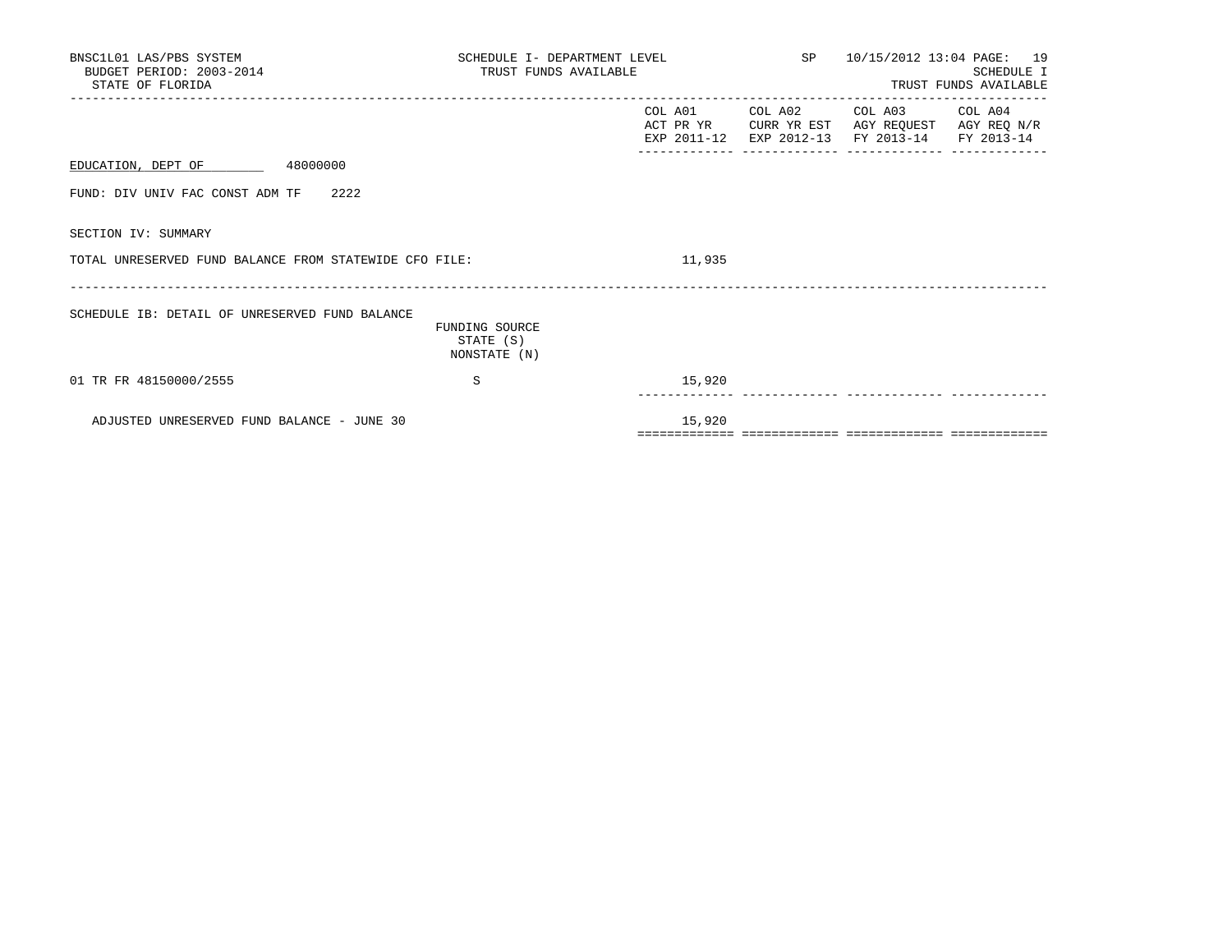BNSC1L01 LAS/PBS SYSTEM — SCHEDULE I- DEPARTMENT LEVEL — SP 10/15/2012 13:04

BUDGET PERIOD: 2003-2014 — TRUST FUNDS AVAILABLE — SCHEDULE I

STATE OF FLORIDA — TRUST FUNDS AVAILABLE

| | | COL A01 ACT PR YR EXP 2011-12 | COL A02 CURR YR EST EXP 2012-13 | COL A03 AGY REQUEST FY 2013-14 | COL A04 AGY REQ N/R FY 2013-14 |
|---|---|---|---|---|---|
| EDUCATION, DEPT OF 48000000 | | | | | |
| FUND: DIV UNIV FAC CONST ADM TF 2222 | | | | | |
| SECTION IV: SUMMARY | | | | | |
| TOTAL UNRESERVED FUND BALANCE FROM STATEWIDE CFO FILE: | | 11,935 | | | |
| SCHEDULE IB: DETAIL OF UNRESERVED FUND BALANCE | FUNDING SOURCE STATE (S) NONSTATE (N) | | | | |
| 01 TR FR 48150000/2555 | S | 15,920 | | | |
| ADJUSTED UNRESERVED FUND BALANCE - JUNE 30 | | 15,920 | | | |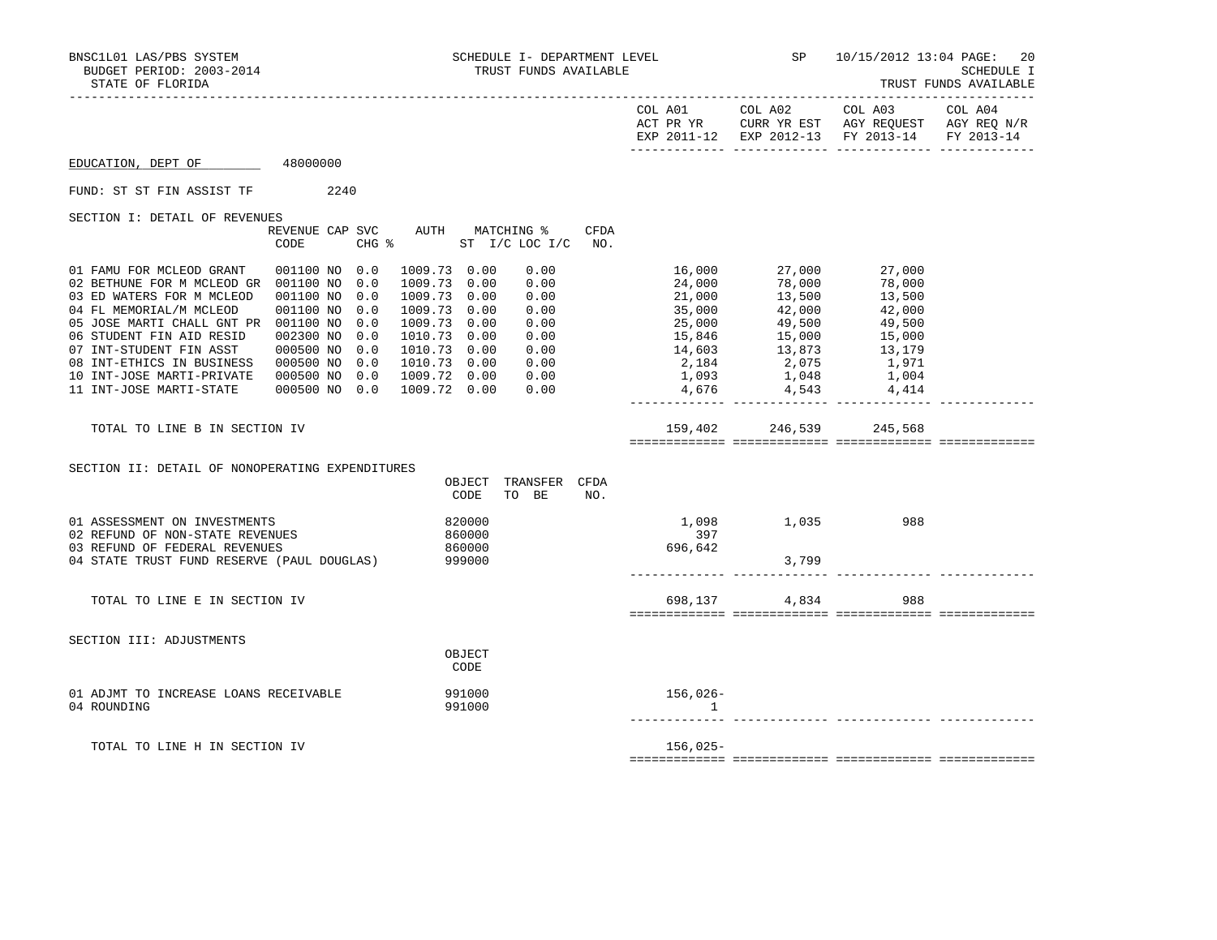BNSC1L01 LAS/PBS SYSTEM — SCHEDULE I- DEPARTMENT LEVEL — TRUST FUNDS AVAILABLE — SP 10/15/2012 13:04

BUDGET PERIOD: 2003-2014

STATE OF FLORIDA

SCHEDULE I — TRUST FUNDS AVAILABLE

**EDUCATION, DEPT OF** 48000000

FUND: ST ST FIN ASSIST TF 2240

## SECTION I: DETAIL OF REVENUES

| | REVENUE CODE | CAP | SVC CHG % | AUTH | MATCHING % ST I/C | LOC I/C | CFDA NO. | COL A01 ACT PR YR EXP 2011-12 | COL A02 CURR YR EST EXP 2012-13 | COL A03 AGY REQUEST FY 2013-14 | COL A04 AGY REQ N/R FY 2013-14 |
|---|---|---|---|---|---|---|---|---|---|---|---|
| 01 FAMU FOR MCLEOD GRANT | 001100 | NO | 0.0 | 1009.73 | 0.00 | 0.00 | | 16,000 | 27,000 | 27,000 | |
| 02 BETHUNE FOR M MCLEOD GR | 001100 | NO | 0.0 | 1009.73 | 0.00 | 0.00 | | 24,000 | 78,000 | 78,000 | |
| 03 ED WATERS FOR M MCLEOD | 001100 | NO | 0.0 | 1009.73 | 0.00 | 0.00 | | 21,000 | 13,500 | 13,500 | |
| 04 FL MEMORIAL/M MCLEOD | 001100 | NO | 0.0 | 1009.73 | 0.00 | 0.00 | | 35,000 | 42,000 | 42,000 | |
| 05 JOSE MARTI CHALL GNT PR | 001100 | NO | 0.0 | 1009.73 | 0.00 | 0.00 | | 25,000 | 49,500 | 49,500 | |
| 06 STUDENT FIN AID RESID | 002300 | NO | 0.0 | 1010.73 | 0.00 | 0.00 | | 15,846 | 15,000 | 15,000 | |
| 07 INT-STUDENT FIN ASST | 000500 | NO | 0.0 | 1010.73 | 0.00 | 0.00 | | 14,603 | 13,873 | 13,179 | |
| 08 INT-ETHICS IN BUSINESS | 000500 | NO | 0.0 | 1010.73 | 0.00 | 0.00 | | 2,184 | 2,075 | 1,971 | |
| 10 INT-JOSE MARTI-PRIVATE | 000500 | NO | 0.0 | 1009.72 | 0.00 | 0.00 | | 1,093 | 1,048 | 1,004 | |
| 11 INT-JOSE MARTI-STATE | 000500 | NO | 0.0 | 1009.72 | 0.00 | 0.00 | | 4,676 | 4,543 | 4,414 | |
| TOTAL TO LINE B IN SECTION IV | | | | | | | | 159,402 | 246,539 | 245,568 | |

## SECTION II: DETAIL OF NONOPERATING EXPENDITURES

| | OBJECT CODE | TRANSFER TO BE | CFDA NO. | COL A01 | COL A02 | COL A03 | COL A04 |
|---|---|---|---|---|---|---|---|
| 01 ASSESSMENT ON INVESTMENTS | 820000 | | | 1,098 | 1,035 | 988 | |
| 02 REFUND OF NON-STATE REVENUES | 860000 | | | 397 | | | |
| 03 REFUND OF FEDERAL REVENUES | 860000 | | | 696,642 | | | |
| 04 STATE TRUST FUND RESERVE (PAUL DOUGLAS) | 999000 | | | | 3,799 | | |
| TOTAL TO LINE E IN SECTION IV | | | | 698,137 | 4,834 | 988 | |

## SECTION III: ADJUSTMENTS

| | OBJECT CODE | COL A01 | COL A02 | COL A03 | COL A04 |
|---|---|---|---|---|---|
| 01 ADJMT TO INCREASE LOANS RECEIVABLE | 991000 | 156,026- | | | |
| 04 ROUNDING | 991000 | 1 | | | |
| TOTAL TO LINE H IN SECTION IV | | 156,025- | | | |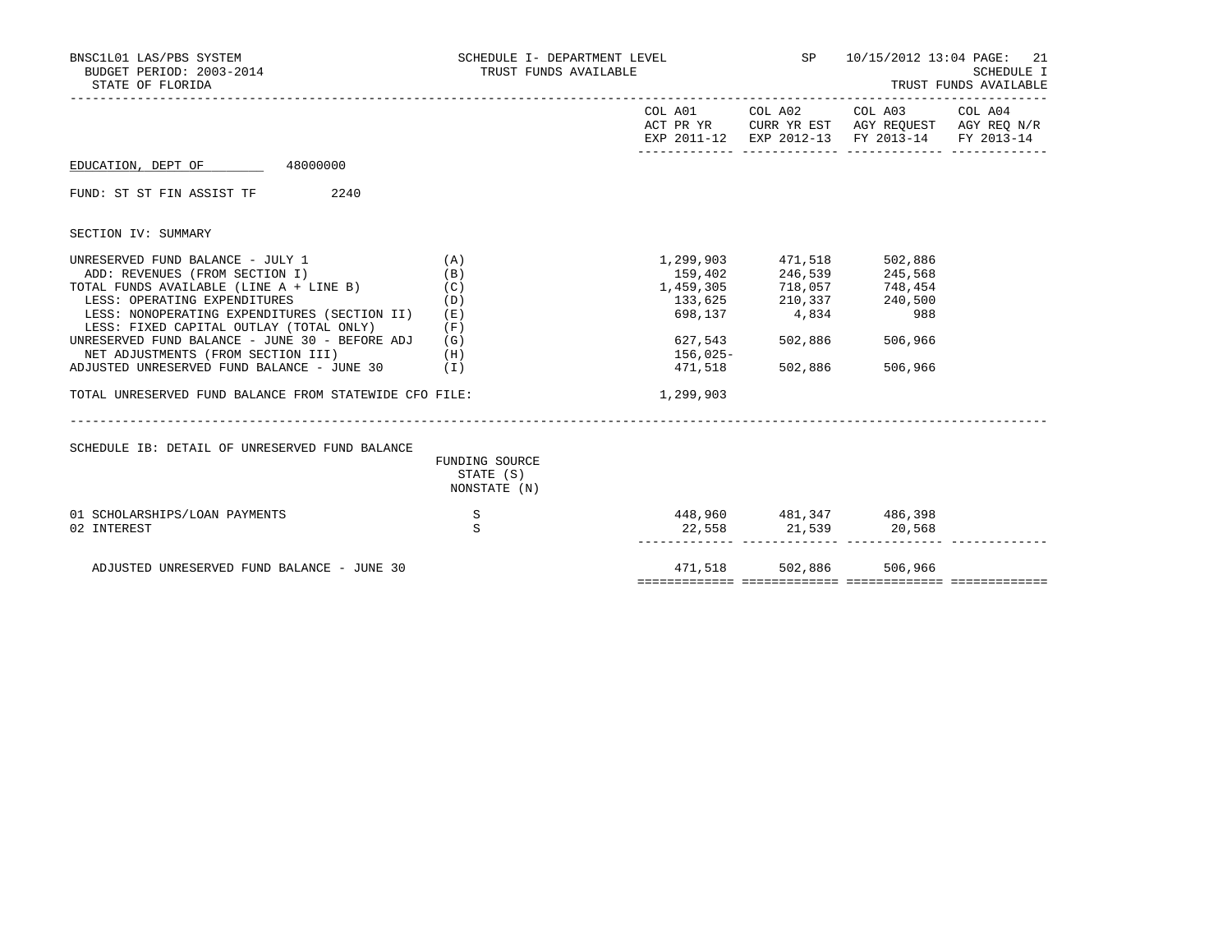BNSC1L01 LAS/PBS SYSTEM | SCHEDULE I- DEPARTMENT LEVEL | SP | 10/15/2012 13:04
BUDGET PERIOD: 2003-2014 | TRUST FUNDS AVAILABLE | SCHEDULE I
STATE OF FLORIDA | TRUST FUNDS AVAILABLE

EDUCATION, DEPT OF 48000000

FUND: ST ST FIN ASSIST TF 2240

SECTION IV: SUMMARY

| | | COL A01 ACT PR YR EXP 2011-12 | COL A02 CURR YR EST EXP 2012-13 | COL A03 AGY REQUEST FY 2013-14 | COL A04 AGY REQ N/R FY 2013-14 |
|---|---|---|---|---|---|
| UNRESERVED FUND BALANCE - JULY 1 | (A) | 1,299,903 | 471,518 | 502,886 | |
| ADD: REVENUES (FROM SECTION I) | (B) | 159,402 | 246,539 | 245,568 | |
| TOTAL FUNDS AVAILABLE (LINE A + LINE B) | (C) | 1,459,305 | 718,057 | 748,454 | |
| LESS: OPERATING EXPENDITURES | (D) | 133,625 | 210,337 | 240,500 | |
| LESS: NONOPERATING EXPENDITURES (SECTION II) | (E) | 698,137 | 4,834 | 988 | |
| LESS: FIXED CAPITAL OUTLAY (TOTAL ONLY) | (F) | | | | |
| UNRESERVED FUND BALANCE - JUNE 30 - BEFORE ADJ | (G) | 627,543 | 502,886 | 506,966 | |
| NET ADJUSTMENTS (FROM SECTION III) | (H) | 156,025- | | | |
| ADJUSTED UNRESERVED FUND BALANCE - JUNE 30 | (I) | 471,518 | 502,886 | 506,966 | |
| TOTAL UNRESERVED FUND BALANCE FROM STATEWIDE CFO FILE: | | 1,299,903 | | | |

SCHEDULE IB: DETAIL OF UNRESERVED FUND BALANCE

| | FUNDING SOURCE STATE (S) NONSTATE (N) | COL A01 | COL A02 | COL A03 | COL A04 |
|---|---|---|---|---|---|
| 01 SCHOLARSHIPS/LOAN PAYMENTS | S | 448,960 | 481,347 | 486,398 | |
| 02 INTEREST | S | 22,558 | 21,539 | 20,568 | |
| ADJUSTED UNRESERVED FUND BALANCE - JUNE 30 | | 471,518 | 502,886 | 506,966 | |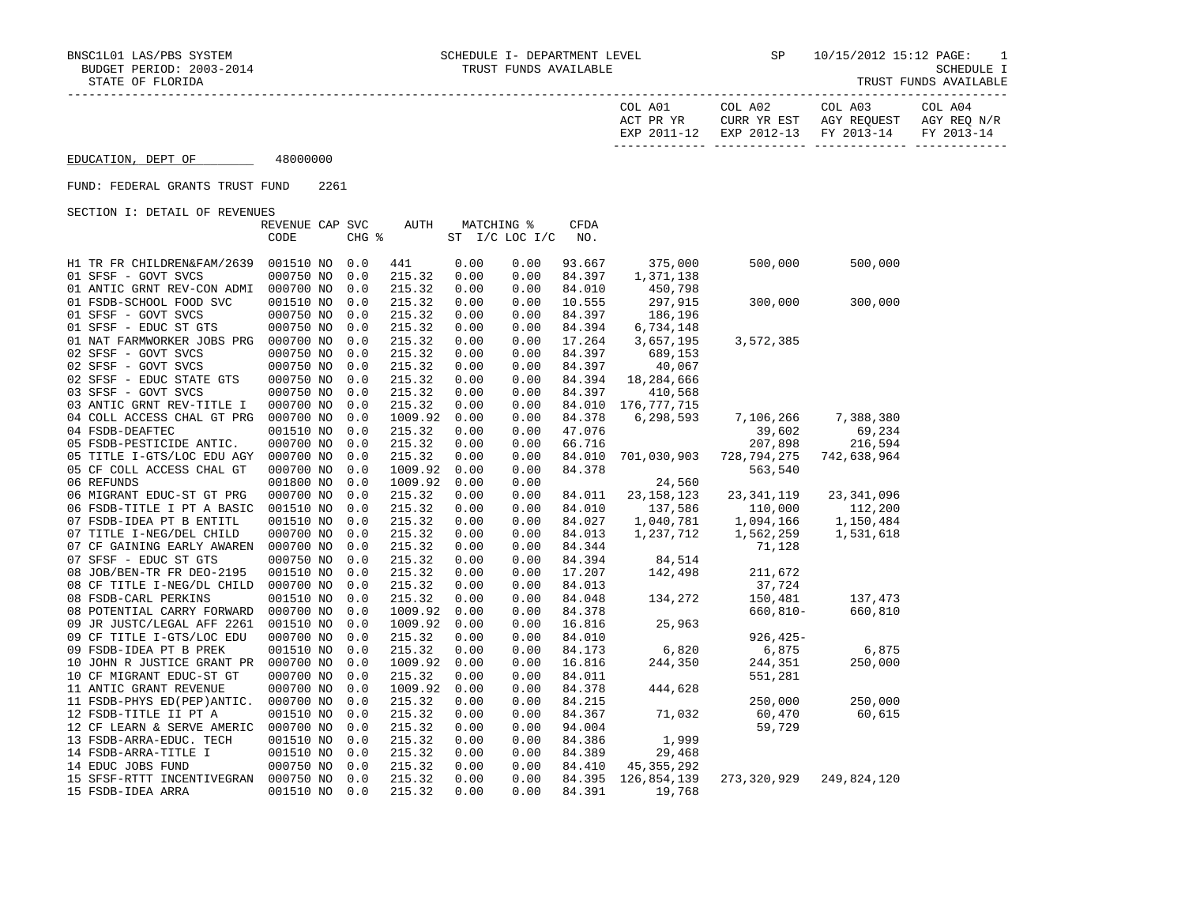BNSC1L01 LAS/PBS SYSTEM — SCHEDULE I- DEPARTMENT LEVEL — SP 10/15/2012 15:12

BUDGET PERIOD: 2003-2014 — TRUST FUNDS AVAILABLE — SCHEDULE I

STATE OF FLORIDA — TRUST FUNDS AVAILABLE

**EDUCATION, DEPT OF** 48000000

FUND: FEDERAL GRANTS TRUST FUND 2261

SECTION I: DETAIL OF REVENUES

| | REVENUE CODE | CAP | SVC CHG % | AUTH | MATCHING % ST I/C | LOC I/C | CFDA NO. | COL A01 ACT PR YR EXP 2011-12 | COL A02 CURR YR EST EXP 2012-13 | COL A03 AGY REQUEST FY 2013-14 | COL A04 AGY REQ N/R FY 2013-14 |
|---|---|---|---|---|---|---|---|---|---|---|---|
| H1 TR FR CHILDREN&FAM/2639 | 001510 | NO | 0.0 | 441 | 0.00 | 0.00 | 93.667 | 375,000 | 500,000 | 500,000 | |
| 01 SFSF - GOVT SVCS | 000750 | NO | 0.0 | 215.32 | 0.00 | 0.00 | 84.397 | 1,371,138 | | | |
| 01 ANTIC GRNT REV-CON ADMI | 000700 | NO | 0.0 | 215.32 | 0.00 | 0.00 | 84.010 | 450,798 | | | |
| 01 FSDB-SCHOOL FOOD SVC | 001510 | NO | 0.0 | 215.32 | 0.00 | 0.00 | 10.555 | 297,915 | 300,000 | 300,000 | |
| 01 SFSF - GOVT SVCS | 000750 | NO | 0.0 | 215.32 | 0.00 | 0.00 | 84.397 | 186,196 | | | |
| 01 SFSF - EDUC ST GTS | 000750 | NO | 0.0 | 215.32 | 0.00 | 0.00 | 84.394 | 6,734,148 | | | |
| 01 NAT FARMWORKER JOBS PRG | 000700 | NO | 0.0 | 215.32 | 0.00 | 0.00 | 17.264 | 3,657,195 | 3,572,385 | | |
| 02 SFSF - GOVT SVCS | 000750 | NO | 0.0 | 215.32 | 0.00 | 0.00 | 84.397 | 689,153 | | | |
| 02 SFSF - GOVT SVCS | 000750 | NO | 0.0 | 215.32 | 0.00 | 0.00 | 84.397 | 40,067 | | | |
| 02 SFSF - EDUC STATE GTS | 000750 | NO | 0.0 | 215.32 | 0.00 | 0.00 | 84.394 | 18,284,666 | | | |
| 03 SFSF - GOVT SVCS | 000750 | NO | 0.0 | 215.32 | 0.00 | 0.00 | 84.397 | 410,568 | | | |
| 03 ANTIC GRNT REV-TITLE I | 000700 | NO | 0.0 | 215.32 | 0.00 | 0.00 | 84.010 | 176,777,715 | | | |
| 04 COLL ACCESS CHAL GT PRG | 000700 | NO | 0.0 | 1009.92 | 0.00 | 0.00 | 84.378 | 6,298,593 | 7,106,266 | 7,388,380 | |
| 04 FSDB-DEAFTEC | 001510 | NO | 0.0 | 215.32 | 0.00 | 0.00 | 47.076 | | 39,602 | 69,234 | |
| 05 FSDB-PESTICIDE ANTIC. | 000700 | NO | 0.0 | 215.32 | 0.00 | 0.00 | 66.716 | | 207,898 | 216,594 | |
| 05 TITLE I-GTS/LOC EDU AGY | 000700 | NO | 0.0 | 215.32 | 0.00 | 0.00 | 84.010 | 701,030,903 | 728,794,275 | 742,638,964 | |
| 05 CF COLL ACCESS CHAL GT | 000700 | NO | 0.0 | 1009.92 | 0.00 | 0.00 | 84.378 | | 563,540 | | |
| 06 REFUNDS | 001800 | NO | 0.0 | 1009.92 | 0.00 | 0.00 | | 24,560 | | | |
| 06 MIGRANT EDUC-ST GT PRG | 000700 | NO | 0.0 | 215.32 | 0.00 | 0.00 | 84.011 | 23,158,123 | 23,341,119 | 23,341,096 | |
| 06 FSDB-TITLE I PT A BASIC | 001510 | NO | 0.0 | 215.32 | 0.00 | 0.00 | 84.010 | 137,586 | 110,000 | 112,200 | |
| 07 FSDB-IDEA PT B ENTITL | 001510 | NO | 0.0 | 215.32 | 0.00 | 0.00 | 84.027 | 1,040,781 | 1,094,166 | 1,150,484 | |
| 07 TITLE I-NEG/DEL CHILD | 000700 | NO | 0.0 | 215.32 | 0.00 | 0.00 | 84.013 | 1,237,712 | 1,562,259 | 1,531,618 | |
| 07 CF GAINING EARLY AWAREN | 000700 | NO | 0.0 | 215.32 | 0.00 | 0.00 | 84.344 | | 71,128 | | |
| 07 SFSF - EDUC ST GTS | 000750 | NO | 0.0 | 215.32 | 0.00 | 0.00 | 84.394 | 84,514 | | | |
| 08 JOB/BEN-TR FR DEO-2195 | 001510 | NO | 0.0 | 215.32 | 0.00 | 0.00 | 17.207 | 142,498 | 211,672 | | |
| 08 CF TITLE I-NEG/DL CHILD | 000700 | NO | 0.0 | 215.32 | 0.00 | 0.00 | 84.013 | | 37,724 | | |
| 08 FSDB-CARL PERKINS | 001510 | NO | 0.0 | 215.32 | 0.00 | 0.00 | 84.048 | 134,272 | 150,481 | 137,473 | |
| 08 POTENTIAL CARRY FORWARD | 000700 | NO | 0.0 | 1009.92 | 0.00 | 0.00 | 84.378 | | 660,810- | 660,810 | |
| 09 JR JUSTC/LEGAL AFF 2261 | 001510 | NO | 0.0 | 1009.92 | 0.00 | 0.00 | 16.816 | 25,963 | | | |
| 09 CF TITLE I-GTS/LOC EDU | 000700 | NO | 0.0 | 215.32 | 0.00 | 0.00 | 84.010 | | 926,425- | | |
| 09 FSDB-IDEA PT B PREK | 001510 | NO | 0.0 | 215.32 | 0.00 | 0.00 | 84.173 | 6,820 | 6,875 | 6,875 | |
| 10 JOHN R JUSTICE GRANT PR | 000700 | NO | 0.0 | 1009.92 | 0.00 | 0.00 | 16.816 | 244,350 | 244,351 | 250,000 | |
| 10 CF MIGRANT EDUC-ST GT | 000700 | NO | 0.0 | 215.32 | 0.00 | 0.00 | 84.011 | | 551,281 | | |
| 11 ANTIC GRANT REVENUE | 000700 | NO | 0.0 | 1009.92 | 0.00 | 0.00 | 84.378 | 444,628 | | | |
| 11 FSDB-PHYS ED(PEP)ANTIC. | 000700 | NO | 0.0 | 215.32 | 0.00 | 0.00 | 84.215 | | 250,000 | 250,000 | |
| 12 FSDB-TITLE II PT A | 001510 | NO | 0.0 | 215.32 | 0.00 | 0.00 | 84.367 | 71,032 | 60,470 | 60,615 | |
| 12 CF LEARN & SERVE AMERIC | 000700 | NO | 0.0 | 215.32 | 0.00 | 0.00 | 94.004 | | 59,729 | | |
| 13 FSDB-ARRA-EDUC. TECH | 001510 | NO | 0.0 | 215.32 | 0.00 | 0.00 | 84.386 | 1,999 | | | |
| 14 FSDB-ARRA-TITLE I | 001510 | NO | 0.0 | 215.32 | 0.00 | 0.00 | 84.389 | 29,468 | | | |
| 14 EDUC JOBS FUND | 000750 | NO | 0.0 | 215.32 | 0.00 | 0.00 | 84.410 | 45,355,292 | | | |
| 15 SFSF-RTTT INCENTIVEGRAN | 000750 | NO | 0.0 | 215.32 | 0.00 | 0.00 | 84.395 | 126,854,139 | 273,320,929 | 249,824,120 | |
| 15 FSDB-IDEA ARRA | 001510 | NO | 0.0 | 215.32 | 0.00 | 0.00 | 84.391 | 19,768 | | | |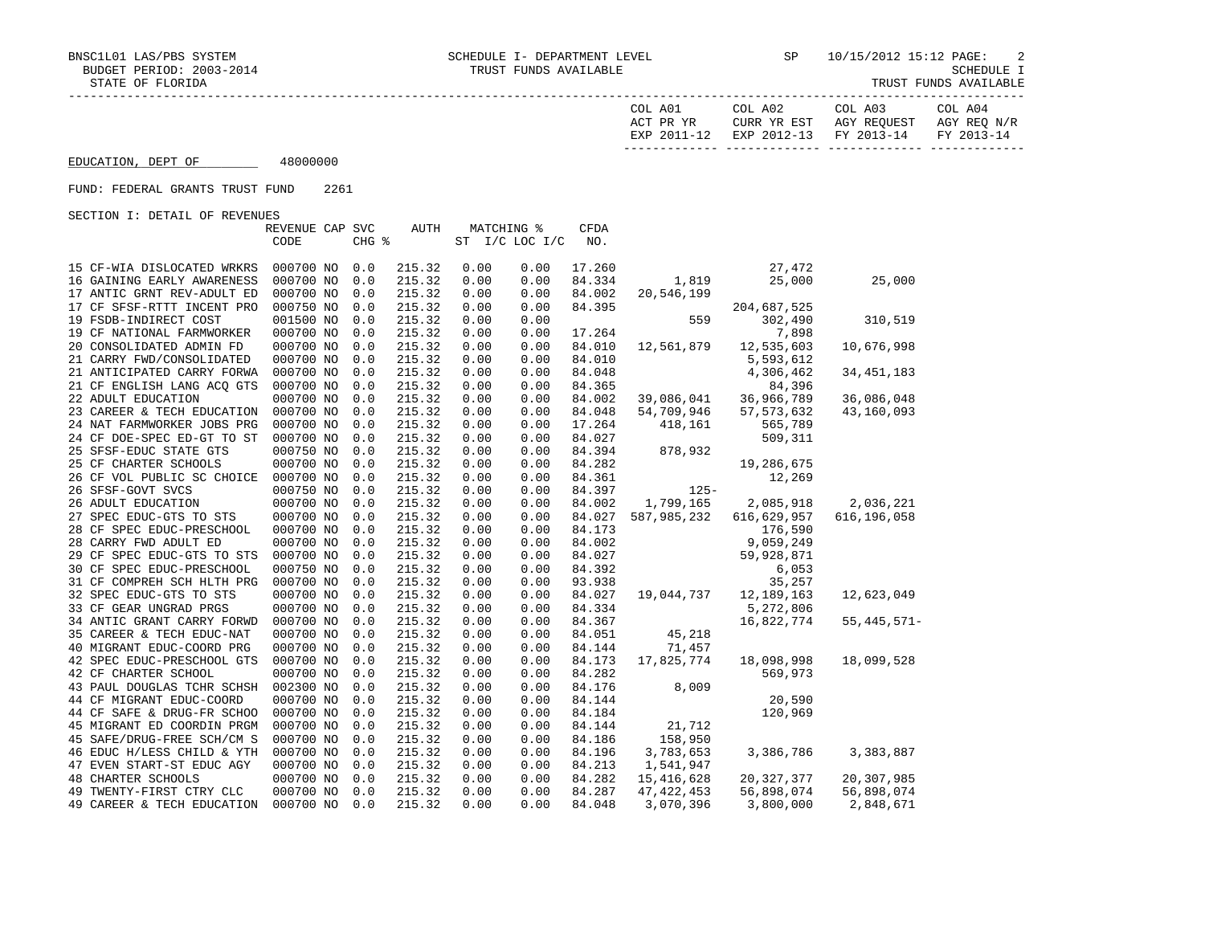BNSC1L01 LAS/PBS SYSTEM — SCHEDULE I- DEPARTMENT LEVEL — TRUST FUNDS AVAILABLE — SP 10/15/2012 15:12

BUDGET PERIOD: 2003-2014 — SCHEDULE I

STATE OF FLORIDA — TRUST FUNDS AVAILABLE

EDUCATION, DEPT OF 48000000

FUND: FEDERAL GRANTS TRUST FUND 2261

SECTION I: DETAIL OF REVENUES

| | REVENUE CODE | CAP | SVC CHG % | AUTH | MATCHING % ST | I/C LOC I/C | CFDA NO. | COL A01 ACT PR YR EXP 2011-12 | COL A02 CURR YR EST EXP 2012-13 | COL A03 AGY REQUEST FY 2013-14 | COL A04 AGY REQ N/R FY 2013-14 |
|---|---|---|---|---|---|---|---|---|---|---|---|
| 15 CF-WIA DISLOCATED WRKRS | 000700 | NO | 0.0 | 215.32 | 0.00 | 0.00 | 17.260 | | 27,472 | | |
| 16 GAINING EARLY AWARENESS | 000700 | NO | 0.0 | 215.32 | 0.00 | 0.00 | 84.334 | 1,819 | 25,000 | 25,000 | |
| 17 ANTIC GRNT REV-ADULT ED | 000700 | NO | 0.0 | 215.32 | 0.00 | 0.00 | 84.002 | 20,546,199 | | | |
| 17 CF SFSF-RTTT INCENT PRO | 000750 | NO | 0.0 | 215.32 | 0.00 | 0.00 | 84.395 | | 204,687,525 | | |
| 19 FSDB-INDIRECT COST | 001500 | NO | 0.0 | 215.32 | 0.00 | 0.00 | | 559 | 302,490 | 310,519 | |
| 19 CF NATIONAL FARMWORKER | 000700 | NO | 0.0 | 215.32 | 0.00 | 0.00 | 17.264 | | 7,898 | | |
| 20 CONSOLIDATED ADMIN FD | 000700 | NO | 0.0 | 215.32 | 0.00 | 0.00 | 84.010 | 12,561,879 | 12,535,603 | 10,676,998 | |
| 21 CARRY FWD/CONSOLIDATED | 000700 | NO | 0.0 | 215.32 | 0.00 | 0.00 | 84.010 | | 5,593,612 | | |
| 21 ANTICIPATED CARRY FORWA | 000700 | NO | 0.0 | 215.32 | 0.00 | 0.00 | 84.048 | | 4,306,462 | 34,451,183 | |
| 21 CF ENGLISH LANG ACQ GTS | 000700 | NO | 0.0 | 215.32 | 0.00 | 0.00 | 84.365 | | 84,396 | | |
| 22 ADULT EDUCATION | 000700 | NO | 0.0 | 215.32 | 0.00 | 0.00 | 84.002 | 39,086,041 | 36,966,789 | 36,086,048 | |
| 23 CAREER & TECH EDUCATION | 000700 | NO | 0.0 | 215.32 | 0.00 | 0.00 | 84.048 | 54,709,946 | 57,573,632 | 43,160,093 | |
| 24 NAT FARMWORKER JOBS PRG | 000700 | NO | 0.0 | 215.32 | 0.00 | 0.00 | 17.264 | 418,161 | 565,789 | | |
| 24 CF DOE-SPEC ED-GT TO ST | 000700 | NO | 0.0 | 215.32 | 0.00 | 0.00 | 84.027 | | 509,311 | | |
| 25 SFSF-EDUC STATE GTS | 000750 | NO | 0.0 | 215.32 | 0.00 | 0.00 | 84.394 | 878,932 | | | |
| 25 CF CHARTER SCHOOLS | 000700 | NO | 0.0 | 215.32 | 0.00 | 0.00 | 84.282 | | 19,286,675 | | |
| 26 CF VOL PUBLIC SC CHOICE | 000700 | NO | 0.0 | 215.32 | 0.00 | 0.00 | 84.361 | | 12,269 | | |
| 26 SFSF-GOVT SVCS | 000750 | NO | 0.0 | 215.32 | 0.00 | 0.00 | 84.397 | 125- | | | |
| 26 ADULT EDUCATION | 000700 | NO | 0.0 | 215.32 | 0.00 | 0.00 | 84.002 | 1,799,165 | 2,085,918 | 2,036,221 | |
| 27 SPEC EDUC-GTS TO STS | 000700 | NO | 0.0 | 215.32 | 0.00 | 0.00 | 84.027 | 587,985,232 | 616,629,957 | 616,196,058 | |
| 28 CF SPEC EDUC-PRESCHOOL | 000700 | NO | 0.0 | 215.32 | 0.00 | 0.00 | 84.173 | | 176,590 | | |
| 28 CARRY FWD ADULT ED | 000700 | NO | 0.0 | 215.32 | 0.00 | 0.00 | 84.002 | | 9,059,249 | | |
| 29 CF SPEC EDUC-GTS TO STS | 000700 | NO | 0.0 | 215.32 | 0.00 | 0.00 | 84.027 | | 59,928,871 | | |
| 30 CF SPEC EDUC-PRESCHOOL | 000750 | NO | 0.0 | 215.32 | 0.00 | 0.00 | 84.392 | | 6,053 | | |
| 31 CF COMPREH SCH HLTH PRG | 000700 | NO | 0.0 | 215.32 | 0.00 | 0.00 | 93.938 | | 35,257 | | |
| 32 SPEC EDUC-GTS TO STS | 000700 | NO | 0.0 | 215.32 | 0.00 | 0.00 | 84.027 | 19,044,737 | 12,189,163 | 12,623,049 | |
| 33 CF GEAR UNGRAD PRGS | 000700 | NO | 0.0 | 215.32 | 0.00 | 0.00 | 84.334 | | 5,272,806 | | |
| 34 ANTIC GRANT CARRY FORWD | 000700 | NO | 0.0 | 215.32 | 0.00 | 0.00 | 84.367 | | 16,822,774 | 55,445,571- | |
| 35 CAREER & TECH EDUC-NAT | 000700 | NO | 0.0 | 215.32 | 0.00 | 0.00 | 84.051 | 45,218 | | | |
| 40 MIGRANT EDUC-COORD PRG | 000700 | NO | 0.0 | 215.32 | 0.00 | 0.00 | 84.144 | 71,457 | | | |
| 42 SPEC EDUC-PRESCHOOL GTS | 000700 | NO | 0.0 | 215.32 | 0.00 | 0.00 | 84.173 | 17,825,774 | 18,098,998 | 18,099,528 | |
| 42 CF CHARTER SCHOOL | 000700 | NO | 0.0 | 215.32 | 0.00 | 0.00 | 84.282 | | 569,973 | | |
| 43 PAUL DOUGLAS TCHR SCHSH | 002300 | NO | 0.0 | 215.32 | 0.00 | 0.00 | 84.176 | 8,009 | | | |
| 44 CF MIGRANT EDUC-COORD | 000700 | NO | 0.0 | 215.32 | 0.00 | 0.00 | 84.144 | | 20,590 | | |
| 44 CF SAFE & DRUG-FR SCHOO | 000700 | NO | 0.0 | 215.32 | 0.00 | 0.00 | 84.184 | | 120,969 | | |
| 45 MIGRANT ED COORDIN PRGM | 000700 | NO | 0.0 | 215.32 | 0.00 | 0.00 | 84.144 | 21,712 | | | |
| 45 SAFE/DRUG-FREE SCH/CM S | 000700 | NO | 0.0 | 215.32 | 0.00 | 0.00 | 84.186 | 158,950 | | | |
| 46 EDUC H/LESS CHILD & YTH | 000700 | NO | 0.0 | 215.32 | 0.00 | 0.00 | 84.196 | 3,783,653 | 3,386,786 | 3,383,887 | |
| 47 EVEN START-ST EDUC AGY | 000700 | NO | 0.0 | 215.32 | 0.00 | 0.00 | 84.213 | 1,541,947 | | | |
| 48 CHARTER SCHOOLS | 000700 | NO | 0.0 | 215.32 | 0.00 | 0.00 | 84.282 | 15,416,628 | 20,327,377 | 20,307,985 | |
| 49 TWENTY-FIRST CTRY CLC | 000700 | NO | 0.0 | 215.32 | 0.00 | 0.00 | 84.287 | 47,422,453 | 56,898,074 | 56,898,074 | |
| 49 CAREER & TECH EDUCATION | 000700 | NO | 0.0 | 215.32 | 0.00 | 0.00 | 84.048 | 3,070,396 | 3,800,000 | 2,848,671 | |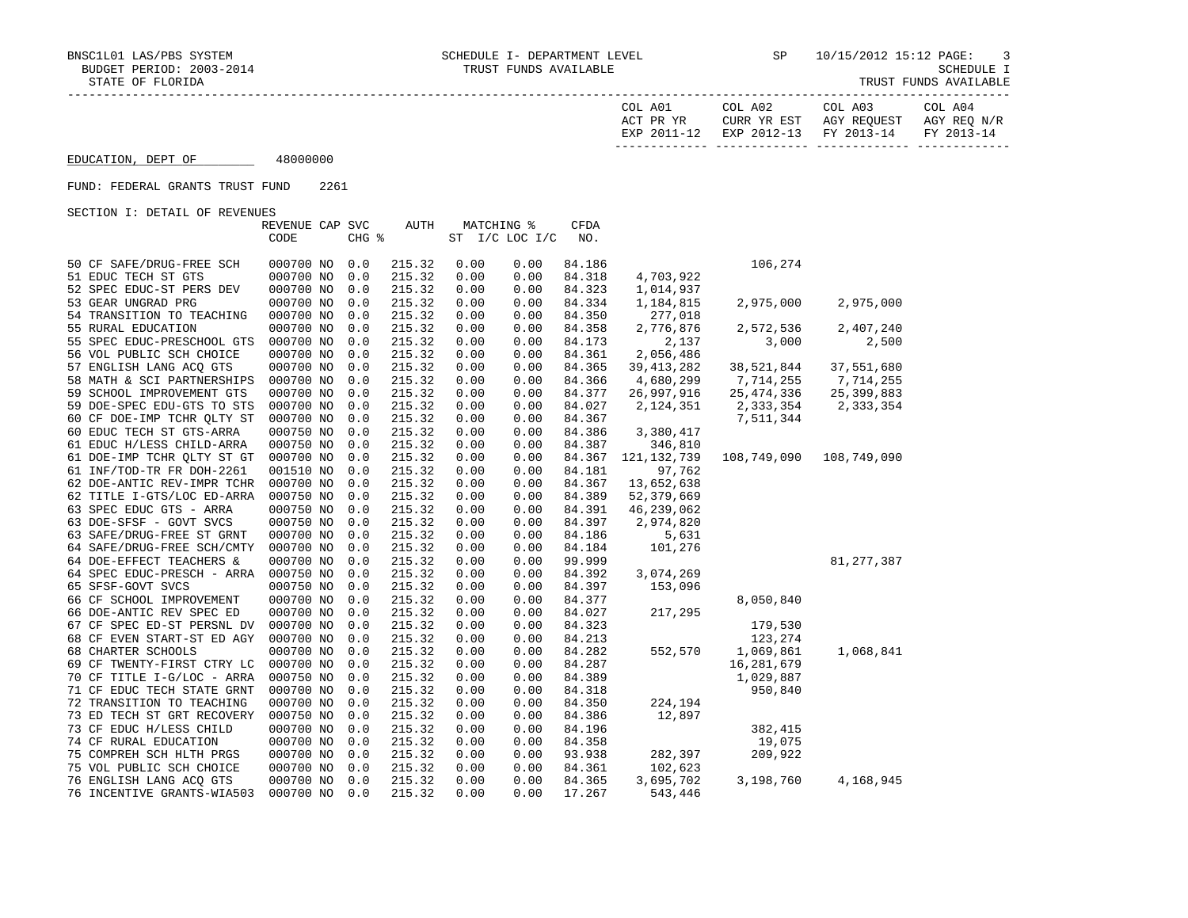BNSC1L01 LAS/PBS SYSTEM — SCHEDULE I- DEPARTMENT LEVEL — TRUST FUNDS AVAILABLE — SP 10/15/2012 15:12

BUDGET PERIOD: 2003-2014 — SCHEDULE I

STATE OF FLORIDA — TRUST FUNDS AVAILABLE

EDUCATION, DEPT OF 48000000

FUND: FEDERAL GRANTS TRUST FUND 2261

SECTION I: DETAIL OF REVENUES

| | REVENUE CODE | CAP | SVC CHG % | AUTH | MATCHING % ST | I/C LOC I/C | CFDA NO. | COL A01 ACT PR YR EXP 2011-12 | COL A02 CURR YR EST EXP 2012-13 | COL A03 AGY REQUEST FY 2013-14 | COL A04 AGY REQ N/R FY 2013-14 |
|---|---|---|---|---|---|---|---|---|---|---|---|
| 50 CF SAFE/DRUG-FREE SCH | 000700 | NO | 0.0 | 215.32 | 0.00 | 0.00 | 84.186 | | 106,274 | | |
| 51 EDUC TECH ST GTS | 000700 | NO | 0.0 | 215.32 | 0.00 | 0.00 | 84.318 | 4,703,922 | | | |
| 52 SPEC EDUC-ST PERS DEV | 000700 | NO | 0.0 | 215.32 | 0.00 | 0.00 | 84.323 | 1,014,937 | | | |
| 53 GEAR UNGRAD PRG | 000700 | NO | 0.0 | 215.32 | 0.00 | 0.00 | 84.334 | 1,184,815 | 2,975,000 | 2,975,000 | |
| 54 TRANSITION TO TEACHING | 000700 | NO | 0.0 | 215.32 | 0.00 | 0.00 | 84.350 | 277,018 | | | |
| 55 RURAL EDUCATION | 000700 | NO | 0.0 | 215.32 | 0.00 | 0.00 | 84.358 | 2,776,876 | 2,572,536 | 2,407,240 | |
| 55 SPEC EDUC-PRESCHOOL GTS | 000700 | NO | 0.0 | 215.32 | 0.00 | 0.00 | 84.173 | 2,137 | 3,000 | 2,500 | |
| 56 VOL PUBLIC SCH CHOICE | 000700 | NO | 0.0 | 215.32 | 0.00 | 0.00 | 84.361 | 2,056,486 | | | |
| 57 ENGLISH LANG ACQ GTS | 000700 | NO | 0.0 | 215.32 | 0.00 | 0.00 | 84.365 | 39,413,282 | 38,521,844 | 37,551,680 | |
| 58 MATH & SCI PARTNERSHIPS | 000700 | NO | 0.0 | 215.32 | 0.00 | 0.00 | 84.366 | 4,680,299 | 7,714,255 | 7,714,255 | |
| 59 SCHOOL IMPROVEMENT GTS | 000700 | NO | 0.0 | 215.32 | 0.00 | 0.00 | 84.377 | 26,997,916 | 25,474,336 | 25,399,883 | |
| 59 DOE-SPEC EDU-GTS TO STS | 000700 | NO | 0.0 | 215.32 | 0.00 | 0.00 | 84.027 | 2,124,351 | 2,333,354 | 2,333,354 | |
| 60 CF DOE-IMP TCHR QLTY ST | 000700 | NO | 0.0 | 215.32 | 0.00 | 0.00 | 84.367 | | 7,511,344 | | |
| 60 EDUC TECH ST GTS-ARRA | 000750 | NO | 0.0 | 215.32 | 0.00 | 0.00 | 84.386 | 3,380,417 | | | |
| 61 EDUC H/LESS CHILD-ARRA | 000750 | NO | 0.0 | 215.32 | 0.00 | 0.00 | 84.387 | 346,810 | | | |
| 61 DOE-IMP TCHR QLTY ST GT | 000700 | NO | 0.0 | 215.32 | 0.00 | 0.00 | 84.367 | 121,132,739 | 108,749,090 | 108,749,090 | |
| 61 INF/TOD-TR FR DOH-2261 | 001510 | NO | 0.0 | 215.32 | 0.00 | 0.00 | 84.181 | 97,762 | | | |
| 62 DOE-ANTIC REV-IMPR TCHR | 000700 | NO | 0.0 | 215.32 | 0.00 | 0.00 | 84.367 | 13,652,638 | | | |
| 62 TITLE I-GTS/LOC ED-ARRA | 000750 | NO | 0.0 | 215.32 | 0.00 | 0.00 | 84.389 | 52,379,669 | | | |
| 63 SPEC EDUC GTS - ARRA | 000750 | NO | 0.0 | 215.32 | 0.00 | 0.00 | 84.391 | 46,239,062 | | | |
| 63 DOE-SFSF - GOVT SVCS | 000750 | NO | 0.0 | 215.32 | 0.00 | 0.00 | 84.397 | 2,974,820 | | | |
| 63 SAFE/DRUG-FREE ST GRNT | 000700 | NO | 0.0 | 215.32 | 0.00 | 0.00 | 84.186 | 5,631 | | | |
| 64 SAFE/DRUG-FREE SCH/CMTY | 000700 | NO | 0.0 | 215.32 | 0.00 | 0.00 | 84.184 | 101,276 | | | |
| 64 DOE-EFFECT TEACHERS & | 000700 | NO | 0.0 | 215.32 | 0.00 | 0.00 | 99.999 | | | 81,277,387 | |
| 64 SPEC EDUC-PRESCH - ARRA | 000750 | NO | 0.0 | 215.32 | 0.00 | 0.00 | 84.392 | 3,074,269 | | | |
| 65 SFSF-GOVT SVCS | 000750 | NO | 0.0 | 215.32 | 0.00 | 0.00 | 84.397 | 153,096 | | | |
| 66 CF SCHOOL IMPROVEMENT | 000700 | NO | 0.0 | 215.32 | 0.00 | 0.00 | 84.377 | | 8,050,840 | | |
| 66 DOE-ANTIC REV SPEC ED | 000700 | NO | 0.0 | 215.32 | 0.00 | 0.00 | 84.027 | 217,295 | | | |
| 67 CF SPEC ED-ST PERSNL DV | 000700 | NO | 0.0 | 215.32 | 0.00 | 0.00 | 84.323 | | 179,530 | | |
| 68 CF EVEN START-ST ED AGY | 000700 | NO | 0.0 | 215.32 | 0.00 | 0.00 | 84.213 | | 123,274 | | |
| 68 CHARTER SCHOOLS | 000700 | NO | 0.0 | 215.32 | 0.00 | 0.00 | 84.282 | 552,570 | 1,069,861 | 1,068,841 | |
| 69 CF TWENTY-FIRST CTRY LC | 000700 | NO | 0.0 | 215.32 | 0.00 | 0.00 | 84.287 | | 16,281,679 | | |
| 70 CF TITLE I-G/LOC - ARRA | 000750 | NO | 0.0 | 215.32 | 0.00 | 0.00 | 84.389 | | 1,029,887 | | |
| 71 CF EDUC TECH STATE GRNT | 000700 | NO | 0.0 | 215.32 | 0.00 | 0.00 | 84.318 | | 950,840 | | |
| 72 TRANSITION TO TEACHING | 000700 | NO | 0.0 | 215.32 | 0.00 | 0.00 | 84.350 | 224,194 | | | |
| 73 ED TECH ST GRT RECOVERY | 000750 | NO | 0.0 | 215.32 | 0.00 | 0.00 | 84.386 | 12,897 | | | |
| 73 CF EDUC H/LESS CHILD | 000700 | NO | 0.0 | 215.32 | 0.00 | 0.00 | 84.196 | | 382,415 | | |
| 74 CF RURAL EDUCATION | 000700 | NO | 0.0 | 215.32 | 0.00 | 0.00 | 84.358 | | 19,075 | | |
| 75 COMPREH SCH HLTH PRGS | 000700 | NO | 0.0 | 215.32 | 0.00 | 0.00 | 93.938 | 282,397 | 209,922 | | |
| 75 VOL PUBLIC SCH CHOICE | 000700 | NO | 0.0 | 215.32 | 0.00 | 0.00 | 84.361 | 102,623 | | | |
| 76 ENGLISH LANG ACQ GTS | 000700 | NO | 0.0 | 215.32 | 0.00 | 0.00 | 84.365 | 3,695,702 | 3,198,760 | 4,168,945 | |
| 76 INCENTIVE GRANTS-WIA503 | 000700 | NO | 0.0 | 215.32 | 0.00 | 0.00 | 17.267 | 543,446 | | | |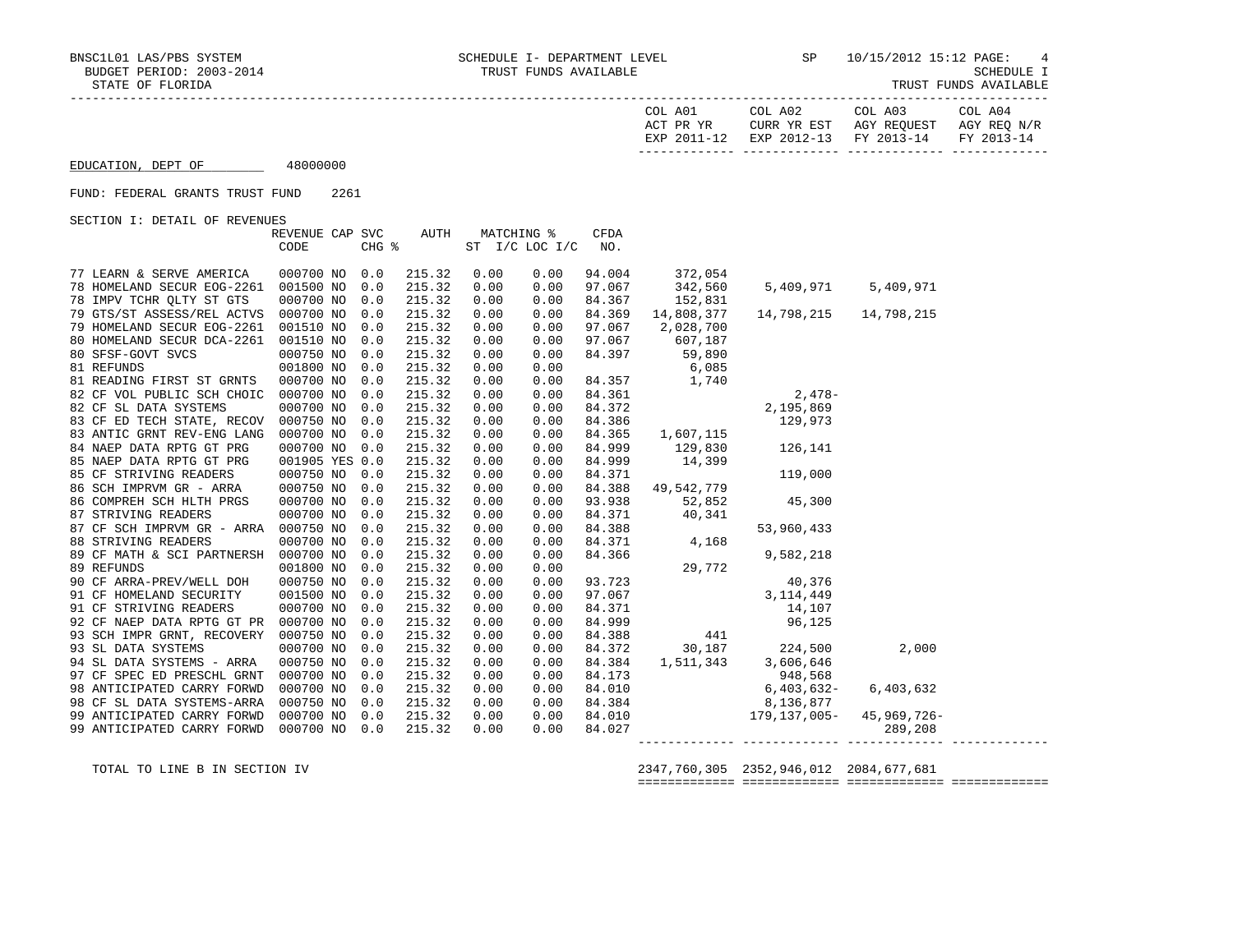BNSC1L01 LAS/PBS SYSTEM — SCHEDULE I- DEPARTMENT LEVEL — SP 10/15/2012 15:12

BUDGET PERIOD: 2003-2014 — TRUST FUNDS AVAILABLE — SCHEDULE I

STATE OF FLORIDA — TRUST FUNDS AVAILABLE

EDUCATION, DEPT OF 48000000

FUND: FEDERAL GRANTS TRUST FUND 2261

SECTION I: DETAIL OF REVENUES

| | REVENUE CODE | CAP CHG | SVC % | AUTH | MATCHING % ST | I/C LOC I/C | CFDA NO. | COL A01 ACT PR YR EXP 2011-12 | COL A02 CURR YR EST EXP 2012-13 | COL A03 AGY REQUEST FY 2013-14 | COL A04 AGY REQ N/R FY 2013-14 |
|---|---|---|---|---|---|---|---|---|---|---|---|
| 77 LEARN & SERVE AMERICA | 000700 | NO | 0.0 | 215.32 | 0.00 | 0.00 | 94.004 | 372,054 | | | |
| 78 HOMELAND SECUR EOG-2261 | 001500 | NO | 0.0 | 215.32 | 0.00 | 0.00 | 97.067 | 342,560 | 5,409,971 | 5,409,971 | |
| 78 IMPV TCHR QLTY ST GTS | 000700 | NO | 0.0 | 215.32 | 0.00 | 0.00 | 84.367 | 152,831 | | | |
| 79 GTS/ST ASSESS/REL ACTVS | 000700 | NO | 0.0 | 215.32 | 0.00 | 0.00 | 84.369 | 14,808,377 | 14,798,215 | 14,798,215 | |
| 79 HOMELAND SECUR EOG-2261 | 001510 | NO | 0.0 | 215.32 | 0.00 | 0.00 | 97.067 | 2,028,700 | | | |
| 80 HOMELAND SECUR DCA-2261 | 001510 | NO | 0.0 | 215.32 | 0.00 | 0.00 | 97.067 | 607,187 | | | |
| 80 SFSF-GOVT SVCS | 000750 | NO | 0.0 | 215.32 | 0.00 | 0.00 | 84.397 | 59,890 | | | |
| 81 REFUNDS | 001800 | NO | 0.0 | 215.32 | 0.00 | 0.00 | | 6,085 | | | |
| 81 READING FIRST ST GRNTS | 000700 | NO | 0.0 | 215.32 | 0.00 | 0.00 | 84.357 | 1,740 | | | |
| 82 CF VOL PUBLIC SCH CHOIC | 000700 | NO | 0.0 | 215.32 | 0.00 | 0.00 | 84.361 | | 2,478- | | |
| 82 CF SL DATA SYSTEMS | 000700 | NO | 0.0 | 215.32 | 0.00 | 0.00 | 84.372 | | 2,195,869 | | |
| 83 CF ED TECH STATE, RECOV | 000750 | NO | 0.0 | 215.32 | 0.00 | 0.00 | 84.386 | | 129,973 | | |
| 83 ANTIC GRNT REV-ENG LANG | 000700 | NO | 0.0 | 215.32 | 0.00 | 0.00 | 84.365 | 1,607,115 | | | |
| 84 NAEP DATA RPTG GT PRG | 000700 | NO | 0.0 | 215.32 | 0.00 | 0.00 | 84.999 | 129,830 | 126,141 | | |
| 85 NAEP DATA RPTG GT PRG | 001905 | YES | 0.0 | 215.32 | 0.00 | 0.00 | 84.999 | 14,399 | | | |
| 85 CF STRIVING READERS | 000750 | NO | 0.0 | 215.32 | 0.00 | 0.00 | 84.371 | | 119,000 | | |
| 86 SCH IMPRVM GR - ARRA | 000750 | NO | 0.0 | 215.32 | 0.00 | 0.00 | 84.388 | 49,542,779 | | | |
| 86 COMPREH SCH HLTH PRGS | 000700 | NO | 0.0 | 215.32 | 0.00 | 0.00 | 93.938 | 52,852 | 45,300 | | |
| 87 STRIVING READERS | 000700 | NO | 0.0 | 215.32 | 0.00 | 0.00 | 84.371 | 40,341 | | | |
| 87 CF SCH IMPRVM GR - ARRA | 000750 | NO | 0.0 | 215.32 | 0.00 | 0.00 | 84.388 | | 53,960,433 | | |
| 88 STRIVING READERS | 000700 | NO | 0.0 | 215.32 | 0.00 | 0.00 | 84.371 | 4,168 | | | |
| 89 CF MATH & SCI PARTNERSH | 000700 | NO | 0.0 | 215.32 | 0.00 | 0.00 | 84.366 | | 9,582,218 | | |
| 89 REFUNDS | 001800 | NO | 0.0 | 215.32 | 0.00 | 0.00 | | 29,772 | | | |
| 90 CF ARRA-PREV/WELL DOH | 000750 | NO | 0.0 | 215.32 | 0.00 | 0.00 | 93.723 | | 40,376 | | |
| 91 CF HOMELAND SECURITY | 001500 | NO | 0.0 | 215.32 | 0.00 | 0.00 | 97.067 | | 3,114,449 | | |
| 91 CF STRIVING READERS | 000700 | NO | 0.0 | 215.32 | 0.00 | 0.00 | 84.371 | | 14,107 | | |
| 92 CF NAEP DATA RPTG GT PR | 000700 | NO | 0.0 | 215.32 | 0.00 | 0.00 | 84.999 | | 96,125 | | |
| 93 SCH IMPR GRNT, RECOVERY | 000750 | NO | 0.0 | 215.32 | 0.00 | 0.00 | 84.388 | 441 | | | |
| 93 SL DATA SYSTEMS | 000700 | NO | 0.0 | 215.32 | 0.00 | 0.00 | 84.372 | 30,187 | 224,500 | 2,000 | |
| 94 SL DATA SYSTEMS - ARRA | 000750 | NO | 0.0 | 215.32 | 0.00 | 0.00 | 84.384 | 1,511,343 | 3,606,646 | | |
| 97 CF SPEC ED PRESCHL GRNT | 000700 | NO | 0.0 | 215.32 | 0.00 | 0.00 | 84.173 | | 948,568 | | |
| 98 ANTICIPATED CARRY FORWD | 000700 | NO | 0.0 | 215.32 | 0.00 | 0.00 | 84.010 | | 6,403,632- | 6,403,632 | |
| 98 CF SL DATA SYSTEMS-ARRA | 000750 | NO | 0.0 | 215.32 | 0.00 | 0.00 | 84.384 | | 8,136,877 | | |
| 99 ANTICIPATED CARRY FORWD | 000700 | NO | 0.0 | 215.32 | 0.00 | 0.00 | 84.010 | | 179,137,005- | 45,969,726- | |
| 99 ANTICIPATED CARRY FORWD | 000700 | NO | 0.0 | 215.32 | 0.00 | 0.00 | 84.027 | | | 289,208 | |
| TOTAL TO LINE B IN SECTION IV | | | | | | | | 2347,760,305 | 2352,946,012 | 2084,677,681 | |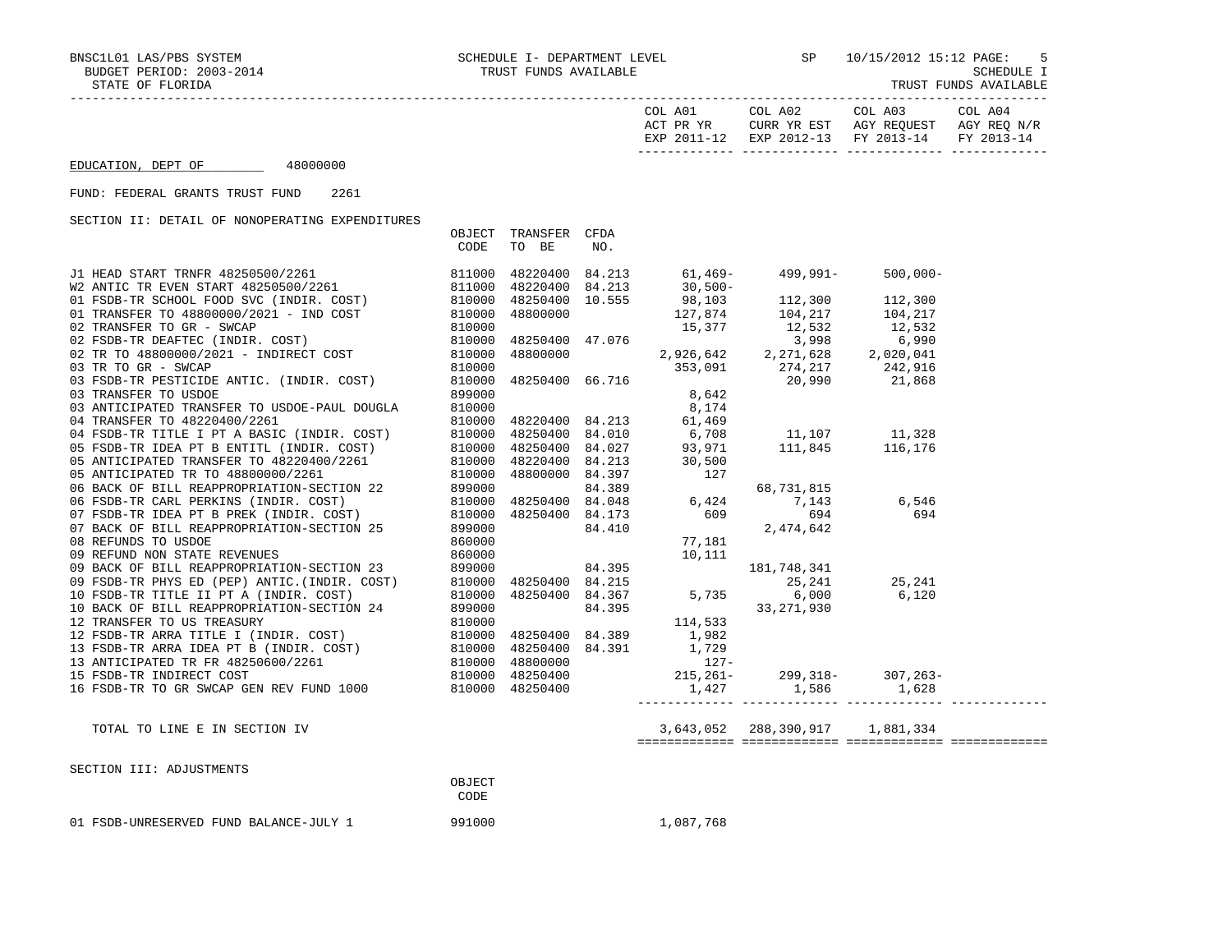BNSC1L01 LAS/PBS SYSTEM — SCHEDULE I- DEPARTMENT LEVEL — TRUST FUNDS AVAILABLE — SP 10/15/2012 15:12

BUDGET PERIOD: 2003-2014 — SCHEDULE I

STATE OF FLORIDA — TRUST FUNDS AVAILABLE

EDUCATION, DEPT OF 48000000

FUND: FEDERAL GRANTS TRUST FUND 2261

SECTION II: DETAIL OF NONOPERATING EXPENDITURES

| | OBJECT CODE | TRANSFER TO BE | CFDA NO. | COL A01 ACT PR YR EXP 2011-12 | COL A02 CURR YR EST EXP 2012-13 | COL A03 AGY REQUEST FY 2013-14 | COL A04 AGY REQ N/R FY 2013-14 |
|---|---|---|---|---|---|---|---|
| J1 HEAD START TRNFR 48250500/2261 | 811000 | 48220400 | 84.213 | 61,469- | 499,991- | 500,000- | |
| W2 ANTIC TR EVEN START 48250500/2261 | 811000 | 48220400 | 84.213 | 30,500- | | | |
| 01 FSDB-TR SCHOOL FOOD SVC (INDIR. COST) | 810000 | 48250400 | 10.555 | 98,103 | 112,300 | 112,300 | |
| 01 TRANSFER TO 48800000/2021 - IND COST | 810000 | 48800000 | | 127,874 | 104,217 | 104,217 | |
| 02 TRANSFER TO GR - SWCAP | 810000 | | | 15,377 | 12,532 | 12,532 | |
| 02 FSDB-TR DEAFTEC (INDIR. COST) | 810000 | 48250400 | 47.076 | | 3,998 | 6,990 | |
| 02 TR TO 48800000/2021 - INDIRECT COST | 810000 | 48800000 | | 2,926,642 | 2,271,628 | 2,020,041 | |
| 03 TR TO GR - SWCAP | 810000 | | | 353,091 | 274,217 | 242,916 | |
| 03 FSDB-TR PESTICIDE ANTIC. (INDIR. COST) | 810000 | 48250400 | 66.716 | | 20,990 | 21,868 | |
| 03 TRANSFER TO USDOE | 899000 | | | 8,642 | | | |
| 03 ANTICIPATED TRANSFER TO USDOE-PAUL DOUGLA | 810000 | | | 8,174 | | | |
| 04 TRANSFER TO 48220400/2261 | 810000 | 48220400 | 84.213 | 61,469 | | | |
| 04 FSDB-TR TITLE I PT A BASIC (INDIR. COST) | 810000 | 48250400 | 84.010 | 6,708 | 11,107 | 11,328 | |
| 05 FSDB-TR IDEA PT B ENTITL (INDIR. COST) | 810000 | 48250400 | 84.027 | 93,971 | 111,845 | 116,176 | |
| 05 ANTICIPATED TRANSFER TO 48220400/2261 | 810000 | 48220400 | 84.213 | 30,500 | | | |
| 05 ANTICIPATED TR TO 48800000/2261 | 810000 | 48800000 | 84.397 | 127 | | | |
| 06 BACK OF BILL REAPPROPRIATION-SECTION 22 | 899000 | | 84.389 | | 68,731,815 | | |
| 06 FSDB-TR CARL PERKINS (INDIR. COST) | 810000 | 48250400 | 84.048 | 6,424 | 7,143 | 6,546 | |
| 07 FSDB-TR IDEA PT B PREK (INDIR. COST) | 810000 | 48250400 | 84.173 | 609 | 694 | 694 | |
| 07 BACK OF BILL REAPPROPRIATION-SECTION 25 | 899000 | | 84.410 | | 2,474,642 | | |
| 08 REFUNDS TO USDOE | 860000 | | | 77,181 | | | |
| 09 REFUND NON STATE REVENUES | 860000 | | | 10,111 | | | |
| 09 BACK OF BILL REAPPROPRIATION-SECTION 23 | 899000 | | 84.395 | | 181,748,341 | | |
| 09 FSDB-TR PHYS ED (PEP) ANTIC.(INDIR. COST) | 810000 | 48250400 | 84.215 | | 25,241 | 25,241 | |
| 10 FSDB-TR TITLE II PT A (INDIR. COST) | 810000 | 48250400 | 84.367 | 5,735 | 6,000 | 6,120 | |
| 10 BACK OF BILL REAPPROPRIATION-SECTION 24 | 899000 | | 84.395 | | 33,271,930 | | |
| 12 TRANSFER TO US TREASURY | 810000 | | | 114,533 | | | |
| 12 FSDB-TR ARRA TITLE I (INDIR. COST) | 810000 | 48250400 | 84.389 | 1,982 | | | |
| 13 FSDB-TR ARRA IDEA PT B (INDIR. COST) | 810000 | 48250400 | 84.391 | 1,729 | | | |
| 13 ANTICIPATED TR FR 48250600/2261 | 810000 | 48800000 | | 127- | | | |
| 15 FSDB-TR INDIRECT COST | 810000 | 48250400 | | 215,261- | 299,318- | 307,263- | |
| 16 FSDB-TR TO GR SWCAP GEN REV FUND 1000 | 810000 | 48250400 | | 1,427 | 1,586 | 1,628 | |
| TOTAL TO LINE E IN SECTION IV | | | | 3,643,052 | 288,390,917 | 1,881,334 | |

SECTION III: ADJUSTMENTS

| | OBJECT CODE | COL A01 |
|---|---|---|
| 01 FSDB-UNRESERVED FUND BALANCE-JULY 1 | 991000 | 1,087,768 |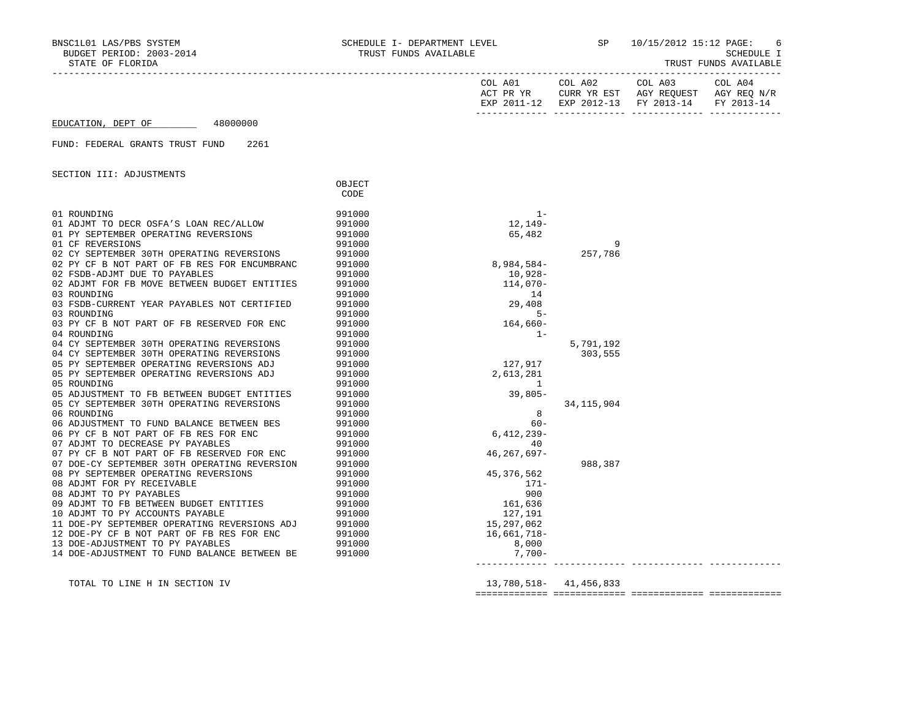BNSC1L01 LAS/PBS SYSTEM — SCHEDULE I- DEPARTMENT LEVEL — TRUST FUNDS AVAILABLE — SP 10/15/2012 15:12

BUDGET PERIOD: 2003-2014 — SCHEDULE I

STATE OF FLORIDA — TRUST FUNDS AVAILABLE

EDUCATION, DEPT OF 48000000

FUND: FEDERAL GRANTS TRUST FUND 2261

SECTION III: ADJUSTMENTS

| | OBJECT CODE | COL A01 ACT PR YR EXP 2011-12 | COL A02 CURR YR EST EXP 2012-13 | COL A03 AGY REQUEST FY 2013-14 | COL A04 AGY REQ N/R FY 2013-14 |
|---|---|---|---|---|---|
| 01 ROUNDING | 991000 | 1- | | | |
| 01 ADJMT TO DECR OSFA'S LOAN REC/ALLOW | 991000 | 12,149- | | | |
| 01 PY SEPTEMBER OPERATING REVERSIONS | 991000 | 65,482 | | | |
| 01 CF REVERSIONS | 991000 | | 9 | | |
| 02 CY SEPTEMBER 30TH OPERATING REVERSIONS | 991000 | | 257,786 | | |
| 02 PY CF B NOT PART OF FB RES FOR ENCUMBRANC | 991000 | 8,984,584- | | | |
| 02 FSDB-ADJMT DUE TO PAYABLES | 991000 | 10,928- | | | |
| 02 ADJMT FOR FB MOVE BETWEEN BUDGET ENTITIES | 991000 | 114,070- | | | |
| 03 ROUNDING | 991000 | 14 | | | |
| 03 FSDB-CURRENT YEAR PAYABLES NOT CERTIFIED | 991000 | 29,408 | | | |
| 03 ROUNDING | 991000 | 5- | | | |
| 03 PY CF B NOT PART OF FB RESERVED FOR ENC | 991000 | 164,660- | | | |
| 04 ROUNDING | 991000 | 1- | | | |
| 04 CY SEPTEMBER 30TH OPERATING REVERSIONS | 991000 | | 5,791,192 | | |
| 04 CY SEPTEMBER 30TH OPERATING REVERSIONS | 991000 | | 303,555 | | |
| 05 PY SEPTEMBER OPERATING REVERSIONS ADJ | 991000 | 127,917 | | | |
| 05 PY SEPTEMBER OPERATING REVERSIONS ADJ | 991000 | 2,613,281 | | | |
| 05 ROUNDING | 991000 | 1 | | | |
| 05 ADJUSTMENT TO FB BETWEEN BUDGET ENTITIES | 991000 | 39,805- | | | |
| 05 CY SEPTEMBER 30TH OPERATING REVERSIONS | 991000 | | 34,115,904 | | |
| 06 ROUNDING | 991000 | 8 | | | |
| 06 ADJUSTMENT TO FUND BALANCE BETWEEN BES | 991000 | 60- | | | |
| 06 PY CF B NOT PART OF FB RES FOR ENC | 991000 | 6,412,239- | | | |
| 07 ADJMT TO DECREASE PY PAYABLES | 991000 | 40 | | | |
| 07 PY CF B NOT PART OF FB RESERVED FOR ENC | 991000 | 46,267,697- | | | |
| 07 DOE-CY SEPTEMBER 30TH OPERATING REVERSION | 991000 | | 988,387 | | |
| 08 PY SEPTEMBER OPERATING REVERSIONS | 991000 | 45,376,562 | | | |
| 08 ADJMT FOR PY RECEIVABLE | 991000 | 171- | | | |
| 08 ADJMT TO PY PAYABLES | 991000 | 900 | | | |
| 09 ADJMT TO FB BETWEEN BUDGET ENTITIES | 991000 | 161,636 | | | |
| 10 ADJMT TO PY ACCOUNTS PAYABLE | 991000 | 127,191 | | | |
| 11 DOE-PY SEPTEMBER OPERATING REVERSIONS ADJ | 991000 | 15,297,062 | | | |
| 12 DOE-PY CF B NOT PART OF FB RES FOR ENC | 991000 | 16,661,718- | | | |
| 13 DOE-ADJUSTMENT TO PY PAYABLES | 991000 | 8,000 | | | |
| 14 DOE-ADJUSTMENT TO FUND BALANCE BETWEEN BE | 991000 | 7,700- | | | |
| TOTAL TO LINE H IN SECTION IV | | 13,780,518- | 41,456,833 | | |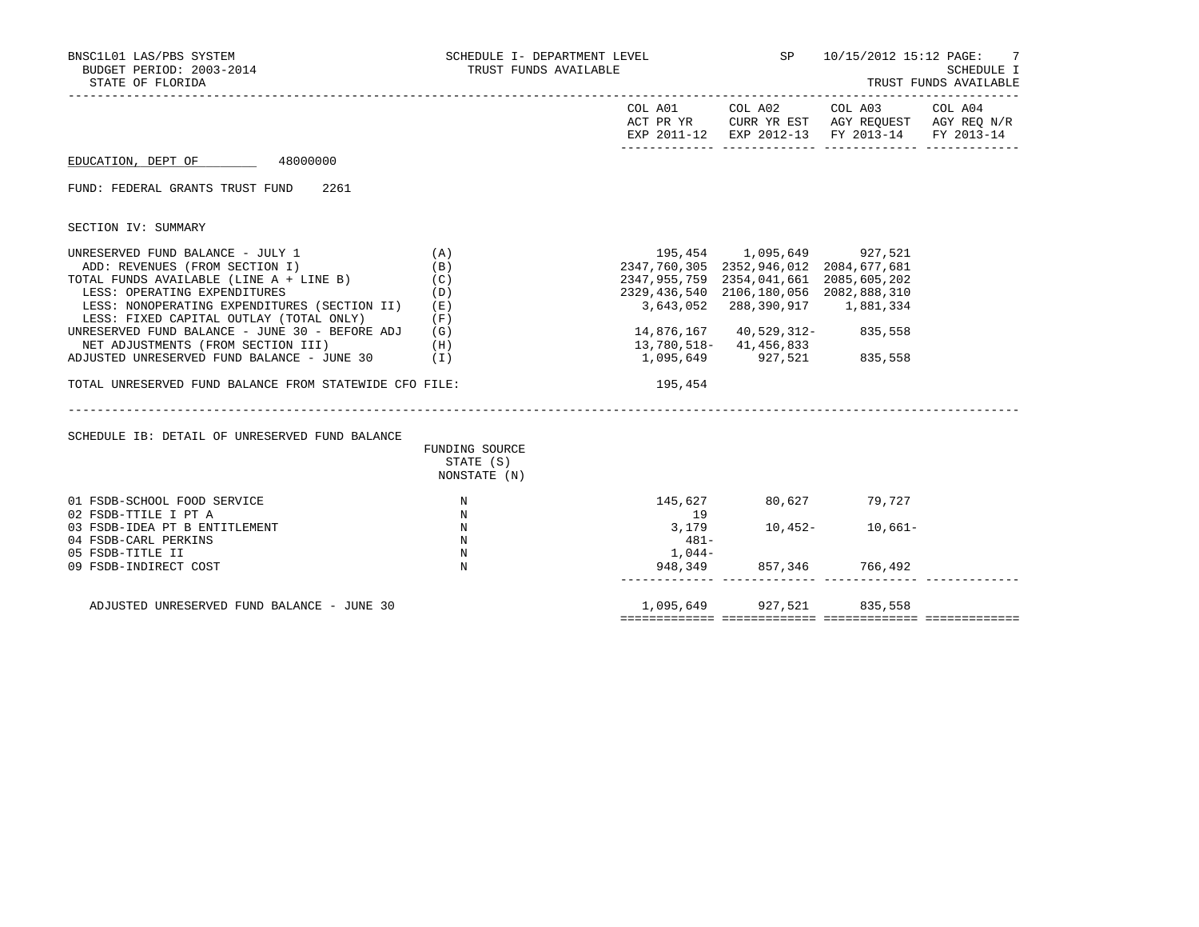BNSC1L01 LAS/PBS SYSTEM — SCHEDULE I- DEPARTMENT LEVEL — TRUST FUNDS AVAILABLE — SP 10/15/2012 15:12

BUDGET PERIOD: 2003-2014 — SCHEDULE I

STATE OF FLORIDA — TRUST FUNDS AVAILABLE

EDUCATION, DEPT OF 48000000

FUND: FEDERAL GRANTS TRUST FUND 2261

SECTION IV: SUMMARY

| | | COL A01 ACT PR YR EXP 2011-12 | COL A02 CURR YR EST EXP 2012-13 | COL A03 AGY REQUEST FY 2013-14 | COL A04 AGY REQ N/R FY 2013-14 |
|---|---|---|---|---|---|
| UNRESERVED FUND BALANCE - JULY 1 | (A) | 195,454 | 1,095,649 | 927,521 | |
| ADD: REVENUES (FROM SECTION I) | (B) | 2347,760,305 | 2352,946,012 | 2084,677,681 | |
| TOTAL FUNDS AVAILABLE (LINE A + LINE B) | (C) | 2347,955,759 | 2354,041,661 | 2085,605,202 | |
| LESS: OPERATING EXPENDITURES | (D) | 2329,436,540 | 2106,180,056 | 2082,888,310 | |
| LESS: NONOPERATING EXPENDITURES (SECTION II) | (E) | 3,643,052 | 288,390,917 | 1,881,334 | |
| LESS: FIXED CAPITAL OUTLAY (TOTAL ONLY) | (F) | | | | |
| UNRESERVED FUND BALANCE - JUNE 30 - BEFORE ADJ | (G) | 14,876,167 | 40,529,312- | 835,558 | |
| NET ADJUSTMENTS (FROM SECTION III) | (H) | 13,780,518- | 41,456,833 | | |
| ADJUSTED UNRESERVED FUND BALANCE - JUNE 30 | (I) | 1,095,649 | 927,521 | 835,558 | |
| TOTAL UNRESERVED FUND BALANCE FROM STATEWIDE CFO FILE: | | 195,454 | | | |

SCHEDULE IB: DETAIL OF UNRESERVED FUND BALANCE

| | FUNDING SOURCE STATE (S) NONSTATE (N) | COL A01 | COL A02 | COL A03 | COL A04 |
|---|---|---|---|---|---|
| 01 FSDB-SCHOOL FOOD SERVICE | N | 145,627 | 80,627 | 79,727 | |
| 02 FSDB-TTILE I PT A | N | 19 | | | |
| 03 FSDB-IDEA PT B ENTITLEMENT | N | 3,179 | 10,452- | 10,661- | |
| 04 FSDB-CARL PERKINS | N | 481- | | | |
| 05 FSDB-TITLE II | N | 1,044- | | | |
| 09 FSDB-INDIRECT COST | N | 948,349 | 857,346 | 766,492 | |
| ADJUSTED UNRESERVED FUND BALANCE - JUNE 30 | | 1,095,649 | 927,521 | 835,558 | |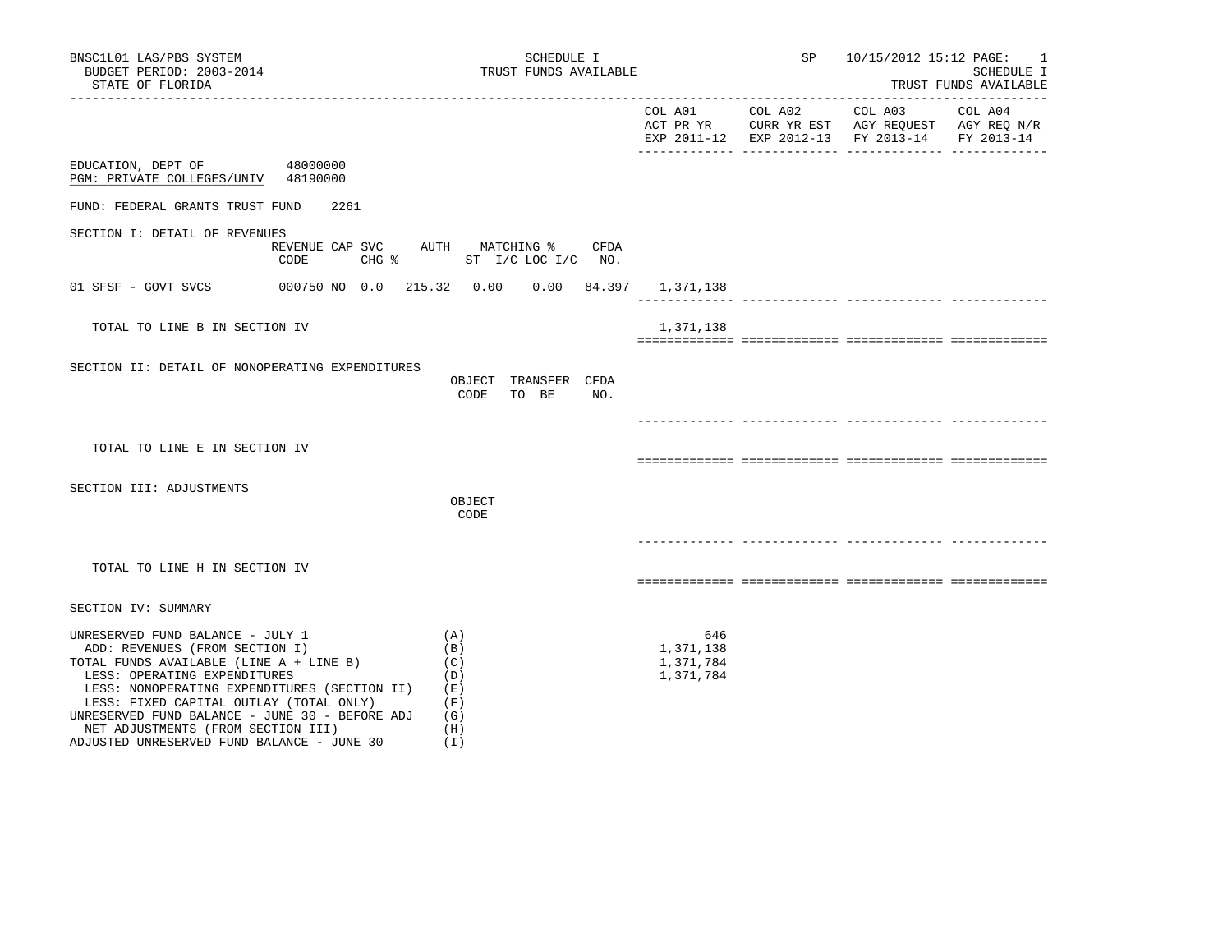BNSC1L01 LAS/PBS SYSTEM
BUDGET PERIOD: 2003-2014
STATE OF FLORIDA

SCHEDULE I
TRUST FUNDS AVAILABLE

SP 10/15/2012 15:12

SCHEDULE I
TRUST FUNDS AVAILABLE

| | COL A01 ACT PR YR EXP 2011-12 | COL A02 CURR YR EST EXP 2012-13 | COL A03 AGY REQUEST FY 2013-14 | COL A04 AGY REQ N/R FY 2013-14 |
|---|---|---|---|---|

EDUCATION, DEPT OF 48000000
PGM: PRIVATE COLLEGES/UNIV 48190000

FUND: FEDERAL GRANTS TRUST FUND 2261

## SECTION I: DETAIL OF REVENUES

| | REVENUE CODE | CAP SVC CHG % | AUTH ST | MATCHING % I/C | LOC I/C | CFDA NO. | COL A01 | COL A02 | COL A03 | COL A04 |
|---|---|---|---|---|---|---|---|---|---|---|
| 01 SFSF - GOVT SVCS | 000750 | NO 0.0 | 215.32 | 0.00 | 0.00 | 84.397 | 1,371,138 | | | |
| TOTAL TO LINE B IN SECTION IV | | | | | | | 1,371,138 | | | |

## SECTION II: DETAIL OF NONOPERATING EXPENDITURES

| | OBJECT CODE | TRANSFER TO BE | CFDA NO. | COL A01 | COL A02 | COL A03 | COL A04 |
|---|---|---|---|---|---|---|---|
| TOTAL TO LINE E IN SECTION IV | | | | | | | |

## SECTION III: ADJUSTMENTS

| | OBJECT CODE | COL A01 | COL A02 | COL A03 | COL A04 |
|---|---|---|---|---|---|
| TOTAL TO LINE H IN SECTION IV | | | | | |

## SECTION IV: SUMMARY

| | | COL A01 | COL A02 | COL A03 | COL A04 |
|---|---|---|---|---|---|
| UNRESERVED FUND BALANCE - JULY 1 | (A) | 646 | | | |
| ADD: REVENUES (FROM SECTION I) | (B) | 1,371,138 | | | |
| TOTAL FUNDS AVAILABLE (LINE A + LINE B) | (C) | 1,371,784 | | | |
| LESS: OPERATING EXPENDITURES | (D) | 1,371,784 | | | |
| LESS: NONOPERATING EXPENDITURES (SECTION II) | (E) | | | | |
| LESS: FIXED CAPITAL OUTLAY (TOTAL ONLY) | (F) | | | | |
| UNRESERVED FUND BALANCE - JUNE 30 - BEFORE ADJ | (G) | | | | |
| NET ADJUSTMENTS (FROM SECTION III) | (H) | | | | |
| ADJUSTED UNRESERVED FUND BALANCE - JUNE 30 | (I) | | | | |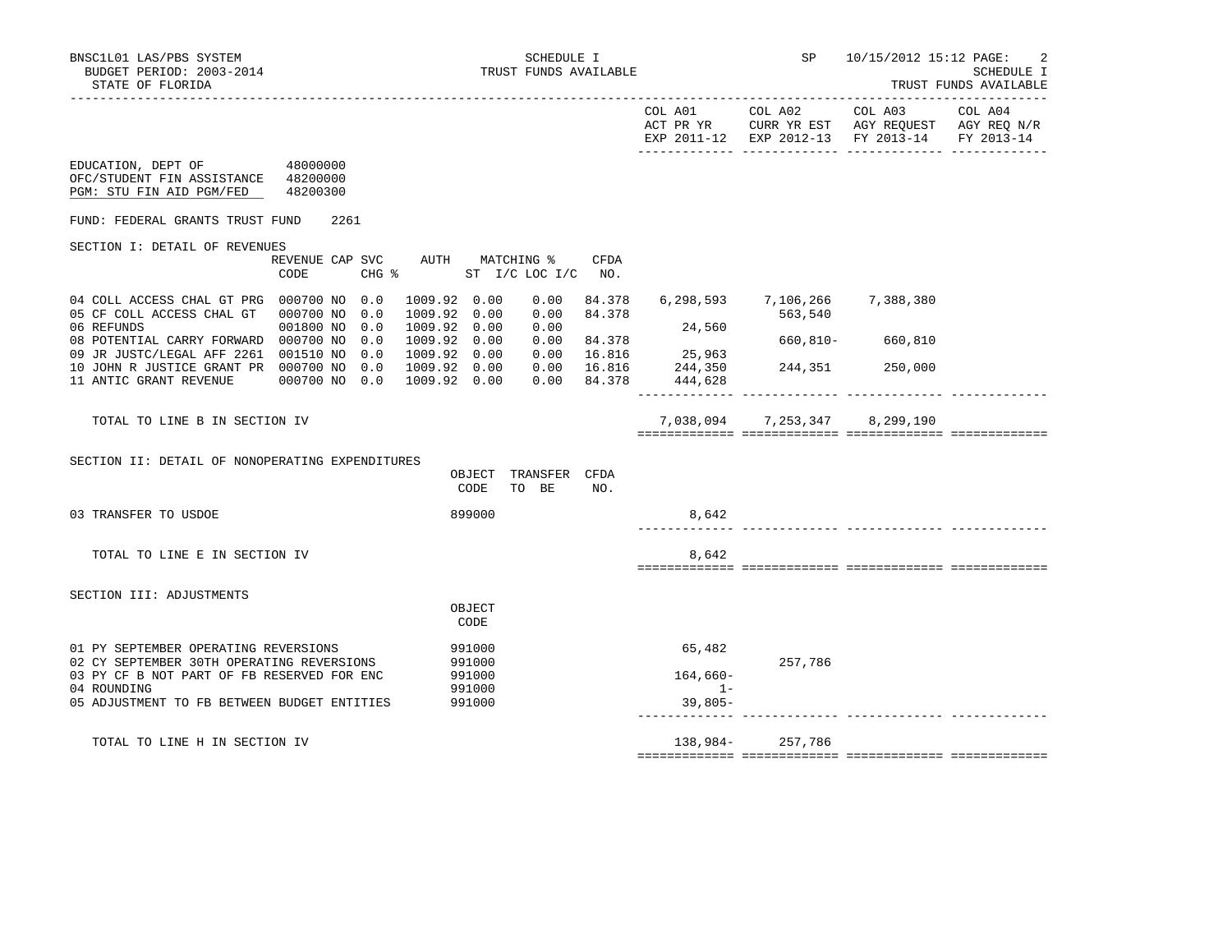EDUCATION, DEPT OF 48000000
OFC/STUDENT FIN ASSISTANCE 48200000
PGM: STU FIN AID PGM/FED 48200300

FUND: FEDERAL GRANTS TRUST FUND 2261

SECTION I: DETAIL OF REVENUES

| | REVENUE CODE | CAP | SVC CHG % | AUTH | MATCHING % ST I/C | LOC I/C | CFDA NO. | COL A01 ACT PR YR EXP 2011-12 | COL A02 CURR YR EST EXP 2012-13 | COL A03 AGY REQUEST FY 2013-14 | COL A04 AGY REQ N/R FY 2013-14 |
|---|---|---|---|---|---|---|---|---|---|---|---|
| 04 COLL ACCESS CHAL GT PRG | 000700 | NO | 0.0 | 1009.92 | 0.00 | 0.00 | 84.378 | 6,298,593 | 7,106,266 | 7,388,380 | |
| 05 CF COLL ACCESS CHAL GT | 000700 | NO | 0.0 | 1009.92 | 0.00 | 0.00 | 84.378 | | 563,540 | | |
| 06 REFUNDS | 001800 | NO | 0.0 | 1009.92 | 0.00 | 0.00 | | 24,560 | | | |
| 08 POTENTIAL CARRY FORWARD | 000700 | NO | 0.0 | 1009.92 | 0.00 | 0.00 | 84.378 | | 660,810- | 660,810 | |
| 09 JR JUSTC/LEGAL AFF 2261 | 001510 | NO | 0.0 | 1009.92 | 0.00 | 0.00 | 16.816 | 25,963 | | | |
| 10 JOHN R JUSTICE GRANT PR | 000700 | NO | 0.0 | 1009.92 | 0.00 | 0.00 | 16.816 | 244,350 | 244,351 | 250,000 | |
| 11 ANTIC GRANT REVENUE | 000700 | NO | 0.0 | 1009.92 | 0.00 | 0.00 | 84.378 | 444,628 | | | |
| TOTAL TO LINE B IN SECTION IV | | | | | | | | 7,038,094 | 7,253,347 | 8,299,190 | |

SECTION II: DETAIL OF NONOPERATING EXPENDITURES

| | OBJECT CODE | TRANSFER TO BE | CFDA NO. | COL A01 | COL A02 | COL A03 | COL A04 |
|---|---|---|---|---|---|---|---|
| 03 TRANSFER TO USDOE | 899000 | | | 8,642 | | | |
| TOTAL TO LINE E IN SECTION IV | | | | 8,642 | | | |

SECTION III: ADJUSTMENTS

| | OBJECT CODE | COL A01 | COL A02 | COL A03 | COL A04 |
|---|---|---|---|---|---|
| 01 PY SEPTEMBER OPERATING REVERSIONS | 991000 | 65,482 | | | |
| 02 CY SEPTEMBER 30TH OPERATING REVERSIONS | 991000 | | 257,786 | | |
| 03 PY CF B NOT PART OF FB RESERVED FOR ENC | 991000 | 164,660- | | | |
| 04 ROUNDING | 991000 | 1- | | | |
| 05 ADJUSTMENT TO FB BETWEEN BUDGET ENTITIES | 991000 | 39,805- | | | |
| TOTAL TO LINE H IN SECTION IV | | 138,984- | 257,786 | | |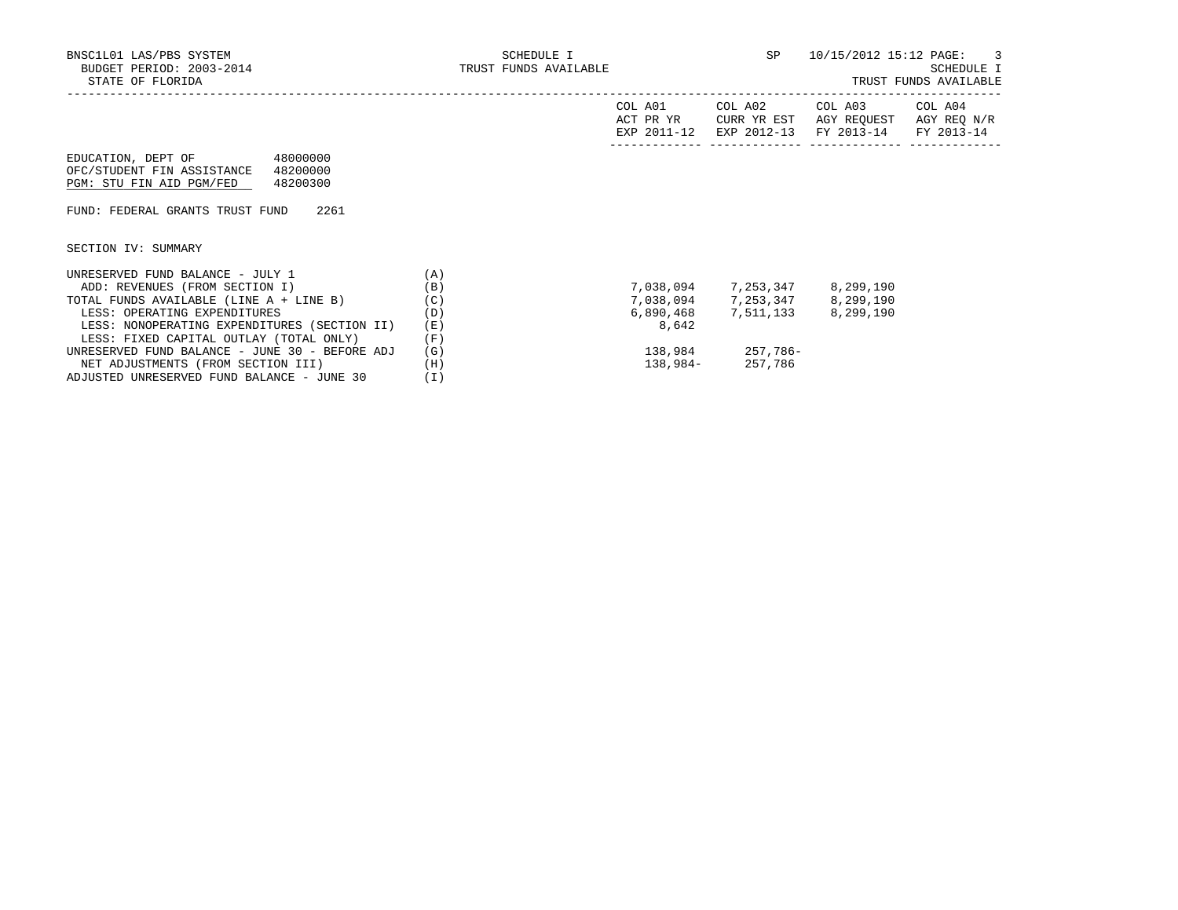BNSC1L01 LAS/PBS SYSTEM
BUDGET PERIOD: 2003-2014
STATE OF FLORIDA

SCHEDULE I
TRUST FUNDS AVAILABLE

SP 10/15/2012 15:12

SCHEDULE I
TRUST FUNDS AVAILABLE

EDUCATION, DEPT OF 48000000
OFC/STUDENT FIN ASSISTANCE 48200000
PGM: STU FIN AID PGM/FED 48200300

FUND: FEDERAL GRANTS TRUST FUND 2261

SECTION IV: SUMMARY

| | | COL A01 ACT PR YR EXP 2011-12 | COL A02 CURR YR EST EXP 2012-13 | COL A03 AGY REQUEST FY 2013-14 | COL A04 AGY REQ N/R FY 2013-14 |
|---|---|---|---|---|---|
| UNRESERVED FUND BALANCE - JULY 1 | (A) | | | | |
| ADD: REVENUES (FROM SECTION I) | (B) | 7,038,094 | 7,253,347 | 8,299,190 | |
| TOTAL FUNDS AVAILABLE (LINE A + LINE B) | (C) | 7,038,094 | 7,253,347 | 8,299,190 | |
| LESS: OPERATING EXPENDITURES | (D) | 6,890,468 | 7,511,133 | 8,299,190 | |
| LESS: NONOPERATING EXPENDITURES (SECTION II) | (E) | 8,642 | | | |
| LESS: FIXED CAPITAL OUTLAY (TOTAL ONLY) | (F) | | | | |
| UNRESERVED FUND BALANCE - JUNE 30 - BEFORE ADJ | (G) | 138,984 | 257,786- | | |
| NET ADJUSTMENTS (FROM SECTION III) | (H) | 138,984- | 257,786 | | |
| ADJUSTED UNRESERVED FUND BALANCE - JUNE 30 | (I) | | | | |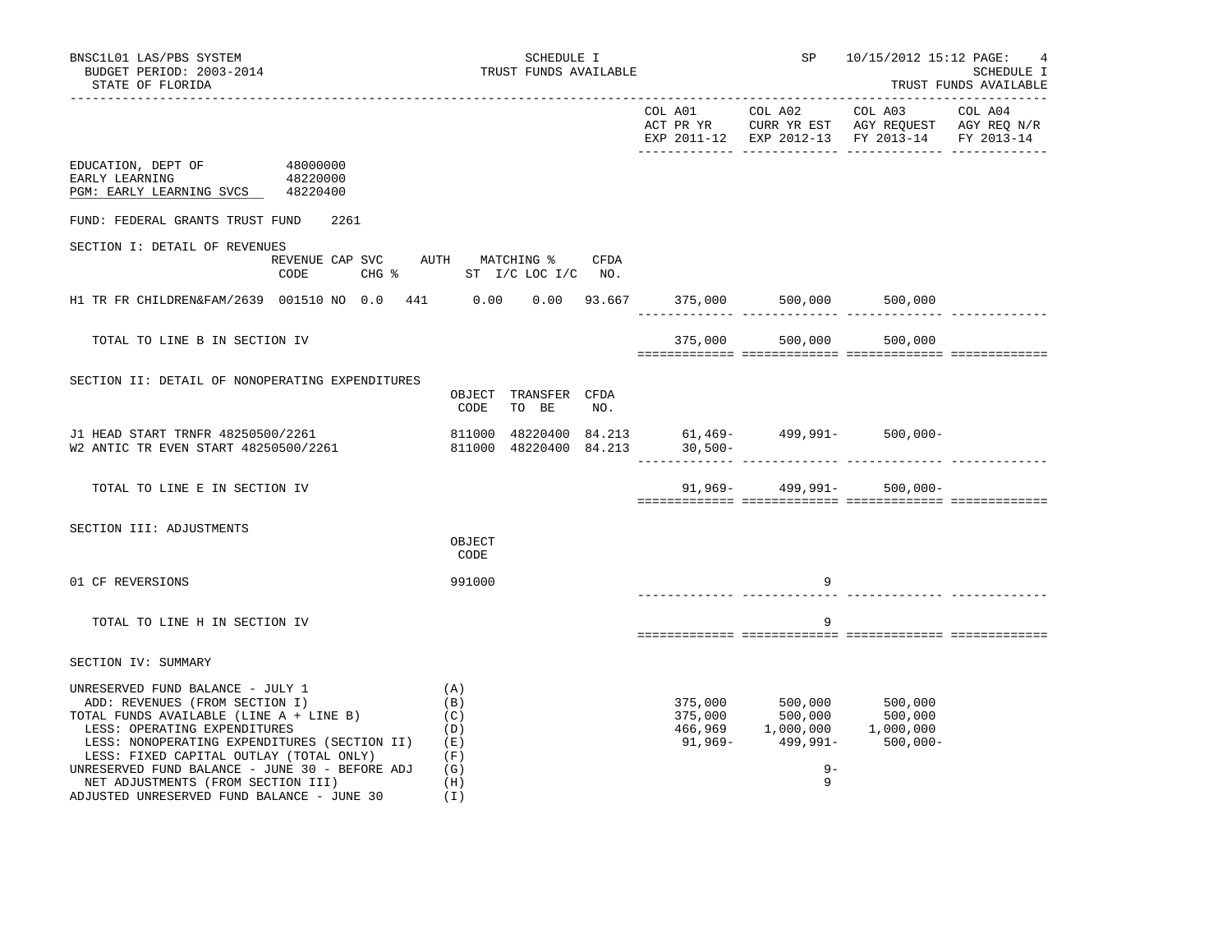BNSC1L01 LAS/PBS SYSTEM — SCHEDULE I — TRUST FUNDS AVAILABLE — SP 10/15/2012 15:12

BUDGET PERIOD: 2003-2014

STATE OF FLORIDA

| | COL A01 ACT PR YR EXP 2011-12 | COL A02 CURR YR EST EXP 2012-13 | COL A03 AGY REQUEST FY 2013-14 | COL A04 AGY REQ N/R FY 2013-14 |
|---|---|---|---|---|

EDUCATION, DEPT OF 48000000
EARLY LEARNING 48220000
PGM: EARLY LEARNING SVCS 48220400

FUND: FEDERAL GRANTS TRUST FUND 2261

SECTION I: DETAIL OF REVENUES

| | REVENUE CODE | CAP | SVC CHG % | AUTH ST | MATCHING % I/C | LOC I/C | CFDA NO. | COL A01 | COL A02 | COL A03 | COL A04 |
|---|---|---|---|---|---|---|---|---|---|---|---|
| H1 TR FR CHILDREN&FAM/2639 | 001510 | NO | 0.0 | 441 | 0.00 | 0.00 | 93.667 | 375,000 | 500,000 | 500,000 | |
| TOTAL TO LINE B IN SECTION IV | | | | | | | | 375,000 | 500,000 | 500,000 | |

SECTION II: DETAIL OF NONOPERATING EXPENDITURES

| | OBJECT CODE | TRANSFER TO BE | CFDA NO. | COL A01 | COL A02 | COL A03 | COL A04 |
|---|---|---|---|---|---|---|---|
| J1 HEAD START TRNFR 48250500/2261 | 811000 | 48220400 | 84.213 | 61,469- | 499,991- | 500,000- | |
| W2 ANTIC TR EVEN START 48250500/2261 | 811000 | 48220400 | 84.213 | 30,500- | | | |
| TOTAL TO LINE E IN SECTION IV | | | | 91,969- | 499,991- | 500,000- | |

SECTION III: ADJUSTMENTS

| | OBJECT CODE | COL A01 | COL A02 | COL A03 | COL A04 |
|---|---|---|---|---|---|
| 01 CF REVERSIONS | 991000 | | 9 | | |
| TOTAL TO LINE H IN SECTION IV | | | 9 | | |

SECTION IV: SUMMARY

| | | COL A01 | COL A02 | COL A03 | COL A04 |
|---|---|---|---|---|---|
| UNRESERVED FUND BALANCE - JULY 1 | (A) | | | | |
| ADD: REVENUES (FROM SECTION I) | (B) | 375,000 | 500,000 | 500,000 | |
| TOTAL FUNDS AVAILABLE (LINE A + LINE B) | (C) | 375,000 | 500,000 | 500,000 | |
| LESS: OPERATING EXPENDITURES | (D) | 466,969 | 1,000,000 | 1,000,000 | |
| LESS: NONOPERATING EXPENDITURES (SECTION II) | (E) | 91,969- | 499,991- | 500,000- | |
| LESS: FIXED CAPITAL OUTLAY (TOTAL ONLY) | (F) | | | | |
| UNRESERVED FUND BALANCE - JUNE 30 - BEFORE ADJ | (G) | | 9- | | |
| NET ADJUSTMENTS (FROM SECTION III) | (H) | | 9 | | |
| ADJUSTED UNRESERVED FUND BALANCE - JUNE 30 | (I) | | | | |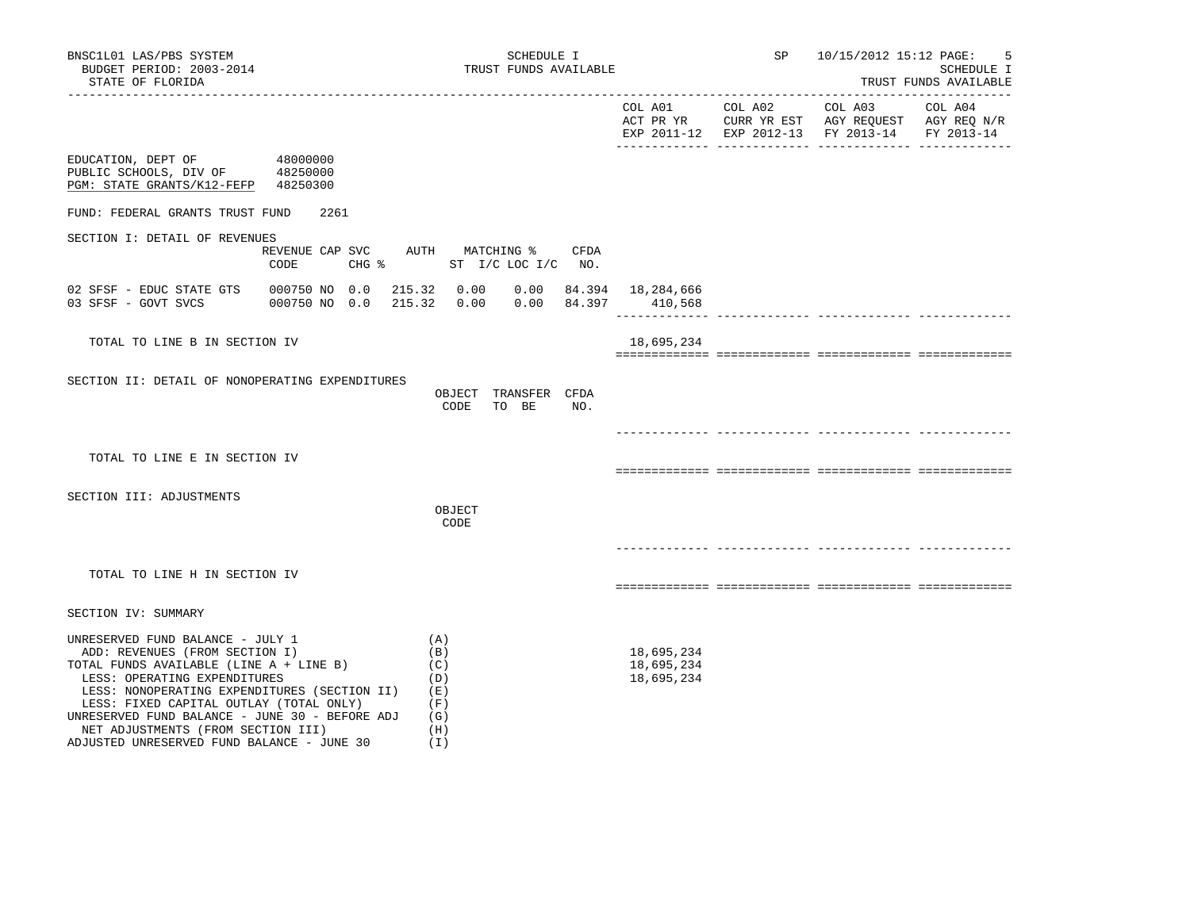BNSC1L01 LAS/PBS SYSTEM
BUDGET PERIOD: 2003-2014
STATE OF FLORIDA

SCHEDULE I
TRUST FUNDS AVAILABLE

SP 10/15/2012 15:12

SCHEDULE I
TRUST FUNDS AVAILABLE

| | COL A01 ACT PR YR EXP 2011-12 | COL A02 CURR YR EST EXP 2012-13 | COL A03 AGY REQUEST FY 2013-14 | COL A04 AGY REQ N/R FY 2013-14 |
|---|---|---|---|---|

EDUCATION, DEPT OF 48000000
PUBLIC SCHOOLS, DIV OF 48250000
PGM: STATE GRANTS/K12-FEFP 48250300

FUND: FEDERAL GRANTS TRUST FUND 2261

## SECTION I: DETAIL OF REVENUES

| | REVENUE CODE | CAP | SVC CHG % | AUTH ST | MATCHING % I/C | LOC I/C | CFDA NO. | COL A01 | COL A02 | COL A03 | COL A04 |
|---|---|---|---|---|---|---|---|---|---|---|---|
| 02 SFSF - EDUC STATE GTS | 000750 | NO | 0.0 | 215.32 | 0.00 | 0.00 | 84.394 | 18,284,666 | | | |
| 03 SFSF - GOVT SVCS | 000750 | NO | 0.0 | 215.32 | 0.00 | 0.00 | 84.397 | 410,568 | | | |
| TOTAL TO LINE B IN SECTION IV | | | | | | | | 18,695,234 | | | |

## SECTION II: DETAIL OF NONOPERATING EXPENDITURES

| | OBJECT CODE | TRANSFER TO BE | CFDA NO. | COL A01 | COL A02 | COL A03 | COL A04 |
|---|---|---|---|---|---|---|---|
| TOTAL TO LINE E IN SECTION IV | | | | | | | |

## SECTION III: ADJUSTMENTS

| | OBJECT CODE | COL A01 | COL A02 | COL A03 | COL A04 |
|---|---|---|---|---|---|
| TOTAL TO LINE H IN SECTION IV | | | | | |

## SECTION IV: SUMMARY

| | | COL A01 | COL A02 | COL A03 | COL A04 |
|---|---|---|---|---|---|
| UNRESERVED FUND BALANCE - JULY 1 | (A) | | | | |
| ADD: REVENUES (FROM SECTION I) | (B) | 18,695,234 | | | |
| TOTAL FUNDS AVAILABLE (LINE A + LINE B) | (C) | 18,695,234 | | | |
| LESS: OPERATING EXPENDITURES | (D) | 18,695,234 | | | |
| LESS: NONOPERATING EXPENDITURES (SECTION II) | (E) | | | | |
| LESS: FIXED CAPITAL OUTLAY (TOTAL ONLY) | (F) | | | | |
| UNRESERVED FUND BALANCE - JUNE 30 - BEFORE ADJ | (G) | | | | |
| NET ADJUSTMENTS (FROM SECTION III) | (H) | | | | |
| ADJUSTED UNRESERVED FUND BALANCE - JUNE 30 | (I) | | | | |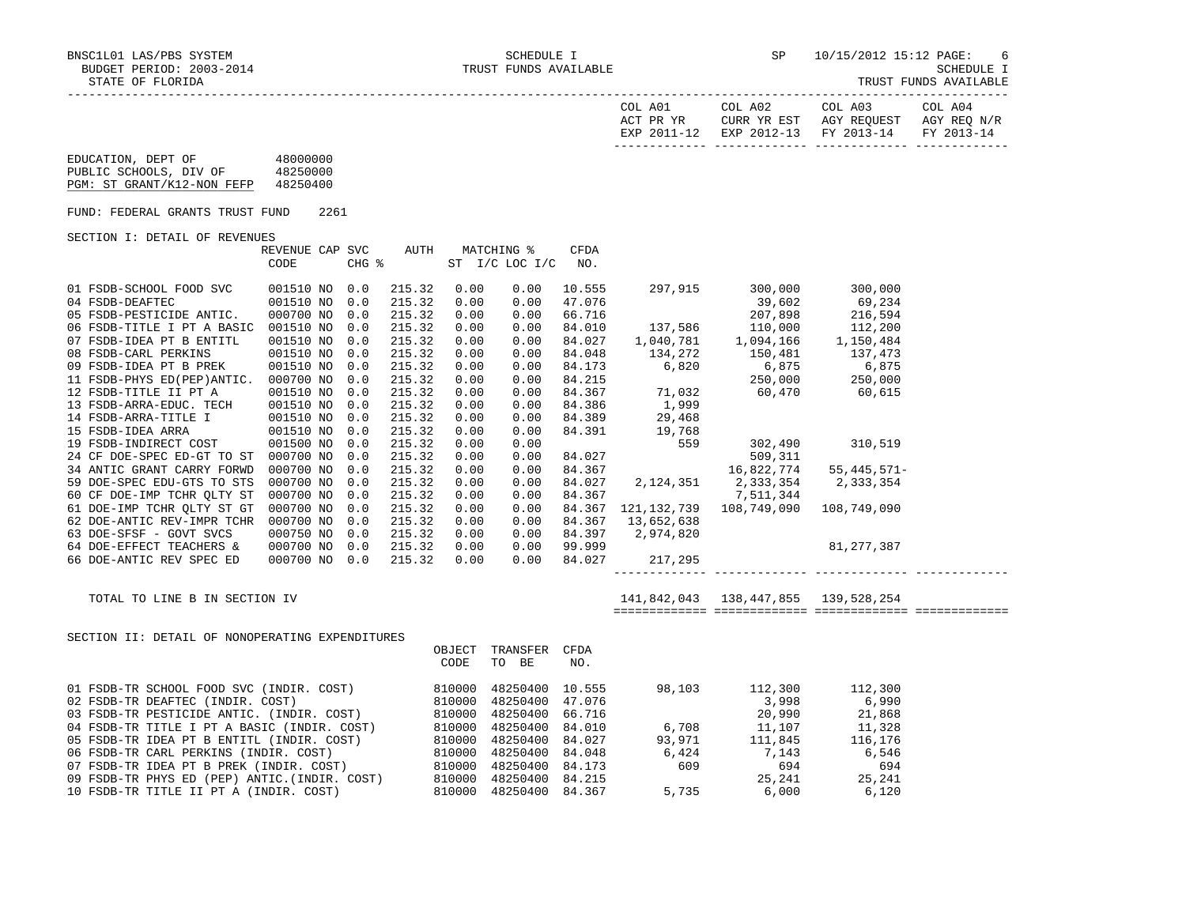BNSC1L01 LAS/PBS SYSTEM — SCHEDULE I — TRUST FUNDS AVAILABLE — SP 10/15/2012 15:12

BUDGET PERIOD: 2003-2014

STATE OF FLORIDA

| | | COL A01 ACT PR YR EXP 2011-12 | COL A02 CURR YR EST EXP 2012-13 | COL A03 AGY REQUEST FY 2013-14 | COL A04 AGY REQ N/R FY 2013-14 |
|---|---|---|---|---|---|

EDUCATION, DEPT OF 48000000

PUBLIC SCHOOLS, DIV OF 48250000

PGM: ST GRANT/K12-NON FEFP 48250400

FUND: FEDERAL GRANTS TRUST FUND 2261

SECTION I: DETAIL OF REVENUES

| | REVENUE CODE | CAP | SVC CHG % | AUTH | MATCHING % ST | I/C | LOC I/C | CFDA NO. | COL A01 | COL A02 | COL A03 | COL A04 |
|---|---|---|---|---|---|---|---|---|---|---|---|---|
| 01 FSDB-SCHOOL FOOD SVC | 001510 | NO | 0.0 | 215.32 | 0.00 | | 0.00 | 10.555 | 297,915 | 300,000 | 300,000 | |
| 04 FSDB-DEAFTEC | 001510 | NO | 0.0 | 215.32 | 0.00 | | 0.00 | 47.076 | | 39,602 | 69,234 | |
| 05 FSDB-PESTICIDE ANTIC. | 000700 | NO | 0.0 | 215.32 | 0.00 | | 0.00 | 66.716 | | 207,898 | 216,594 | |
| 06 FSDB-TITLE I PT A BASIC | 001510 | NO | 0.0 | 215.32 | 0.00 | | 0.00 | 84.010 | 137,586 | 110,000 | 112,200 | |
| 07 FSDB-IDEA PT B ENTITL | 001510 | NO | 0.0 | 215.32 | 0.00 | | 0.00 | 84.027 | 1,040,781 | 1,094,166 | 1,150,484 | |
| 08 FSDB-CARL PERKINS | 001510 | NO | 0.0 | 215.32 | 0.00 | | 0.00 | 84.048 | 134,272 | 150,481 | 137,473 | |
| 09 FSDB-IDEA PT B PREK | 001510 | NO | 0.0 | 215.32 | 0.00 | | 0.00 | 84.173 | 6,820 | 6,875 | 6,875 | |
| 11 FSDB-PHYS ED(PEP)ANTIC. | 000700 | NO | 0.0 | 215.32 | 0.00 | | 0.00 | 84.215 | | 250,000 | 250,000 | |
| 12 FSDB-TITLE II PT A | 001510 | NO | 0.0 | 215.32 | 0.00 | | 0.00 | 84.367 | 71,032 | 60,470 | 60,615 | |
| 13 FSDB-ARRA-EDUC. TECH | 001510 | NO | 0.0 | 215.32 | 0.00 | | 0.00 | 84.386 | 1,999 | | | |
| 14 FSDB-ARRA-TITLE I | 001510 | NO | 0.0 | 215.32 | 0.00 | | 0.00 | 84.389 | 29,468 | | | |
| 15 FSDB-IDEA ARRA | 001510 | NO | 0.0 | 215.32 | 0.00 | | 0.00 | 84.391 | 19,768 | | | |
| 19 FSDB-INDIRECT COST | 001500 | NO | 0.0 | 215.32 | 0.00 | | 0.00 | | 559 | 302,490 | 310,519 | |
| 24 CF DOE-SPEC ED-GT TO ST | 000700 | NO | 0.0 | 215.32 | 0.00 | | 0.00 | 84.027 | | 509,311 | | |
| 34 ANTIC GRANT CARRY FORWD | 000700 | NO | 0.0 | 215.32 | 0.00 | | 0.00 | 84.367 | | 16,822,774 | 55,445,571- | |
| 59 DOE-SPEC EDU-GTS TO STS | 000700 | NO | 0.0 | 215.32 | 0.00 | | 0.00 | 84.027 | 2,124,351 | 2,333,354 | 2,333,354 | |
| 60 CF DOE-IMP TCHR QLTY ST | 000700 | NO | 0.0 | 215.32 | 0.00 | | 0.00 | 84.367 | | 7,511,344 | | |
| 61 DOE-IMP TCHR QLTY ST GT | 000700 | NO | 0.0 | 215.32 | 0.00 | | 0.00 | 84.367 | 121,132,739 | 108,749,090 | 108,749,090 | |
| 62 DOE-ANTIC REV-IMPR TCHR | 000700 | NO | 0.0 | 215.32 | 0.00 | | 0.00 | 84.367 | 13,652,638 | | | |
| 63 DOE-SFSF - GOVT SVCS | 000750 | NO | 0.0 | 215.32 | 0.00 | | 0.00 | 84.397 | 2,974,820 | | | |
| 64 DOE-EFFECT TEACHERS & | 000700 | NO | 0.0 | 215.32 | 0.00 | | 0.00 | 99.999 | | | 81,277,387 | |
| 66 DOE-ANTIC REV SPEC ED | 000700 | NO | 0.0 | 215.32 | 0.00 | | 0.00 | 84.027 | 217,295 | | | |
| TOTAL TO LINE B IN SECTION IV | | | | | | | | | 141,842,043 | 138,447,855 | 139,528,254 | |

SECTION II: DETAIL OF NONOPERATING EXPENDITURES

| | OBJECT CODE | TRANSFER TO BE | CFDA NO. | COL A01 | COL A02 | COL A03 | COL A04 |
|---|---|---|---|---|---|---|---|
| 01 FSDB-TR SCHOOL FOOD SVC (INDIR. COST) | 810000 | 48250400 | 10.555 | 98,103 | 112,300 | 112,300 | |
| 02 FSDB-TR DEAFTEC (INDIR. COST) | 810000 | 48250400 | 47.076 | | 3,998 | 6,990 | |
| 03 FSDB-TR PESTICIDE ANTIC. (INDIR. COST) | 810000 | 48250400 | 66.716 | | 20,990 | 21,868 | |
| 04 FSDB-TR TITLE I PT A BASIC (INDIR. COST) | 810000 | 48250400 | 84.010 | 6,708 | 11,107 | 11,328 | |
| 05 FSDB-TR IDEA PT B ENTITL (INDIR. COST) | 810000 | 48250400 | 84.027 | 93,971 | 111,845 | 116,176 | |
| 06 FSDB-TR CARL PERKINS (INDIR. COST) | 810000 | 48250400 | 84.048 | 6,424 | 7,143 | 6,546 | |
| 07 FSDB-TR IDEA PT B PREK (INDIR. COST) | 810000 | 48250400 | 84.173 | 609 | 694 | 694 | |
| 09 FSDB-TR PHYS ED (PEP) ANTIC.(INDIR. COST) | 810000 | 48250400 | 84.215 | | 25,241 | 25,241 | |
| 10 FSDB-TR TITLE II PT A (INDIR. COST) | 810000 | 48250400 | 84.367 | 5,735 | 6,000 | 6,120 | |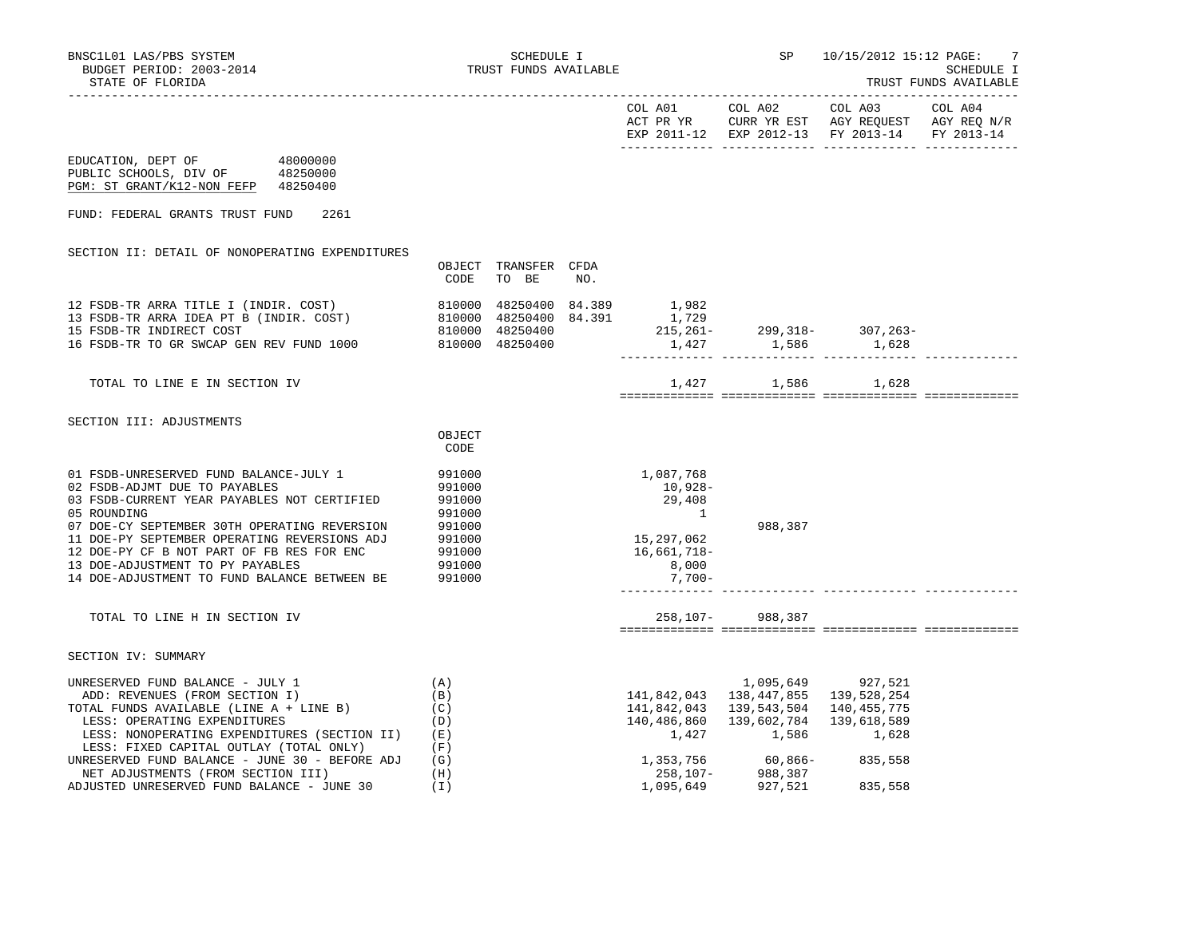BNSC1L01 LAS/PBS SYSTEM — SCHEDULE I — TRUST FUNDS AVAILABLE — SP 10/15/2012 15:12

BUDGET PERIOD: 2003-2014

STATE OF FLORIDA

EDUCATION, DEPT OF 48000000
PUBLIC SCHOOLS, DIV OF 48250000
PGM: ST GRANT/K12-NON FEFP 48250400

FUND: FEDERAL GRANTS TRUST FUND 2261

## SECTION II: DETAIL OF NONOPERATING EXPENDITURES

| | OBJECT CODE | TRANSFER TO BE | CFDA NO. | COL A01 ACT PR YR EXP 2011-12 | COL A02 CURR YR EST EXP 2012-13 | COL A03 AGY REQUEST FY 2013-14 | COL A04 AGY REQ N/R FY 2013-14 |
|---|---|---|---|---|---|---|---|
| 12 FSDB-TR ARRA TITLE I (INDIR. COST) | 810000 | 48250400 | 84.389 | 1,982 | | | |
| 13 FSDB-TR ARRA IDEA PT B (INDIR. COST) | 810000 | 48250400 | 84.391 | 1,729 | | | |
| 15 FSDB-TR INDIRECT COST | 810000 | 48250400 | | 215,261- | 299,318- | 307,263- | |
| 16 FSDB-TR TO GR SWCAP GEN REV FUND 1000 | 810000 | 48250400 | | 1,427 | 1,586 | 1,628 | |
| TOTAL TO LINE E IN SECTION IV | | | | 1,427 | 1,586 | 1,628 | |

## SECTION III: ADJUSTMENTS

| | OBJECT CODE | COL A01 ACT PR YR EXP 2011-12 | COL A02 CURR YR EST EXP 2012-13 | COL A03 AGY REQUEST FY 2013-14 | COL A04 AGY REQ N/R FY 2013-14 |
|---|---|---|---|---|---|
| 01 FSDB-UNRESERVED FUND BALANCE-JULY 1 | 991000 | 1,087,768 | | | |
| 02 FSDB-ADJMT DUE TO PAYABLES | 991000 | 10,928- | | | |
| 03 FSDB-CURRENT YEAR PAYABLES NOT CERTIFIED | 991000 | 29,408 | | | |
| 05 ROUNDING | 991000 | 1 | | | |
| 07 DOE-CY SEPTEMBER 30TH OPERATING REVERSION | 991000 | | 988,387 | | |
| 11 DOE-PY SEPTEMBER OPERATING REVERSIONS ADJ | 991000 | 15,297,062 | | | |
| 12 DOE-PY CF B NOT PART OF FB RES FOR ENC | 991000 | 16,661,718- | | | |
| 13 DOE-ADJUSTMENT TO PY PAYABLES | 991000 | 8,000 | | | |
| 14 DOE-ADJUSTMENT TO FUND BALANCE BETWEEN BE | 991000 | 7,700- | | | |
| TOTAL TO LINE H IN SECTION IV | | 258,107- | 988,387 | | |

## SECTION IV: SUMMARY

| | | COL A01 ACT PR YR EXP 2011-12 | COL A02 CURR YR EST EXP 2012-13 | COL A03 AGY REQUEST FY 2013-14 | COL A04 AGY REQ N/R FY 2013-14 |
|---|---|---|---|---|---|
| UNRESERVED FUND BALANCE - JULY 1 | (A) | | 1,095,649 | 927,521 | |
| ADD: REVENUES (FROM SECTION I) | (B) | 141,842,043 | 138,447,855 | 139,528,254 | |
| TOTAL FUNDS AVAILABLE (LINE A + LINE B) | (C) | 141,842,043 | 139,543,504 | 140,455,775 | |
| LESS: OPERATING EXPENDITURES | (D) | 140,486,860 | 139,602,784 | 139,618,589 | |
| LESS: NONOPERATING EXPENDITURES (SECTION II) | (E) | 1,427 | 1,586 | 1,628 | |
| LESS: FIXED CAPITAL OUTLAY (TOTAL ONLY) | (F) | | | | |
| UNRESERVED FUND BALANCE - JUNE 30 - BEFORE ADJ | (G) | 1,353,756 | 60,866- | 835,558 | |
| NET ADJUSTMENTS (FROM SECTION III) | (H) | 258,107- | 988,387 | | |
| ADJUSTED UNRESERVED FUND BALANCE - JUNE 30 | (I) | 1,095,649 | 927,521 | 835,558 | |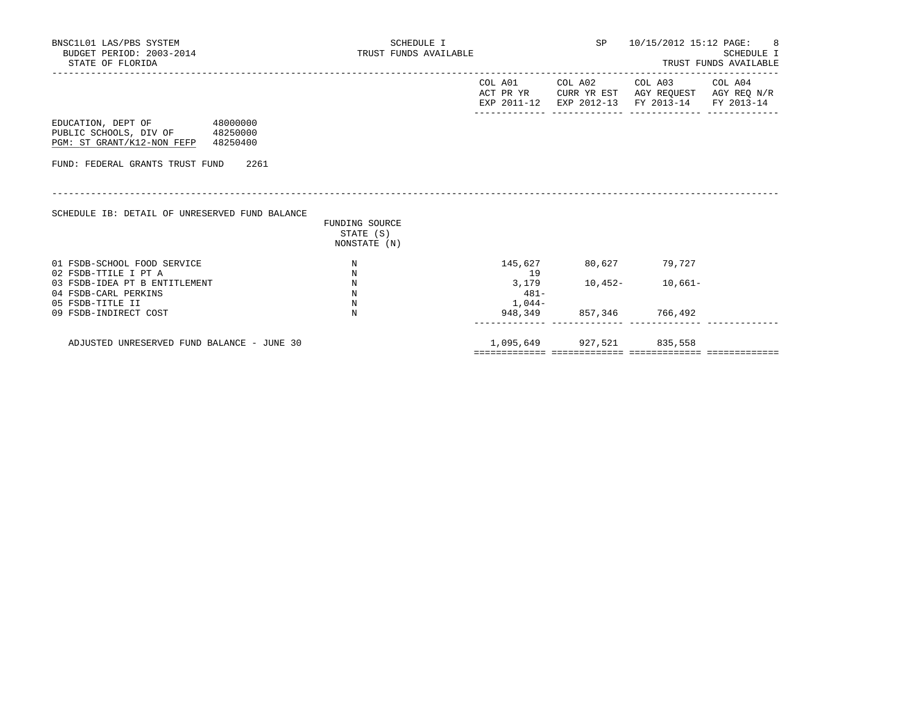BNSC1L01 LAS/PBS SYSTEM
BUDGET PERIOD: 2003-2014
STATE OF FLORIDA

SCHEDULE I
TRUST FUNDS AVAILABLE

SP 10/15/2012 15:12

SCHEDULE I
TRUST FUNDS AVAILABLE

EDUCATION, DEPT OF 48000000
PUBLIC SCHOOLS, DIV OF 48250000
PGM: ST GRANT/K12-NON FEFP 48250400

FUND: FEDERAL GRANTS TRUST FUND 2261

SCHEDULE IB: DETAIL OF UNRESERVED FUND BALANCE

| | FUNDING SOURCE STATE (S) NONSTATE (N) | COL A01 ACT PR YR EXP 2011-12 | COL A02 CURR YR EST EXP 2012-13 | COL A03 AGY REQUEST FY 2013-14 | COL A04 AGY REQ N/R FY 2013-14 |
|---|---|---|---|---|---|
| 01 FSDB-SCHOOL FOOD SERVICE | N | 145,627 | 80,627 | 79,727 | |
| 02 FSDB-TTILE I PT A | N | 19 | | | |
| 03 FSDB-IDEA PT B ENTITLEMENT | N | 3,179 | 10,452- | 10,661- | |
| 04 FSDB-CARL PERKINS | N | 481- | | | |
| 05 FSDB-TITLE II | N | 1,044- | | | |
| 09 FSDB-INDIRECT COST | N | 948,349 | 857,346 | 766,492 | |
| ADJUSTED UNRESERVED FUND BALANCE - JUNE 30 | | 1,095,649 | 927,521 | 835,558 | |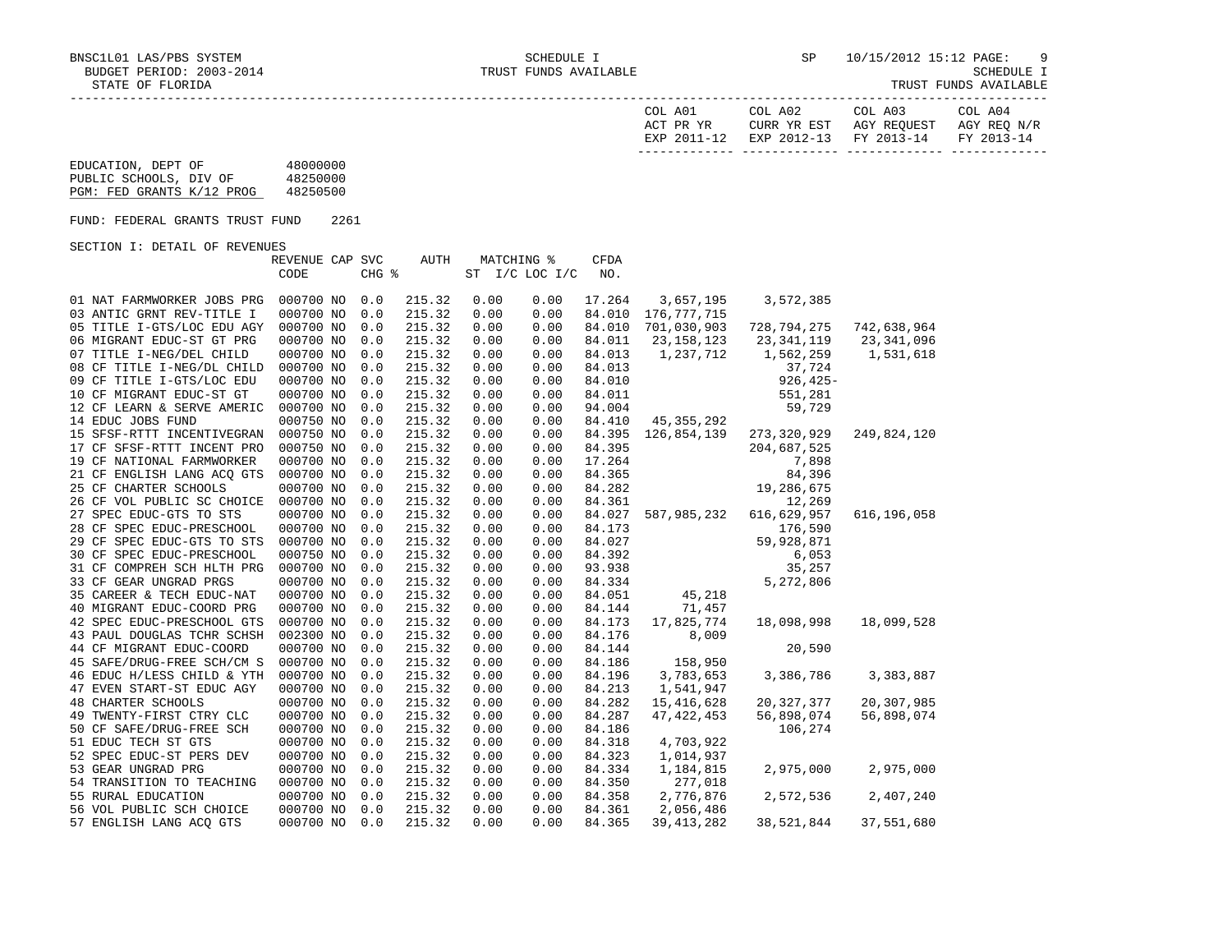BNSC1L01 LAS/PBS SYSTEM — SCHEDULE I — SP 10/15/2012 15:12
BUDGET PERIOD: 2003-2014 — TRUST FUNDS AVAILABLE — SCHEDULE I
STATE OF FLORIDA — TRUST FUNDS AVAILABLE

EDUCATION, DEPT OF 48000000
PUBLIC SCHOOLS, DIV OF 48250000
PGM: FED GRANTS K/12 PROG 48250500

FUND: FEDERAL GRANTS TRUST FUND 2261

SECTION I: DETAIL OF REVENUES

| | REVENUE CODE | CAP CHG | SVC % | AUTH | MATCHING % ST | I/C LOC I/C | CFDA NO. | COL A01 ACT PR YR EXP 2011-12 | COL A02 CURR YR EST EXP 2012-13 | COL A03 AGY REQUEST FY 2013-14 | COL A04 AGY REQ N/R FY 2013-14 |
|---|---|---|---|---|---|---|---|---|---|---|---|
| 01 NAT FARMWORKER JOBS PRG | 000700 | NO | 0.0 | 215.32 | 0.00 | 0.00 | 17.264 | 3,657,195 | 3,572,385 | | |
| 03 ANTIC GRNT REV-TITLE I | 000700 | NO | 0.0 | 215.32 | 0.00 | 0.00 | 84.010 | 176,777,715 | | | |
| 05 TITLE I-GTS/LOC EDU AGY | 000700 | NO | 0.0 | 215.32 | 0.00 | 0.00 | 84.010 | 701,030,903 | 728,794,275 | 742,638,964 | |
| 06 MIGRANT EDUC-ST GT PRG | 000700 | NO | 0.0 | 215.32 | 0.00 | 0.00 | 84.011 | 23,158,123 | 23,341,119 | 23,341,096 | |
| 07 TITLE I-NEG/DEL CHILD | 000700 | NO | 0.0 | 215.32 | 0.00 | 0.00 | 84.013 | 1,237,712 | 1,562,259 | 1,531,618 | |
| 08 CF TITLE I-NEG/DL CHILD | 000700 | NO | 0.0 | 215.32 | 0.00 | 0.00 | 84.013 | | 37,724 | | |
| 09 CF TITLE I-GTS/LOC EDU | 000700 | NO | 0.0 | 215.32 | 0.00 | 0.00 | 84.010 | | 926,425- | | |
| 10 CF MIGRANT EDUC-ST GT | 000700 | NO | 0.0 | 215.32 | 0.00 | 0.00 | 84.011 | | 551,281 | | |
| 12 CF LEARN & SERVE AMERIC | 000700 | NO | 0.0 | 215.32 | 0.00 | 0.00 | 94.004 | | 59,729 | | |
| 14 EDUC JOBS FUND | 000750 | NO | 0.0 | 215.32 | 0.00 | 0.00 | 84.410 | 45,355,292 | | | |
| 15 SFSF-RTTT INCENTIVEGRAN | 000750 | NO | 0.0 | 215.32 | 0.00 | 0.00 | 84.395 | 126,854,139 | 273,320,929 | 249,824,120 | |
| 17 CF SFSF-RTTT INCENT PRO | 000750 | NO | 0.0 | 215.32 | 0.00 | 0.00 | 84.395 | | 204,687,525 | | |
| 19 CF NATIONAL FARMWORKER | 000700 | NO | 0.0 | 215.32 | 0.00 | 0.00 | 17.264 | | 7,898 | | |
| 21 CF ENGLISH LANG ACQ GTS | 000700 | NO | 0.0 | 215.32 | 0.00 | 0.00 | 84.365 | | 84,396 | | |
| 25 CF CHARTER SCHOOLS | 000700 | NO | 0.0 | 215.32 | 0.00 | 0.00 | 84.282 | | 19,286,675 | | |
| 26 CF VOL PUBLIC SC CHOICE | 000700 | NO | 0.0 | 215.32 | 0.00 | 0.00 | 84.361 | | 12,269 | | |
| 27 SPEC EDUC-GTS TO STS | 000700 | NO | 0.0 | 215.32 | 0.00 | 0.00 | 84.027 | 587,985,232 | 616,629,957 | 616,196,058 | |
| 28 CF SPEC EDUC-PRESCHOOL | 000700 | NO | 0.0 | 215.32 | 0.00 | 0.00 | 84.173 | | 176,590 | | |
| 29 CF SPEC EDUC-GTS TO STS | 000700 | NO | 0.0 | 215.32 | 0.00 | 0.00 | 84.027 | | 59,928,871 | | |
| 30 CF SPEC EDUC-PRESCHOOL | 000750 | NO | 0.0 | 215.32 | 0.00 | 0.00 | 84.392 | | 6,053 | | |
| 31 CF COMPREH SCH HLTH PRG | 000700 | NO | 0.0 | 215.32 | 0.00 | 0.00 | 93.938 | | 35,257 | | |
| 33 CF GEAR UNGRAD PRGS | 000700 | NO | 0.0 | 215.32 | 0.00 | 0.00 | 84.334 | | 5,272,806 | | |
| 35 CAREER & TECH EDUC-NAT | 000700 | NO | 0.0 | 215.32 | 0.00 | 0.00 | 84.051 | 45,218 | | | |
| 40 MIGRANT EDUC-COORD PRG | 000700 | NO | 0.0 | 215.32 | 0.00 | 0.00 | 84.144 | 71,457 | | | |
| 42 SPEC EDUC-PRESCHOOL GTS | 000700 | NO | 0.0 | 215.32 | 0.00 | 0.00 | 84.173 | 17,825,774 | 18,098,998 | 18,099,528 | |
| 43 PAUL DOUGLAS TCHR SCHSH | 002300 | NO | 0.0 | 215.32 | 0.00 | 0.00 | 84.176 | 8,009 | | | |
| 44 CF MIGRANT EDUC-COORD | 000700 | NO | 0.0 | 215.32 | 0.00 | 0.00 | 84.144 | | 20,590 | | |
| 45 SAFE/DRUG-FREE SCH/CM S | 000700 | NO | 0.0 | 215.32 | 0.00 | 0.00 | 84.186 | 158,950 | | | |
| 46 EDUC H/LESS CHILD & YTH | 000700 | NO | 0.0 | 215.32 | 0.00 | 0.00 | 84.196 | 3,783,653 | 3,386,786 | 3,383,887 | |
| 47 EVEN START-ST EDUC AGY | 000700 | NO | 0.0 | 215.32 | 0.00 | 0.00 | 84.213 | 1,541,947 | | | |
| 48 CHARTER SCHOOLS | 000700 | NO | 0.0 | 215.32 | 0.00 | 0.00 | 84.282 | 15,416,628 | 20,327,377 | 20,307,985 | |
| 49 TWENTY-FIRST CTRY CLC | 000700 | NO | 0.0 | 215.32 | 0.00 | 0.00 | 84.287 | 47,422,453 | 56,898,074 | 56,898,074 | |
| 50 CF SAFE/DRUG-FREE SCH | 000700 | NO | 0.0 | 215.32 | 0.00 | 0.00 | 84.186 | | 106,274 | | |
| 51 EDUC TECH ST GTS | 000700 | NO | 0.0 | 215.32 | 0.00 | 0.00 | 84.318 | 4,703,922 | | | |
| 52 SPEC EDUC-ST PERS DEV | 000700 | NO | 0.0 | 215.32 | 0.00 | 0.00 | 84.323 | 1,014,937 | | | |
| 53 GEAR UNGRAD PRG | 000700 | NO | 0.0 | 215.32 | 0.00 | 0.00 | 84.334 | 1,184,815 | 2,975,000 | 2,975,000 | |
| 54 TRANSITION TO TEACHING | 000700 | NO | 0.0 | 215.32 | 0.00 | 0.00 | 84.350 | 277,018 | | | |
| 55 RURAL EDUCATION | 000700 | NO | 0.0 | 215.32 | 0.00 | 0.00 | 84.358 | 2,776,876 | 2,572,536 | 2,407,240 | |
| 56 VOL PUBLIC SCH CHOICE | 000700 | NO | 0.0 | 215.32 | 0.00 | 0.00 | 84.361 | 2,056,486 | | | |
| 57 ENGLISH LANG ACQ GTS | 000700 | NO | 0.0 | 215.32 | 0.00 | 0.00 | 84.365 | 39,413,282 | 38,521,844 | 37,551,680 | |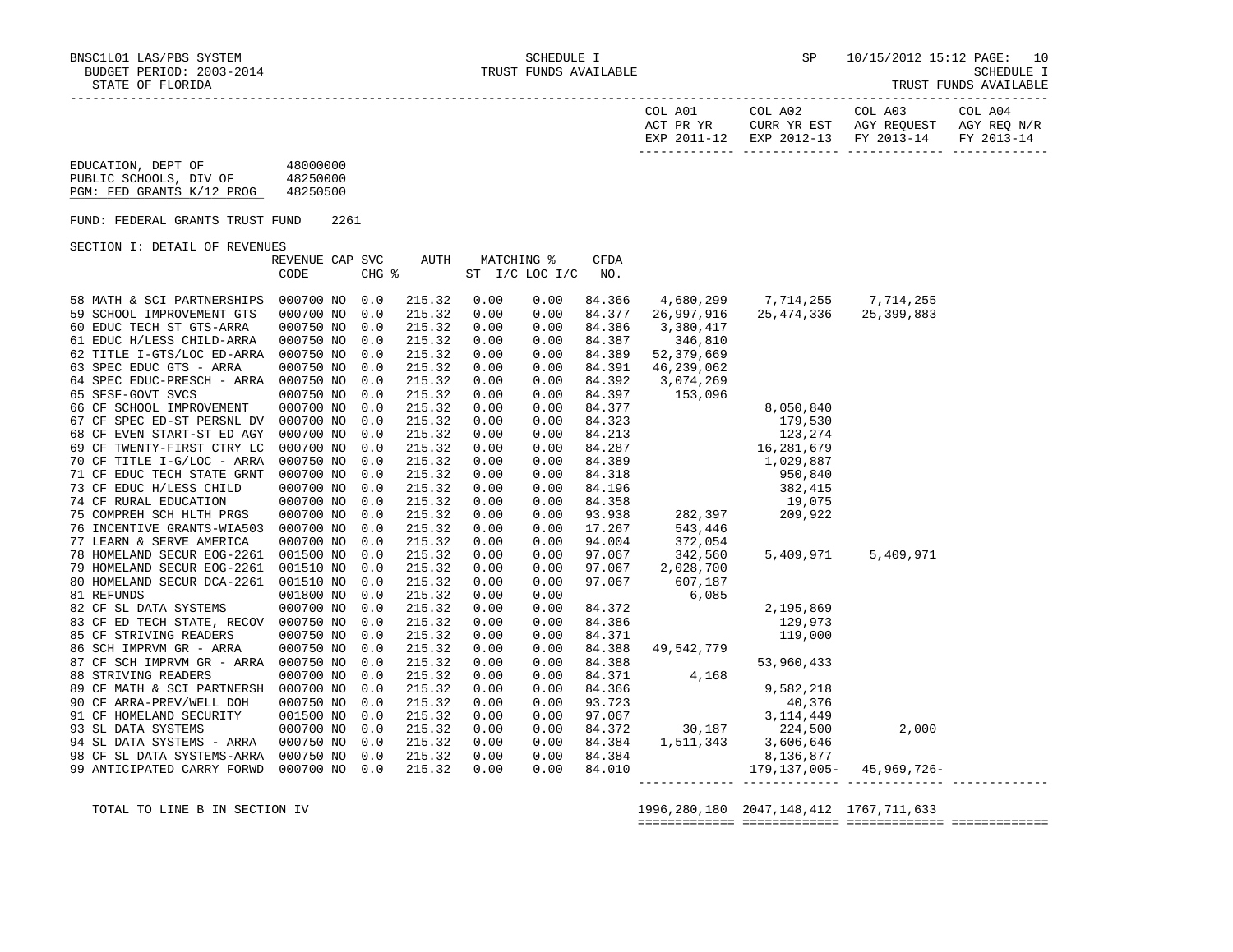BNSC1L01 LAS/PBS SYSTEM — SCHEDULE I — SP 10/15/2012 15:12

BUDGET PERIOD: 2003-2014 — TRUST FUNDS AVAILABLE

STATE OF FLORIDA

| | |
|---|---|
| EDUCATION, DEPT OF | 48000000 |
| PUBLIC SCHOOLS, DIV OF | 48250000 |
| PGM: FED GRANTS K/12 PROG | 48250500 |

FUND: FEDERAL GRANTS TRUST FUND 2261

SECTION I: DETAIL OF REVENUES

| | REVENUE CODE | CAP | SVC CHG % | AUTH | MATCHING % ST | I/C LOC I/C | CFDA NO. | COL A01 ACT PR YR EXP 2011-12 | COL A02 CURR YR EST EXP 2012-13 | COL A03 AGY REQUEST FY 2013-14 | COL A04 AGY REQ N/R FY 2013-14 |
|---|---|---|---|---|---|---|---|---|---|---|---|
| 58 MATH & SCI PARTNERSHIPS | 000700 | NO | 0.0 | 215.32 | 0.00 | 0.00 | 84.366 | 4,680,299 | 7,714,255 | 7,714,255 | |
| 59 SCHOOL IMPROVEMENT GTS | 000700 | NO | 0.0 | 215.32 | 0.00 | 0.00 | 84.377 | 26,997,916 | 25,474,336 | 25,399,883 | |
| 60 EDUC TECH ST GTS-ARRA | 000750 | NO | 0.0 | 215.32 | 0.00 | 0.00 | 84.386 | 3,380,417 | | | |
| 61 EDUC H/LESS CHILD-ARRA | 000750 | NO | 0.0 | 215.32 | 0.00 | 0.00 | 84.387 | 346,810 | | | |
| 62 TITLE I-GTS/LOC ED-ARRA | 000750 | NO | 0.0 | 215.32 | 0.00 | 0.00 | 84.389 | 52,379,669 | | | |
| 63 SPEC EDUC GTS - ARRA | 000750 | NO | 0.0 | 215.32 | 0.00 | 0.00 | 84.391 | 46,239,062 | | | |
| 64 SPEC EDUC-PRESCH - ARRA | 000750 | NO | 0.0 | 215.32 | 0.00 | 0.00 | 84.392 | 3,074,269 | | | |
| 65 SFSF-GOVT SVCS | 000750 | NO | 0.0 | 215.32 | 0.00 | 0.00 | 84.397 | 153,096 | | | |
| 66 CF SCHOOL IMPROVEMENT | 000700 | NO | 0.0 | 215.32 | 0.00 | 0.00 | 84.377 | | 8,050,840 | | |
| 67 CF SPEC ED-ST PERSNL DV | 000700 | NO | 0.0 | 215.32 | 0.00 | 0.00 | 84.323 | | 179,530 | | |
| 68 CF EVEN START-ST ED AGY | 000700 | NO | 0.0 | 215.32 | 0.00 | 0.00 | 84.213 | | 123,274 | | |
| 69 CF TWENTY-FIRST CTRY LC | 000700 | NO | 0.0 | 215.32 | 0.00 | 0.00 | 84.287 | | 16,281,679 | | |
| 70 CF TITLE I-G/LOC - ARRA | 000750 | NO | 0.0 | 215.32 | 0.00 | 0.00 | 84.389 | | 1,029,887 | | |
| 71 CF EDUC TECH STATE GRNT | 000700 | NO | 0.0 | 215.32 | 0.00 | 0.00 | 84.318 | | 950,840 | | |
| 73 CF EDUC H/LESS CHILD | 000700 | NO | 0.0 | 215.32 | 0.00 | 0.00 | 84.196 | | 382,415 | | |
| 74 CF RURAL EDUCATION | 000700 | NO | 0.0 | 215.32 | 0.00 | 0.00 | 84.358 | | 19,075 | | |
| 75 COMPREH SCH HLTH PRGS | 000700 | NO | 0.0 | 215.32 | 0.00 | 0.00 | 93.938 | 282,397 | 209,922 | | |
| 76 INCENTIVE GRANTS-WIA503 | 000700 | NO | 0.0 | 215.32 | 0.00 | 0.00 | 17.267 | 543,446 | | | |
| 77 LEARN & SERVE AMERICA | 000700 | NO | 0.0 | 215.32 | 0.00 | 0.00 | 94.004 | 372,054 | | | |
| 78 HOMELAND SECUR EOG-2261 | 001500 | NO | 0.0 | 215.32 | 0.00 | 0.00 | 97.067 | 342,560 | 5,409,971 | 5,409,971 | |
| 79 HOMELAND SECUR EOG-2261 | 001510 | NO | 0.0 | 215.32 | 0.00 | 0.00 | 97.067 | 2,028,700 | | | |
| 80 HOMELAND SECUR DCA-2261 | 001510 | NO | 0.0 | 215.32 | 0.00 | 0.00 | 97.067 | 607,187 | | | |
| 81 REFUNDS | 001800 | NO | 0.0 | 215.32 | 0.00 | 0.00 | | 6,085 | | | |
| 82 CF SL DATA SYSTEMS | 000700 | NO | 0.0 | 215.32 | 0.00 | 0.00 | 84.372 | | 2,195,869 | | |
| 83 CF ED TECH STATE, RECOV | 000750 | NO | 0.0 | 215.32 | 0.00 | 0.00 | 84.386 | | 129,973 | | |
| 85 CF STRIVING READERS | 000750 | NO | 0.0 | 215.32 | 0.00 | 0.00 | 84.371 | | 119,000 | | |
| 86 SCH IMPRVM GR - ARRA | 000750 | NO | 0.0 | 215.32 | 0.00 | 0.00 | 84.388 | 49,542,779 | | | |
| 87 CF SCH IMPRVM GR - ARRA | 000750 | NO | 0.0 | 215.32 | 0.00 | 0.00 | 84.388 | | 53,960,433 | | |
| 88 STRIVING READERS | 000700 | NO | 0.0 | 215.32 | 0.00 | 0.00 | 84.371 | 4,168 | | | |
| 89 CF MATH & SCI PARTNERSH | 000700 | NO | 0.0 | 215.32 | 0.00 | 0.00 | 84.366 | | 9,582,218 | | |
| 90 CF ARRA-PREV/WELL DOH | 000750 | NO | 0.0 | 215.32 | 0.00 | 0.00 | 93.723 | | 40,376 | | |
| 91 CF HOMELAND SECURITY | 001500 | NO | 0.0 | 215.32 | 0.00 | 0.00 | 97.067 | | 3,114,449 | | |
| 93 SL DATA SYSTEMS | 000700 | NO | 0.0 | 215.32 | 0.00 | 0.00 | 84.372 | 30,187 | 224,500 | 2,000 | |
| 94 SL DATA SYSTEMS - ARRA | 000750 | NO | 0.0 | 215.32 | 0.00 | 0.00 | 84.384 | 1,511,343 | 3,606,646 | | |
| 98 CF SL DATA SYSTEMS-ARRA | 000750 | NO | 0.0 | 215.32 | 0.00 | 0.00 | 84.384 | | 8,136,877 | | |
| 99 ANTICIPATED CARRY FORWD | 000700 | NO | 0.0 | 215.32 | 0.00 | 0.00 | 84.010 | | 179,137,005- | 45,969,726- | |
| TOTAL TO LINE B IN SECTION IV | | | | | | | | 1996,280,180 | 2047,148,412 | 1767,711,633 | |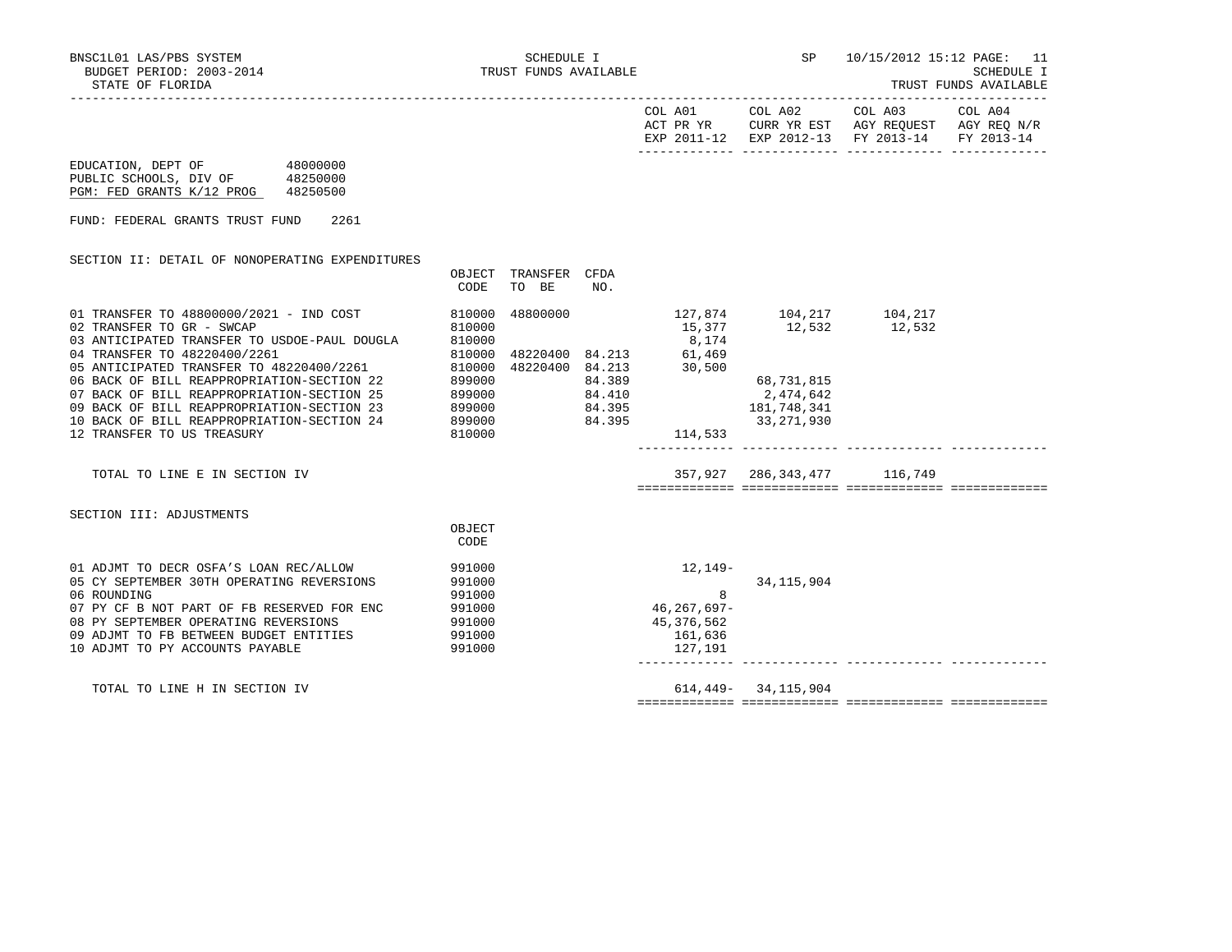BNSC1L01 LAS/PBS SYSTEM
BUDGET PERIOD: 2003-2014
STATE OF FLORIDA

SCHEDULE I
TRUST FUNDS AVAILABLE

SP 10/15/2012 15:12

SCHEDULE I
TRUST FUNDS AVAILABLE

EDUCATION, DEPT OF 48000000
PUBLIC SCHOOLS, DIV OF 48250000
PGM: FED GRANTS K/12 PROG 48250500

FUND: FEDERAL GRANTS TRUST FUND 2261

SECTION II: DETAIL OF NONOPERATING EXPENDITURES

| | OBJECT CODE | TRANSFER TO BE | CFDA NO. | COL A01 ACT PR YR EXP 2011-12 | COL A02 CURR YR EST EXP 2012-13 | COL A03 AGY REQUEST FY 2013-14 | COL A04 AGY REQ N/R FY 2013-14 |
|---|---|---|---|---|---|---|---|
| 01 TRANSFER TO 48800000/2021 - IND COST | 810000 | 48800000 | | 127,874 | 104,217 | 104,217 | |
| 02 TRANSFER TO GR - SWCAP | 810000 | | | 15,377 | 12,532 | 12,532 | |
| 03 ANTICIPATED TRANSFER TO USDOE-PAUL DOUGLA | 810000 | | | 8,174 | | | |
| 04 TRANSFER TO 48220400/2261 | 810000 | 48220400 | 84.213 | 61,469 | | | |
| 05 ANTICIPATED TRANSFER TO 48220400/2261 | 810000 | 48220400 | 84.213 | 30,500 | | | |
| 06 BACK OF BILL REAPPROPRIATION-SECTION 22 | 899000 | | 84.389 | | 68,731,815 | | |
| 07 BACK OF BILL REAPPROPRIATION-SECTION 25 | 899000 | | 84.410 | | 2,474,642 | | |
| 09 BACK OF BILL REAPPROPRIATION-SECTION 23 | 899000 | | 84.395 | | 181,748,341 | | |
| 10 BACK OF BILL REAPPROPRIATION-SECTION 24 | 899000 | | 84.395 | | 33,271,930 | | |
| 12 TRANSFER TO US TREASURY | 810000 | | | 114,533 | | | |
| TOTAL TO LINE E IN SECTION IV | | | | 357,927 | 286,343,477 | 116,749 | |

SECTION III: ADJUSTMENTS

| | OBJECT CODE | COL A01 | COL A02 | COL A03 | COL A04 |
|---|---|---|---|---|---|
| 01 ADJMT TO DECR OSFA'S LOAN REC/ALLOW | 991000 | 12,149- | | | |
| 05 CY SEPTEMBER 30TH OPERATING REVERSIONS | 991000 | | 34,115,904 | | |
| 06 ROUNDING | 991000 | 8 | | | |
| 07 PY CF B NOT PART OF FB RESERVED FOR ENC | 991000 | 46,267,697- | | | |
| 08 PY SEPTEMBER OPERATING REVERSIONS | 991000 | 45,376,562 | | | |
| 09 ADJMT TO FB BETWEEN BUDGET ENTITIES | 991000 | 161,636 | | | |
| 10 ADJMT TO PY ACCOUNTS PAYABLE | 991000 | 127,191 | | | |
| TOTAL TO LINE H IN SECTION IV | | 614,449- | 34,115,904 | | |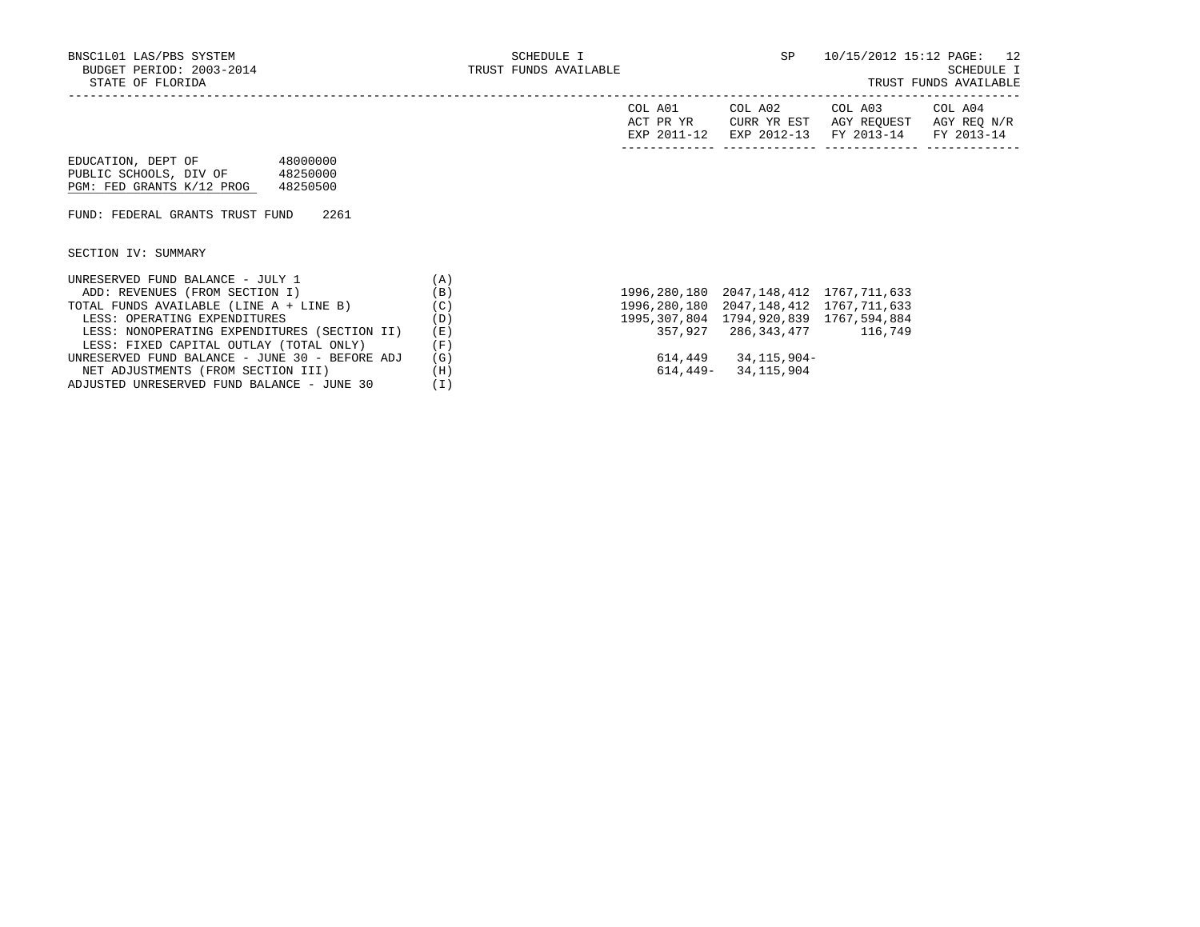BNSC1L01 LAS/PBS SYSTEM — SCHEDULE I — TRUST FUNDS AVAILABLE — SP 10/15/2012 15:12

BUDGET PERIOD: 2003-2014

STATE OF FLORIDA

SCHEDULE I — TRUST FUNDS AVAILABLE

EDUCATION, DEPT OF 48000000
PUBLIC SCHOOLS, DIV OF 48250000
PGM: FED GRANTS K/12 PROG 48250500

FUND: FEDERAL GRANTS TRUST FUND 2261

SECTION IV: SUMMARY

| | | COL A01 ACT PR YR EXP 2011-12 | COL A02 CURR YR EST EXP 2012-13 | COL A03 AGY REQUEST FY 2013-14 | COL A04 AGY REQ N/R FY 2013-14 |
|---|---|---|---|---|---|
| UNRESERVED FUND BALANCE - JULY 1 | (A) | | | | |
| ADD: REVENUES (FROM SECTION I) | (B) | 1996,280,180 | 2047,148,412 | 1767,711,633 | |
| TOTAL FUNDS AVAILABLE (LINE A + LINE B) | (C) | 1996,280,180 | 2047,148,412 | 1767,711,633 | |
| LESS: OPERATING EXPENDITURES | (D) | 1995,307,804 | 1794,920,839 | 1767,594,884 | |
| LESS: NONOPERATING EXPENDITURES (SECTION II) | (E) | 357,927 | 286,343,477 | 116,749 | |
| LESS: FIXED CAPITAL OUTLAY (TOTAL ONLY) | (F) | | | | |
| UNRESERVED FUND BALANCE - JUNE 30 - BEFORE ADJ | (G) | 614,449 | 34,115,904- | | |
| NET ADJUSTMENTS (FROM SECTION III) | (H) | 614,449- | 34,115,904 | | |
| ADJUSTED UNRESERVED FUND BALANCE - JUNE 30 | (I) | | | | |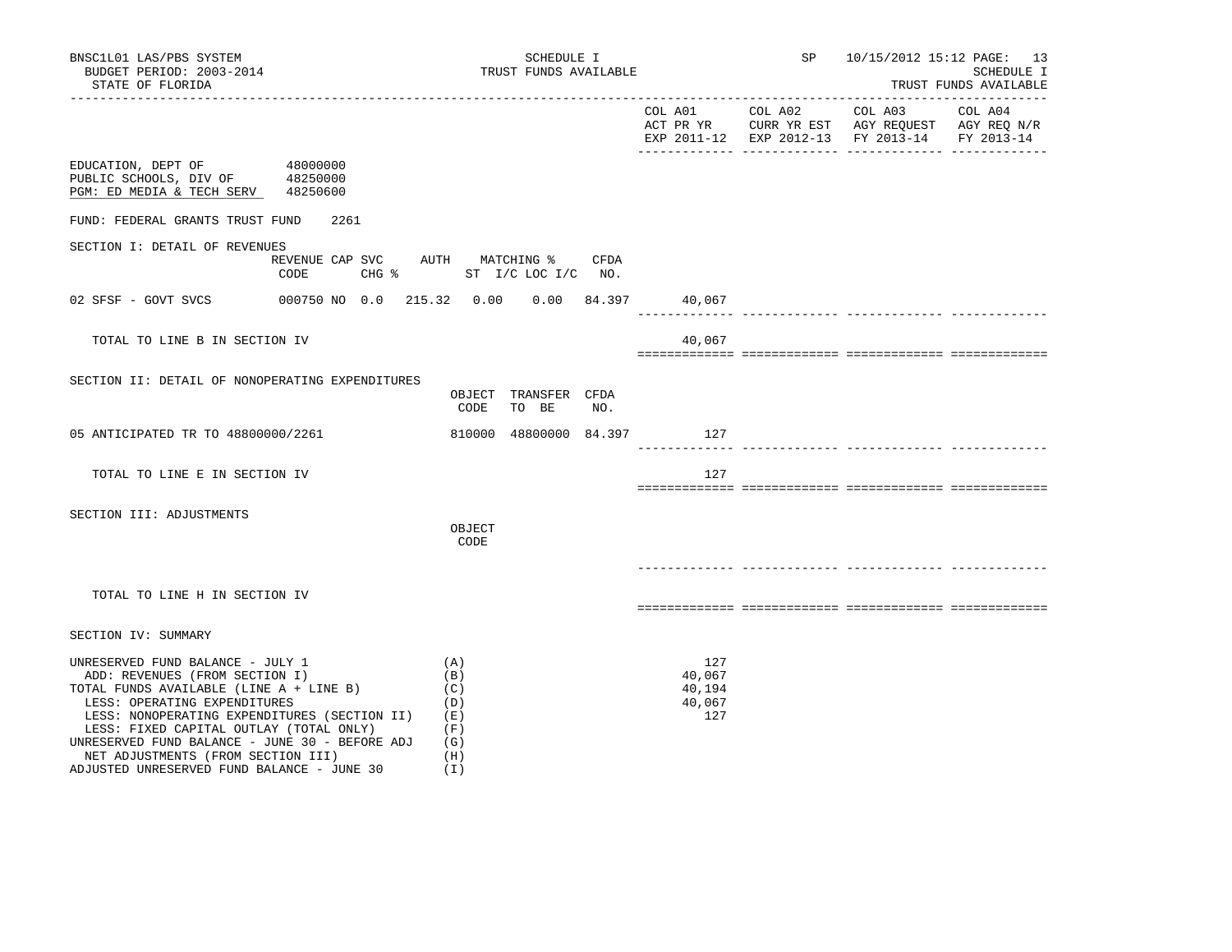BNSC1L01 LAS/PBS SYSTEM
BUDGET PERIOD: 2003-2014
STATE OF FLORIDA

SCHEDULE I
TRUST FUNDS AVAILABLE

SP 10/15/2012 15:12
SCHEDULE I
TRUST FUNDS AVAILABLE

| | COL A01 ACT PR YR EXP 2011-12 | COL A02 CURR YR EST EXP 2012-13 | COL A03 AGY REQUEST FY 2013-14 | COL A04 AGY REQ N/R FY 2013-14 |
|---|---|---|---|---|

EDUCATION, DEPT OF 48000000
PUBLIC SCHOOLS, DIV OF 48250000
PGM: ED MEDIA & TECH SERV 48250600

FUND: FEDERAL GRANTS TRUST FUND 2261

SECTION I: DETAIL OF REVENUES

| | REVENUE CODE | CAP | SVC CHG % | AUTH ST | MATCHING % I/C | LOC I/C | CFDA NO. | COL A01 | COL A02 | COL A03 | COL A04 |
|---|---|---|---|---|---|---|---|---|---|---|---|
| 02 SFSF - GOVT SVCS | 000750 | NO | 0.0 | 215.32 | 0.00 | 0.00 | 84.397 | 40,067 | | | |
| TOTAL TO LINE B IN SECTION IV | | | | | | | | 40,067 | | | |

SECTION II: DETAIL OF NONOPERATING EXPENDITURES

| | OBJECT CODE | TRANSFER TO BE | CFDA NO. | COL A01 | COL A02 | COL A03 | COL A04 |
|---|---|---|---|---|---|---|---|
| 05 ANTICIPATED TR TO 48800000/2261 | 810000 | 48800000 | 84.397 | 127 | | | |
| TOTAL TO LINE E IN SECTION IV | | | | 127 | | | |

SECTION III: ADJUSTMENTS

| | OBJECT CODE | COL A01 | COL A02 | COL A03 | COL A04 |
|---|---|---|---|---|---|
| TOTAL TO LINE H IN SECTION IV | | | | | |

SECTION IV: SUMMARY

| | | COL A01 | COL A02 | COL A03 | COL A04 |
|---|---|---|---|---|---|
| UNRESERVED FUND BALANCE - JULY 1 | (A) | 127 | | | |
| ADD: REVENUES (FROM SECTION I) | (B) | 40,067 | | | |
| TOTAL FUNDS AVAILABLE (LINE A + LINE B) | (C) | 40,194 | | | |
| LESS: OPERATING EXPENDITURES | (D) | 40,067 | | | |
| LESS: NONOPERATING EXPENDITURES (SECTION II) | (E) | 127 | | | |
| LESS: FIXED CAPITAL OUTLAY (TOTAL ONLY) | (F) | | | | |
| UNRESERVED FUND BALANCE - JUNE 30 - BEFORE ADJ | (G) | | | | |
| NET ADJUSTMENTS (FROM SECTION III) | (H) | | | | |
| ADJUSTED UNRESERVED FUND BALANCE - JUNE 30 | (I) | | | | |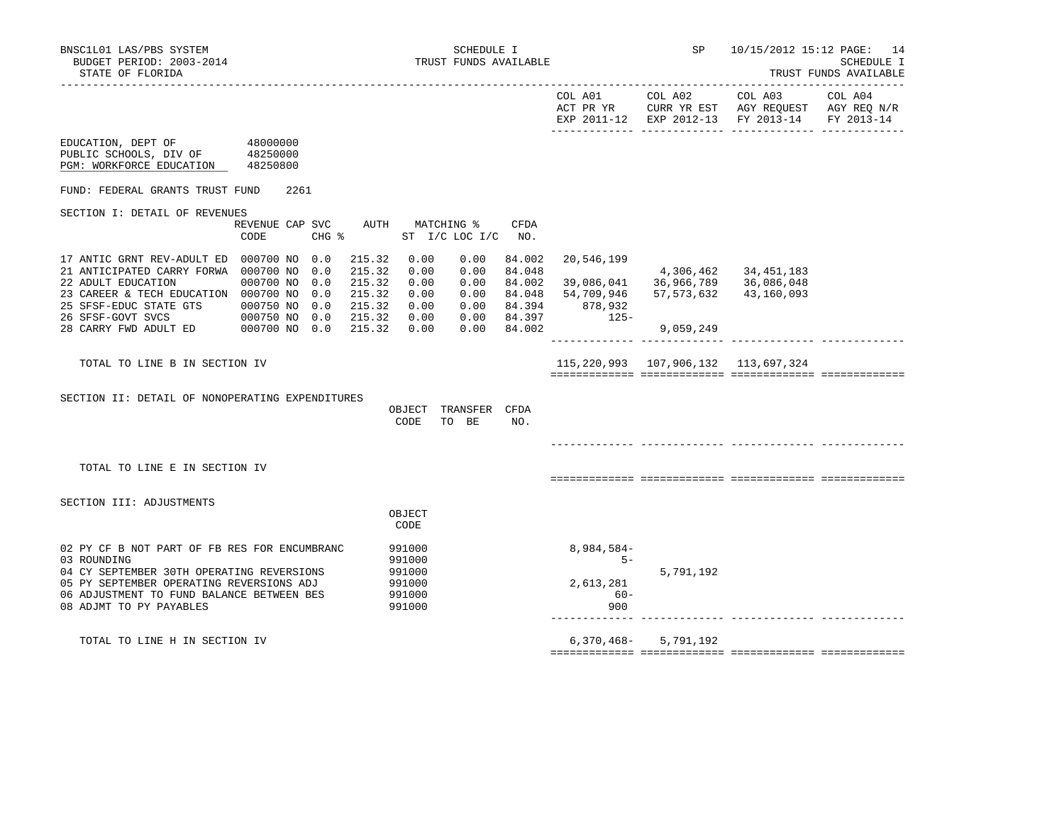BNSC1L01 LAS/PBS SYSTEM — SCHEDULE I — TRUST FUNDS AVAILABLE
BUDGET PERIOD: 2003-2014
STATE OF FLORIDA

| | COL A01 ACT PR YR EXP 2011-12 | COL A02 CURR YR EST EXP 2012-13 | COL A03 AGY REQUEST FY 2013-14 | COL A04 AGY REQ N/R FY 2013-14 |
|---|---|---|---|---|

EDUCATION, DEPT OF 48000000
PUBLIC SCHOOLS, DIV OF 48250000
PGM: WORKFORCE EDUCATION 48250800

FUND: FEDERAL GRANTS TRUST FUND 2261

## SECTION I: DETAIL OF REVENUES

| | REVENUE CODE | CAP | SVC CHG % | AUTH ST | MATCHING % I/C | LOC I/C | CFDA NO. | COL A01 | COL A02 | COL A03 | COL A04 |
|---|---|---|---|---|---|---|---|---|---|---|---|
| 17 ANTIC GRNT REV-ADULT ED | 000700 | NO | 0.0 | 215.32 | 0.00 | 0.00 | 84.002 | 20,546,199 | | | |
| 21 ANTICIPATED CARRY FORWA | 000700 | NO | 0.0 | 215.32 | 0.00 | 0.00 | 84.048 | | 4,306,462 | 34,451,183 | |
| 22 ADULT EDUCATION | 000700 | NO | 0.0 | 215.32 | 0.00 | 0.00 | 84.002 | 39,086,041 | 36,966,789 | 36,086,048 | |
| 23 CAREER & TECH EDUCATION | 000700 | NO | 0.0 | 215.32 | 0.00 | 0.00 | 84.048 | 54,709,946 | 57,573,632 | 43,160,093 | |
| 25 SFSF-EDUC STATE GTS | 000750 | NO | 0.0 | 215.32 | 0.00 | 0.00 | 84.394 | 878,932 | | | |
| 26 SFSF-GOVT SVCS | 000750 | NO | 0.0 | 215.32 | 0.00 | 0.00 | 84.397 | 125- | | | |
| 28 CARRY FWD ADULT ED | 000700 | NO | 0.0 | 215.32 | 0.00 | 0.00 | 84.002 | | 9,059,249 | | |
| TOTAL TO LINE B IN SECTION IV | | | | | | | | 115,220,993 | 107,906,132 | 113,697,324 | |

## SECTION II: DETAIL OF NONOPERATING EXPENDITURES

| | OBJECT CODE | TRANSFER TO BE | CFDA NO. | COL A01 | COL A02 | COL A03 | COL A04 |
|---|---|---|---|---|---|---|---|
| TOTAL TO LINE E IN SECTION IV | | | | | | | |

## SECTION III: ADJUSTMENTS

| | OBJECT CODE | COL A01 | COL A02 | COL A03 | COL A04 |
|---|---|---|---|---|---|
| 02 PY CF B NOT PART OF FB RES FOR ENCUMBRANC | 991000 | 8,984,584- | | | |
| 03 ROUNDING | 991000 | 5- | | | |
| 04 CY SEPTEMBER 30TH OPERATING REVERSIONS | 991000 | | 5,791,192 | | |
| 05 PY SEPTEMBER OPERATING REVERSIONS ADJ | 991000 | 2,613,281 | | | |
| 06 ADJUSTMENT TO FUND BALANCE BETWEEN BES | 991000 | 60- | | | |
| 08 ADJMT TO PY PAYABLES | 991000 | 900 | | | |
| TOTAL TO LINE H IN SECTION IV | | 6,370,468- | 5,791,192 | | |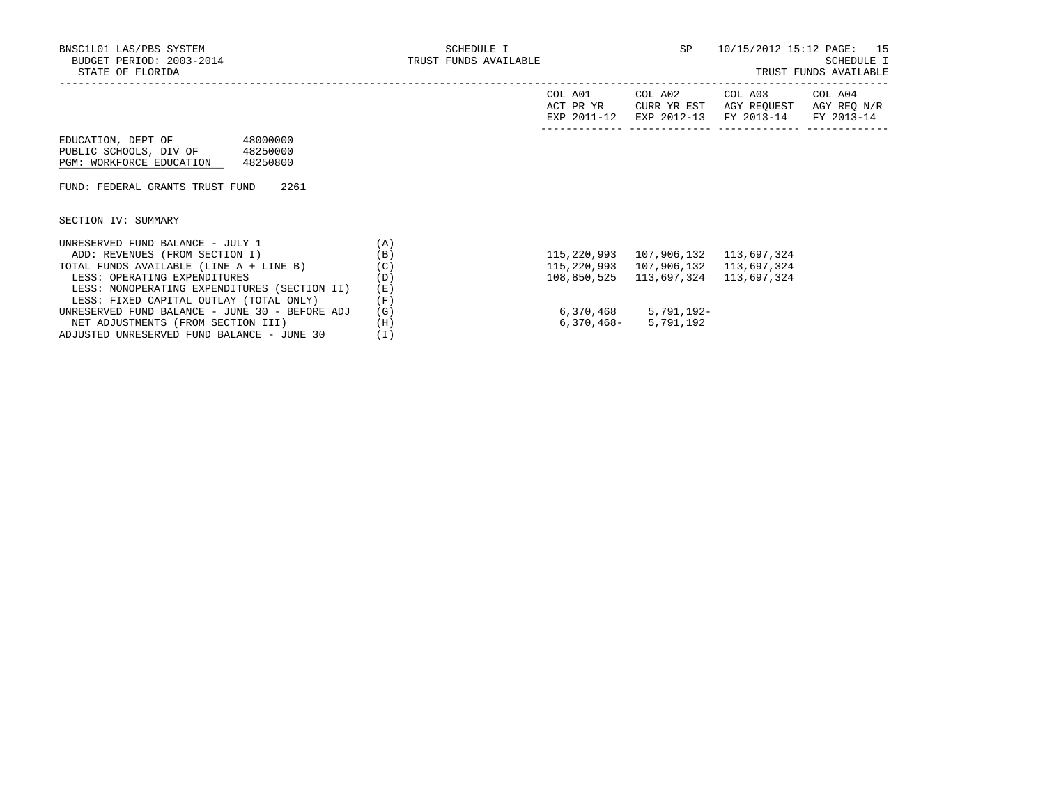BNSC1L01 LAS/PBS SYSTEM
BUDGET PERIOD: 2003-2014
STATE OF FLORIDA

SCHEDULE I
TRUST FUNDS AVAILABLE

SP 10/15/2012 15:12
SCHEDULE I
TRUST FUNDS AVAILABLE

EDUCATION, DEPT OF 48000000
PUBLIC SCHOOLS, DIV OF 48250000
PGM: WORKFORCE EDUCATION 48250800

FUND: FEDERAL GRANTS TRUST FUND 2261

SECTION IV: SUMMARY

| | | COL A01 ACT PR YR EXP 2011-12 | COL A02 CURR YR EST EXP 2012-13 | COL A03 AGY REQUEST FY 2013-14 | COL A04 AGY REQ N/R FY 2013-14 |
|---|---|---|---|---|---|
| UNRESERVED FUND BALANCE - JULY 1 | (A) | | | | |
| ADD: REVENUES (FROM SECTION I) | (B) | 115,220,993 | 107,906,132 | 113,697,324 | |
| TOTAL FUNDS AVAILABLE (LINE A + LINE B) | (C) | 115,220,993 | 107,906,132 | 113,697,324 | |
| LESS: OPERATING EXPENDITURES | (D) | 108,850,525 | 113,697,324 | 113,697,324 | |
| LESS: NONOPERATING EXPENDITURES (SECTION II) | (E) | | | | |
| LESS: FIXED CAPITAL OUTLAY (TOTAL ONLY) | (F) | | | | |
| UNRESERVED FUND BALANCE - JUNE 30 - BEFORE ADJ | (G) | 6,370,468 | 5,791,192- | | |
| NET ADJUSTMENTS (FROM SECTION III) | (H) | 6,370,468- | 5,791,192 | | |
| ADJUSTED UNRESERVED FUND BALANCE - JUNE 30 | (I) | | | | |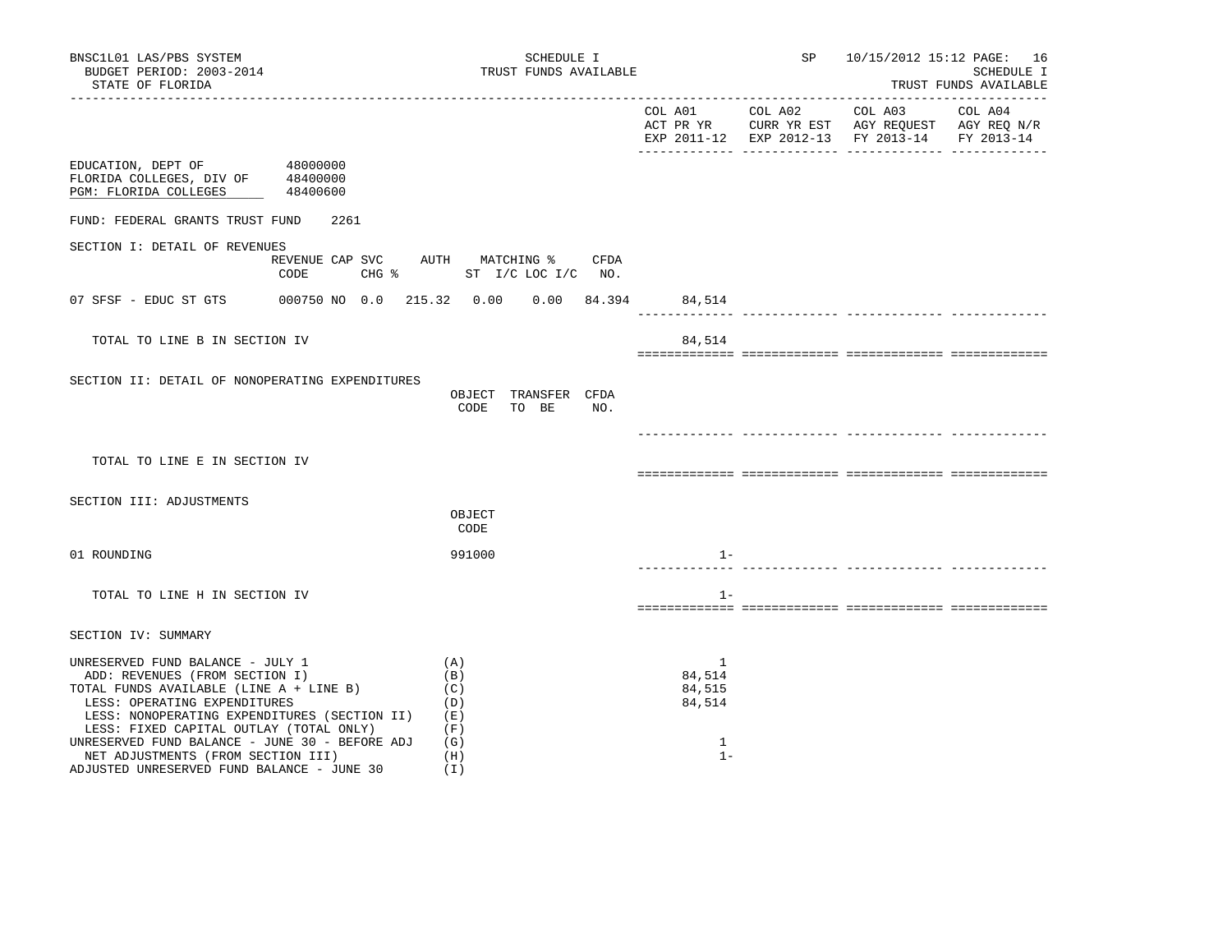BNSC1L01 LAS/PBS SYSTEM
BUDGET PERIOD: 2003-2014
STATE OF FLORIDA

SCHEDULE I
TRUST FUNDS AVAILABLE

SP 10/15/2012 15:12
SCHEDULE I
TRUST FUNDS AVAILABLE

EDUCATION, DEPT OF 48000000
FLORIDA COLLEGES, DIV OF 48400000
PGM: FLORIDA COLLEGES 48400600

FUND: FEDERAL GRANTS TRUST FUND 2261

## SECTION I: DETAIL OF REVENUES

| | REVENUE CODE | CAP | SVC CHG % | AUTH ST | MATCHING % I/C | LOC I/C | CFDA NO. | COL A01 ACT PR YR EXP 2011-12 | COL A02 CURR YR EST EXP 2012-13 | COL A03 AGY REQUEST FY 2013-14 | COL A04 AGY REQ N/R FY 2013-14 |
|---|---|---|---|---|---|---|---|---|---|---|---|
| 07 SFSF - EDUC ST GTS | 000750 | NO | 0.0 | 215.32 | 0.00 | 0.00 | 84.394 | 84,514 | | | |
| TOTAL TO LINE B IN SECTION IV | | | | | | | | 84,514 | | | |

## SECTION II: DETAIL OF NONOPERATING EXPENDITURES

| | OBJECT CODE | TRANSFER TO BE | CFDA NO. | COL A01 | COL A02 | COL A03 | COL A04 |
|---|---|---|---|---|---|---|---|
| TOTAL TO LINE E IN SECTION IV | | | | | | | |

## SECTION III: ADJUSTMENTS

| | OBJECT CODE | COL A01 | COL A02 | COL A03 | COL A04 |
|---|---|---|---|---|---|
| 01 ROUNDING | 991000 | 1- | | | |
| TOTAL TO LINE H IN SECTION IV | | 1- | | | |

## SECTION IV: SUMMARY

| | | COL A01 | COL A02 | COL A03 | COL A04 |
|---|---|---|---|---|---|
| UNRESERVED FUND BALANCE - JULY 1 | (A) | 1 | | | |
| ADD: REVENUES (FROM SECTION I) | (B) | 84,514 | | | |
| TOTAL FUNDS AVAILABLE (LINE A + LINE B) | (C) | 84,515 | | | |
| LESS: OPERATING EXPENDITURES | (D) | 84,514 | | | |
| LESS: NONOPERATING EXPENDITURES (SECTION II) | (E) | | | | |
| LESS: FIXED CAPITAL OUTLAY (TOTAL ONLY) | (F) | | | | |
| UNRESERVED FUND BALANCE - JUNE 30 - BEFORE ADJ | (G) | 1 | | | |
| NET ADJUSTMENTS (FROM SECTION III) | (H) | 1- | | | |
| ADJUSTED UNRESERVED FUND BALANCE - JUNE 30 | (I) | | | | |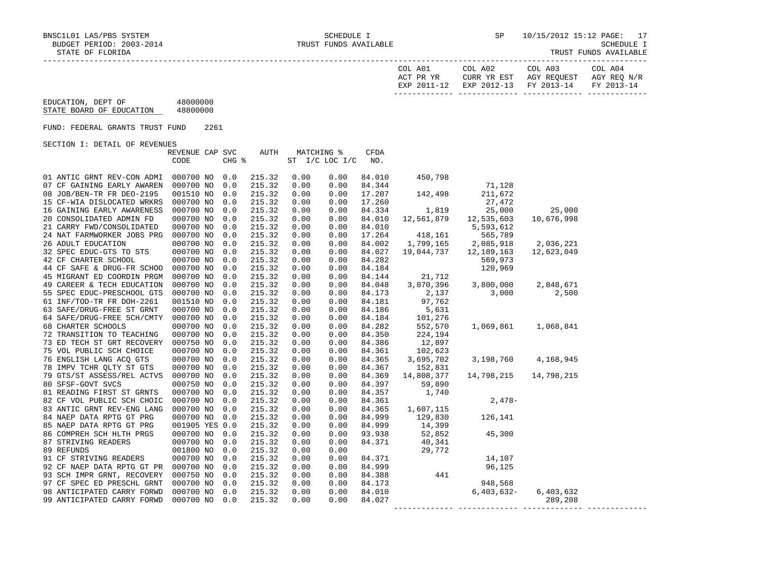BNSC1L01 LAS/PBS SYSTEM — SCHEDULE I — SP 10/15/2012 15:12

BUDGET PERIOD: 2003-2014 — TRUST FUNDS AVAILABLE — SCHEDULE I

STATE OF FLORIDA — TRUST FUNDS AVAILABLE

EDUCATION, DEPT OF 48000000
STATE BOARD OF EDUCATION 48800000

FUND: FEDERAL GRANTS TRUST FUND 2261

SECTION I: DETAIL OF REVENUES

| | REVENUE CODE | CAP | SVC CHG % | AUTH | MATCHING % ST I/C | LOC I/C | CFDA NO. | COL A01 ACT PR YR EXP 2011-12 | COL A02 CURR YR EST EXP 2012-13 | COL A03 AGY REQUEST FY 2013-14 | COL A04 AGY REQ N/R FY 2013-14 |
|---|---|---|---|---|---|---|---|---|---|---|---|
| 01 ANTIC GRNT REV-CON ADMI | 000700 | NO | 0.0 | 215.32 | 0.00 | 0.00 | 84.010 | 450,798 | | | |
| 07 CF GAINING EARLY AWAREN | 000700 | NO | 0.0 | 215.32 | 0.00 | 0.00 | 84.344 | | 71,128 | | |
| 08 JOB/BEN-TR FR DEO-2195 | 001510 | NO | 0.0 | 215.32 | 0.00 | 0.00 | 17.207 | 142,498 | 211,672 | | |
| 15 CF-WIA DISLOCATED WRKRS | 000700 | NO | 0.0 | 215.32 | 0.00 | 0.00 | 17.260 | | 27,472 | | |
| 16 GAINING EARLY AWARENESS | 000700 | NO | 0.0 | 215.32 | 0.00 | 0.00 | 84.334 | 1,819 | 25,000 | 25,000 | |
| 20 CONSOLIDATED ADMIN FD | 000700 | NO | 0.0 | 215.32 | 0.00 | 0.00 | 84.010 | 12,561,879 | 12,535,603 | 10,676,998 | |
| 21 CARRY FWD/CONSOLIDATED | 000700 | NO | 0.0 | 215.32 | 0.00 | 0.00 | 84.010 | | 5,593,612 | | |
| 24 NAT FARMWORKER JOBS PRG | 000700 | NO | 0.0 | 215.32 | 0.00 | 0.00 | 17.264 | 418,161 | 565,789 | | |
| 26 ADULT EDUCATION | 000700 | NO | 0.0 | 215.32 | 0.00 | 0.00 | 84.002 | 1,799,165 | 2,085,918 | 2,036,221 | |
| 32 SPEC EDUC-GTS TO STS | 000700 | NO | 0.0 | 215.32 | 0.00 | 0.00 | 84.027 | 19,044,737 | 12,189,163 | 12,623,049 | |
| 42 CF CHARTER SCHOOL | 000700 | NO | 0.0 | 215.32 | 0.00 | 0.00 | 84.282 | | 569,973 | | |
| 44 CF SAFE & DRUG-FR SCHOO | 000700 | NO | 0.0 | 215.32 | 0.00 | 0.00 | 84.184 | | 120,969 | | |
| 45 MIGRANT ED COORDIN PRGM | 000700 | NO | 0.0 | 215.32 | 0.00 | 0.00 | 84.144 | 21,712 | | | |
| 49 CAREER & TECH EDUCATION | 000700 | NO | 0.0 | 215.32 | 0.00 | 0.00 | 84.048 | 3,070,396 | 3,800,000 | 2,848,671 | |
| 55 SPEC EDUC-PRESCHOOL GTS | 000700 | NO | 0.0 | 215.32 | 0.00 | 0.00 | 84.173 | 2,137 | 3,000 | 2,500 | |
| 61 INF/TOD-TR FR DOH-2261 | 001510 | NO | 0.0 | 215.32 | 0.00 | 0.00 | 84.181 | 97,762 | | | |
| 63 SAFE/DRUG-FREE ST GRNT | 000700 | NO | 0.0 | 215.32 | 0.00 | 0.00 | 84.186 | 5,631 | | | |
| 64 SAFE/DRUG-FREE SCH/CMTY | 000700 | NO | 0.0 | 215.32 | 0.00 | 0.00 | 84.184 | 101,276 | | | |
| 68 CHARTER SCHOOLS | 000700 | NO | 0.0 | 215.32 | 0.00 | 0.00 | 84.282 | 552,570 | 1,069,861 | 1,068,841 | |
| 72 TRANSITION TO TEACHING | 000700 | NO | 0.0 | 215.32 | 0.00 | 0.00 | 84.350 | 224,194 | | | |
| 73 ED TECH ST GRT RECOVERY | 000750 | NO | 0.0 | 215.32 | 0.00 | 0.00 | 84.386 | 12,897 | | | |
| 75 VOL PUBLIC SCH CHOICE | 000700 | NO | 0.0 | 215.32 | 0.00 | 0.00 | 84.361 | 102,623 | | | |
| 76 ENGLISH LANG ACQ GTS | 000700 | NO | 0.0 | 215.32 | 0.00 | 0.00 | 84.365 | 3,695,702 | 3,198,760 | 4,168,945 | |
| 78 IMPV TCHR QLTY ST GTS | 000700 | NO | 0.0 | 215.32 | 0.00 | 0.00 | 84.367 | 152,831 | | | |
| 79 GTS/ST ASSESS/REL ACTVS | 000700 | NO | 0.0 | 215.32 | 0.00 | 0.00 | 84.369 | 14,808,377 | 14,798,215 | 14,798,215 | |
| 80 SFSF-GOVT SVCS | 000750 | NO | 0.0 | 215.32 | 0.00 | 0.00 | 84.397 | 59,890 | | | |
| 81 READING FIRST ST GRNTS | 000700 | NO | 0.0 | 215.32 | 0.00 | 0.00 | 84.357 | 1,740 | | | |
| 82 CF VOL PUBLIC SCH CHOIC | 000700 | NO | 0.0 | 215.32 | 0.00 | 0.00 | 84.361 | | 2,478- | | |
| 83 ANTIC GRNT REV-ENG LANG | 000700 | NO | 0.0 | 215.32 | 0.00 | 0.00 | 84.365 | 1,607,115 | | | |
| 84 NAEP DATA RPTG GT PRG | 000700 | NO | 0.0 | 215.32 | 0.00 | 0.00 | 84.999 | 129,830 | 126,141 | | |
| 85 NAEP DATA RPTG GT PRG | 001905 | YES | 0.0 | 215.32 | 0.00 | 0.00 | 84.999 | 14,399 | | | |
| 86 COMPREH SCH HLTH PRGS | 000700 | NO | 0.0 | 215.32 | 0.00 | 0.00 | 93.938 | 52,852 | 45,300 | | |
| 87 STRIVING READERS | 000700 | NO | 0.0 | 215.32 | 0.00 | 0.00 | 84.371 | 40,341 | | | |
| 89 REFUNDS | 001800 | NO | 0.0 | 215.32 | 0.00 | 0.00 | | 29,772 | | | |
| 91 CF STRIVING READERS | 000700 | NO | 0.0 | 215.32 | 0.00 | 0.00 | 84.371 | | 14,107 | | |
| 92 CF NAEP DATA RPTG GT PR | 000700 | NO | 0.0 | 215.32 | 0.00 | 0.00 | 84.999 | | 96,125 | | |
| 93 SCH IMPR GRNT, RECOVERY | 000750 | NO | 0.0 | 215.32 | 0.00 | 0.00 | 84.388 | 441 | | | |
| 97 CF SPEC ED PRESCHL GRNT | 000700 | NO | 0.0 | 215.32 | 0.00 | 0.00 | 84.173 | | 948,568 | | |
| 98 ANTICIPATED CARRY FORWD | 000700 | NO | 0.0 | 215.32 | 0.00 | 0.00 | 84.010 | | 6,403,632- | 6,403,632 | |
| 99 ANTICIPATED CARRY FORWD | 000700 | NO | 0.0 | 215.32 | 0.00 | 0.00 | 84.027 | | | 289,208 | |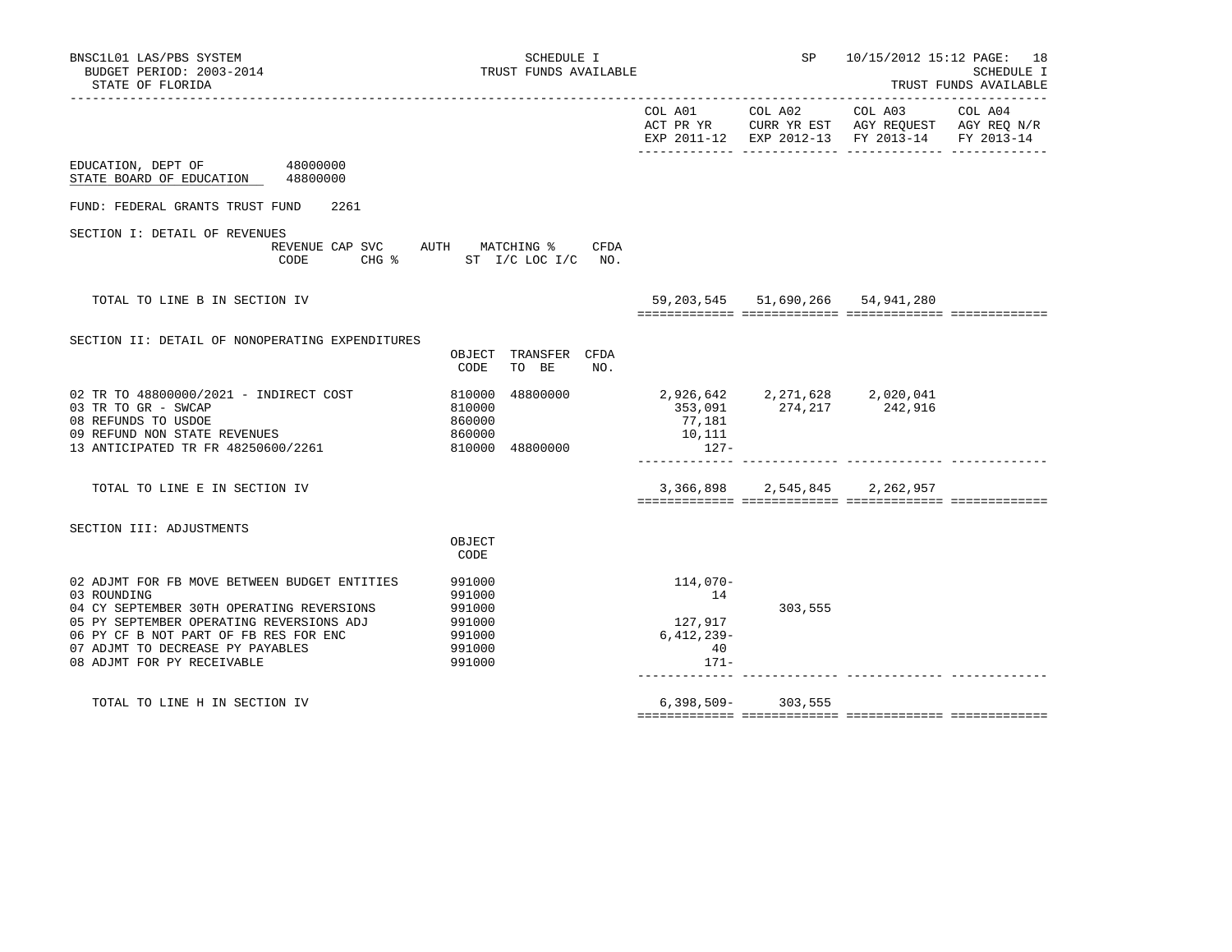BNSC1L01 LAS/PBS SYSTEM — SCHEDULE I — TRUST FUNDS AVAILABLE — SP 10/15/2012 15:12 PAGE: 18

BUDGET PERIOD: 2003-2014 — SCHEDULE I

STATE OF FLORIDA — TRUST FUNDS AVAILABLE

EDUCATION, DEPT OF 48000000

STATE BOARD OF EDUCATION 48800000

FUND: FEDERAL GRANTS TRUST FUND 2261

## SECTION I: DETAIL OF REVENUES

| | REVENUE CODE | CAP SVC CHG % | AUTH ST | MATCHING % I/C LOC I/C | CFDA NO. | COL A01 ACT PR YR EXP 2011-12 | COL A02 CURR YR EST EXP 2012-13 | COL A03 AGY REQUEST FY 2013-14 | COL A04 AGY REQ N/R FY 2013-14 |
|---|---|---|---|---|---|---|---|---|---|
| TOTAL TO LINE B IN SECTION IV | | | | | | 59,203,545 | 51,690,266 | 54,941,280 | |

## SECTION II: DETAIL OF NONOPERATING EXPENDITURES

| | OBJECT CODE | TRANSFER TO BE | CFDA NO. | COL A01 ACT PR YR EXP 2011-12 | COL A02 CURR YR EST EXP 2012-13 | COL A03 AGY REQUEST FY 2013-14 | COL A04 AGY REQ N/R FY 2013-14 |
|---|---|---|---|---|---|---|---|
| 02 TR TO 48800000/2021 - INDIRECT COST | 810000 | 48800000 | | 2,926,642 | 2,271,628 | 2,020,041 | |
| 03 TR TO GR - SWCAP | 810000 | | | 353,091 | 274,217 | 242,916 | |
| 08 REFUNDS TO USDOE | 860000 | | | 77,181 | | | |
| 09 REFUND NON STATE REVENUES | 860000 | | | 10,111 | | | |
| 13 ANTICIPATED TR FR 48250600/2261 | 810000 | 48800000 | | 127- | | | |
| TOTAL TO LINE E IN SECTION IV | | | | 3,366,898 | 2,545,845 | 2,262,957 | |

## SECTION III: ADJUSTMENTS

| | OBJECT CODE | COL A01 ACT PR YR EXP 2011-12 | COL A02 CURR YR EST EXP 2012-13 | COL A03 AGY REQUEST FY 2013-14 | COL A04 AGY REQ N/R FY 2013-14 |
|---|---|---|---|---|---|
| 02 ADJMT FOR FB MOVE BETWEEN BUDGET ENTITIES | 991000 | 114,070- | | | |
| 03 ROUNDING | 991000 | 14 | | | |
| 04 CY SEPTEMBER 30TH OPERATING REVERSIONS | 991000 | | 303,555 | | |
| 05 PY SEPTEMBER OPERATING REVERSIONS ADJ | 991000 | 127,917 | | | |
| 06 PY CF B NOT PART OF FB RES FOR ENC | 991000 | 6,412,239- | | | |
| 07 ADJMT TO DECREASE PY PAYABLES | 991000 | 40 | | | |
| 08 ADJMT FOR PY RECEIVABLE | 991000 | 171- | | | |
| TOTAL TO LINE H IN SECTION IV | | 6,398,509- | 303,555 | | |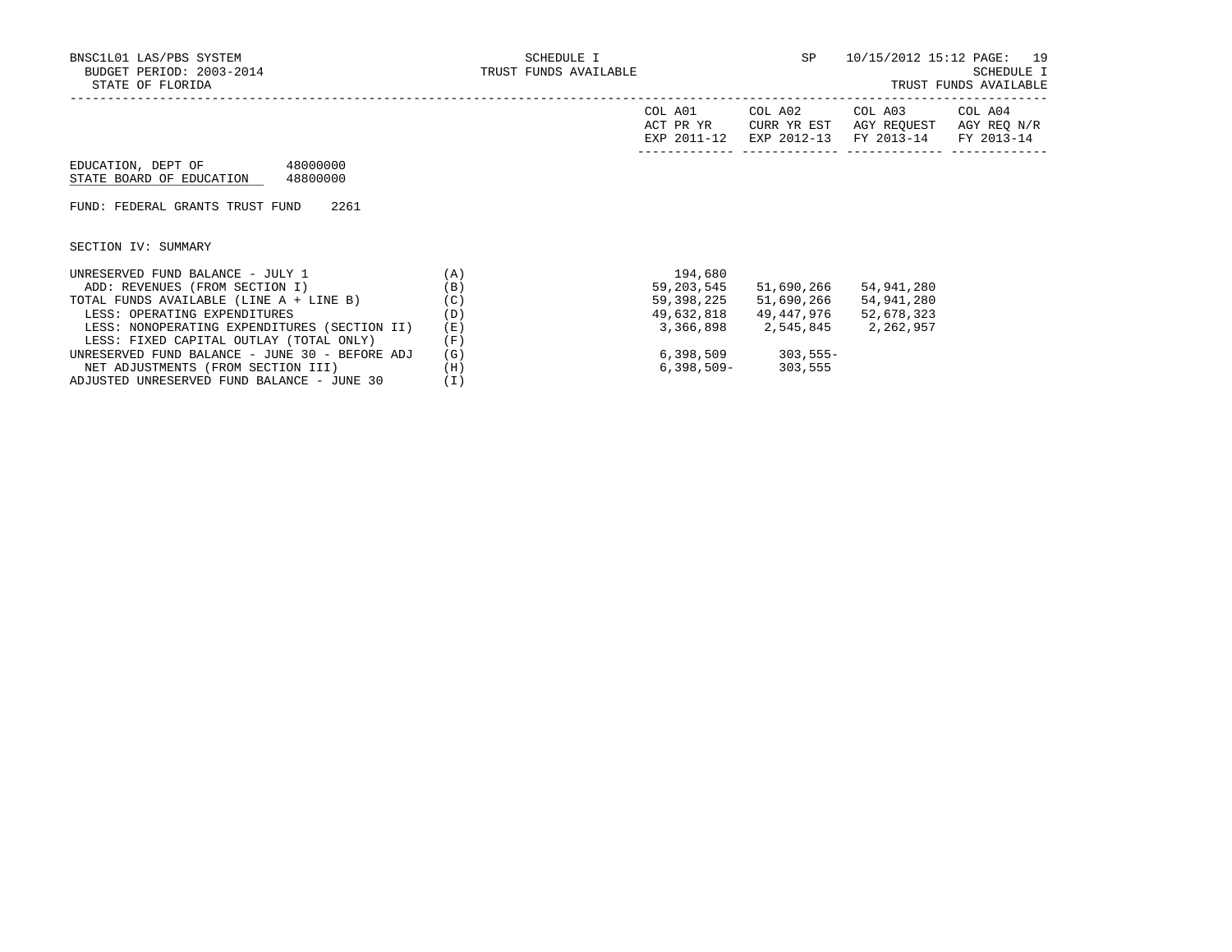BNSC1L01 LAS/PBS SYSTEM — SCHEDULE I — TRUST FUNDS AVAILABLE — SP 10/15/2012 15:12 PAGE: 19

BUDGET PERIOD: 2003-2014 — SCHEDULE I

STATE OF FLORIDA — TRUST FUNDS AVAILABLE

EDUCATION, DEPT OF 48000000

STATE BOARD OF EDUCATION 48800000

FUND: FEDERAL GRANTS TRUST FUND 2261

SECTION IV: SUMMARY

| | | COL A01 ACT PR YR EXP 2011-12 | COL A02 CURR YR EST EXP 2012-13 | COL A03 AGY REQUEST FY 2013-14 | COL A04 AGY REQ N/R FY 2013-14 |
|---|---|---|---|---|---|
| UNRESERVED FUND BALANCE - JULY 1 | (A) | 194,680 | | | |
| ADD: REVENUES (FROM SECTION I) | (B) | 59,203,545 | 51,690,266 | 54,941,280 | |
| TOTAL FUNDS AVAILABLE (LINE A + LINE B) | (C) | 59,398,225 | 51,690,266 | 54,941,280 | |
| LESS: OPERATING EXPENDITURES | (D) | 49,632,818 | 49,447,976 | 52,678,323 | |
| LESS: NONOPERATING EXPENDITURES (SECTION II) | (E) | 3,366,898 | 2,545,845 | 2,262,957 | |
| LESS: FIXED CAPITAL OUTLAY (TOTAL ONLY) | (F) | | | | |
| UNRESERVED FUND BALANCE - JUNE 30 - BEFORE ADJ | (G) | 6,398,509 | 303,555- | | |
| NET ADJUSTMENTS (FROM SECTION III) | (H) | 6,398,509- | 303,555 | | |
| ADJUSTED UNRESERVED FUND BALANCE - JUNE 30 | (I) | | | | |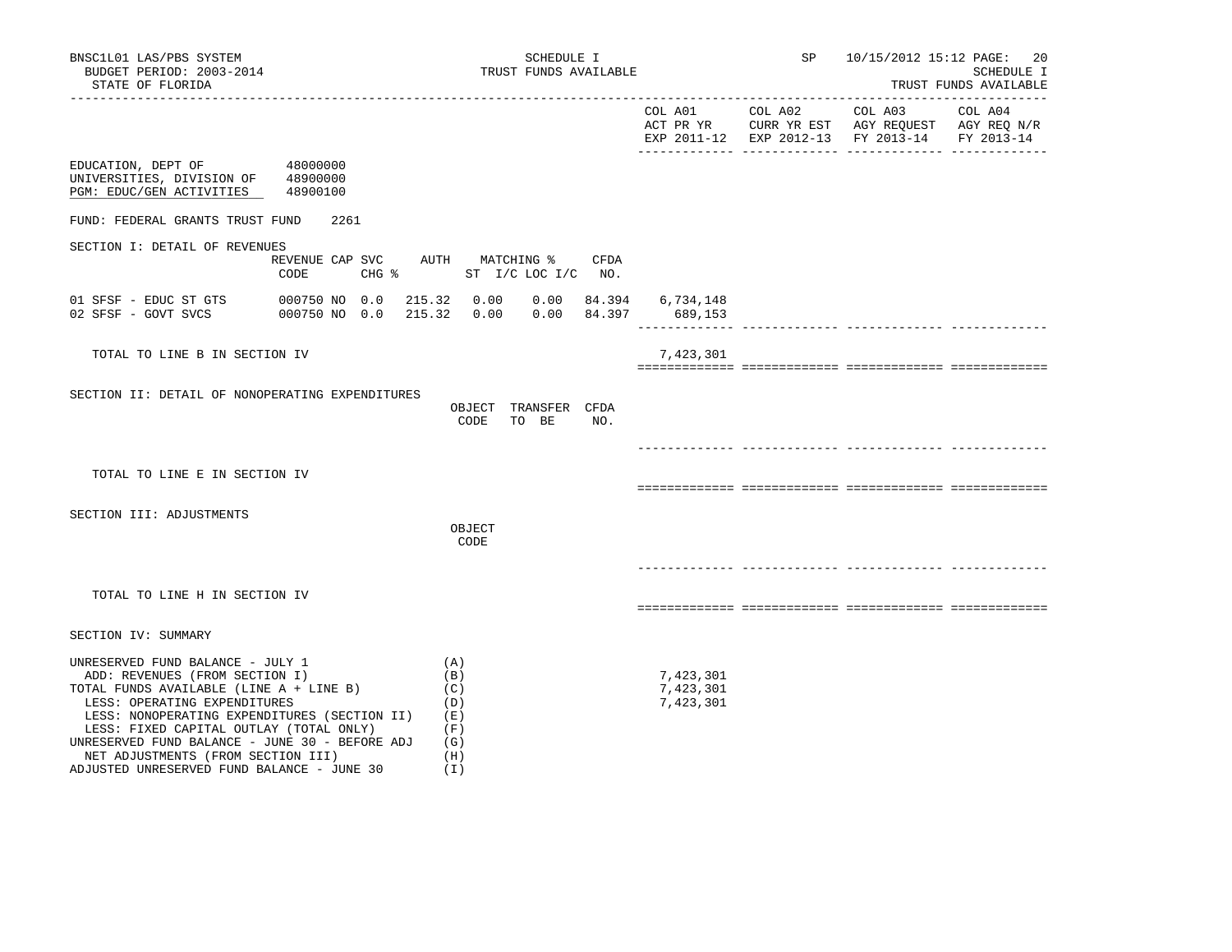BNSC1L01 LAS/PBS SYSTEM
BUDGET PERIOD: 2003-2014
STATE OF FLORIDA

SCHEDULE I
TRUST FUNDS AVAILABLE

SP 10/15/2012 15:12
SCHEDULE I
TRUST FUNDS AVAILABLE

| | COL A01 ACT PR YR EXP 2011-12 | COL A02 CURR YR EST EXP 2012-13 | COL A03 AGY REQUEST FY 2013-14 | COL A04 AGY REQ N/R FY 2013-14 |
|---|---|---|---|---|

EDUCATION, DEPT OF 48000000
UNIVERSITIES, DIVISION OF 48900000
PGM: EDUC/GEN ACTIVITIES 48900100

FUND: FEDERAL GRANTS TRUST FUND 2261

SECTION I: DETAIL OF REVENUES

| | REVENUE CODE | CAP | SVC CHG % | AUTH ST | MATCHING % I/C | LOC I/C | CFDA NO. | COL A01 | COL A02 | COL A03 | COL A04 |
|---|---|---|---|---|---|---|---|---|---|---|---|
| 01 SFSF - EDUC ST GTS | 000750 | NO | 0.0 | 215.32 | 0.00 | 0.00 | 84.394 | 6,734,148 | | | |
| 02 SFSF - GOVT SVCS | 000750 | NO | 0.0 | 215.32 | 0.00 | 0.00 | 84.397 | 689,153 | | | |
| TOTAL TO LINE B IN SECTION IV | | | | | | | | 7,423,301 | | | |

SECTION II: DETAIL OF NONOPERATING EXPENDITURES

| | OBJECT CODE | TRANSFER TO BE | CFDA NO. | COL A01 | COL A02 | COL A03 | COL A04 |
|---|---|---|---|---|---|---|---|
| TOTAL TO LINE E IN SECTION IV | | | | | | | |

SECTION III: ADJUSTMENTS

| | OBJECT CODE | COL A01 | COL A02 | COL A03 | COL A04 |
|---|---|---|---|---|---|
| TOTAL TO LINE H IN SECTION IV | | | | | |

SECTION IV: SUMMARY

| | | COL A01 | COL A02 | COL A03 | COL A04 |
|---|---|---|---|---|---|
| UNRESERVED FUND BALANCE - JULY 1 | (A) | | | | |
| ADD: REVENUES (FROM SECTION I) | (B) | 7,423,301 | | | |
| TOTAL FUNDS AVAILABLE (LINE A + LINE B) | (C) | 7,423,301 | | | |
| LESS: OPERATING EXPENDITURES | (D) | 7,423,301 | | | |
| LESS: NONOPERATING EXPENDITURES (SECTION II) | (E) | | | | |
| LESS: FIXED CAPITAL OUTLAY (TOTAL ONLY) | (F) | | | | |
| UNRESERVED FUND BALANCE - JUNE 30 - BEFORE ADJ | (G) | | | | |
| NET ADJUSTMENTS (FROM SECTION III) | (H) | | | | |
| ADJUSTED UNRESERVED FUND BALANCE - JUNE 30 | (I) | | | | |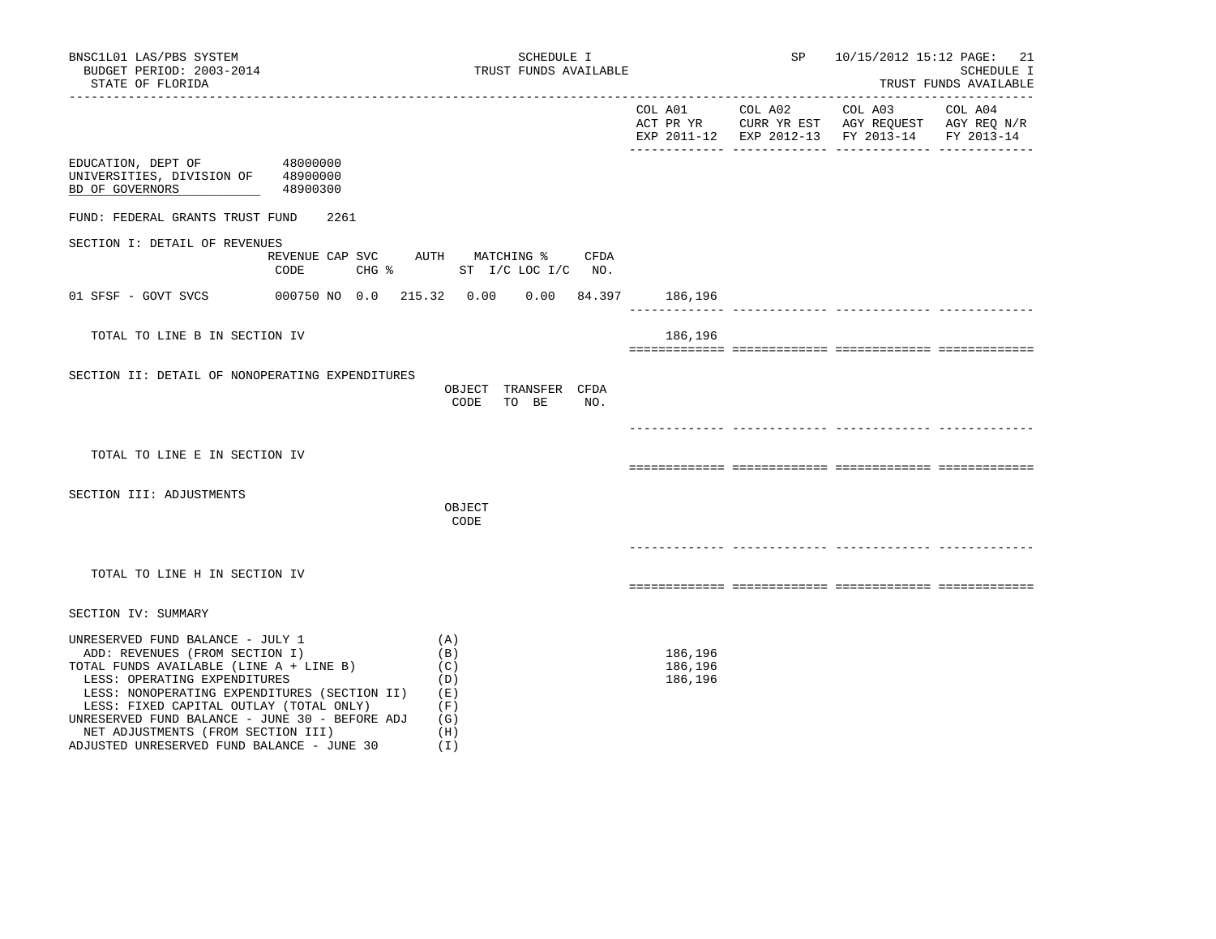BNSC1L01 LAS/PBS SYSTEM
BUDGET PERIOD: 2003-2014
STATE OF FLORIDA

SCHEDULE I
TRUST FUNDS AVAILABLE

SP 10/15/2012 15:12 PAGE: 21
SCHEDULE I
TRUST FUNDS AVAILABLE

| | COL A01 ACT PR YR EXP 2011-12 | COL A02 CURR YR EST EXP 2012-13 | COL A03 AGY REQUEST FY 2013-14 | COL A04 AGY REQ N/R FY 2013-14 |
|---|---|---|---|---|

EDUCATION, DEPT OF 48000000
UNIVERSITIES, DIVISION OF 48900000
BD OF GOVERNORS 48900300

FUND: FEDERAL GRANTS TRUST FUND 2261

## SECTION I: DETAIL OF REVENUES

| | REVENUE CODE | CAP | SVC CHG % | AUTH ST | MATCHING % I/C | LOC I/C | CFDA NO. | COL A01 | COL A02 | COL A03 | COL A04 |
|---|---|---|---|---|---|---|---|---|---|---|---|
| 01 SFSF - GOVT SVCS | 000750 | NO | 0.0 | 215.32 | 0.00 | 0.00 | 84.397 | 186,196 | | | |
| TOTAL TO LINE B IN SECTION IV | | | | | | | | 186,196 | | | |

## SECTION II: DETAIL OF NONOPERATING EXPENDITURES

| | OBJECT CODE | TRANSFER TO BE | CFDA NO. | COL A01 | COL A02 | COL A03 | COL A04 |
|---|---|---|---|---|---|---|---|
| TOTAL TO LINE E IN SECTION IV | | | | | | | |

## SECTION III: ADJUSTMENTS

| | OBJECT CODE | COL A01 | COL A02 | COL A03 | COL A04 |
|---|---|---|---|---|---|
| TOTAL TO LINE H IN SECTION IV | | | | | |

## SECTION IV: SUMMARY

| | | COL A01 | COL A02 | COL A03 | COL A04 |
|---|---|---|---|---|---|
| UNRESERVED FUND BALANCE - JULY 1 | (A) | | | | |
| ADD: REVENUES (FROM SECTION I) | (B) | 186,196 | | | |
| TOTAL FUNDS AVAILABLE (LINE A + LINE B) | (C) | 186,196 | | | |
| LESS: OPERATING EXPENDITURES | (D) | 186,196 | | | |
| LESS: NONOPERATING EXPENDITURES (SECTION II) | (E) | | | | |
| LESS: FIXED CAPITAL OUTLAY (TOTAL ONLY) | (F) | | | | |
| UNRESERVED FUND BALANCE - JUNE 30 - BEFORE ADJ | (G) | | | | |
| NET ADJUSTMENTS (FROM SECTION III) | (H) | | | | |
| ADJUSTED UNRESERVED FUND BALANCE - JUNE 30 | (I) | | | | |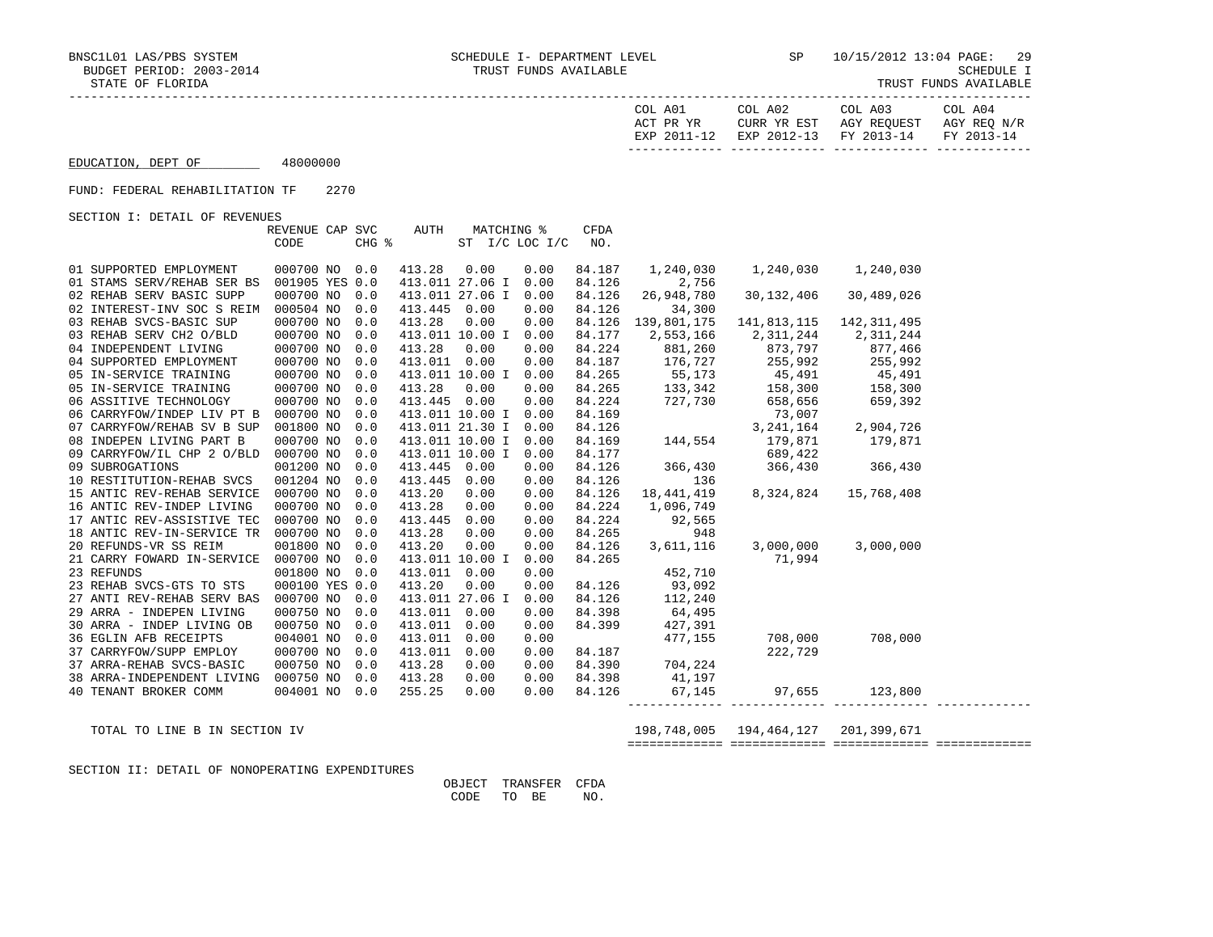BNSC1L01 LAS/PBS SYSTEM — SCHEDULE I- DEPARTMENT LEVEL — TRUST FUNDS AVAILABLE — SP 10/15/2012 13:04

BUDGET PERIOD: 2003-2014 — SCHEDULE I

STATE OF FLORIDA — TRUST FUNDS AVAILABLE

EDUCATION, DEPT OF 48000000

FUND: FEDERAL REHABILITATION TF 2270

SECTION I: DETAIL OF REVENUES

| | REVENUE CODE | CAP | SVC CHG % | AUTH ST | MATCHING % I/C | LOC I/C | CFDA NO. | COL A01 ACT PR YR EXP 2011-12 | COL A02 CURR YR EST EXP 2012-13 | COL A03 AGY REQUEST FY 2013-14 | COL A04 AGY REQ N/R FY 2013-14 |
|---|---|---|---|---|---|---|---|---|---|---|---|
| 01 SUPPORTED EMPLOYMENT | 000700 | NO | 0.0 | 413.28 | 0.00 | 0.00 | 84.187 | 1,240,030 | 1,240,030 | 1,240,030 | |
| 01 STAMS SERV/REHAB SER BS | 001905 | YES | 0.0 | 413.011 | 27.06 I | 0.00 | 84.126 | 2,756 | | | |
| 02 REHAB SERV BASIC SUPP | 000700 | NO | 0.0 | 413.011 | 27.06 I | 0.00 | 84.126 | 26,948,780 | 30,132,406 | 30,489,026 | |
| 02 INTEREST-INV SOC S REIM | 000504 | NO | 0.0 | 413.445 | 0.00 | 0.00 | 84.126 | 34,300 | | | |
| 03 REHAB SVCS-BASIC SUP | 000700 | NO | 0.0 | 413.28 | 0.00 | 0.00 | 84.126 | 139,801,175 | 141,813,115 | 142,311,495 | |
| 03 REHAB SERV CH2 O/BLD | 000700 | NO | 0.0 | 413.011 | 10.00 I | 0.00 | 84.177 | 2,553,166 | 2,311,244 | 2,311,244 | |
| 04 INDEPENDENT LIVING | 000700 | NO | 0.0 | 413.28 | 0.00 | 0.00 | 84.224 | 881,260 | 873,797 | 877,466 | |
| 04 SUPPORTED EMPLOYMENT | 000700 | NO | 0.0 | 413.011 | 0.00 | 0.00 | 84.187 | 176,727 | 255,992 | 255,992 | |
| 05 IN-SERVICE TRAINING | 000700 | NO | 0.0 | 413.011 | 10.00 I | 0.00 | 84.265 | 55,173 | 45,491 | 45,491 | |
| 05 IN-SERVICE TRAINING | 000700 | NO | 0.0 | 413.28 | 0.00 | 0.00 | 84.265 | 133,342 | 158,300 | 158,300 | |
| 06 ASSITIVE TECHNOLOGY | 000700 | NO | 0.0 | 413.445 | 0.00 | 0.00 | 84.224 | 727,730 | 658,656 | 659,392 | |
| 06 CARRYFOW/INDEP LIV PT B | 000700 | NO | 0.0 | 413.011 | 10.00 I | 0.00 | 84.169 | | 73,007 | | |
| 07 CARRYFOW/REHAB SV B SUP | 001800 | NO | 0.0 | 413.011 | 21.30 I | 0.00 | 84.126 | | 3,241,164 | 2,904,726 | |
| 08 INDEPEN LIVING PART B | 000700 | NO | 0.0 | 413.011 | 10.00 I | 0.00 | 84.169 | 144,554 | 179,871 | 179,871 | |
| 09 CARRYFOW/IL CHP 2 O/BLD | 000700 | NO | 0.0 | 413.011 | 10.00 I | 0.00 | 84.177 | | 689,422 | | |
| 09 SUBROGATIONS | 001200 | NO | 0.0 | 413.445 | 0.00 | 0.00 | 84.126 | 366,430 | 366,430 | 366,430 | |
| 10 RESTITUTION-REHAB SVCS | 001204 | NO | 0.0 | 413.445 | 0.00 | 0.00 | 84.126 | 136 | | | |
| 15 ANTIC REV-REHAB SERVICE | 000700 | NO | 0.0 | 413.20 | 0.00 | 0.00 | 84.126 | 18,441,419 | 8,324,824 | 15,768,408 | |
| 16 ANTIC REV-INDEP LIVING | 000700 | NO | 0.0 | 413.28 | 0.00 | 0.00 | 84.224 | 1,096,749 | | | |
| 17 ANTIC REV-ASSISTIVE TEC | 000700 | NO | 0.0 | 413.445 | 0.00 | 0.00 | 84.224 | 92,565 | | | |
| 18 ANTIC REV-IN-SERVICE TR | 000700 | NO | 0.0 | 413.28 | 0.00 | 0.00 | 84.265 | 948 | | | |
| 20 REFUNDS-VR SS REIM | 001800 | NO | 0.0 | 413.20 | 0.00 | 0.00 | 84.126 | 3,611,116 | 3,000,000 | 3,000,000 | |
| 21 CARRY FOWARD IN-SERVICE | 000700 | NO | 0.0 | 413.011 | 10.00 I | 0.00 | 84.265 | | 71,994 | | |
| 23 REFUNDS | 001800 | NO | 0.0 | 413.011 | 0.00 | 0.00 | | 452,710 | | | |
| 23 REHAB SVCS-GTS TO STS | 000100 | YES | 0.0 | 413.20 | 0.00 | 0.00 | 84.126 | 93,092 | | | |
| 27 ANTI REV-REHAB SERV BAS | 000700 | NO | 0.0 | 413.011 | 27.06 I | 0.00 | 84.126 | 112,240 | | | |
| 29 ARRA - INDEPEN LIVING | 000750 | NO | 0.0 | 413.011 | 0.00 | 0.00 | 84.398 | 64,495 | | | |
| 30 ARRA - INDEP LIVING OB | 000750 | NO | 0.0 | 413.011 | 0.00 | 0.00 | 84.399 | 427,391 | | | |
| 36 EGLIN AFB RECEIPTS | 004001 | NO | 0.0 | 413.011 | 0.00 | 0.00 | | 477,155 | 708,000 | 708,000 | |
| 37 CARRYFOW/SUPP EMPLOY | 000700 | NO | 0.0 | 413.011 | 0.00 | 0.00 | 84.187 | | 222,729 | | |
| 37 ARRA-REHAB SVCS-BASIC | 000750 | NO | 0.0 | 413.28 | 0.00 | 0.00 | 84.390 | 704,224 | | | |
| 38 ARRA-INDEPENDENT LIVING | 000750 | NO | 0.0 | 413.28 | 0.00 | 0.00 | 84.398 | 41,197 | | | |
| 40 TENANT BROKER COMM | 004001 | NO | 0.0 | 255.25 | 0.00 | 0.00 | 84.126 | 67,145 | 97,655 | 123,800 | |
| TOTAL TO LINE B IN SECTION IV | | | | | | | | 198,748,005 | 194,464,127 | 201,399,671 | |

SECTION II: DETAIL OF NONOPERATING EXPENDITURES

| | OBJECT CODE | TRANSFER TO BE | CFDA NO. |
|---|---|---|---|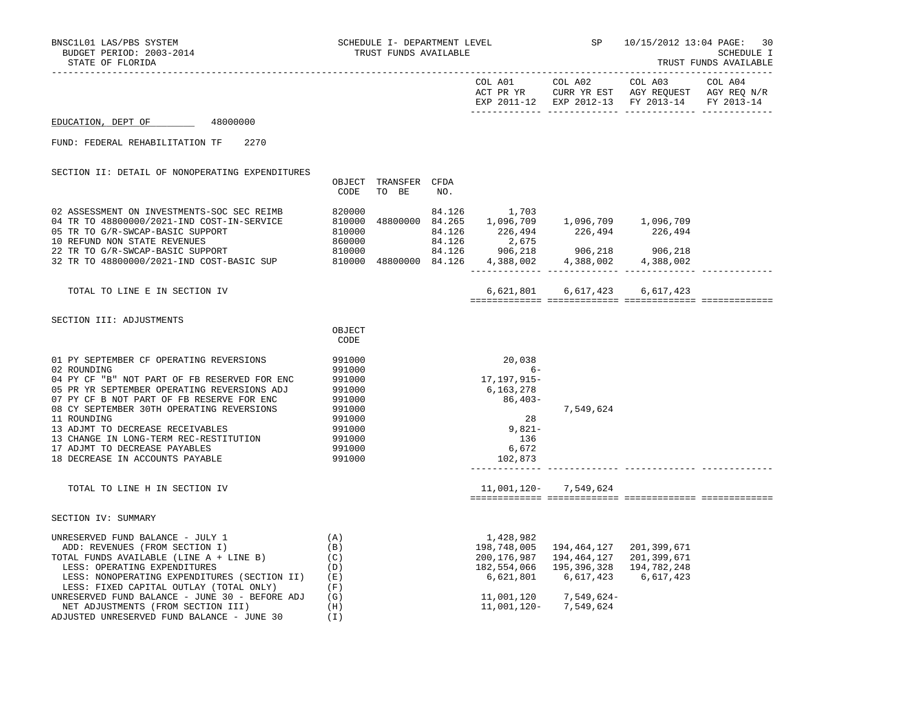BNSC1L01 LAS/PBS SYSTEM — SCHEDULE I- DEPARTMENT LEVEL — TRUST FUNDS AVAILABLE — SP 10/15/2012 13:04

BUDGET PERIOD: 2003-2014 — SCHEDULE I

STATE OF FLORIDA — TRUST FUNDS AVAILABLE

EDUCATION, DEPT OF 48000000

FUND: FEDERAL REHABILITATION TF 2270

## SECTION II: DETAIL OF NONOPERATING EXPENDITURES

| | OBJECT CODE | TRANSFER TO BE | CFDA NO. | COL A01 ACT PR YR EXP 2011-12 | COL A02 CURR YR EST EXP 2012-13 | COL A03 AGY REQUEST FY 2013-14 | COL A04 AGY REQ N/R FY 2013-14 |
|---|---|---|---|---|---|---|---|
| 02 ASSESSMENT ON INVESTMENTS-SOC SEC REIMB | 820000 | | 84.126 | 1,703 | | | |
| 04 TR TO 48800000/2021-IND COST-IN-SERVICE | 810000 | 48800000 | 84.265 | 1,096,709 | 1,096,709 | 1,096,709 | |
| 05 TR TO G/R-SWCAP-BASIC SUPPORT | 810000 | | 84.126 | 226,494 | 226,494 | 226,494 | |
| 10 REFUND NON STATE REVENUES | 860000 | | 84.126 | 2,675 | | | |
| 22 TR TO G/R-SWCAP-BASIC SUPPORT | 810000 | | 84.126 | 906,218 | 906,218 | 906,218 | |
| 32 TR TO 48800000/2021-IND COST-BASIC SUP | 810000 | 48800000 | 84.126 | 4,388,002 | 4,388,002 | 4,388,002 | |
| TOTAL TO LINE E IN SECTION IV | | | | 6,621,801 | 6,617,423 | 6,617,423 | |

## SECTION III: ADJUSTMENTS

| | OBJECT CODE | COL A01 | COL A02 | COL A03 | COL A04 |
|---|---|---|---|---|---|
| 01 PY SEPTEMBER CF OPERATING REVERSIONS | 991000 | 20,038 | | | |
| 02 ROUNDING | 991000 | 6- | | | |
| 04 PY CF "B" NOT PART OF FB RESERVED FOR ENC | 991000 | 17,197,915- | | | |
| 05 PR YR SEPTEMBER OPERATING REVERSIONS ADJ | 991000 | 6,163,278 | | | |
| 07 PY CF B NOT PART OF FB RESERVE FOR ENC | 991000 | 86,403- | | | |
| 08 CY SEPTEMBER 30TH OPERATING REVERSIONS | 991000 | | 7,549,624 | | |
| 11 ROUNDING | 991000 | 28 | | | |
| 13 ADJMT TO DECREASE RECEIVABLES | 991000 | 9,821- | | | |
| 13 CHANGE IN LONG-TERM REC-RESTITUTION | 991000 | 136 | | | |
| 17 ADJMT TO DECREASE PAYABLES | 991000 | 6,672 | | | |
| 18 DECREASE IN ACCOUNTS PAYABLE | 991000 | 102,873 | | | |
| TOTAL TO LINE H IN SECTION IV | | 11,001,120- | 7,549,624 | | |

## SECTION IV: SUMMARY

| | | COL A01 | COL A02 | COL A03 | COL A04 |
|---|---|---|---|---|---|
| UNRESERVED FUND BALANCE - JULY 1 | (A) | 1,428,982 | | | |
| ADD: REVENUES (FROM SECTION I) | (B) | 198,748,005 | 194,464,127 | 201,399,671 | |
| TOTAL FUNDS AVAILABLE (LINE A + LINE B) | (C) | 200,176,987 | 194,464,127 | 201,399,671 | |
| LESS: OPERATING EXPENDITURES | (D) | 182,554,066 | 195,396,328 | 194,782,248 | |
| LESS: NONOPERATING EXPENDITURES (SECTION II) | (E) | 6,621,801 | 6,617,423 | 6,617,423 | |
| LESS: FIXED CAPITAL OUTLAY (TOTAL ONLY) | (F) | | | | |
| UNRESERVED FUND BALANCE - JUNE 30 - BEFORE ADJ | (G) | 11,001,120 | 7,549,624- | | |
| NET ADJUSTMENTS (FROM SECTION III) | (H) | 11,001,120- | 7,549,624 | | |
| ADJUSTED UNRESERVED FUND BALANCE - JUNE 30 | (I) | | | | |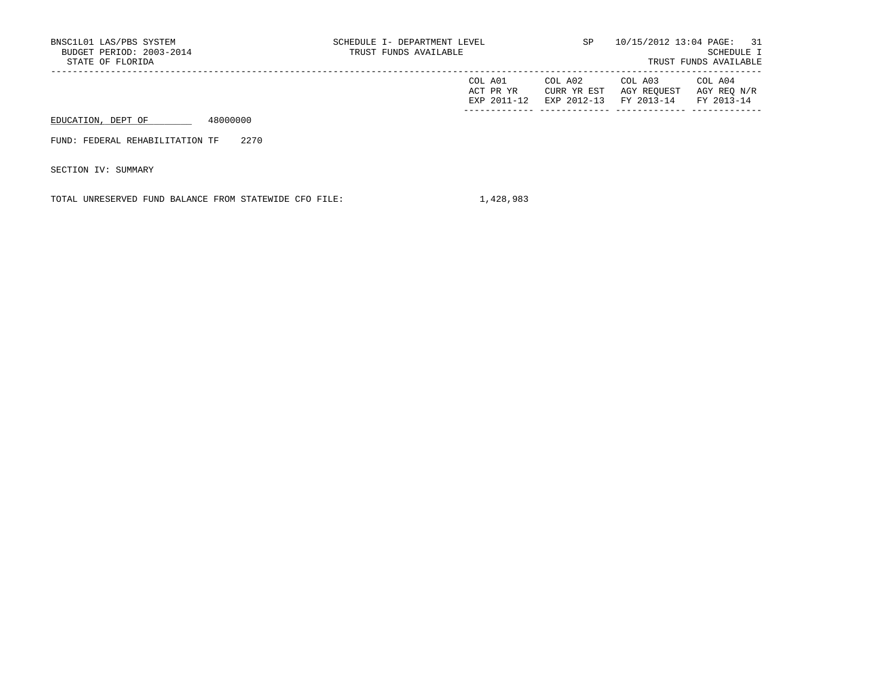BNSC1L01 LAS/PBS SYSTEM
BUDGET PERIOD: 2003-2014
STATE OF FLORIDA

SCHEDULE I- DEPARTMENT LEVEL
TRUST FUNDS AVAILABLE

SP 10/15/2012 13:04

SCHEDULE I
TRUST FUNDS AVAILABLE

| | COL A01 ACT PR YR EXP 2011-12 | COL A02 CURR YR EST EXP 2012-13 | COL A03 AGY REQUEST FY 2013-14 | COL A04 AGY REQ N/R FY 2013-14 |
|---|---|---|---|---|
| EDUCATION, DEPT OF 48000000 | | | | |
| FUND: FEDERAL REHABILITATION TF 2270 | | | | |
| SECTION IV: SUMMARY | | | | |
| TOTAL UNRESERVED FUND BALANCE FROM STATEWIDE CFO FILE: | 1,428,983 | | | |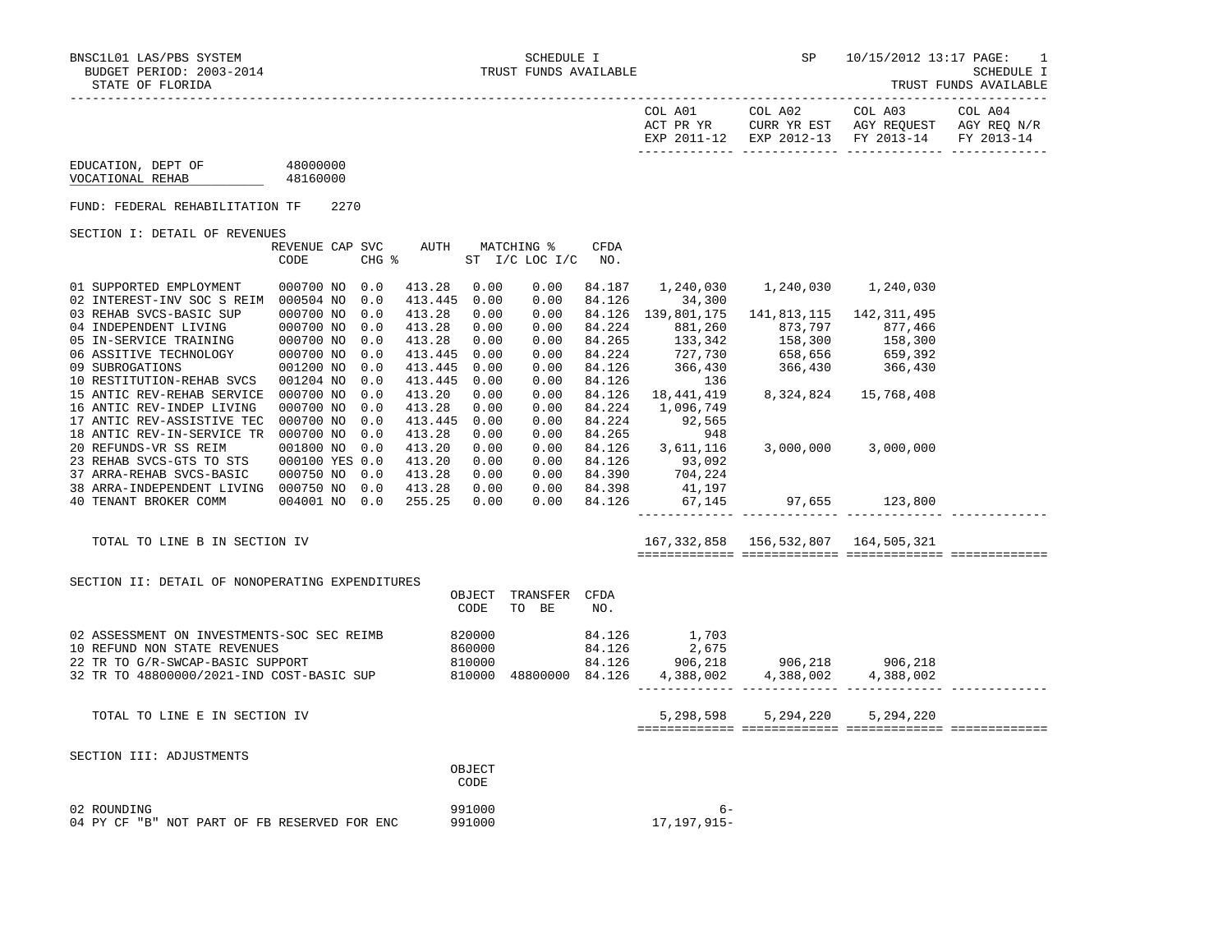BNSC1L01 LAS/PBS SYSTEM — SCHEDULE I — SP 10/15/2012 13:17

BUDGET PERIOD: 2003-2014 — TRUST FUNDS AVAILABLE — SCHEDULE I

STATE OF FLORIDA — TRUST FUNDS AVAILABLE

| | COL A01 ACT PR YR EXP 2011-12 | COL A02 CURR YR EST EXP 2012-13 | COL A03 AGY REQUEST FY 2013-14 | COL A04 AGY REQ N/R FY 2013-14 |
|---|---|---|---|---|

EDUCATION, DEPT OF 48000000
VOCATIONAL REHAB 48160000

FUND: FEDERAL REHABILITATION TF 2270

## SECTION I: DETAIL OF REVENUES

| | REVENUE CODE | CAP | SVC CHG % | AUTH | MATCHING % ST I/C | LOC I/C | CFDA NO. | COL A01 | COL A02 | COL A03 | COL A04 |
|---|---|---|---|---|---|---|---|---|---|---|---|
| 01 SUPPORTED EMPLOYMENT | 000700 | NO | 0.0 | 413.28 | 0.00 | 0.00 | 84.187 | 1,240,030 | 1,240,030 | 1,240,030 | |
| 02 INTEREST-INV SOC S REIM | 000504 | NO | 0.0 | 413.445 | 0.00 | 0.00 | 84.126 | 34,300 | | | |
| 03 REHAB SVCS-BASIC SUP | 000700 | NO | 0.0 | 413.28 | 0.00 | 0.00 | 84.126 | 139,801,175 | 141,813,115 | 142,311,495 | |
| 04 INDEPENDENT LIVING | 000700 | NO | 0.0 | 413.28 | 0.00 | 0.00 | 84.224 | 881,260 | 873,797 | 877,466 | |
| 05 IN-SERVICE TRAINING | 000700 | NO | 0.0 | 413.28 | 0.00 | 0.00 | 84.265 | 133,342 | 158,300 | 158,300 | |
| 06 ASSITIVE TECHNOLOGY | 000700 | NO | 0.0 | 413.445 | 0.00 | 0.00 | 84.224 | 727,730 | 658,656 | 659,392 | |
| 09 SUBROGATIONS | 001200 | NO | 0.0 | 413.445 | 0.00 | 0.00 | 84.126 | 366,430 | 366,430 | 366,430 | |
| 10 RESTITUTION-REHAB SVCS | 001204 | NO | 0.0 | 413.445 | 0.00 | 0.00 | 84.126 | 136 | | | |
| 15 ANTIC REV-REHAB SERVICE | 000700 | NO | 0.0 | 413.20 | 0.00 | 0.00 | 84.126 | 18,441,419 | 8,324,824 | 15,768,408 | |
| 16 ANTIC REV-INDEP LIVING | 000700 | NO | 0.0 | 413.28 | 0.00 | 0.00 | 84.224 | 1,096,749 | | | |
| 17 ANTIC REV-ASSISTIVE TEC | 000700 | NO | 0.0 | 413.445 | 0.00 | 0.00 | 84.224 | 92,565 | | | |
| 18 ANTIC REV-IN-SERVICE TR | 000700 | NO | 0.0 | 413.28 | 0.00 | 0.00 | 84.265 | 948 | | | |
| 20 REFUNDS-VR SS REIM | 001800 | NO | 0.0 | 413.20 | 0.00 | 0.00 | 84.126 | 3,611,116 | 3,000,000 | 3,000,000 | |
| 23 REHAB SVCS-GTS TO STS | 000100 | YES | 0.0 | 413.20 | 0.00 | 0.00 | 84.126 | 93,092 | | | |
| 37 ARRA-REHAB SVCS-BASIC | 000750 | NO | 0.0 | 413.28 | 0.00 | 0.00 | 84.390 | 704,224 | | | |
| 38 ARRA-INDEPENDENT LIVING | 000750 | NO | 0.0 | 413.28 | 0.00 | 0.00 | 84.398 | 41,197 | | | |
| 40 TENANT BROKER COMM | 004001 | NO | 0.0 | 255.25 | 0.00 | 0.00 | 84.126 | 67,145 | 97,655 | 123,800 | |
| TOTAL TO LINE B IN SECTION IV | | | | | | | | 167,332,858 | 156,532,807 | 164,505,321 | |

## SECTION II: DETAIL OF NONOPERATING EXPENDITURES

| | OBJECT CODE | TRANSFER TO BE | CFDA NO. | COL A01 | COL A02 | COL A03 | COL A04 |
|---|---|---|---|---|---|---|---|
| 02 ASSESSMENT ON INVESTMENTS-SOC SEC REIMB | 820000 | | 84.126 | 1,703 | | | |
| 10 REFUND NON STATE REVENUES | 860000 | | 84.126 | 2,675 | | | |
| 22 TR TO G/R-SWCAP-BASIC SUPPORT | 810000 | | 84.126 | 906,218 | 906,218 | 906,218 | |
| 32 TR TO 48800000/2021-IND COST-BASIC SUP | 810000 | 48800000 | 84.126 | 4,388,002 | 4,388,002 | 4,388,002 | |
| TOTAL TO LINE E IN SECTION IV | | | | 5,298,598 | 5,294,220 | 5,294,220 | |

## SECTION III: ADJUSTMENTS

| | OBJECT CODE | COL A01 | COL A02 | COL A03 | COL A04 |
|---|---|---|---|---|---|
| 02 ROUNDING | 991000 | 6- | | | |
| 04 PY CF "B" NOT PART OF FB RESERVED FOR ENC | 991000 | 17,197,915- | | | |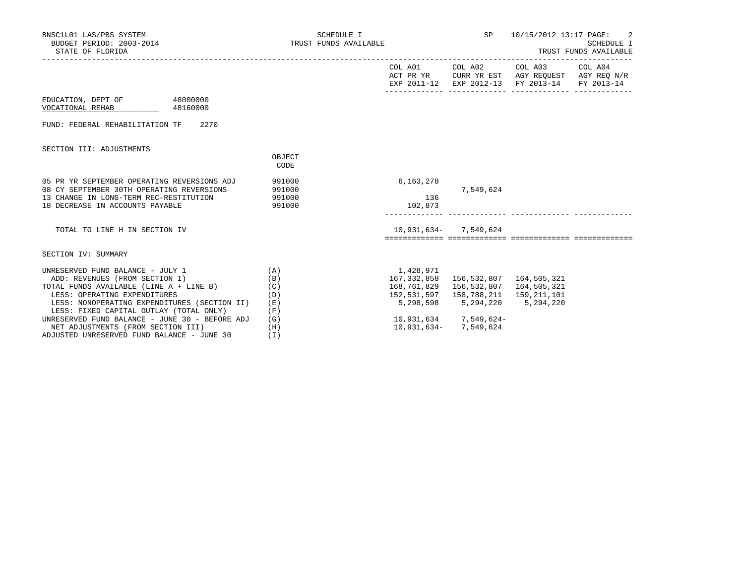BNSC1L01 LAS/PBS SYSTEM  
BUDGET PERIOD: 2003-2014  
STATE OF FLORIDA

SCHEDULE I  
TRUST FUNDS AVAILABLE

SP 10/15/2012 13:17

SCHEDULE I  
TRUST FUNDS AVAILABLE

EDUCATION, DEPT OF 48000000  
VOCATIONAL REHAB 48160000

FUND: FEDERAL REHABILITATION TF 2270

## SECTION III: ADJUSTMENTS

| | OBJECT CODE | COL A01 ACT PR YR EXP 2011-12 | COL A02 CURR YR EST EXP 2012-13 | COL A03 AGY REQUEST FY 2013-14 | COL A04 AGY REQ N/R FY 2013-14 |
|---|---|---|---|---|---|
| 05 PR YR SEPTEMBER OPERATING REVERSIONS ADJ | 991000 | 6,163,278 | | | |
| 08 CY SEPTEMBER 30TH OPERATING REVERSIONS | 991000 | | 7,549,624 | | |
| 13 CHANGE IN LONG-TERM REC-RESTITUTION | 991000 | 136 | | | |
| 18 DECREASE IN ACCOUNTS PAYABLE | 991000 | 102,873 | | | |
| TOTAL TO LINE H IN SECTION IV | | 10,931,634- | 7,549,624 | | |

## SECTION IV: SUMMARY

| | | COL A01 ACT PR YR EXP 2011-12 | COL A02 CURR YR EST EXP 2012-13 | COL A03 AGY REQUEST FY 2013-14 | COL A04 AGY REQ N/R FY 2013-14 |
|---|---|---|---|---|---|
| UNRESERVED FUND BALANCE - JULY 1 | (A) | 1,428,971 | | | |
| ADD: REVENUES (FROM SECTION I) | (B) | 167,332,858 | 156,532,807 | 164,505,321 | |
| TOTAL FUNDS AVAILABLE (LINE A + LINE B) | (C) | 168,761,829 | 156,532,807 | 164,505,321 | |
| LESS: OPERATING EXPENDITURES | (D) | 152,531,597 | 158,788,211 | 159,211,101 | |
| LESS: NONOPERATING EXPENDITURES (SECTION II) | (E) | 5,298,598 | 5,294,220 | 5,294,220 | |
| LESS: FIXED CAPITAL OUTLAY (TOTAL ONLY) | (F) | | | | |
| UNRESERVED FUND BALANCE - JUNE 30 - BEFORE ADJ | (G) | 10,931,634 | 7,549,624- | | |
| NET ADJUSTMENTS (FROM SECTION III) | (H) | 10,931,634- | 7,549,624 | | |
| ADJUSTED UNRESERVED FUND BALANCE - JUNE 30 | (I) | | | | |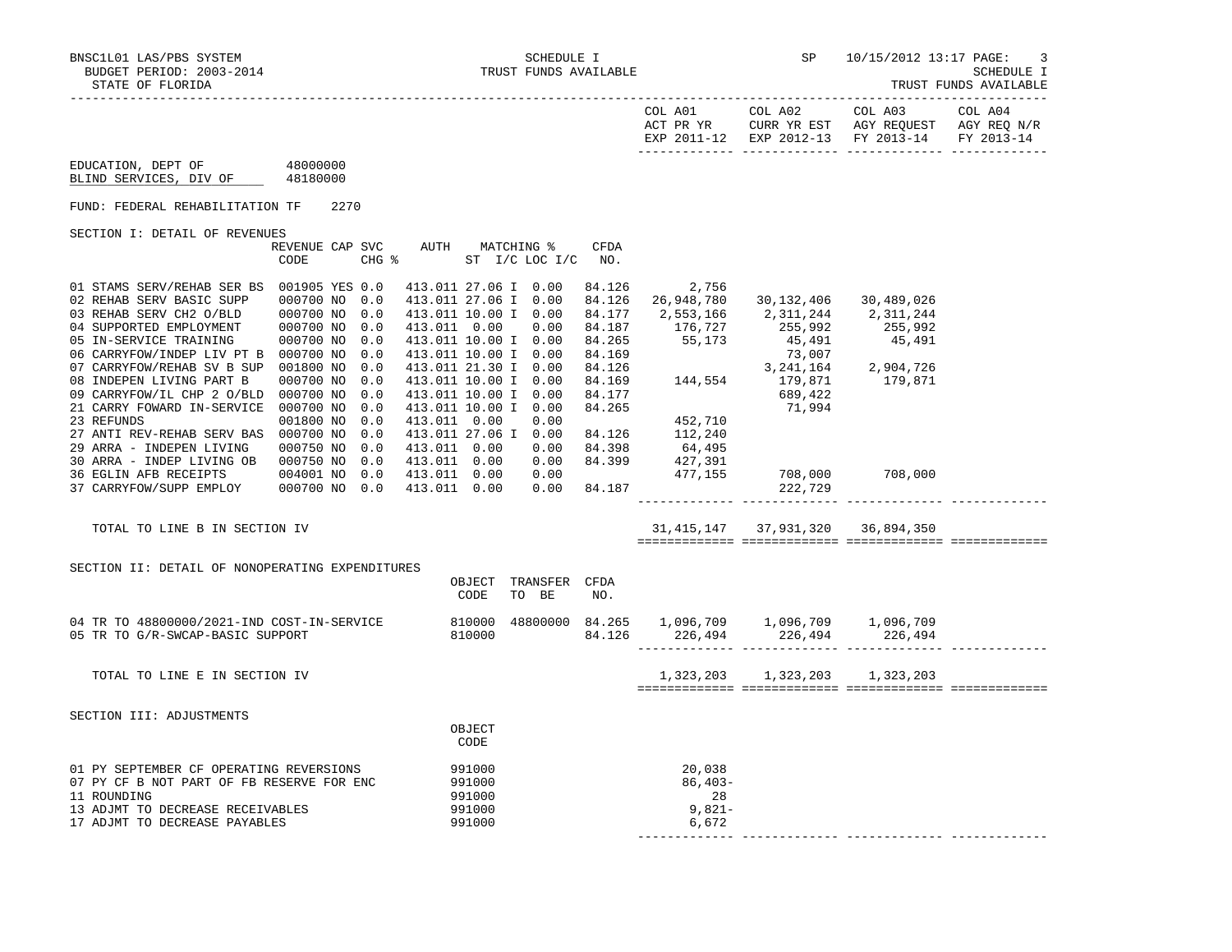BNSC1L01 LAS/PBS SYSTEM — SCHEDULE I — SP 10/15/2012 13:17

BUDGET PERIOD: 2003-2014 — TRUST FUNDS AVAILABLE

STATE OF FLORIDA — SCHEDULE I TRUST FUNDS AVAILABLE

| | COL A01 ACT PR YR EXP 2011-12 | COL A02 CURR YR EST EXP 2012-13 | COL A03 AGY REQUEST FY 2013-14 | COL A04 AGY REQ N/R FY 2013-14 |
|---|---|---|---|---|

EDUCATION, DEPT OF 48000000
BLIND SERVICES, DIV OF 48180000

FUND: FEDERAL REHABILITATION TF 2270

## SECTION I: DETAIL OF REVENUES

| | REVENUE CODE | CAP | SVC CHG % | AUTH ST | MATCHING % I/C | LOC I/C | CFDA NO. | COL A01 | COL A02 | COL A03 | COL A04 |
|---|---|---|---|---|---|---|---|---|---|---|---|
| 01 STAMS SERV/REHAB SER BS | 001905 | YES | 0.0 | 413.011 | 27.06 I | 0.00 | 84.126 | 2,756 | | | |
| 02 REHAB SERV BASIC SUPP | 000700 | NO | 0.0 | 413.011 | 27.06 I | 0.00 | 84.126 | 26,948,780 | 30,132,406 | 30,489,026 | |
| 03 REHAB SERV CH2 O/BLD | 000700 | NO | 0.0 | 413.011 | 10.00 I | 0.00 | 84.177 | 2,553,166 | 2,311,244 | 2,311,244 | |
| 04 SUPPORTED EMPLOYMENT | 000700 | NO | 0.0 | 413.011 | 0.00 | 0.00 | 84.187 | 176,727 | 255,992 | 255,992 | |
| 05 IN-SERVICE TRAINING | 000700 | NO | 0.0 | 413.011 | 10.00 I | 0.00 | 84.265 | 55,173 | 45,491 | 45,491 | |
| 06 CARRYFOW/INDEP LIV PT B | 000700 | NO | 0.0 | 413.011 | 10.00 I | 0.00 | 84.169 | | 73,007 | | |
| 07 CARRYFOW/REHAB SV B SUP | 001800 | NO | 0.0 | 413.011 | 21.30 I | 0.00 | 84.126 | | 3,241,164 | 2,904,726 | |
| 08 INDEPEN LIVING PART B | 000700 | NO | 0.0 | 413.011 | 10.00 I | 0.00 | 84.169 | 144,554 | 179,871 | 179,871 | |
| 09 CARRYFOW/IL CHP 2 O/BLD | 000700 | NO | 0.0 | 413.011 | 10.00 I | 0.00 | 84.177 | | 689,422 | | |
| 21 CARRY FOWARD IN-SERVICE | 000700 | NO | 0.0 | 413.011 | 10.00 I | 0.00 | 84.265 | | 71,994 | | |
| 23 REFUNDS | 001800 | NO | 0.0 | 413.011 | 0.00 | 0.00 | | 452,710 | | | |
| 27 ANTI REV-REHAB SERV BAS | 000700 | NO | 0.0 | 413.011 | 27.06 I | 0.00 | 84.126 | 112,240 | | | |
| 29 ARRA - INDEPEN LIVING | 000750 | NO | 0.0 | 413.011 | 0.00 | 0.00 | 84.398 | 64,495 | | | |
| 30 ARRA - INDEP LIVING OB | 000750 | NO | 0.0 | 413.011 | 0.00 | 0.00 | 84.399 | 427,391 | | | |
| 36 EGLIN AFB RECEIPTS | 004001 | NO | 0.0 | 413.011 | 0.00 | 0.00 | | 477,155 | 708,000 | 708,000 | |
| 37 CARRYFOW/SUPP EMPLOY | 000700 | NO | 0.0 | 413.011 | 0.00 | 0.00 | 84.187 | | 222,729 | | |
| TOTAL TO LINE B IN SECTION IV | | | | | | | | 31,415,147 | 37,931,320 | 36,894,350 | |

## SECTION II: DETAIL OF NONOPERATING EXPENDITURES

| | OBJECT CODE | TRANSFER TO BE | CFDA NO. | COL A01 | COL A02 | COL A03 | COL A04 |
|---|---|---|---|---|---|---|---|
| 04 TR TO 48800000/2021-IND COST-IN-SERVICE | 810000 | 48800000 | 84.265 | 1,096,709 | 1,096,709 | 1,096,709 | |
| 05 TR TO G/R-SWCAP-BASIC SUPPORT | 810000 | | 84.126 | 226,494 | 226,494 | 226,494 | |
| TOTAL TO LINE E IN SECTION IV | | | | 1,323,203 | 1,323,203 | 1,323,203 | |

## SECTION III: ADJUSTMENTS

| | OBJECT CODE | COL A01 | COL A02 | COL A03 | COL A04 |
|---|---|---|---|---|---|
| 01 PY SEPTEMBER CF OPERATING REVERSIONS | 991000 | 20,038 | | | |
| 07 PY CF B NOT PART OF FB RESERVE FOR ENC | 991000 | 86,403- | | | |
| 11 ROUNDING | 991000 | 28 | | | |
| 13 ADJMT TO DECREASE RECEIVABLES | 991000 | 9,821- | | | |
| 17 ADJMT TO DECREASE PAYABLES | 991000 | 6,672 | | | |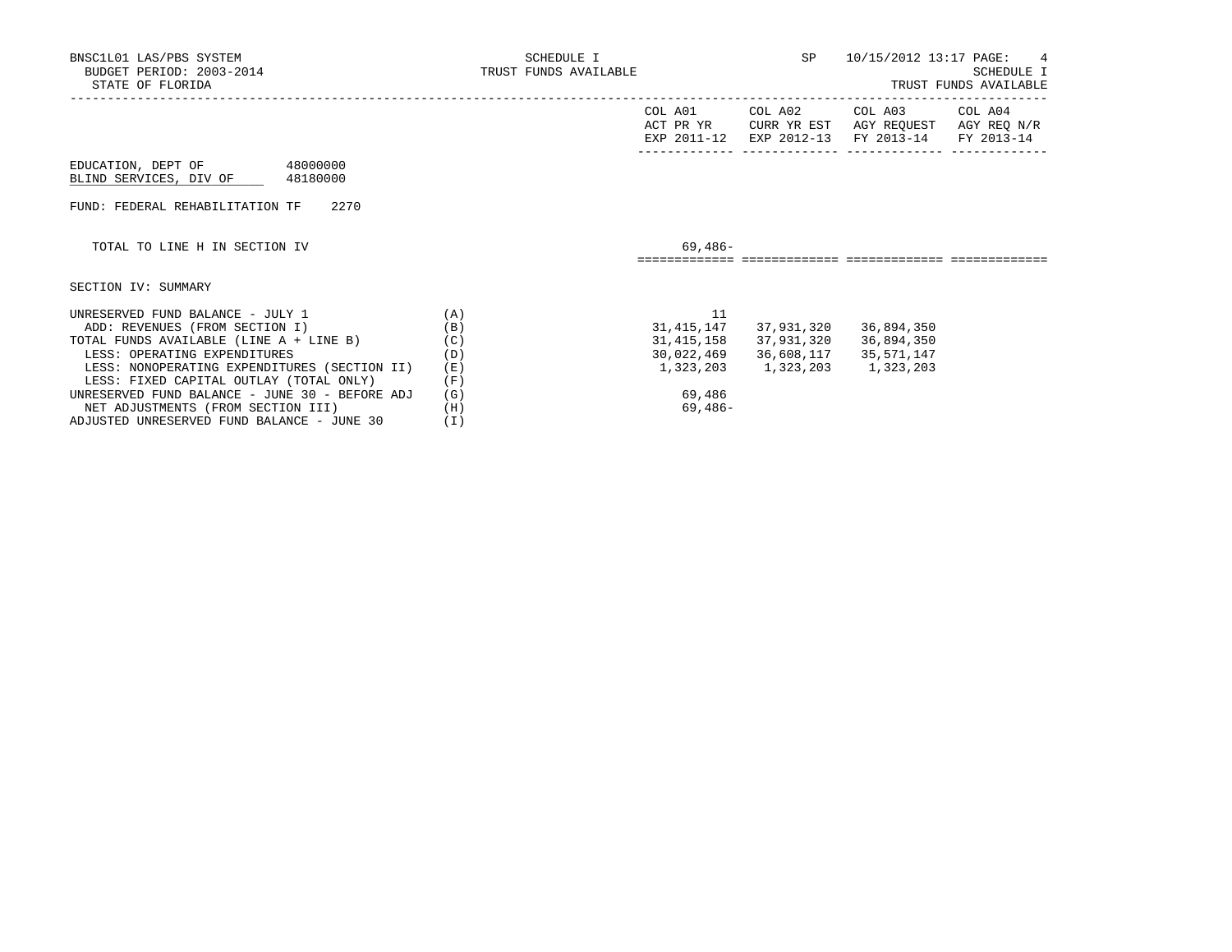BNSC1L01 LAS/PBS SYSTEM
BUDGET PERIOD: 2003-2014
STATE OF FLORIDA

SCHEDULE I
TRUST FUNDS AVAILABLE

SP 10/15/2012 13:17

SCHEDULE I
TRUST FUNDS AVAILABLE

EDUCATION, DEPT OF 48000000
BLIND SERVICES, DIV OF 48180000

FUND: FEDERAL REHABILITATION TF 2270

| | | COL A01 ACT PR YR EXP 2011-12 | COL A02 CURR YR EST EXP 2012-13 | COL A03 AGY REQUEST FY 2013-14 | COL A04 AGY REQ N/R FY 2013-14 |
|---|---|---|---|---|---|
| TOTAL TO LINE H IN SECTION IV | | 69,486- | | | |

SECTION IV: SUMMARY

| | | COL A01 ACT PR YR EXP 2011-12 | COL A02 CURR YR EST EXP 2012-13 | COL A03 AGY REQUEST FY 2013-14 | COL A04 AGY REQ N/R FY 2013-14 |
|---|---|---|---|---|---|
| UNRESERVED FUND BALANCE - JULY 1 | (A) | 11 | | | |
| ADD: REVENUES (FROM SECTION I) | (B) | 31,415,147 | 37,931,320 | 36,894,350 | |
| TOTAL FUNDS AVAILABLE (LINE A + LINE B) | (C) | 31,415,158 | 37,931,320 | 36,894,350 | |
| LESS: OPERATING EXPENDITURES | (D) | 30,022,469 | 36,608,117 | 35,571,147 | |
| LESS: NONOPERATING EXPENDITURES (SECTION II) | (E) | 1,323,203 | 1,323,203 | 1,323,203 | |
| LESS: FIXED CAPITAL OUTLAY (TOTAL ONLY) | (F) | | | | |
| UNRESERVED FUND BALANCE - JUNE 30 - BEFORE ADJ | (G) | 69,486 | | | |
| NET ADJUSTMENTS (FROM SECTION III) | (H) | 69,486- | | | |
| ADJUSTED UNRESERVED FUND BALANCE - JUNE 30 | (I) | | | | |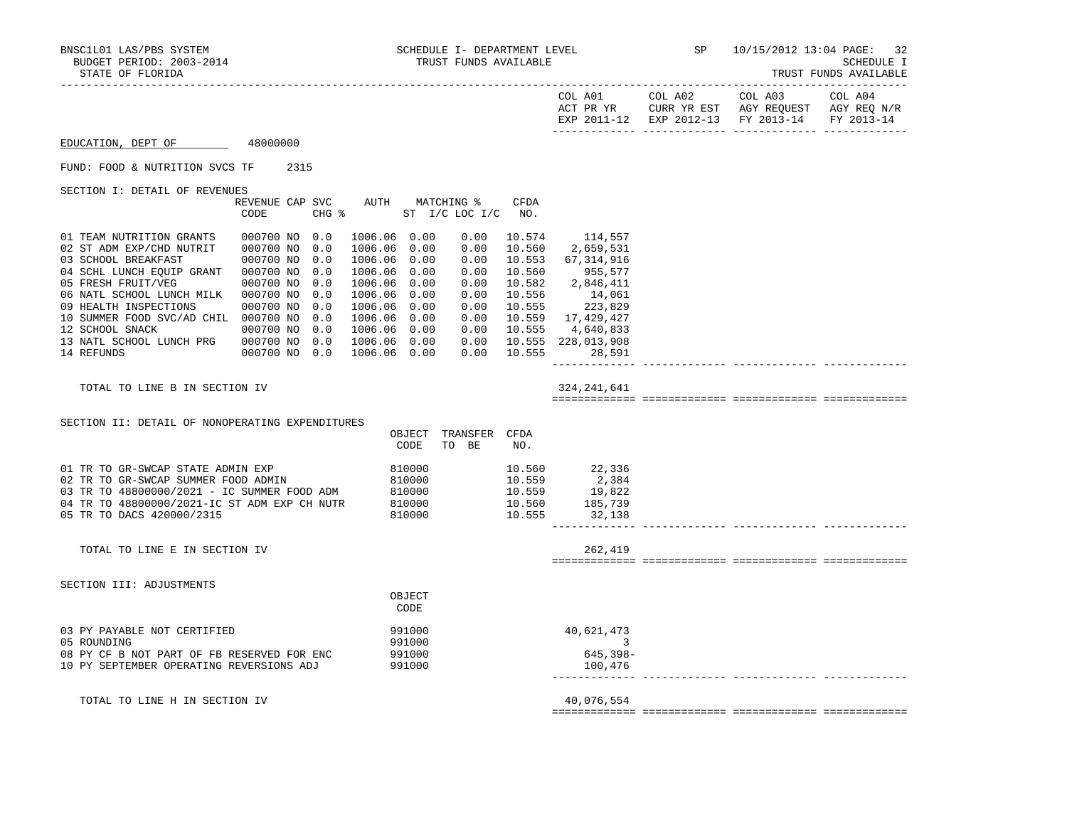BNSC1L01 LAS/PBS SYSTEM — SCHEDULE I- DEPARTMENT LEVEL — SP 10/15/2012 13:04

BUDGET PERIOD: 2003-2014 — TRUST FUNDS AVAILABLE — SCHEDULE I

STATE OF FLORIDA — TRUST FUNDS AVAILABLE

EDUCATION, DEPT OF 48000000

FUND: FOOD & NUTRITION SVCS TF 2315

## SECTION I: DETAIL OF REVENUES

| | REVENUE CODE | CAP | SVC CHG % | AUTH | MATCHING % ST I/C | LOC I/C | CFDA NO. | COL A01 ACT PR YR EXP 2011-12 | COL A02 CURR YR EST EXP 2012-13 | COL A03 AGY REQUEST FY 2013-14 | COL A04 AGY REQ N/R FY 2013-14 |
|---|---|---|---|---|---|---|---|---|---|---|---|
| 01 TEAM NUTRITION GRANTS | 000700 | NO | 0.0 | 1006.06 | 0.00 | 0.00 | 10.574 | 114,557 | | | |
| 02 ST ADM EXP/CHD NUTRIT | 000700 | NO | 0.0 | 1006.06 | 0.00 | 0.00 | 10.560 | 2,659,531 | | | |
| 03 SCHOOL BREAKFAST | 000700 | NO | 0.0 | 1006.06 | 0.00 | 0.00 | 10.553 | 67,314,916 | | | |
| 04 SCHL LUNCH EQUIP GRANT | 000700 | NO | 0.0 | 1006.06 | 0.00 | 0.00 | 10.560 | 955,577 | | | |
| 05 FRESH FRUIT/VEG | 000700 | NO | 0.0 | 1006.06 | 0.00 | 0.00 | 10.582 | 2,846,411 | | | |
| 06 NATL SCHOOL LUNCH MILK | 000700 | NO | 0.0 | 1006.06 | 0.00 | 0.00 | 10.556 | 14,061 | | | |
| 09 HEALTH INSPECTIONS | 000700 | NO | 0.0 | 1006.06 | 0.00 | 0.00 | 10.555 | 223,829 | | | |
| 10 SUMMER FOOD SVC/AD CHIL | 000700 | NO | 0.0 | 1006.06 | 0.00 | 0.00 | 10.559 | 17,429,427 | | | |
| 12 SCHOOL SNACK | 000700 | NO | 0.0 | 1006.06 | 0.00 | 0.00 | 10.555 | 4,640,833 | | | |
| 13 NATL SCHOOL LUNCH PRG | 000700 | NO | 0.0 | 1006.06 | 0.00 | 0.00 | 10.555 | 228,013,908 | | | |
| 14 REFUNDS | 000700 | NO | 0.0 | 1006.06 | 0.00 | 0.00 | 10.555 | 28,591 | | | |
| TOTAL TO LINE B IN SECTION IV | | | | | | | | 324,241,641 | | | |

## SECTION II: DETAIL OF NONOPERATING EXPENDITURES

| | OBJECT CODE | TRANSFER TO BE | CFDA NO. | COL A01 | COL A02 | COL A03 | COL A04 |
|---|---|---|---|---|---|---|---|
| 01 TR TO GR-SWCAP STATE ADMIN EXP | 810000 | | 10.560 | 22,336 | | | |
| 02 TR TO GR-SWCAP SUMMER FOOD ADMIN | 810000 | | 10.559 | 2,384 | | | |
| 03 TR TO 48800000/2021 - IC SUMMER FOOD ADM | 810000 | | 10.559 | 19,822 | | | |
| 04 TR TO 48800000/2021-IC ST ADM EXP CH NUTR | 810000 | | 10.560 | 185,739 | | | |
| 05 TR TO DACS 420000/2315 | 810000 | | 10.555 | 32,138 | | | |
| TOTAL TO LINE E IN SECTION IV | | | | 262,419 | | | |

## SECTION III: ADJUSTMENTS

| | OBJECT CODE | COL A01 | COL A02 | COL A03 | COL A04 |
|---|---|---|---|---|---|
| 03 PY PAYABLE NOT CERTIFIED | 991000 | 40,621,473 | | | |
| 05 ROUNDING | 991000 | 3 | | | |
| 08 PY CF B NOT PART OF FB RESERVED FOR ENC | 991000 | 645,398- | | | |
| 10 PY SEPTEMBER OPERATING REVERSIONS ADJ | 991000 | 100,476 | | | |
| TOTAL TO LINE H IN SECTION IV | | 40,076,554 | | | |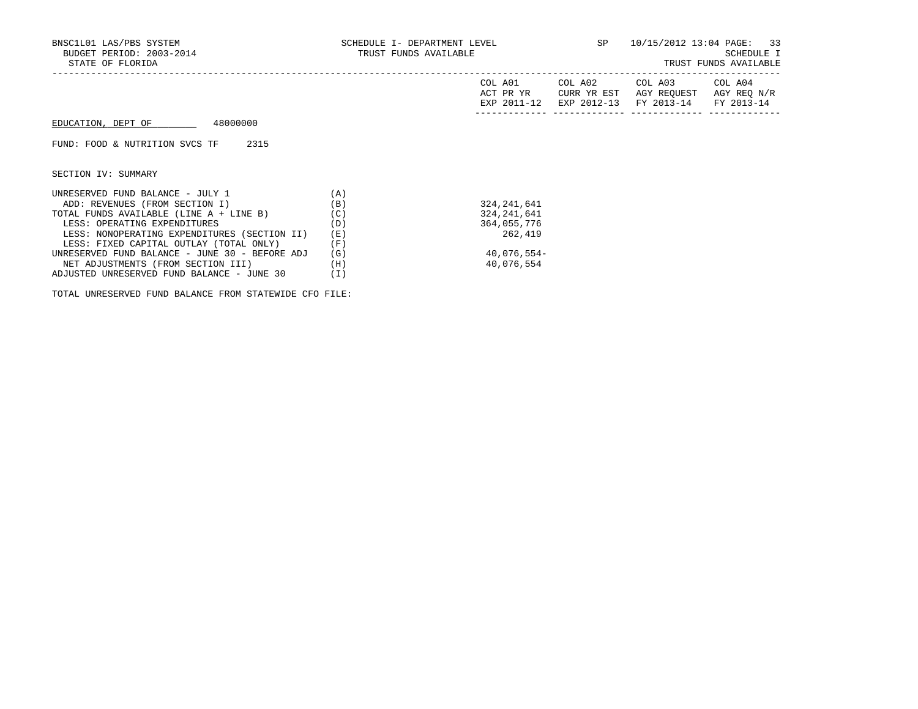BNSC1L01 LAS/PBS SYSTEM — SCHEDULE I- DEPARTMENT LEVEL — SP — 10/15/2012 13:04

BUDGET PERIOD: 2003-2014 — TRUST FUNDS AVAILABLE — SCHEDULE I

STATE OF FLORIDA — TRUST FUNDS AVAILABLE

EDUCATION, DEPT OF 48000000

FUND: FOOD & NUTRITION SVCS TF 2315

SECTION IV: SUMMARY

| | | COL A01 ACT PR YR EXP 2011-12 | COL A02 CURR YR EST EXP 2012-13 | COL A03 AGY REQUEST FY 2013-14 | COL A04 AGY REQ N/R FY 2013-14 |
|---|---|---|---|---|---|
| UNRESERVED FUND BALANCE - JULY 1 | (A) | | | | |
| ADD: REVENUES (FROM SECTION I) | (B) | 324,241,641 | | | |
| TOTAL FUNDS AVAILABLE (LINE A + LINE B) | (C) | 324,241,641 | | | |
| LESS: OPERATING EXPENDITURES | (D) | 364,055,776 | | | |
| LESS: NONOPERATING EXPENDITURES (SECTION II) | (E) | 262,419 | | | |
| LESS: FIXED CAPITAL OUTLAY (TOTAL ONLY) | (F) | | | | |
| UNRESERVED FUND BALANCE - JUNE 30 - BEFORE ADJ | (G) | 40,076,554- | | | |
| NET ADJUSTMENTS (FROM SECTION III) | (H) | 40,076,554 | | | |
| ADJUSTED UNRESERVED FUND BALANCE - JUNE 30 | (I) | | | | |

TOTAL UNRESERVED FUND BALANCE FROM STATEWIDE CFO FILE: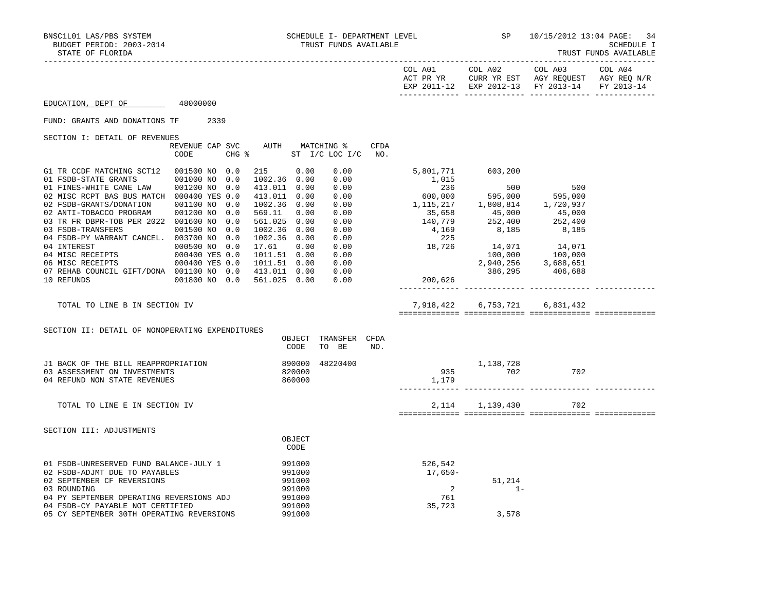BNSC1L01 LAS/PBS SYSTEM — SCHEDULE I- DEPARTMENT LEVEL — TRUST FUNDS AVAILABLE — SP 10/15/2012 13:04

BUDGET PERIOD: 2003-2014 — SCHEDULE I

STATE OF FLORIDA — TRUST FUNDS AVAILABLE

**EDUCATION, DEPT OF** 48000000

FUND: GRANTS AND DONATIONS TF 2339

## SECTION I: DETAIL OF REVENUES

| | REVENUE CODE | CAP | SVC CHG % | AUTH ST | MATCHING % I/C | LOC I/C | CFDA NO. | COL A01 ACT PR YR EXP 2011-12 | COL A02 CURR YR EST EXP 2012-13 | COL A03 AGY REQUEST FY 2013-14 | COL A04 AGY REQ N/R FY 2013-14 |
|---|---|---|---|---|---|---|---|---|---|---|---|
| G1 TR CCDF MATCHING SCT12 | 001500 | NO | 0.0 | 215 | 0.00 | 0.00 | | 5,801,771 | 603,200 | | |
| 01 FSDB-STATE GRANTS | 001000 | NO | 0.0 | 1002.36 | 0.00 | 0.00 | | 1,015 | | | |
| 01 FINES-WHITE CANE LAW | 001200 | NO | 0.0 | 413.011 | 0.00 | 0.00 | | 236 | 500 | 500 | |
| 02 MISC RCPT BAS BUS MATCH | 000400 | YES | 0.0 | 413.011 | 0.00 | 0.00 | | 600,000 | 595,000 | 595,000 | |
| 02 FSDB-GRANTS/DONATION | 001100 | NO | 0.0 | 1002.36 | 0.00 | 0.00 | | 1,115,217 | 1,808,814 | 1,720,937 | |
| 02 ANTI-TOBACCO PROGRAM | 001200 | NO | 0.0 | 569.11 | 0.00 | 0.00 | | 35,658 | 45,000 | 45,000 | |
| 03 TR FR DBPR-TOB PER 2022 | 001600 | NO | 0.0 | 561.025 | 0.00 | 0.00 | | 140,779 | 252,400 | 252,400 | |
| 03 FSDB-TRANSFERS | 001500 | NO | 0.0 | 1002.36 | 0.00 | 0.00 | | 4,169 | 8,185 | 8,185 | |
| 04 FSDB-PY WARRANT CANCEL. | 003700 | NO | 0.0 | 1002.36 | 0.00 | 0.00 | | 225 | | | |
| 04 INTEREST | 000500 | NO | 0.0 | 17.61 | 0.00 | 0.00 | | 18,726 | 14,071 | 14,071 | |
| 04 MISC RECEIPTS | 000400 | YES | 0.0 | 1011.51 | 0.00 | 0.00 | | | 100,000 | 100,000 | |
| 06 MISC RECEIPTS | 000400 | YES | 0.0 | 1011.51 | 0.00 | 0.00 | | | 2,940,256 | 3,688,651 | |
| 07 REHAB COUNCIL GIFT/DONA | 001100 | NO | 0.0 | 413.011 | 0.00 | 0.00 | | | 386,295 | 406,688 | |
| 10 REFUNDS | 001800 | NO | 0.0 | 561.025 | 0.00 | 0.00 | | 200,626 | | | |
| TOTAL TO LINE B IN SECTION IV | | | | | | | | 7,918,422 | 6,753,721 | 6,831,432 | |

## SECTION II: DETAIL OF NONOPERATING EXPENDITURES

| | OBJECT CODE | TRANSFER TO BE | CFDA NO. | COL A01 | COL A02 | COL A03 | COL A04 |
|---|---|---|---|---|---|---|---|
| J1 BACK OF THE BILL REAPPROPRIATION | 890000 | 48220400 | | | 1,138,728 | | |
| 03 ASSESSMENT ON INVESTMENTS | 820000 | | | 935 | 702 | 702 | |
| 04 REFUND NON STATE REVENUES | 860000 | | | 1,179 | | | |
| TOTAL TO LINE E IN SECTION IV | | | | 2,114 | 1,139,430 | 702 | |

## SECTION III: ADJUSTMENTS

| | OBJECT CODE | COL A01 | COL A02 | COL A03 | COL A04 |
|---|---|---|---|---|---|
| 01 FSDB-UNRESERVED FUND BALANCE-JULY 1 | 991000 | 526,542 | | | |
| 02 FSDB-ADJMT DUE TO PAYABLES | 991000 | 17,650- | | | |
| 02 SEPTEMBER CF REVERSIONS | 991000 | | 51,214 | | |
| 03 ROUNDING | 991000 | 2 | 1- | | |
| 04 PY SEPTEMBER OPERATING REVERSIONS ADJ | 991000 | 761 | | | |
| 04 FSDB-CY PAYABLE NOT CERTIFIED | 991000 | 35,723 | | | |
| 05 CY SEPTEMBER 30TH OPERATING REVERSIONS | 991000 | | 3,578 | | |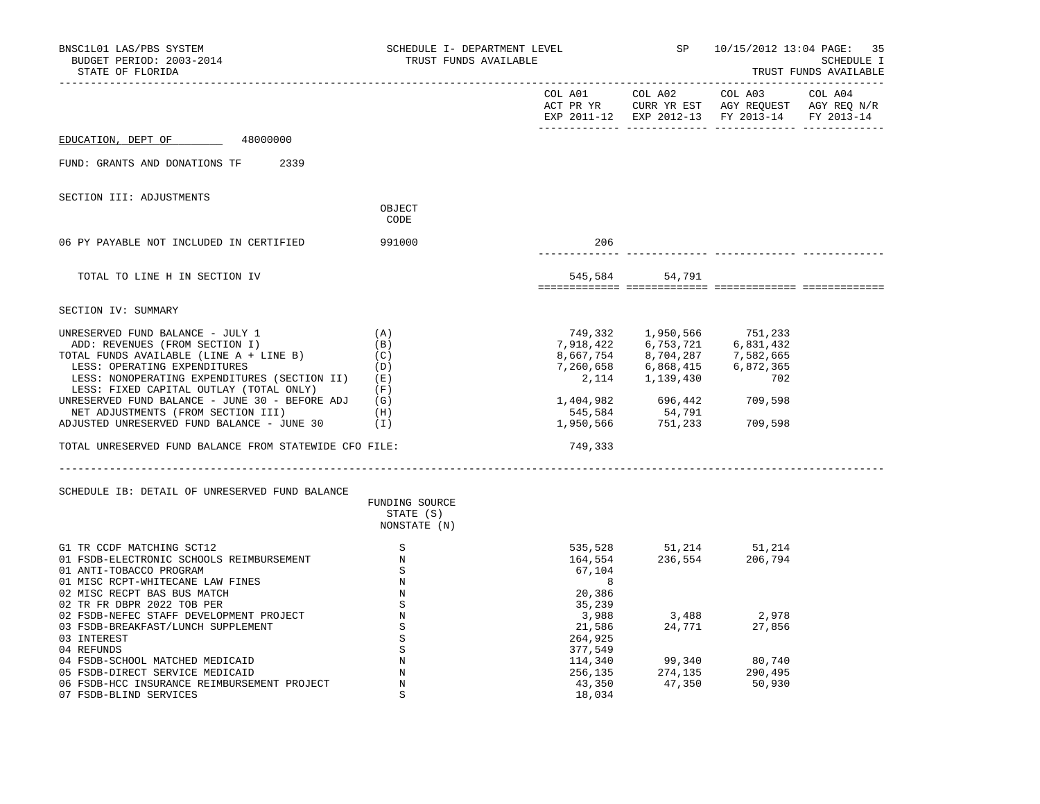BNSC1L01 LAS/PBS SYSTEM — SCHEDULE I- DEPARTMENT LEVEL — TRUST FUNDS AVAILABLE — SP 10/15/2012 13:04 PAGE: 35

BUDGET PERIOD: 2003-2014 — SCHEDULE I

STATE OF FLORIDA — TRUST FUNDS AVAILABLE

| | | COL A01 ACT PR YR EXP 2011-12 | COL A02 CURR YR EST EXP 2012-13 | COL A03 AGY REQUEST FY 2013-14 | COL A04 AGY REQ N/R FY 2013-14 |
|---|---|---|---|---|---|

EDUCATION, DEPT OF 48000000

FUND: GRANTS AND DONATIONS TF 2339

SECTION III: ADJUSTMENTS

| | OBJECT CODE | COL A01 | COL A02 | COL A03 | COL A04 |
|---|---|---|---|---|---|
| 06 PY PAYABLE NOT INCLUDED IN CERTIFIED | 991000 | 206 | | | |
| TOTAL TO LINE H IN SECTION IV | | 545,584 | 54,791 | | |

SECTION IV: SUMMARY

| | | COL A01 | COL A02 | COL A03 | COL A04 |
|---|---|---|---|---|---|
| UNRESERVED FUND BALANCE - JULY 1 | (A) | 749,332 | 1,950,566 | 751,233 | |
| ADD: REVENUES (FROM SECTION I) | (B) | 7,918,422 | 6,753,721 | 6,831,432 | |
| TOTAL FUNDS AVAILABLE (LINE A + LINE B) | (C) | 8,667,754 | 8,704,287 | 7,582,665 | |
| LESS: OPERATING EXPENDITURES | (D) | 7,260,658 | 6,868,415 | 6,872,365 | |
| LESS: NONOPERATING EXPENDITURES (SECTION II) | (E) | 2,114 | 1,139,430 | 702 | |
| LESS: FIXED CAPITAL OUTLAY (TOTAL ONLY) | (F) | | | | |
| UNRESERVED FUND BALANCE - JUNE 30 - BEFORE ADJ | (G) | 1,404,982 | 696,442 | 709,598 | |
| NET ADJUSTMENTS (FROM SECTION III) | (H) | 545,584 | 54,791 | | |
| ADJUSTED UNRESERVED FUND BALANCE - JUNE 30 | (I) | 1,950,566 | 751,233 | 709,598 | |
| TOTAL UNRESERVED FUND BALANCE FROM STATEWIDE CFO FILE: | | 749,333 | | | |

SCHEDULE IB: DETAIL OF UNRESERVED FUND BALANCE

| | FUNDING SOURCE STATE (S) NONSTATE (N) | COL A01 | COL A02 | COL A03 | COL A04 |
|---|---|---|---|---|---|
| G1 TR CCDF MATCHING SCT12 | S | 535,528 | 51,214 | 51,214 | |
| 01 FSDB-ELECTRONIC SCHOOLS REIMBURSEMENT | N | 164,554 | 236,554 | 206,794 | |
| 01 ANTI-TOBACCO PROGRAM | S | 67,104 | | | |
| 01 MISC RCPT-WHITECANE LAW FINES | N | 8 | | | |
| 02 MISC RECPT BAS BUS MATCH | N | 20,386 | | | |
| 02 TR FR DBPR 2022 TOB PER | S | 35,239 | | | |
| 02 FSDB-NEFEC STAFF DEVELOPMENT PROJECT | N | 3,988 | 3,488 | 2,978 | |
| 03 FSDB-BREAKFAST/LUNCH SUPPLEMENT | S | 21,586 | 24,771 | 27,856 | |
| 03 INTEREST | S | 264,925 | | | |
| 04 REFUNDS | S | 377,549 | | | |
| 04 FSDB-SCHOOL MATCHED MEDICAID | N | 114,340 | 99,340 | 80,740 | |
| 05 FSDB-DIRECT SERVICE MEDICAID | N | 256,135 | 274,135 | 290,495 | |
| 06 FSDB-HCC INSURANCE REIMBURSEMENT PROJECT | N | 43,350 | 47,350 | 50,930 | |
| 07 FSDB-BLIND SERVICES | S | 18,034 | | | |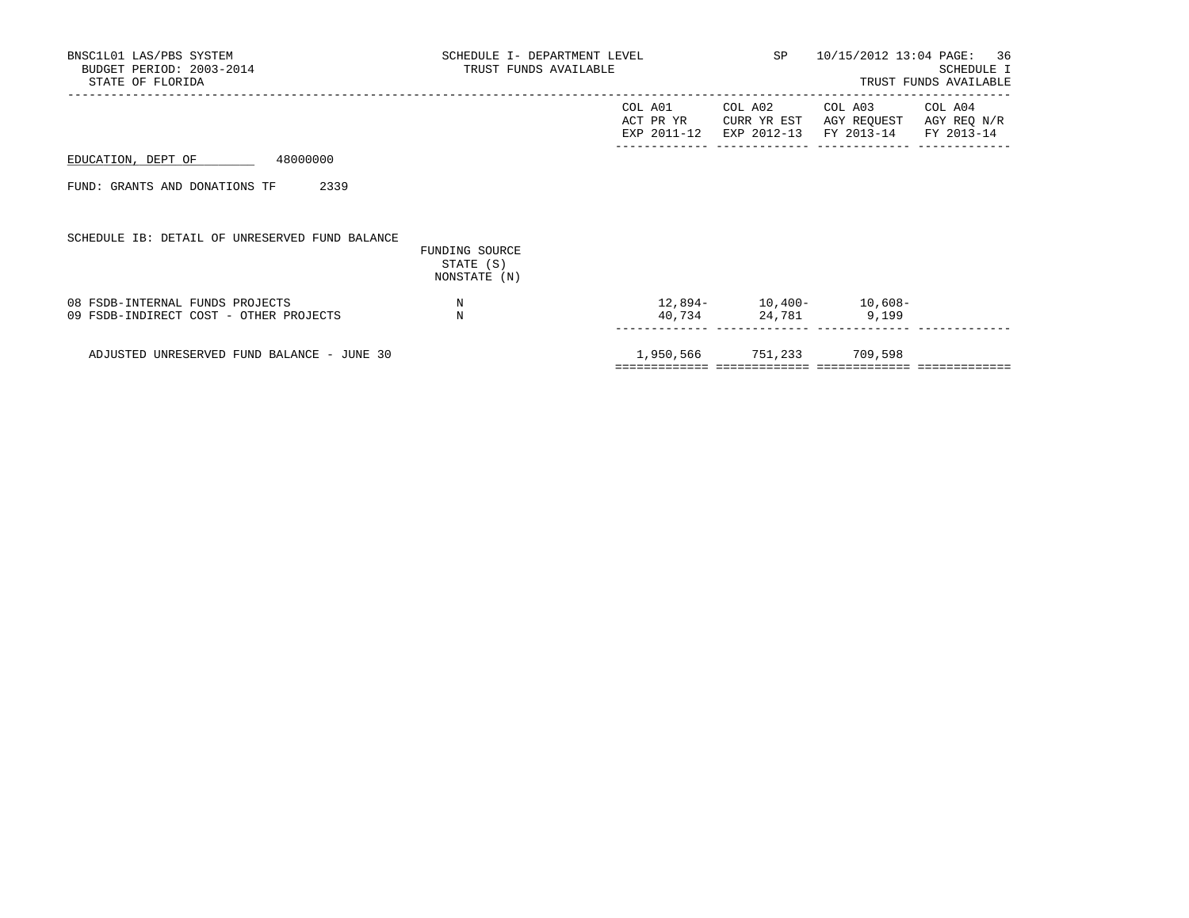BNSC1L01 LAS/PBS SYSTEM — SCHEDULE I- DEPARTMENT LEVEL — SP — 10/15/2012 13:04

BUDGET PERIOD: 2003-2014 — TRUST FUNDS AVAILABLE — SCHEDULE I

STATE OF FLORIDA — TRUST FUNDS AVAILABLE

EDUCATION, DEPT OF 48000000

FUND: GRANTS AND DONATIONS TF 2339

SCHEDULE IB: DETAIL OF UNRESERVED FUND BALANCE

| | FUNDING SOURCE STATE (S) NONSTATE (N) | COL A01 ACT PR YR EXP 2011-12 | COL A02 CURR YR EST EXP 2012-13 | COL A03 AGY REQUEST FY 2013-14 | COL A04 AGY REQ N/R FY 2013-14 |
|---|---|---|---|---|---|
| 08 FSDB-INTERNAL FUNDS PROJECTS | N | 12,894- | 10,400- | 10,608- | |
| 09 FSDB-INDIRECT COST - OTHER PROJECTS | N | 40,734 | 24,781 | 9,199 | |
| ADJUSTED UNRESERVED FUND BALANCE - JUNE 30 | | 1,950,566 | 751,233 | 709,598 | |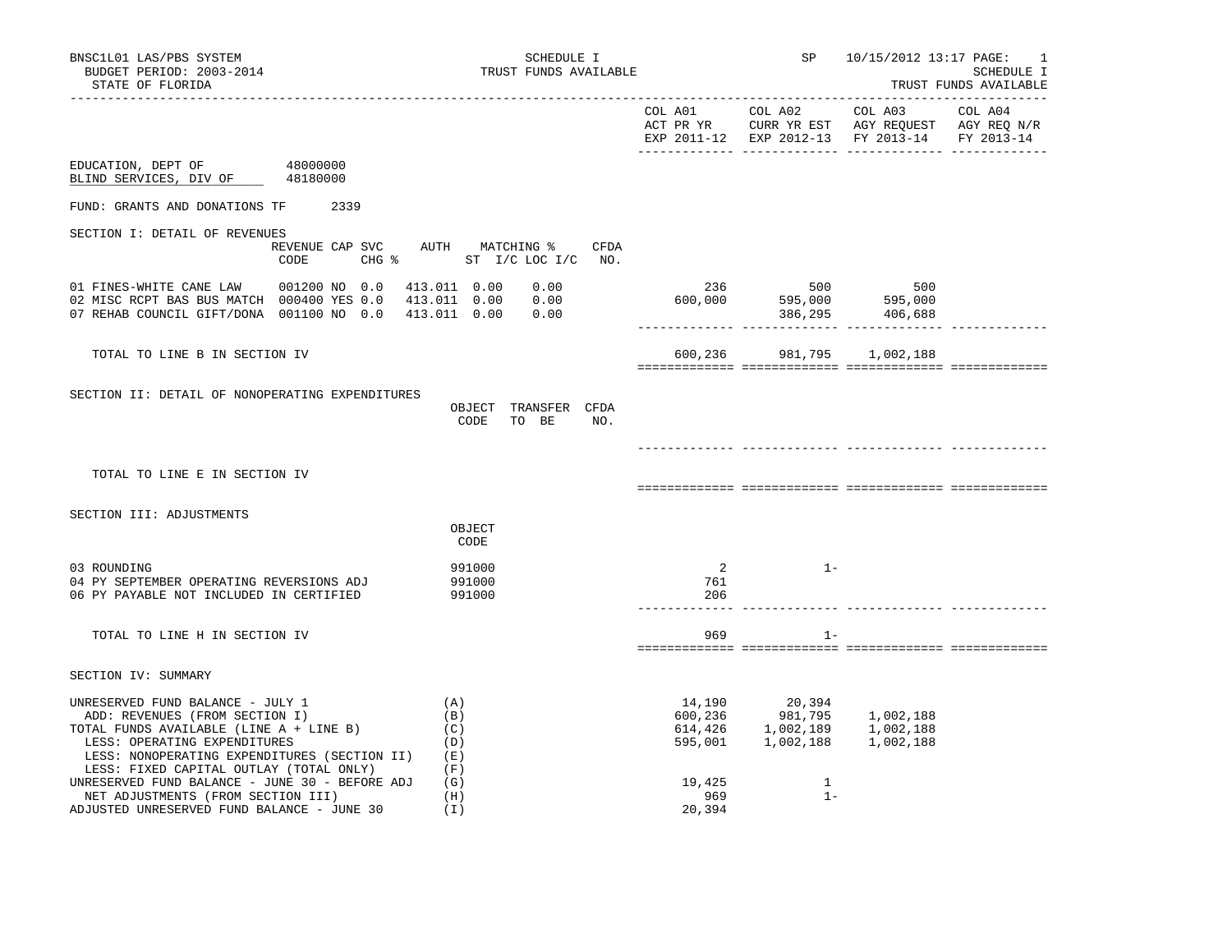BNSC1L01 LAS/PBS SYSTEM
BUDGET PERIOD: 2003-2014
STATE OF FLORIDA

SCHEDULE I
TRUST FUNDS AVAILABLE

SP 10/15/2012 13:17 PAGE: 1
SCHEDULE I
TRUST FUNDS AVAILABLE

EDUCATION, DEPT OF 48000000
BLIND SERVICES, DIV OF 48180000

FUND: GRANTS AND DONATIONS TF 2339

## SECTION I: DETAIL OF REVENUES

| | REVENUE CODE | CAP SVC CHG | % | AUTH ST | MATCHING % I/C | LOC I/C | CFDA NO. | COL A01 ACT PR YR EXP 2011-12 | COL A02 CURR YR EST EXP 2012-13 | COL A03 AGY REQUEST FY 2013-14 | COL A04 AGY REQ N/R FY 2013-14 |
|---|---|---|---|---|---|---|---|---|---|---|---|
| 01 FINES-WHITE CANE LAW | 001200 | NO | 0.0 | 413.011 | 0.00 | 0.00 | | 236 | 500 | 500 | |
| 02 MISC RCPT BAS BUS MATCH | 000400 | YES | 0.0 | 413.011 | 0.00 | 0.00 | | 600,000 | 595,000 | 595,000 | |
| 07 REHAB COUNCIL GIFT/DONA | 001100 | NO | 0.0 | 413.011 | 0.00 | 0.00 | | | 386,295 | 406,688 | |
| TOTAL TO LINE B IN SECTION IV | | | | | | | | 600,236 | 981,795 | 1,002,188 | |

## SECTION II: DETAIL OF NONOPERATING EXPENDITURES

| | OBJECT CODE | TRANSFER TO BE | CFDA NO. | COL A01 | COL A02 | COL A03 | COL A04 |
|---|---|---|---|---|---|---|---|
| TOTAL TO LINE E IN SECTION IV | | | | | | | |

## SECTION III: ADJUSTMENTS

| | OBJECT CODE | COL A01 | COL A02 | COL A03 | COL A04 |
|---|---|---|---|---|---|
| 03 ROUNDING | 991000 | 2 | 1- | | |
| 04 PY SEPTEMBER OPERATING REVERSIONS ADJ | 991000 | 761 | | | |
| 06 PY PAYABLE NOT INCLUDED IN CERTIFIED | 991000 | 206 | | | |
| TOTAL TO LINE H IN SECTION IV | | 969 | 1- | | |

## SECTION IV: SUMMARY

| | | COL A01 | COL A02 | COL A03 | COL A04 |
|---|---|---|---|---|---|
| UNRESERVED FUND BALANCE - JULY 1 | (A) | 14,190 | 20,394 | | |
| ADD: REVENUES (FROM SECTION I) | (B) | 600,236 | 981,795 | 1,002,188 | |
| TOTAL FUNDS AVAILABLE (LINE A + LINE B) | (C) | 614,426 | 1,002,189 | 1,002,188 | |
| LESS: OPERATING EXPENDITURES | (D) | 595,001 | 1,002,188 | 1,002,188 | |
| LESS: NONOPERATING EXPENDITURES (SECTION II) | (E) | | | | |
| LESS: FIXED CAPITAL OUTLAY (TOTAL ONLY) | (F) | | | | |
| UNRESERVED FUND BALANCE - JUNE 30 - BEFORE ADJ | (G) | 19,425 | 1 | | |
| NET ADJUSTMENTS (FROM SECTION III) | (H) | 969 | 1- | | |
| ADJUSTED UNRESERVED FUND BALANCE - JUNE 30 | (I) | 20,394 | | | |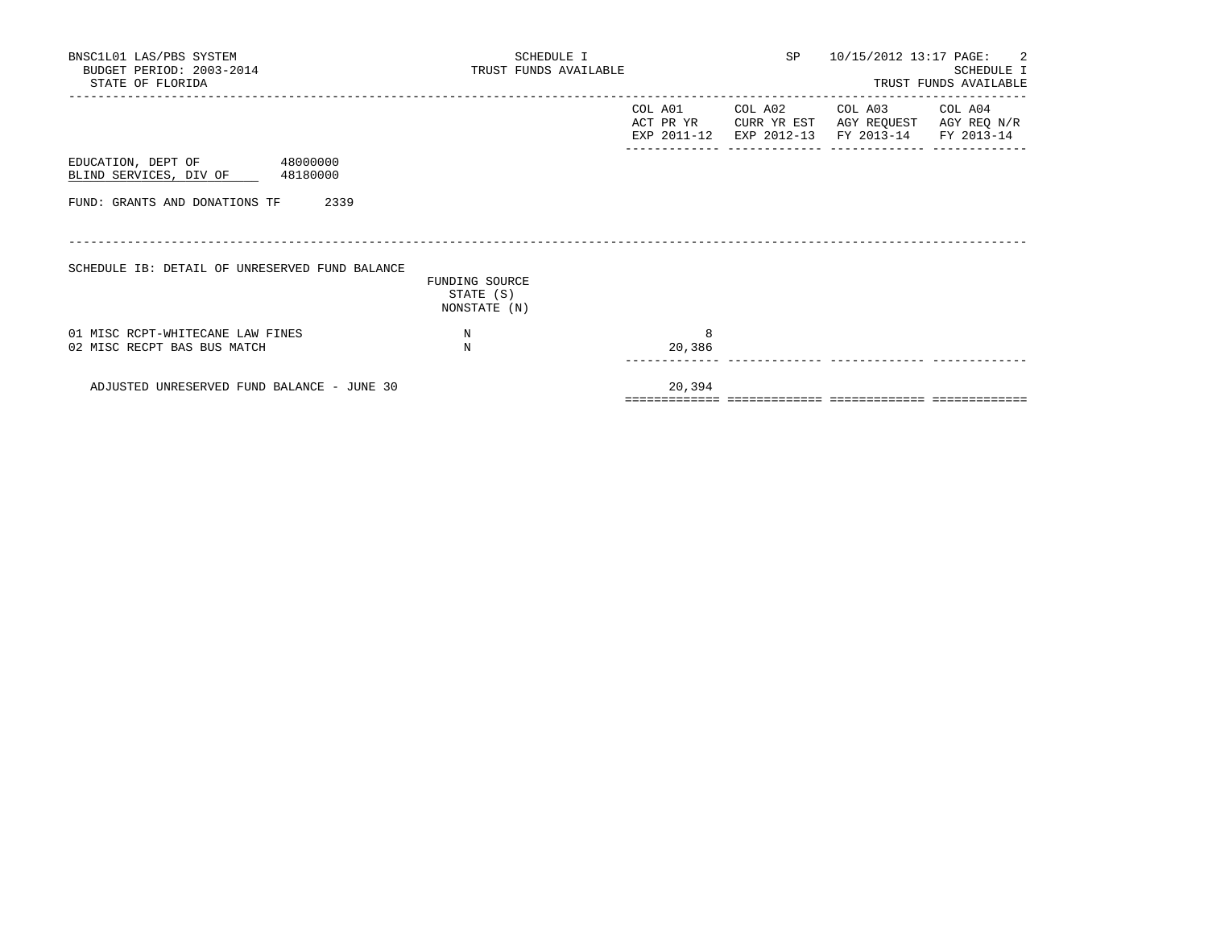BNSC1L01 LAS/PBS SYSTEM
BUDGET PERIOD: 2003-2014
STATE OF FLORIDA

SCHEDULE I
TRUST FUNDS AVAILABLE

SP 10/15/2012 13:17

SCHEDULE I
TRUST FUNDS AVAILABLE

EDUCATION, DEPT OF 48000000
BLIND SERVICES, DIV OF 48180000

FUND: GRANTS AND DONATIONS TF 2339

SCHEDULE IB: DETAIL OF UNRESERVED FUND BALANCE

| | FUNDING SOURCE STATE (S) NONSTATE (N) | COL A01 ACT PR YR EXP 2011-12 | COL A02 CURR YR EST EXP 2012-13 | COL A03 AGY REQUEST FY 2013-14 | COL A04 AGY REQ N/R FY 2013-14 |
|---|---|---|---|---|---|
| 01 MISC RCPT-WHITECANE LAW FINES | N | 8 | | | |
| 02 MISC RECPT BAS BUS MATCH | N | 20,386 | | | |
| ADJUSTED UNRESERVED FUND BALANCE - JUNE 30 | | 20,394 | | | |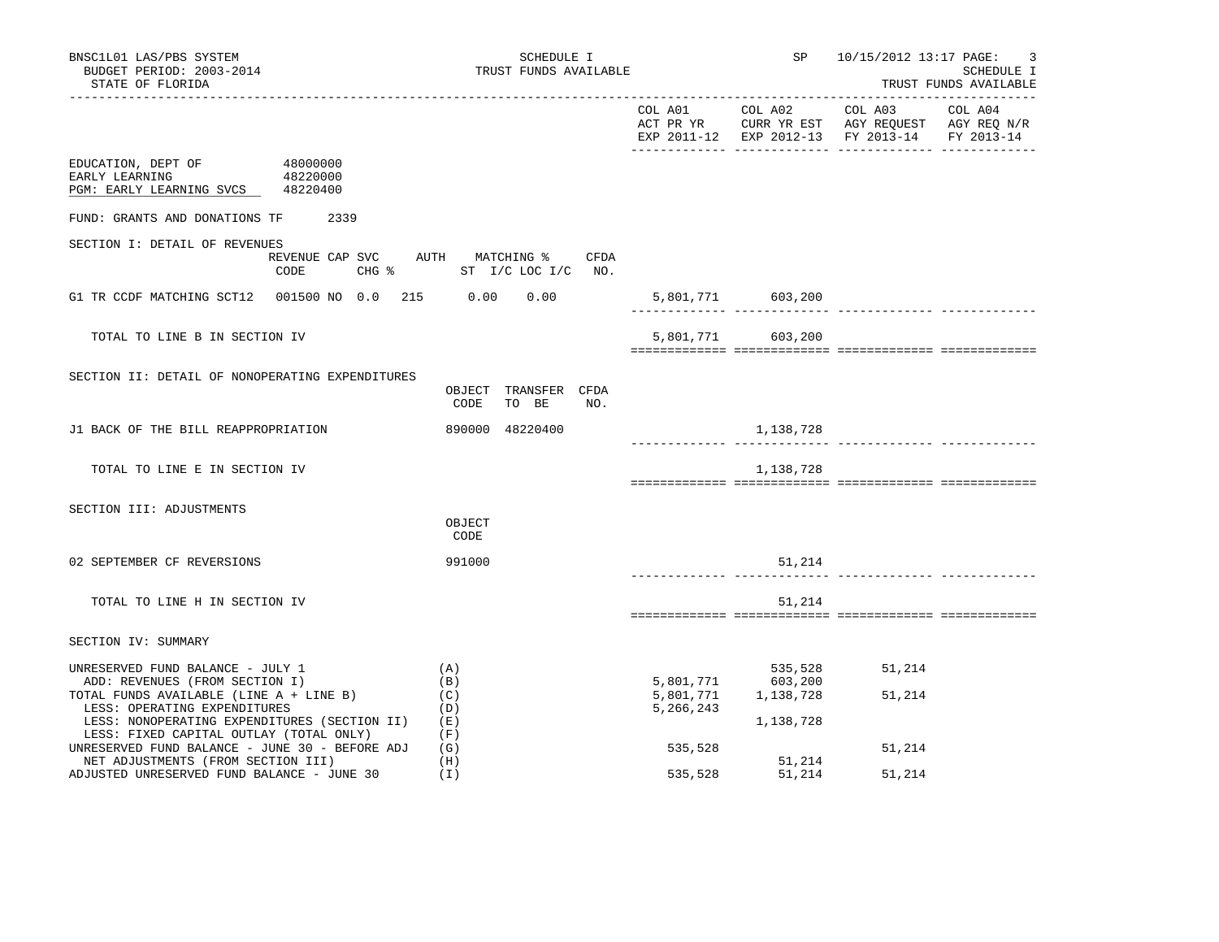BNSC1L01 LAS/PBS SYSTEM
BUDGET PERIOD: 2003-2014
STATE OF FLORIDA

SCHEDULE I
TRUST FUNDS AVAILABLE

SP 10/15/2012 13:17

SCHEDULE I
TRUST FUNDS AVAILABLE

| | COL A01 ACT PR YR EXP 2011-12 | COL A02 CURR YR EST EXP 2012-13 | COL A03 AGY REQUEST FY 2013-14 | COL A04 AGY REQ N/R FY 2013-14 |
|---|---|---|---|---|

EDUCATION, DEPT OF 48000000
EARLY LEARNING 48220000
PGM: EARLY LEARNING SVCS 48220400

FUND: GRANTS AND DONATIONS TF 2339

## SECTION I: DETAIL OF REVENUES

| | REVENUE CODE | CAP | SVC CHG % | AUTH ST | MATCHING % I/C | LOC I/C | CFDA NO. | COL A01 | COL A02 | COL A03 | COL A04 |
|---|---|---|---|---|---|---|---|---|---|---|---|
| G1 TR CCDF MATCHING SCT12 | 001500 | NO | 0.0 | 215 | 0.00 | 0.00 | | 5,801,771 | 603,200 | | |
| TOTAL TO LINE B IN SECTION IV | | | | | | | | 5,801,771 | 603,200 | | |

## SECTION II: DETAIL OF NONOPERATING EXPENDITURES

| | OBJECT CODE | TRANSFER TO BE | CFDA NO. | COL A01 | COL A02 | COL A03 | COL A04 |
|---|---|---|---|---|---|---|---|
| J1 BACK OF THE BILL REAPPROPRIATION | 890000 | 48220400 | | | 1,138,728 | | |
| TOTAL TO LINE E IN SECTION IV | | | | | 1,138,728 | | |

## SECTION III: ADJUSTMENTS

| | OBJECT CODE | COL A01 | COL A02 | COL A03 | COL A04 |
|---|---|---|---|---|---|
| 02 SEPTEMBER CF REVERSIONS | 991000 | | 51,214 | | |
| TOTAL TO LINE H IN SECTION IV | | | 51,214 | | |

## SECTION IV: SUMMARY

| | | COL A01 | COL A02 | COL A03 | COL A04 |
|---|---|---|---|---|---|
| UNRESERVED FUND BALANCE - JULY 1 | (A) | | 535,528 | 51,214 | |
| ADD: REVENUES (FROM SECTION I) | (B) | 5,801,771 | 603,200 | | |
| TOTAL FUNDS AVAILABLE (LINE A + LINE B) | (C) | 5,801,771 | 1,138,728 | 51,214 | |
| LESS: OPERATING EXPENDITURES | (D) | 5,266,243 | | | |
| LESS: NONOPERATING EXPENDITURES (SECTION II) | (E) | | 1,138,728 | | |
| LESS: FIXED CAPITAL OUTLAY (TOTAL ONLY) | (F) | | | | |
| UNRESERVED FUND BALANCE - JUNE 30 - BEFORE ADJ | (G) | 535,528 | | 51,214 | |
| NET ADJUSTMENTS (FROM SECTION III) | (H) | | 51,214 | | |
| ADJUSTED UNRESERVED FUND BALANCE - JUNE 30 | (I) | 535,528 | 51,214 | 51,214 | |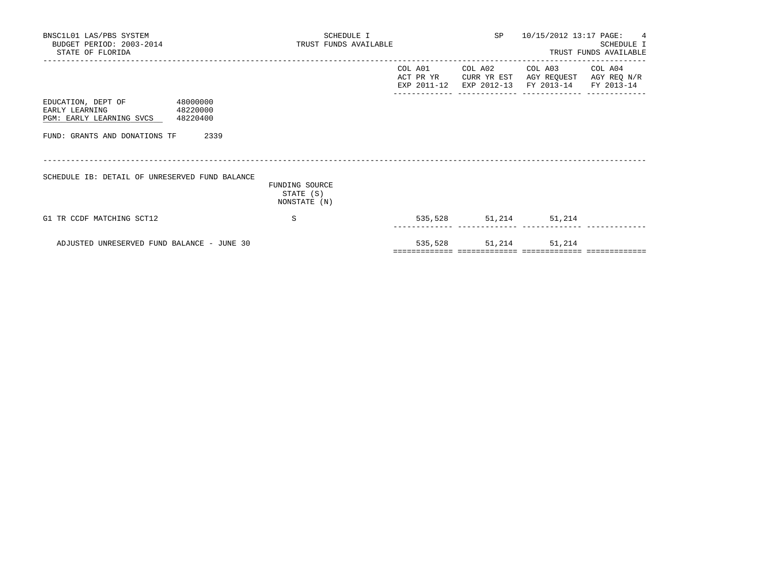BNSC1L01 LAS/PBS SYSTEM
BUDGET PERIOD: 2003-2014
STATE OF FLORIDA

SCHEDULE I
TRUST FUNDS AVAILABLE

SP 10/15/2012 13:17

SCHEDULE I
TRUST FUNDS AVAILABLE

| | | COL A01 ACT PR YR EXP 2011-12 | COL A02 CURR YR EST EXP 2012-13 | COL A03 AGY REQUEST FY 2013-14 | COL A04 AGY REQ N/R FY 2013-14 |
|---|---|---|---|---|---|

EDUCATION, DEPT OF 48000000
EARLY LEARNING 48220000
PGM: EARLY LEARNING SVCS 48220400

FUND: GRANTS AND DONATIONS TF 2339

SCHEDULE IB: DETAIL OF UNRESERVED FUND BALANCE

| | FUNDING SOURCE STATE (S) NONSTATE (N) | COL A01 ACT PR YR EXP 2011-12 | COL A02 CURR YR EST EXP 2012-13 | COL A03 AGY REQUEST FY 2013-14 | COL A04 AGY REQ N/R FY 2013-14 |
|---|---|---|---|---|---|
| G1 TR CCDF MATCHING SCT12 | S | 535,528 | 51,214 | 51,214 | |
| ADJUSTED UNRESERVED FUND BALANCE - JUNE 30 | | 535,528 | 51,214 | 51,214 | |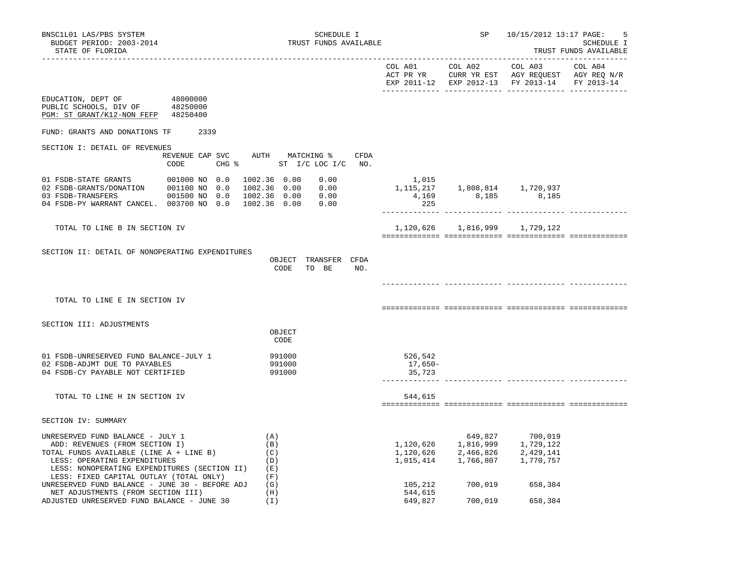BNSC1L01 LAS/PBS SYSTEM — SCHEDULE I — TRUST FUNDS AVAILABLE — SP 10/15/2012 13:17

BUDGET PERIOD: 2003-2014

STATE OF FLORIDA — SCHEDULE I TRUST FUNDS AVAILABLE

| | COL A01 ACT PR YR EXP 2011-12 | COL A02 CURR YR EST EXP 2012-13 | COL A03 AGY REQUEST FY 2013-14 | COL A04 AGY REQ N/R FY 2013-14 |
|---|---|---|---|---|

EDUCATION, DEPT OF 48000000
PUBLIC SCHOOLS, DIV OF 48250000
PGM: ST GRANT/K12-NON FEFP 48250400

FUND: GRANTS AND DONATIONS TF 2339

## SECTION I: DETAIL OF REVENUES

| | REVENUE CODE | CAP | SVC CHG % | AUTH | MATCHING % ST I/C | LOC I/C | CFDA NO. | COL A01 | COL A02 | COL A03 | COL A04 |
|---|---|---|---|---|---|---|---|---|---|---|---|
| 01 FSDB-STATE GRANTS | 001000 | NO | 0.0 | 1002.36 | 0.00 | 0.00 | | 1,015 | | | |
| 02 FSDB-GRANTS/DONATION | 001100 | NO | 0.0 | 1002.36 | 0.00 | 0.00 | | 1,115,217 | 1,808,814 | 1,720,937 | |
| 03 FSDB-TRANSFERS | 001500 | NO | 0.0 | 1002.36 | 0.00 | 0.00 | | 4,169 | 8,185 | 8,185 | |
| 04 FSDB-PY WARRANT CANCEL. | 003700 | NO | 0.0 | 1002.36 | 0.00 | 0.00 | | 225 | | | |
| TOTAL TO LINE B IN SECTION IV | | | | | | | | 1,120,626 | 1,816,999 | 1,729,122 | |

## SECTION II: DETAIL OF NONOPERATING EXPENDITURES

| | OBJECT CODE | TRANSFER TO BE | CFDA NO. | COL A01 | COL A02 | COL A03 | COL A04 |
|---|---|---|---|---|---|---|---|
| TOTAL TO LINE E IN SECTION IV | | | | | | | |

## SECTION III: ADJUSTMENTS

| | OBJECT CODE | COL A01 | COL A02 | COL A03 | COL A04 |
|---|---|---|---|---|---|
| 01 FSDB-UNRESERVED FUND BALANCE-JULY 1 | 991000 | 526,542 | | | |
| 02 FSDB-ADJMT DUE TO PAYABLES | 991000 | 17,650- | | | |
| 04 FSDB-CY PAYABLE NOT CERTIFIED | 991000 | 35,723 | | | |
| TOTAL TO LINE H IN SECTION IV | | 544,615 | | | |

## SECTION IV: SUMMARY

| | | COL A01 | COL A02 | COL A03 | COL A04 |
|---|---|---|---|---|---|
| UNRESERVED FUND BALANCE - JULY 1 | (A) | | 649,827 | 700,019 | |
| ADD: REVENUES (FROM SECTION I) | (B) | 1,120,626 | 1,816,999 | 1,729,122 | |
| TOTAL FUNDS AVAILABLE (LINE A + LINE B) | (C) | 1,120,626 | 2,466,826 | 2,429,141 | |
| LESS: OPERATING EXPENDITURES | (D) | 1,015,414 | 1,766,807 | 1,770,757 | |
| LESS: NONOPERATING EXPENDITURES (SECTION II) | (E) | | | | |
| LESS: FIXED CAPITAL OUTLAY (TOTAL ONLY) | (F) | | | | |
| UNRESERVED FUND BALANCE - JUNE 30 - BEFORE ADJ | (G) | 105,212 | 700,019 | 658,384 | |
| NET ADJUSTMENTS (FROM SECTION III) | (H) | 544,615 | | | |
| ADJUSTED UNRESERVED FUND BALANCE - JUNE 30 | (I) | 649,827 | 700,019 | 658,384 | |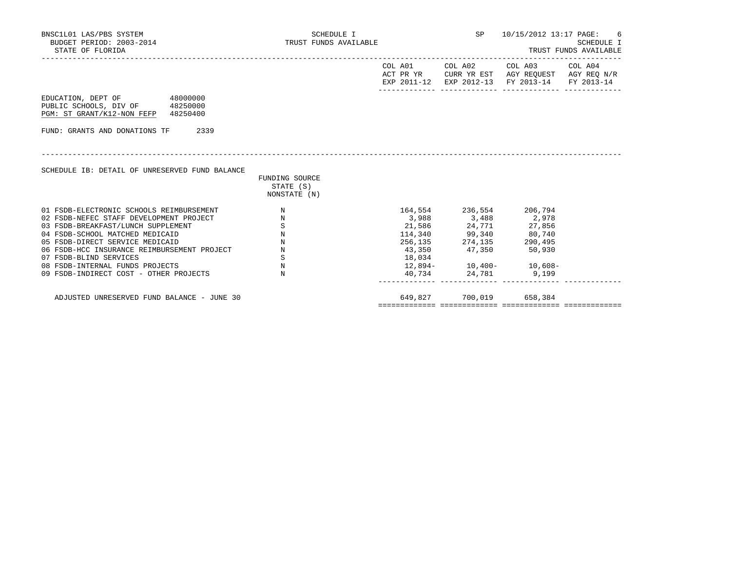BNSC1L01 LAS/PBS SYSTEM
BUDGET PERIOD: 2003-2014
STATE OF FLORIDA

SCHEDULE I
TRUST FUNDS AVAILABLE

SP 10/15/2012 13:17

SCHEDULE I
TRUST FUNDS AVAILABLE

EDUCATION, DEPT OF 48000000
PUBLIC SCHOOLS, DIV OF 48250000
PGM: ST GRANT/K12-NON FEFP 48250400

FUND: GRANTS AND DONATIONS TF 2339

SCHEDULE IB: DETAIL OF UNRESERVED FUND BALANCE

| | FUNDING SOURCE STATE (S) NONSTATE (N) | COL A01 ACT PR YR EXP 2011-12 | COL A02 CURR YR EST EXP 2012-13 | COL A03 AGY REQUEST FY 2013-14 | COL A04 AGY REQ N/R FY 2013-14 |
|---|---|---|---|---|---|
| 01 FSDB-ELECTRONIC SCHOOLS REIMBURSEMENT | N | 164,554 | 236,554 | 206,794 | |
| 02 FSDB-NEFEC STAFF DEVELOPMENT PROJECT | N | 3,988 | 3,488 | 2,978 | |
| 03 FSDB-BREAKFAST/LUNCH SUPPLEMENT | S | 21,586 | 24,771 | 27,856 | |
| 04 FSDB-SCHOOL MATCHED MEDICAID | N | 114,340 | 99,340 | 80,740 | |
| 05 FSDB-DIRECT SERVICE MEDICAID | N | 256,135 | 274,135 | 290,495 | |
| 06 FSDB-HCC INSURANCE REIMBURSEMENT PROJECT | N | 43,350 | 47,350 | 50,930 | |
| 07 FSDB-BLIND SERVICES | S | 18,034 | | | |
| 08 FSDB-INTERNAL FUNDS PROJECTS | N | 12,894- | 10,400- | 10,608- | |
| 09 FSDB-INDIRECT COST - OTHER PROJECTS | N | 40,734 | 24,781 | 9,199 | |
| ADJUSTED UNRESERVED FUND BALANCE - JUNE 30 | | 649,827 | 700,019 | 658,384 | |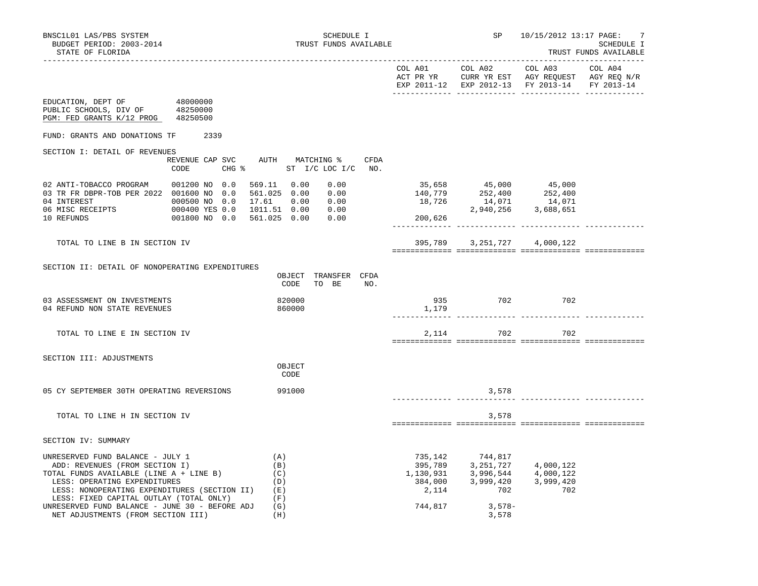BNSC1L01 LAS/PBS SYSTEM
BUDGET PERIOD: 2003-2014
STATE OF FLORIDA

SCHEDULE I
TRUST FUNDS AVAILABLE

SP 10/15/2012 13:17 PAGE: 7
SCHEDULE I
TRUST FUNDS AVAILABLE

| | COL A01 ACT PR YR EXP 2011-12 | COL A02 CURR YR EST EXP 2012-13 | COL A03 AGY REQUEST FY 2013-14 | COL A04 AGY REQ N/R FY 2013-14 |
|---|---|---|---|---|

EDUCATION, DEPT OF 48000000
PUBLIC SCHOOLS, DIV OF 48250000
PGM: FED GRANTS K/12 PROG 48250500

FUND: GRANTS AND DONATIONS TF 2339

SECTION I: DETAIL OF REVENUES

| | REVENUE CODE | CAP SVC CHG % | AUTH ST | MATCHING % I/C | LOC I/C | CFDA NO. | COL A01 | COL A02 | COL A03 | COL A04 |
|---|---|---|---|---|---|---|---|---|---|---|
| 02 ANTI-TOBACCO PROGRAM | 001200 | NO 0.0 | 569.11 | 0.00 | 0.00 | | 35,658 | 45,000 | 45,000 | |
| 03 TR FR DBPR-TOB PER 2022 | 001600 | NO 0.0 | 561.025 | 0.00 | 0.00 | | 140,779 | 252,400 | 252,400 | |
| 04 INTEREST | 000500 | NO 0.0 | 17.61 | 0.00 | 0.00 | | 18,726 | 14,071 | 14,071 | |
| 06 MISC RECEIPTS | 000400 | YES 0.0 | 1011.51 | 0.00 | 0.00 | | | 2,940,256 | 3,688,651 | |
| 10 REFUNDS | 001800 | NO 0.0 | 561.025 | 0.00 | 0.00 | | 200,626 | | | |
| TOTAL TO LINE B IN SECTION IV | | | | | | | 395,789 | 3,251,727 | 4,000,122 | |

SECTION II: DETAIL OF NONOPERATING EXPENDITURES

| | OBJECT CODE | TRANSFER TO BE | CFDA NO. | COL A01 | COL A02 | COL A03 | COL A04 |
|---|---|---|---|---|---|---|---|
| 03 ASSESSMENT ON INVESTMENTS | 820000 | | | 935 | 702 | 702 | |
| 04 REFUND NON STATE REVENUES | 860000 | | | 1,179 | | | |
| TOTAL TO LINE E IN SECTION IV | | | | 2,114 | 702 | 702 | |

SECTION III: ADJUSTMENTS

| | OBJECT CODE | COL A01 | COL A02 | COL A03 | COL A04 |
|---|---|---|---|---|---|
| 05 CY SEPTEMBER 30TH OPERATING REVERSIONS | 991000 | | 3,578 | | |
| TOTAL TO LINE H IN SECTION IV | | | 3,578 | | |

SECTION IV: SUMMARY

| | | COL A01 | COL A02 | COL A03 | COL A04 |
|---|---|---|---|---|---|
| UNRESERVED FUND BALANCE - JULY 1 | (A) | 735,142 | 744,817 | | |
| ADD: REVENUES (FROM SECTION I) | (B) | 395,789 | 3,251,727 | 4,000,122 | |
| TOTAL FUNDS AVAILABLE (LINE A + LINE B) | (C) | 1,130,931 | 3,996,544 | 4,000,122 | |
| LESS: OPERATING EXPENDITURES | (D) | 384,000 | 3,999,420 | 3,999,420 | |
| LESS: NONOPERATING EXPENDITURES (SECTION II) | (E) | 2,114 | 702 | 702 | |
| LESS: FIXED CAPITAL OUTLAY (TOTAL ONLY) | (F) | | | | |
| UNRESERVED FUND BALANCE - JUNE 30 - BEFORE ADJ | (G) | 744,817 | 3,578- | | |
| NET ADJUSTMENTS (FROM SECTION III) | (H) | | 3,578 | | |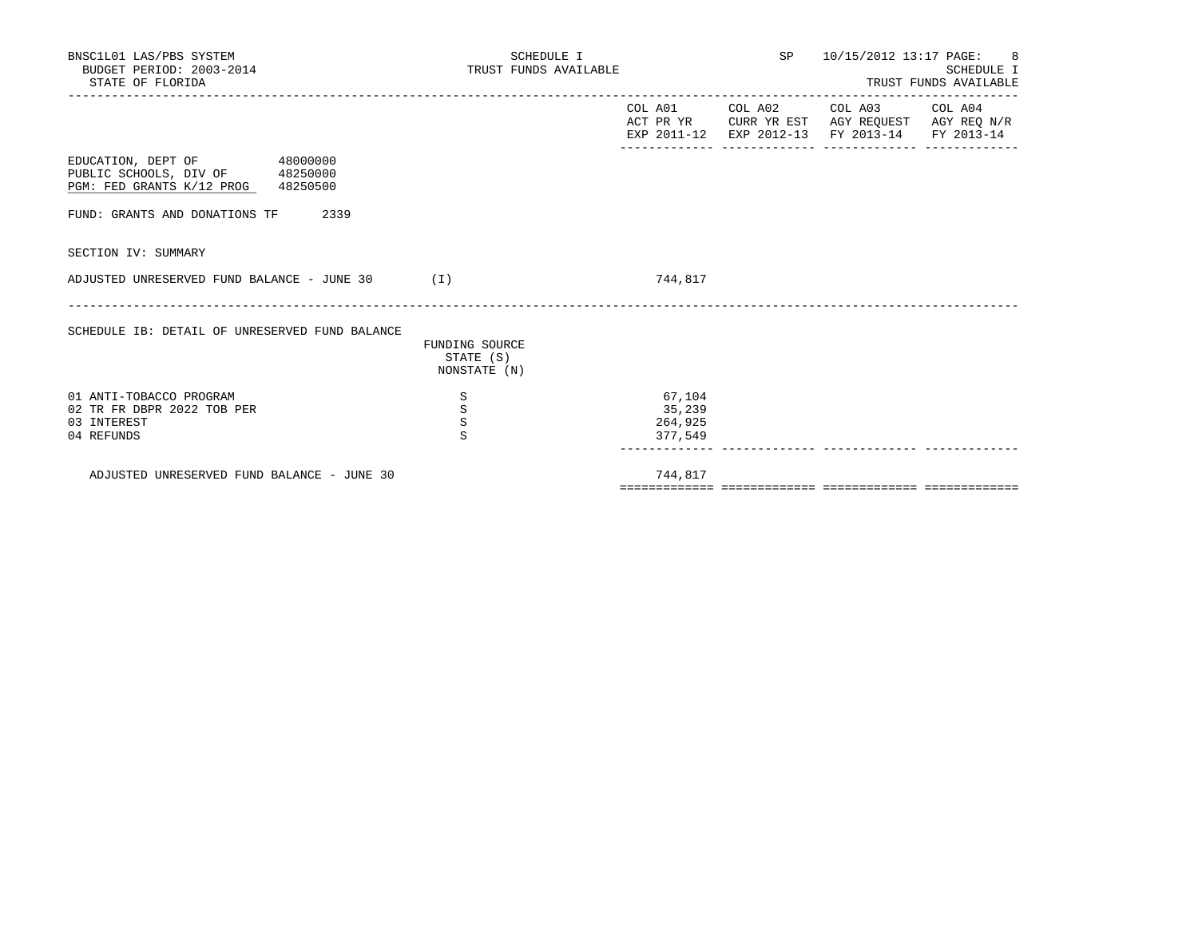BNSC1L01 LAS/PBS SYSTEM
BUDGET PERIOD: 2003-2014
STATE OF FLORIDA

SCHEDULE I
TRUST FUNDS AVAILABLE

SP 10/15/2012 13:17 PAGE: 8
SCHEDULE I
TRUST FUNDS AVAILABLE

| | | COL A01 ACT PR YR EXP 2011-12 | COL A02 CURR YR EST EXP 2012-13 | COL A03 AGY REQUEST FY 2013-14 | COL A04 AGY REQ N/R FY 2013-14 |
|---|---|---|---|---|---|

EDUCATION, DEPT OF 48000000
PUBLIC SCHOOLS, DIV OF 48250000
PGM: FED GRANTS K/12 PROG 48250500

FUND: GRANTS AND DONATIONS TF 2339

SECTION IV: SUMMARY

| | | COL A01 | COL A02 | COL A03 | COL A04 |
|---|---|---|---|---|---|
| ADJUSTED UNRESERVED FUND BALANCE - JUNE 30 | (I) | 744,817 | | | |

SCHEDULE IB: DETAIL OF UNRESERVED FUND BALANCE

| | FUNDING SOURCE STATE (S) NONSTATE (N) | COL A01 | COL A02 | COL A03 | COL A04 |
|---|---|---|---|---|---|
| 01 ANTI-TOBACCO PROGRAM | S | 67,104 | | | |
| 02 TR FR DBPR 2022 TOB PER | S | 35,239 | | | |
| 03 INTEREST | S | 264,925 | | | |
| 04 REFUNDS | S | 377,549 | | | |
| ADJUSTED UNRESERVED FUND BALANCE - JUNE 30 | | 744,817 | | | |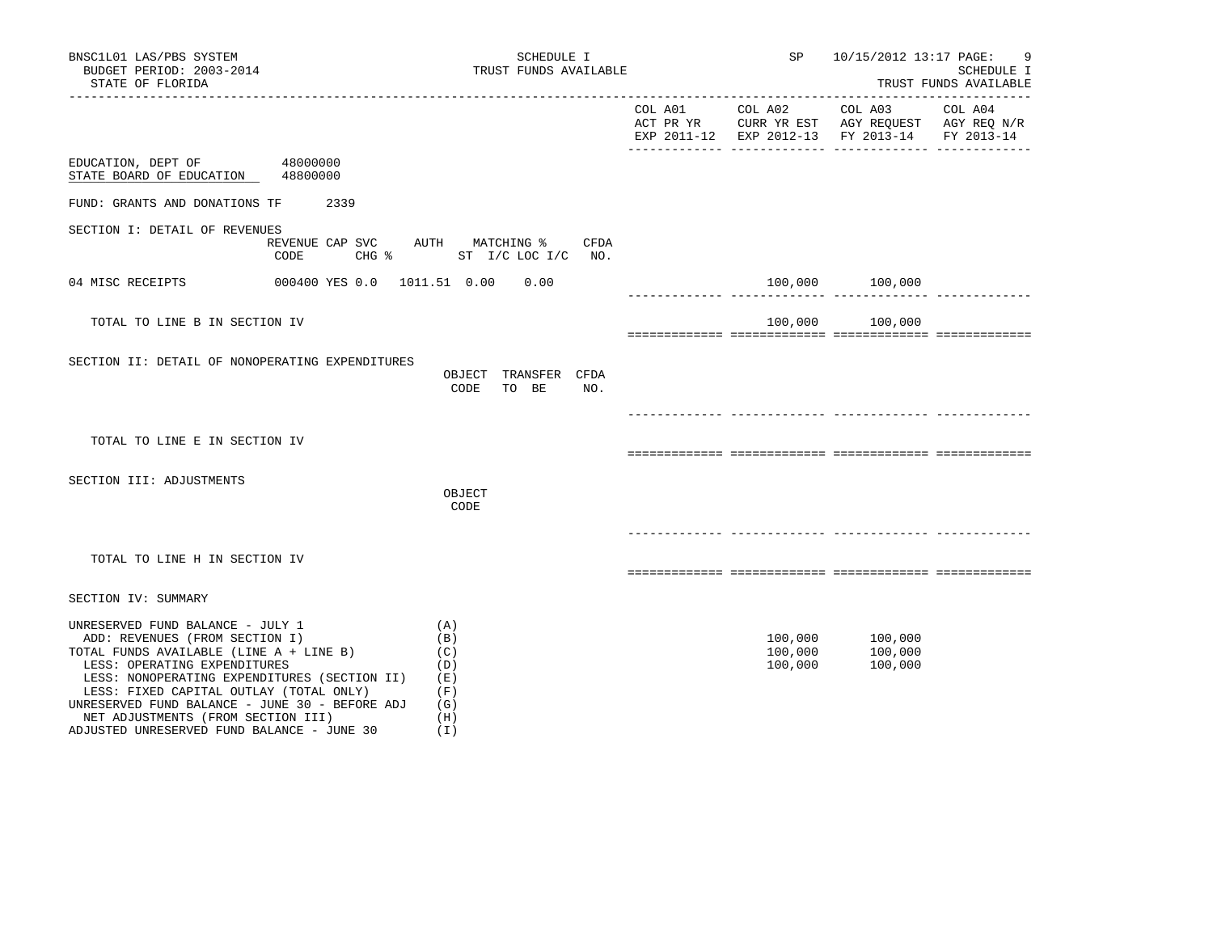BNSC1L01 LAS/PBS SYSTEM
BUDGET PERIOD: 2003-2014
STATE OF FLORIDA

SCHEDULE I
TRUST FUNDS AVAILABLE

SP 10/15/2012 13:17

SCHEDULE I
TRUST FUNDS AVAILABLE

| | COL A01 ACT PR YR EXP 2011-12 | COL A02 CURR YR EST EXP 2012-13 | COL A03 AGY REQUEST FY 2013-14 | COL A04 AGY REQ N/R FY 2013-14 |
|---|---|---|---|---|

EDUCATION, DEPT OF 48000000
STATE BOARD OF EDUCATION 48800000

FUND: GRANTS AND DONATIONS TF 2339

SECTION I: DETAIL OF REVENUES

| | REVENUE CODE | CAP SVC CHG % | AUTH | MATCHING % ST I/C | LOC I/C | CFDA NO. | COL A01 | COL A02 | COL A03 | COL A04 |
|---|---|---|---|---|---|---|---|---|---|---|
| 04 MISC RECEIPTS | 000400 | YES 0.0 | 1011.51 | 0.00 | 0.00 | | | 100,000 | 100,000 | |
| TOTAL TO LINE B IN SECTION IV | | | | | | | | 100,000 | 100,000 | |

SECTION II: DETAIL OF NONOPERATING EXPENDITURES

| | OBJECT CODE | TRANSFER TO BE | CFDA NO. | COL A01 | COL A02 | COL A03 | COL A04 |
|---|---|---|---|---|---|---|---|
| TOTAL TO LINE E IN SECTION IV | | | | | | | |

SECTION III: ADJUSTMENTS

| | OBJECT CODE | COL A01 | COL A02 | COL A03 | COL A04 |
|---|---|---|---|---|---|
| TOTAL TO LINE H IN SECTION IV | | | | | |

SECTION IV: SUMMARY

| | | COL A01 | COL A02 | COL A03 | COL A04 |
|---|---|---|---|---|---|
| UNRESERVED FUND BALANCE - JULY 1 | (A) | | | | |
| ADD: REVENUES (FROM SECTION I) | (B) | | 100,000 | 100,000 | |
| TOTAL FUNDS AVAILABLE (LINE A + LINE B) | (C) | | 100,000 | 100,000 | |
| LESS: OPERATING EXPENDITURES | (D) | | 100,000 | 100,000 | |
| LESS: NONOPERATING EXPENDITURES (SECTION II) | (E) | | | | |
| LESS: FIXED CAPITAL OUTLAY (TOTAL ONLY) | (F) | | | | |
| UNRESERVED FUND BALANCE - JUNE 30 - BEFORE ADJ | (G) | | | | |
| NET ADJUSTMENTS (FROM SECTION III) | (H) | | | | |
| ADJUSTED UNRESERVED FUND BALANCE - JUNE 30 | (I) | | | | |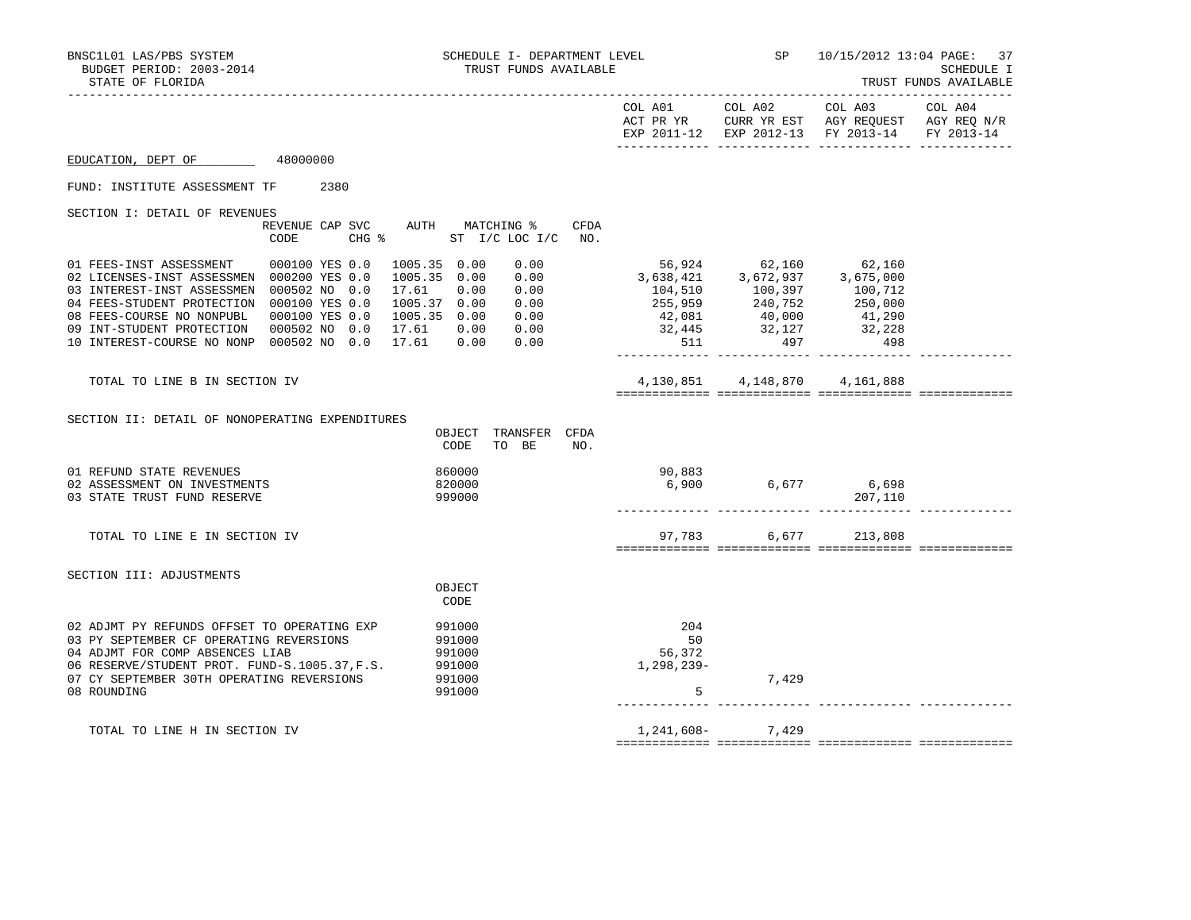BNSC1L01 LAS/PBS SYSTEM — SCHEDULE I- DEPARTMENT LEVEL — SP — 10/15/2012 13:04 PAGE: 37

BUDGET PERIOD: 2003-2014 — TRUST FUNDS AVAILABLE — SCHEDULE I

STATE OF FLORIDA — TRUST FUNDS AVAILABLE

EDUCATION, DEPT OF 48000000

FUND: INSTITUTE ASSESSMENT TF 2380

## SECTION I: DETAIL OF REVENUES

| | REVENUE CODE | CAP SVC CHG % | | AUTH ST | MATCHING % I/C | LOC I/C | CFDA NO. | COL A01 ACT PR YR EXP 2011-12 | COL A02 CURR YR EST EXP 2012-13 | COL A03 AGY REQUEST FY 2013-14 | COL A04 AGY REQ N/R FY 2013-14 |
|---|---|---|---|---|---|---|---|---|---|---|---|
| 01 FEES-INST ASSESSMENT | 000100 | YES | 0.0 | 1005.35 | 0.00 | 0.00 | | 56,924 | 62,160 | 62,160 | |
| 02 LICENSES-INST ASSESSMEN | 000200 | YES | 0.0 | 1005.35 | 0.00 | 0.00 | | 3,638,421 | 3,672,937 | 3,675,000 | |
| 03 INTEREST-INST ASSESSMEN | 000502 | NO | 0.0 | 17.61 | 0.00 | 0.00 | | 104,510 | 100,397 | 100,712 | |
| 04 FEES-STUDENT PROTECTION | 000100 | YES | 0.0 | 1005.37 | 0.00 | 0.00 | | 255,959 | 240,752 | 250,000 | |
| 08 FEES-COURSE NO NONPUBL | 000100 | YES | 0.0 | 1005.35 | 0.00 | 0.00 | | 42,081 | 40,000 | 41,290 | |
| 09 INT-STUDENT PROTECTION | 000502 | NO | 0.0 | 17.61 | 0.00 | 0.00 | | 32,445 | 32,127 | 32,228 | |
| 10 INTEREST-COURSE NO NONP | 000502 | NO | 0.0 | 17.61 | 0.00 | 0.00 | | 511 | 497 | 498 | |
| TOTAL TO LINE B IN SECTION IV | | | | | | | | 4,130,851 | 4,148,870 | 4,161,888 | |

## SECTION II: DETAIL OF NONOPERATING EXPENDITURES

| | OBJECT CODE | TRANSFER TO BE | CFDA NO. | COL A01 | COL A02 | COL A03 | COL A04 |
|---|---|---|---|---|---|---|---|
| 01 REFUND STATE REVENUES | 860000 | | | 90,883 | | | |
| 02 ASSESSMENT ON INVESTMENTS | 820000 | | | 6,900 | 6,677 | 6,698 | |
| 03 STATE TRUST FUND RESERVE | 999000 | | | | | 207,110 | |
| TOTAL TO LINE E IN SECTION IV | | | | 97,783 | 6,677 | 213,808 | |

## SECTION III: ADJUSTMENTS

| | OBJECT CODE | COL A01 | COL A02 | COL A03 | COL A04 |
|---|---|---|---|---|---|
| 02 ADJMT PY REFUNDS OFFSET TO OPERATING EXP | 991000 | 204 | | | |
| 03 PY SEPTEMBER CF OPERATING REVERSIONS | 991000 | 50 | | | |
| 04 ADJMT FOR COMP ABSENCES LIAB | 991000 | 56,372 | | | |
| 06 RESERVE/STUDENT PROT. FUND-S.1005.37,F.S. | 991000 | 1,298,239- | | | |
| 07 CY SEPTEMBER 30TH OPERATING REVERSIONS | 991000 | | 7,429 | | |
| 08 ROUNDING | 991000 | 5 | | | |
| TOTAL TO LINE H IN SECTION IV | | 1,241,608- | 7,429 | | |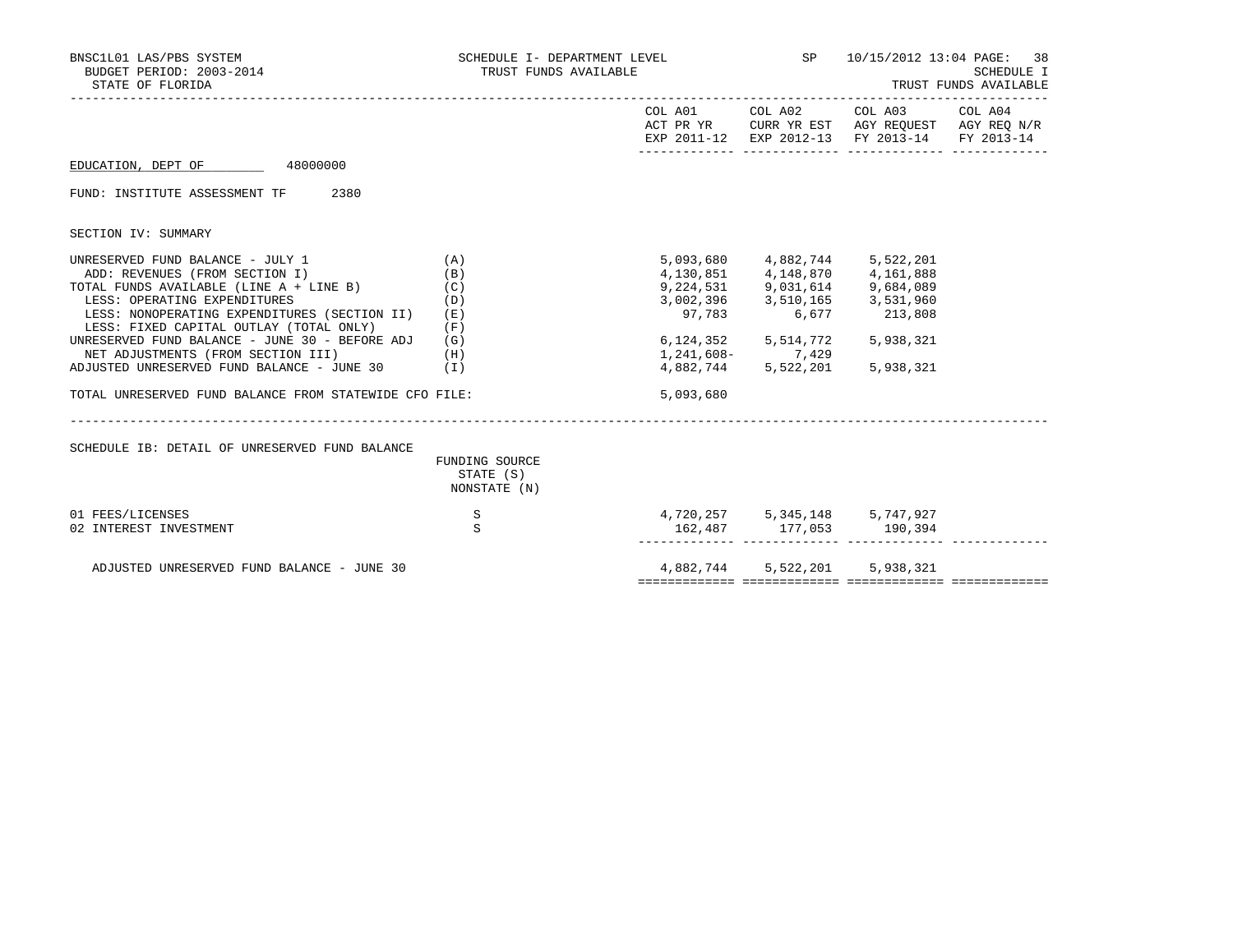BNSC1L01 LAS/PBS SYSTEM — SCHEDULE I- DEPARTMENT LEVEL — SP — 10/15/2012 13:04 PAGE: 38
BUDGET PERIOD: 2003-2014 — TRUST FUNDS AVAILABLE — SCHEDULE I
STATE OF FLORIDA — TRUST FUNDS AVAILABLE

EDUCATION, DEPT OF 48000000

FUND: INSTITUTE ASSESSMENT TF 2380

## SECTION IV: SUMMARY

| | | COL A01 ACT PR YR EXP 2011-12 | COL A02 CURR YR EST EXP 2012-13 | COL A03 AGY REQUEST FY 2013-14 | COL A04 AGY REQ N/R FY 2013-14 |
|---|---|---|---|---|---|
| UNRESERVED FUND BALANCE - JULY 1 | (A) | 5,093,680 | 4,882,744 | 5,522,201 | |
| ADD: REVENUES (FROM SECTION I) | (B) | 4,130,851 | 4,148,870 | 4,161,888 | |
| TOTAL FUNDS AVAILABLE (LINE A + LINE B) | (C) | 9,224,531 | 9,031,614 | 9,684,089 | |
| LESS: OPERATING EXPENDITURES | (D) | 3,002,396 | 3,510,165 | 3,531,960 | |
| LESS: NONOPERATING EXPENDITURES (SECTION II) | (E) | 97,783 | 6,677 | 213,808 | |
| LESS: FIXED CAPITAL OUTLAY (TOTAL ONLY) | (F) | | | | |
| UNRESERVED FUND BALANCE - JUNE 30 - BEFORE ADJ | (G) | 6,124,352 | 5,514,772 | 5,938,321 | |
| NET ADJUSTMENTS (FROM SECTION III) | (H) | 1,241,608- | 7,429 | | |
| ADJUSTED UNRESERVED FUND BALANCE - JUNE 30 | (I) | 4,882,744 | 5,522,201 | 5,938,321 | |
| TOTAL UNRESERVED FUND BALANCE FROM STATEWIDE CFO FILE: | | 5,093,680 | | | |

## SCHEDULE IB: DETAIL OF UNRESERVED FUND BALANCE

| | FUNDING SOURCE STATE (S) NONSTATE (N) | COL A01 | COL A02 | COL A03 | COL A04 |
|---|---|---|---|---|---|
| 01 FEES/LICENSES | S | 4,720,257 | 5,345,148 | 5,747,927 | |
| 02 INTEREST INVESTMENT | S | 162,487 | 177,053 | 190,394 | |
| ADJUSTED UNRESERVED FUND BALANCE - JUNE 30 | | 4,882,744 | 5,522,201 | 5,938,321 | |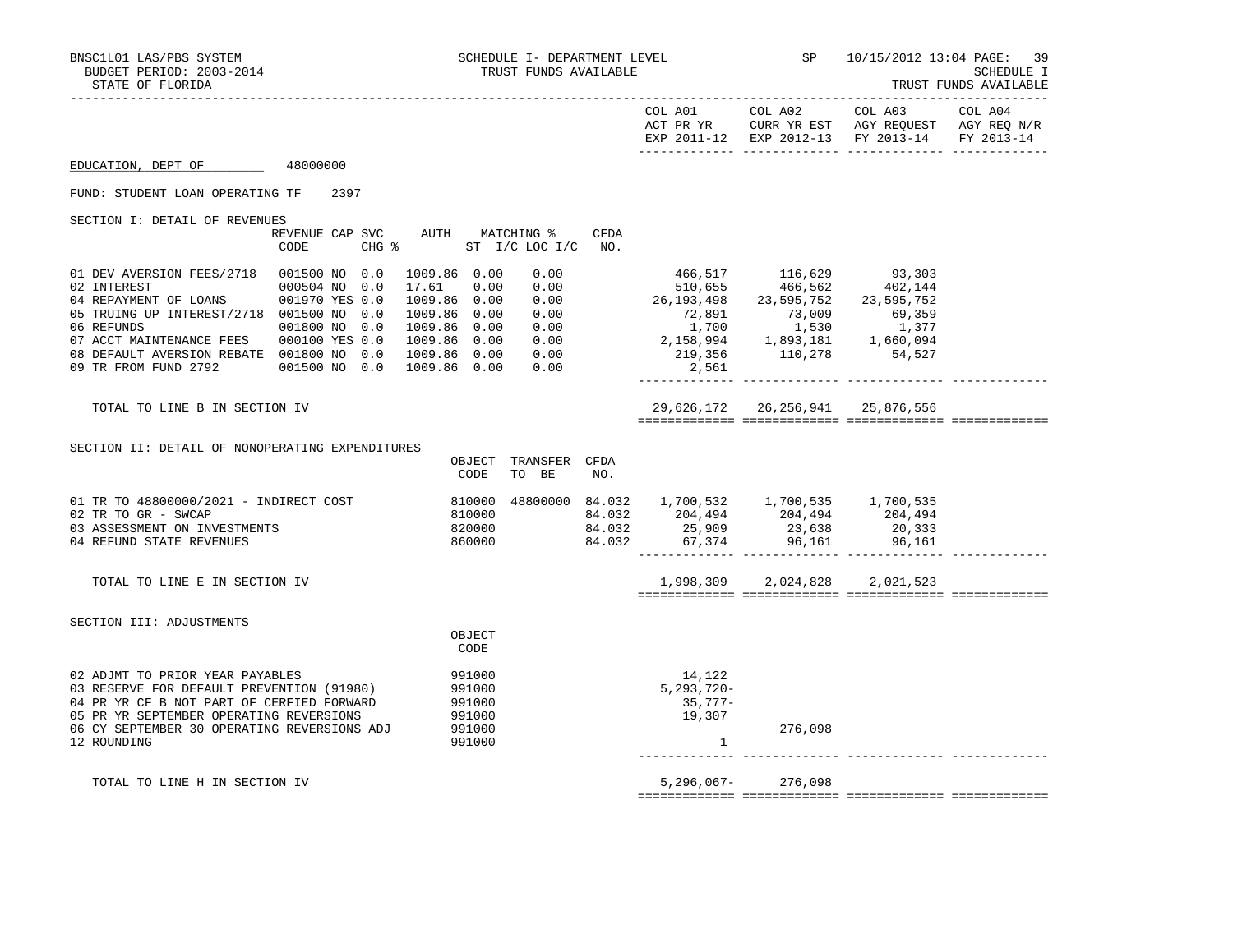BNSC1L01 LAS/PBS SYSTEM — SCHEDULE I- DEPARTMENT LEVEL — TRUST FUNDS AVAILABLE — SP 10/15/2012 13:04 PAGE: 39

BUDGET PERIOD: 2003-2014 — SCHEDULE I

STATE OF FLORIDA — TRUST FUNDS AVAILABLE

EDUCATION, DEPT OF 48000000

FUND: STUDENT LOAN OPERATING TF 2397

## SECTION I: DETAIL OF REVENUES

| | REVENUE CODE | CAP | SVC CHG % | AUTH ST | MATCHING % I/C | LOC I/C | CFDA NO. | COL A01 ACT PR YR EXP 2011-12 | COL A02 CURR YR EST EXP 2012-13 | COL A03 AGY REQUEST FY 2013-14 | COL A04 AGY REQ N/R FY 2013-14 |
|---|---|---|---|---|---|---|---|---|---|---|---|
| 01 DEV AVERSION FEES/2718 | 001500 | NO | 0.0 | 1009.86 | 0.00 | 0.00 | | 466,517 | 116,629 | 93,303 | |
| 02 INTEREST | 000504 | NO | 0.0 | 17.61 | 0.00 | 0.00 | | 510,655 | 466,562 | 402,144 | |
| 04 REPAYMENT OF LOANS | 001970 | YES | 0.0 | 1009.86 | 0.00 | 0.00 | | 26,193,498 | 23,595,752 | 23,595,752 | |
| 05 TRUING UP INTEREST/2718 | 001500 | NO | 0.0 | 1009.86 | 0.00 | 0.00 | | 72,891 | 73,009 | 69,359 | |
| 06 REFUNDS | 001800 | NO | 0.0 | 1009.86 | 0.00 | 0.00 | | 1,700 | 1,530 | 1,377 | |
| 07 ACCT MAINTENANCE FEES | 000100 | YES | 0.0 | 1009.86 | 0.00 | 0.00 | | 2,158,994 | 1,893,181 | 1,660,094 | |
| 08 DEFAULT AVERSION REBATE | 001800 | NO | 0.0 | 1009.86 | 0.00 | 0.00 | | 219,356 | 110,278 | 54,527 | |
| 09 TR FROM FUND 2792 | 001500 | NO | 0.0 | 1009.86 | 0.00 | 0.00 | | 2,561 | | | |
| TOTAL TO LINE B IN SECTION IV | | | | | | | | 29,626,172 | 26,256,941 | 25,876,556 | |

## SECTION II: DETAIL OF NONOPERATING EXPENDITURES

| | OBJECT CODE | TRANSFER TO BE | CFDA NO. | COL A01 | COL A02 | COL A03 | COL A04 |
|---|---|---|---|---|---|---|---|
| 01 TR TO 48800000/2021 - INDIRECT COST | 810000 | 48800000 | 84.032 | 1,700,532 | 1,700,535 | 1,700,535 | |
| 02 TR TO GR - SWCAP | 810000 | | 84.032 | 204,494 | 204,494 | 204,494 | |
| 03 ASSESSMENT ON INVESTMENTS | 820000 | | 84.032 | 25,909 | 23,638 | 20,333 | |
| 04 REFUND STATE REVENUES | 860000 | | 84.032 | 67,374 | 96,161 | 96,161 | |
| TOTAL TO LINE E IN SECTION IV | | | | 1,998,309 | 2,024,828 | 2,021,523 | |

## SECTION III: ADJUSTMENTS

| | OBJECT CODE | COL A01 | COL A02 | COL A03 | COL A04 |
|---|---|---|---|---|---|
| 02 ADJMT TO PRIOR YEAR PAYABLES | 991000 | 14,122 | | | |
| 03 RESERVE FOR DEFAULT PREVENTION (91980) | 991000 | 5,293,720- | | | |
| 04 PR YR CF B NOT PART OF CERFIED FORWARD | 991000 | 35,777- | | | |
| 05 PR YR SEPTEMBER OPERATING REVERSIONS | 991000 | 19,307 | | | |
| 06 CY SEPTEMBER 30 OPERATING REVERSIONS ADJ | 991000 | | 276,098 | | |
| 12 ROUNDING | 991000 | 1 | | | |
| TOTAL TO LINE H IN SECTION IV | | 5,296,067- | 276,098 | | |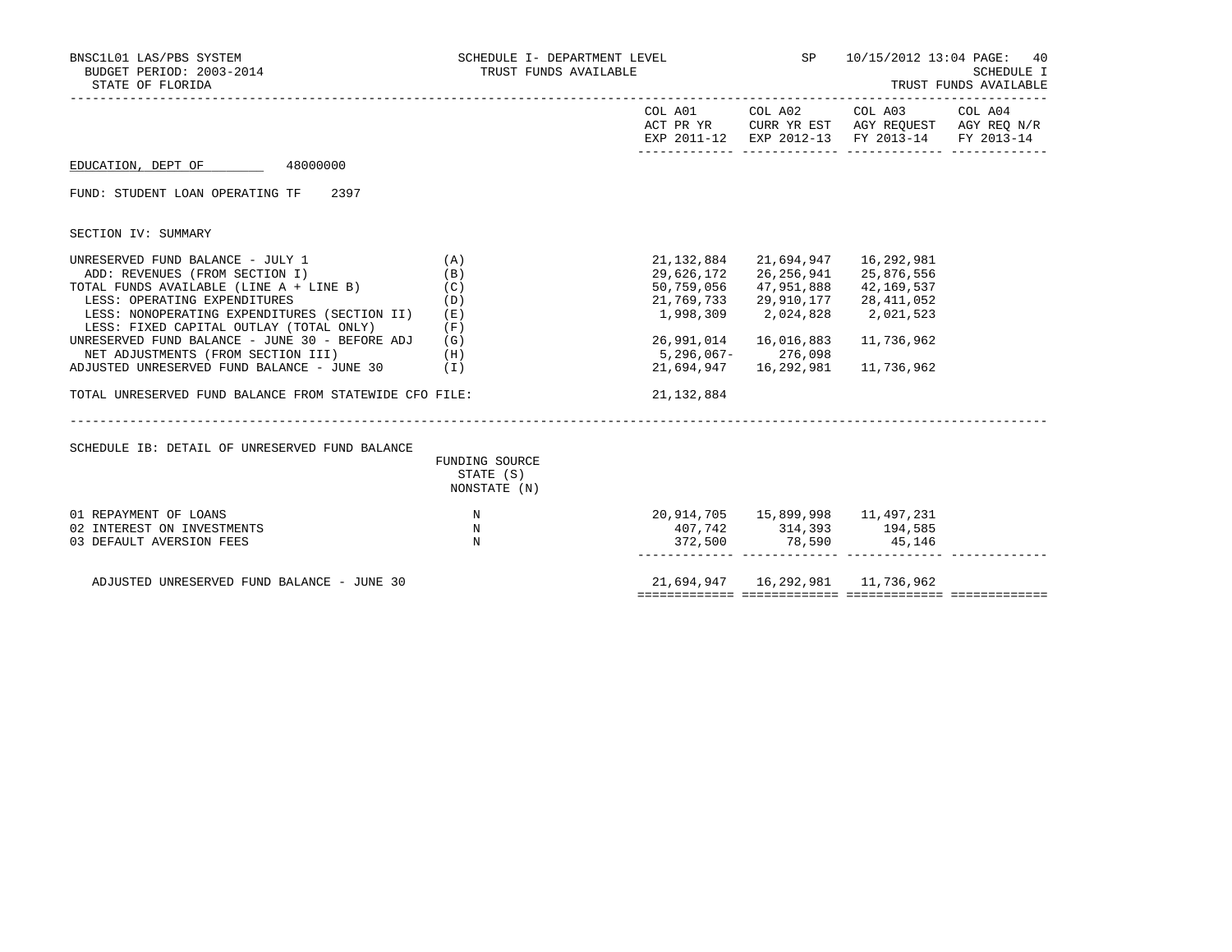BNSC1L01 LAS/PBS SYSTEM — SCHEDULE I- DEPARTMENT LEVEL — TRUST FUNDS AVAILABLE — SP 10/15/2012 13:04

BUDGET PERIOD: 2003-2014

STATE OF FLORIDA

SCHEDULE I — TRUST FUNDS AVAILABLE

EDUCATION, DEPT OF 48000000

FUND: STUDENT LOAN OPERATING TF 2397

## SECTION IV: SUMMARY

| | | COL A01 ACT PR YR EXP 2011-12 | COL A02 CURR YR EST EXP 2012-13 | COL A03 AGY REQUEST FY 2013-14 | COL A04 AGY REQ N/R FY 2013-14 |
|---|---|---|---|---|---|
| UNRESERVED FUND BALANCE - JULY 1 | (A) | 21,132,884 | 21,694,947 | 16,292,981 | |
| ADD: REVENUES (FROM SECTION I) | (B) | 29,626,172 | 26,256,941 | 25,876,556 | |
| TOTAL FUNDS AVAILABLE (LINE A + LINE B) | (C) | 50,759,056 | 47,951,888 | 42,169,537 | |
| LESS: OPERATING EXPENDITURES | (D) | 21,769,733 | 29,910,177 | 28,411,052 | |
| LESS: NONOPERATING EXPENDITURES (SECTION II) | (E) | 1,998,309 | 2,024,828 | 2,021,523 | |
| LESS: FIXED CAPITAL OUTLAY (TOTAL ONLY) | (F) | | | | |
| UNRESERVED FUND BALANCE - JUNE 30 - BEFORE ADJ | (G) | 26,991,014 | 16,016,883 | 11,736,962 | |
| NET ADJUSTMENTS (FROM SECTION III) | (H) | 5,296,067- | 276,098 | | |
| ADJUSTED UNRESERVED FUND BALANCE - JUNE 30 | (I) | 21,694,947 | 16,292,981 | 11,736,962 | |
| TOTAL UNRESERVED FUND BALANCE FROM STATEWIDE CFO FILE: | | 21,132,884 | | | |

## SCHEDULE IB: DETAIL OF UNRESERVED FUND BALANCE

| | FUNDING SOURCE STATE (S) NONSTATE (N) | COL A01 | COL A02 | COL A03 | COL A04 |
|---|---|---|---|---|---|
| 01 REPAYMENT OF LOANS | N | 20,914,705 | 15,899,998 | 11,497,231 | |
| 02 INTEREST ON INVESTMENTS | N | 407,742 | 314,393 | 194,585 | |
| 03 DEFAULT AVERSION FEES | N | 372,500 | 78,590 | 45,146 | |
| ADJUSTED UNRESERVED FUND BALANCE - JUNE 30 | | 21,694,947 | 16,292,981 | 11,736,962 | |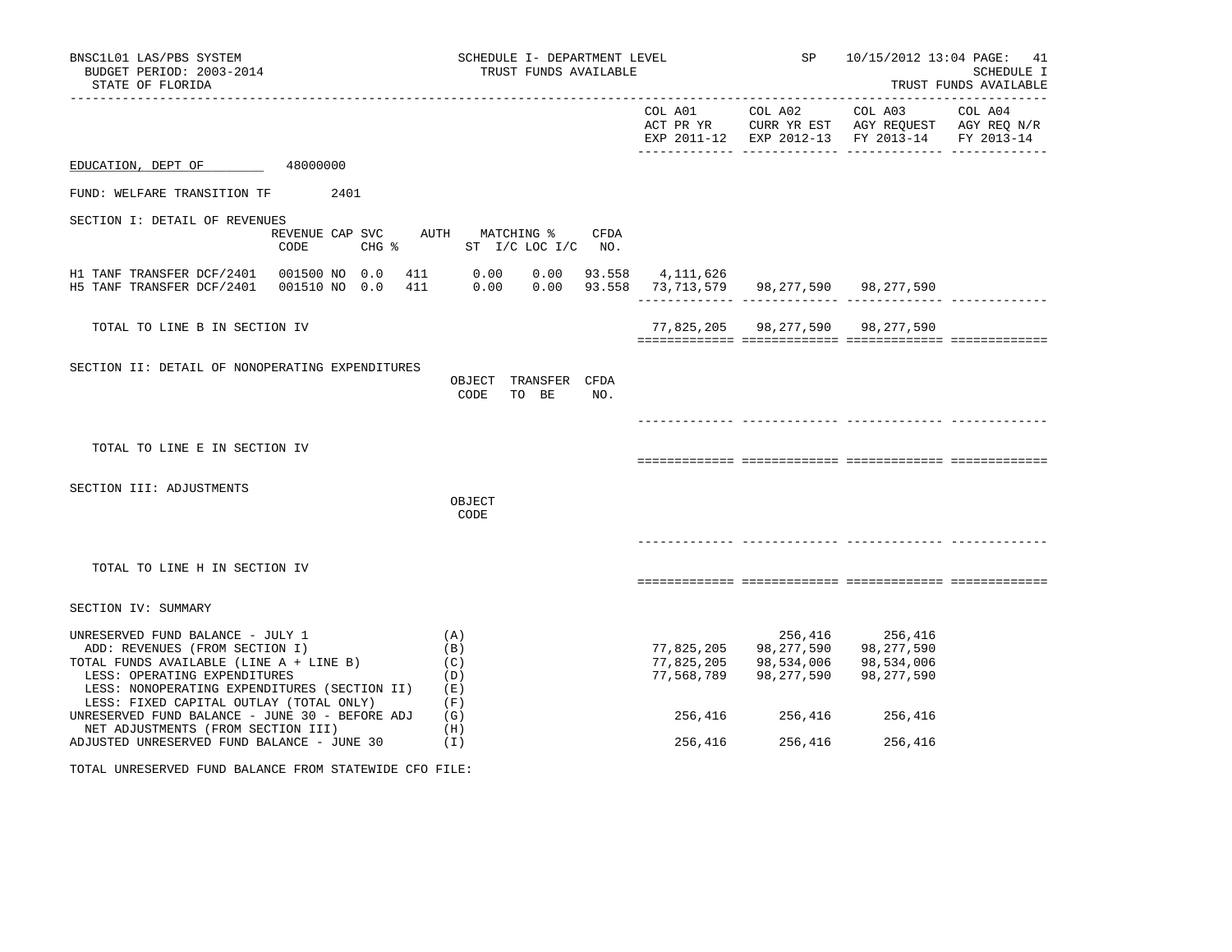BNSC1L01 LAS/PBS SYSTEM — SCHEDULE I- DEPARTMENT LEVEL — TRUST FUNDS AVAILABLE — SP 10/15/2012 13:04

BUDGET PERIOD: 2003-2014 — SCHEDULE I

STATE OF FLORIDA — TRUST FUNDS AVAILABLE

EDUCATION, DEPT OF 48000000

FUND: WELFARE TRANSITION TF 2401

## SECTION I: DETAIL OF REVENUES

| | REVENUE CODE | CAP SVC | CHG % | AUTH ST | MATCHING % I/C | LOC I/C | CFDA NO. | COL A01 ACT PR YR EXP 2011-12 | COL A02 CURR YR EST EXP 2012-13 | COL A03 AGY REQUEST FY 2013-14 | COL A04 AGY REQ N/R FY 2013-14 |
|---|---|---|---|---|---|---|---|---|---|---|---|
| H1 TANF TRANSFER DCF/2401 | 001500 | NO | 0.0 | 411 | 0.00 | 0.00 | 93.558 | 4,111,626 | | | |
| H5 TANF TRANSFER DCF/2401 | 001510 | NO | 0.0 | 411 | 0.00 | 0.00 | 93.558 | 73,713,579 | 98,277,590 | 98,277,590 | |
| TOTAL TO LINE B IN SECTION IV | | | | | | | | 77,825,205 | 98,277,590 | 98,277,590 | |

## SECTION II: DETAIL OF NONOPERATING EXPENDITURES

| | OBJECT CODE | TRANSFER TO BE | CFDA NO. | COL A01 | COL A02 | COL A03 | COL A04 |
|---|---|---|---|---|---|---|---|
| TOTAL TO LINE E IN SECTION IV | | | | | | | |

## SECTION III: ADJUSTMENTS

| | OBJECT CODE | COL A01 | COL A02 | COL A03 | COL A04 |
|---|---|---|---|---|---|
| TOTAL TO LINE H IN SECTION IV | | | | | |

## SECTION IV: SUMMARY

| | | COL A01 ACT PR YR EXP 2011-12 | COL A02 CURR YR EST EXP 2012-13 | COL A03 AGY REQUEST FY 2013-14 | COL A04 AGY REQ N/R FY 2013-14 |
|---|---|---|---|---|---|
| UNRESERVED FUND BALANCE - JULY 1 | (A) | | 256,416 | 256,416 | |
| ADD: REVENUES (FROM SECTION I) | (B) | 77,825,205 | 98,277,590 | 98,277,590 | |
| TOTAL FUNDS AVAILABLE (LINE A + LINE B) | (C) | 77,825,205 | 98,534,006 | 98,534,006 | |
| LESS: OPERATING EXPENDITURES | (D) | 77,568,789 | 98,277,590 | 98,277,590 | |
| LESS: NONOPERATING EXPENDITURES (SECTION II) | (E) | | | | |
| LESS: FIXED CAPITAL OUTLAY (TOTAL ONLY) | (F) | | | | |
| UNRESERVED FUND BALANCE - JUNE 30 - BEFORE ADJ | (G) | 256,416 | 256,416 | 256,416 | |
| NET ADJUSTMENTS (FROM SECTION III) | (H) | | | | |
| ADJUSTED UNRESERVED FUND BALANCE - JUNE 30 | (I) | 256,416 | 256,416 | 256,416 | |

TOTAL UNRESERVED FUND BALANCE FROM STATEWIDE CFO FILE: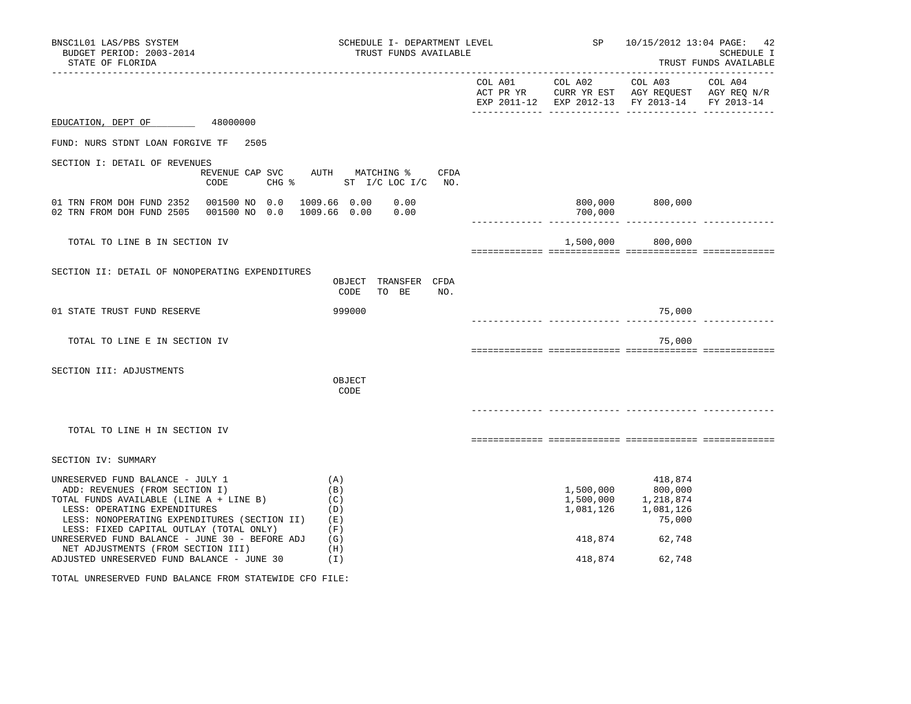BNSC1L01 LAS/PBS SYSTEM — SCHEDULE I- DEPARTMENT LEVEL — SP 10/15/2012 13:04

BUDGET PERIOD: 2003-2014 — TRUST FUNDS AVAILABLE — SCHEDULE I

STATE OF FLORIDA — TRUST FUNDS AVAILABLE

**EDUCATION, DEPT OF** 48000000

FUND: NURS STDNT LOAN FORGIVE TF 2505

## SECTION I: DETAIL OF REVENUES

| | REVENUE CODE | CAP SVC CHG % | AUTH ST | MATCHING % I/C LOC I/C | CFDA NO. | COL A01 ACT PR YR EXP 2011-12 | COL A02 CURR YR EST EXP 2012-13 | COL A03 AGY REQUEST FY 2013-14 | COL A04 AGY REQ N/R FY 2013-14 |
|---|---|---|---|---|---|---|---|---|---|
| 01 TRN FROM DOH FUND 2352 | 001500 | NO 0.0 | 1009.66 | 0.00 0.00 | | | 800,000 | 800,000 | |
| 02 TRN FROM DOH FUND 2505 | 001500 | NO 0.0 | 1009.66 | 0.00 0.00 | | | 700,000 | | |
| TOTAL TO LINE B IN SECTION IV | | | | | | | 1,500,000 | 800,000 | |

## SECTION II: DETAIL OF NONOPERATING EXPENDITURES

| | OBJECT CODE | TRANSFER TO BE | CFDA NO. | COL A01 | COL A02 | COL A03 | COL A04 |
|---|---|---|---|---|---|---|---|
| 01 STATE TRUST FUND RESERVE | 999000 | | | | | 75,000 | |
| TOTAL TO LINE E IN SECTION IV | | | | | | 75,000 | |

## SECTION III: ADJUSTMENTS

| | OBJECT CODE | COL A01 | COL A02 | COL A03 | COL A04 |
|---|---|---|---|---|---|
| TOTAL TO LINE H IN SECTION IV | | | | | |

## SECTION IV: SUMMARY

| | | COL A01 | COL A02 | COL A03 | COL A04 |
|---|---|---|---|---|---|
| UNRESERVED FUND BALANCE - JULY 1 | (A) | | | 418,874 | |
| ADD: REVENUES (FROM SECTION I) | (B) | | 1,500,000 | 800,000 | |
| TOTAL FUNDS AVAILABLE (LINE A + LINE B) | (C) | | 1,500,000 | 1,218,874 | |
| LESS: OPERATING EXPENDITURES | (D) | | 1,081,126 | 1,081,126 | |
| LESS: NONOPERATING EXPENDITURES (SECTION II) | (E) | | | 75,000 | |
| LESS: FIXED CAPITAL OUTLAY (TOTAL ONLY) | (F) | | | | |
| UNRESERVED FUND BALANCE - JUNE 30 - BEFORE ADJ | (G) | | 418,874 | 62,748 | |
| NET ADJUSTMENTS (FROM SECTION III) | (H) | | | | |
| ADJUSTED UNRESERVED FUND BALANCE - JUNE 30 | (I) | | 418,874 | 62,748 | |

TOTAL UNRESERVED FUND BALANCE FROM STATEWIDE CFO FILE: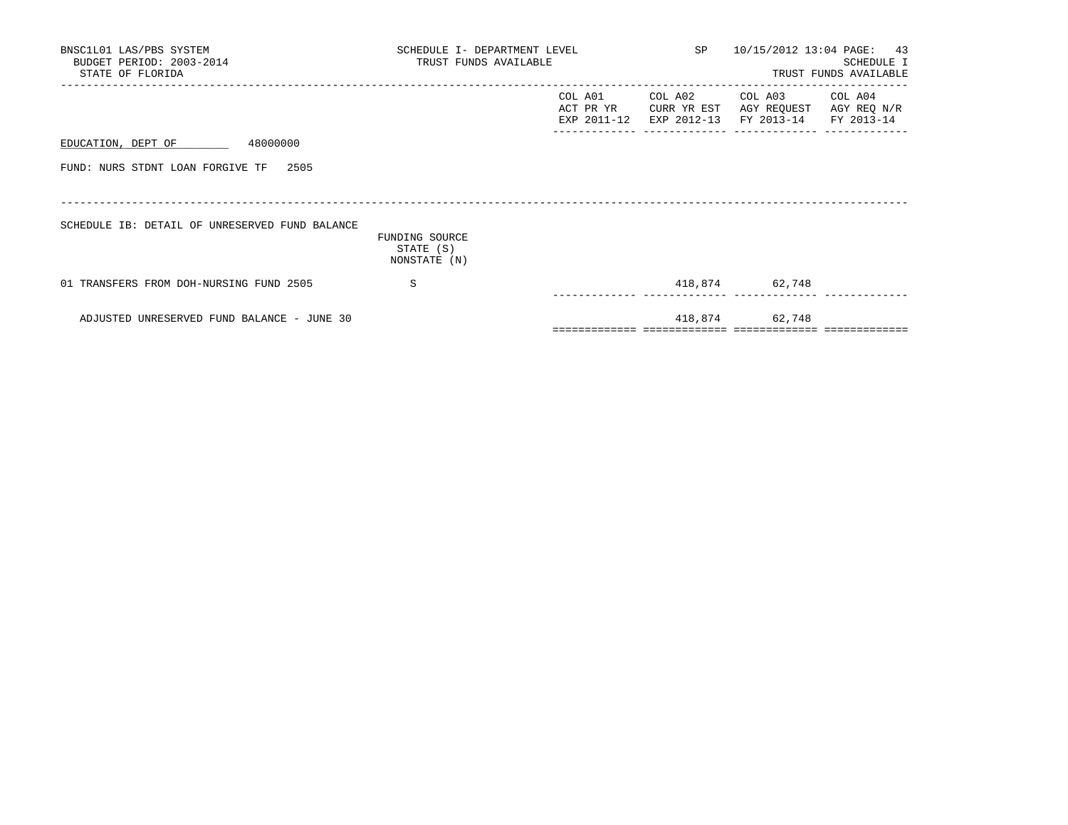BNSC1L01 LAS/PBS SYSTEM
BUDGET PERIOD: 2003-2014
STATE OF FLORIDA

SCHEDULE I- DEPARTMENT LEVEL
TRUST FUNDS AVAILABLE

SP 10/15/2012 13:04 PAGE: 43
SCHEDULE I
TRUST FUNDS AVAILABLE

EDUCATION, DEPT OF 48000000

FUND: NURS STDNT LOAN FORGIVE TF 2505

SCHEDULE IB: DETAIL OF UNRESERVED FUND BALANCE

| | FUNDING SOURCE STATE (S) NONSTATE (N) | COL A01 ACT PR YR EXP 2011-12 | COL A02 CURR YR EST EXP 2012-13 | COL A03 AGY REQUEST FY 2013-14 | COL A04 AGY REQ N/R FY 2013-14 |
|---|---|---|---|---|---|
| 01 TRANSFERS FROM DOH-NURSING FUND 2505 | S | | 418,874 | 62,748 | |
| ADJUSTED UNRESERVED FUND BALANCE - JUNE 30 | | | 418,874 | 62,748 | |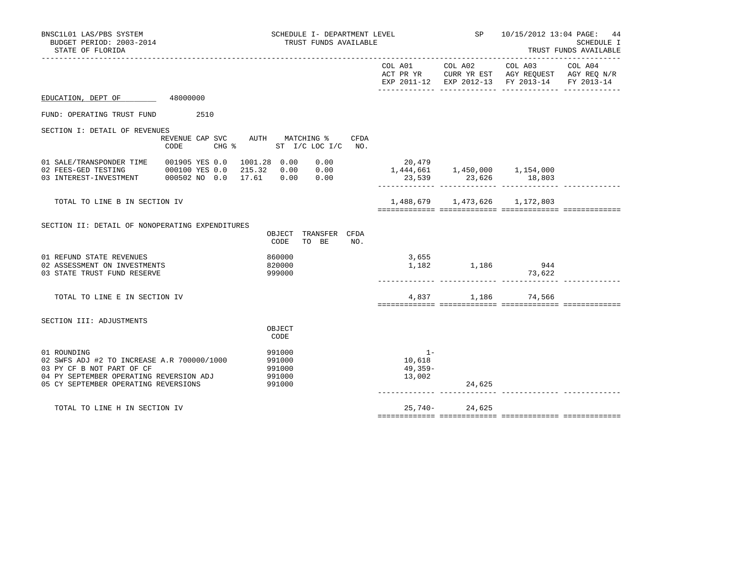BNSC1L01 LAS/PBS SYSTEM
BUDGET PERIOD: 2003-2014
STATE OF FLORIDA

SCHEDULE I- DEPARTMENT LEVEL
TRUST FUNDS AVAILABLE

SP 10/15/2012 13:04

SCHEDULE I
TRUST FUNDS AVAILABLE

**EDUCATION, DEPT OF** 48000000

FUND: OPERATING TRUST FUND 2510

## SECTION I: DETAIL OF REVENUES

| | REVENUE CODE | CAP | SVC CHG % | AUTH ST | MATCHING % I/C | LOC I/C | CFDA NO. | COL A01 ACT PR YR EXP 2011-12 | COL A02 CURR YR EST EXP 2012-13 | COL A03 AGY REQUEST FY 2013-14 | COL A04 AGY REQ N/R FY 2013-14 |
|---|---|---|---|---|---|---|---|---|---|---|---|
| 01 SALE/TRANSPONDER TIME | 001905 | YES | 0.0 | 1001.28 | 0.00 | 0.00 | | 20,479 | | | |
| 02 FEES-GED TESTING | 000100 | YES | 0.0 | 215.32 | 0.00 | 0.00 | | 1,444,661 | 1,450,000 | 1,154,000 | |
| 03 INTEREST-INVESTMENT | 000502 | NO | 0.0 | 17.61 | 0.00 | 0.00 | | 23,539 | 23,626 | 18,803 | |
| TOTAL TO LINE B IN SECTION IV | | | | | | | | 1,488,679 | 1,473,626 | 1,172,803 | |

## SECTION II: DETAIL OF NONOPERATING EXPENDITURES

| | OBJECT CODE | TRANSFER TO BE | CFDA NO. | COL A01 | COL A02 | COL A03 | COL A04 |
|---|---|---|---|---|---|---|---|
| 01 REFUND STATE REVENUES | 860000 | | | 3,655 | | | |
| 02 ASSESSMENT ON INVESTMENTS | 820000 | | | 1,182 | 1,186 | 944 | |
| 03 STATE TRUST FUND RESERVE | 999000 | | | | | 73,622 | |
| TOTAL TO LINE E IN SECTION IV | | | | 4,837 | 1,186 | 74,566 | |

## SECTION III: ADJUSTMENTS

| | OBJECT CODE | COL A01 | COL A02 | COL A03 | COL A04 |
|---|---|---|---|---|---|
| 01 ROUNDING | 991000 | 1- | | | |
| 02 SWFS ADJ #2 TO INCREASE A.R 700000/1000 | 991000 | 10,618 | | | |
| 03 PY CF B NOT PART OF CF | 991000 | 49,359- | | | |
| 04 PY SEPTEMBER OPERATING REVERSION ADJ | 991000 | 13,002 | | | |
| 05 CY SEPTEMBER OPERATING REVERSIONS | 991000 | | 24,625 | | |
| TOTAL TO LINE H IN SECTION IV | | 25,740- | 24,625 | | |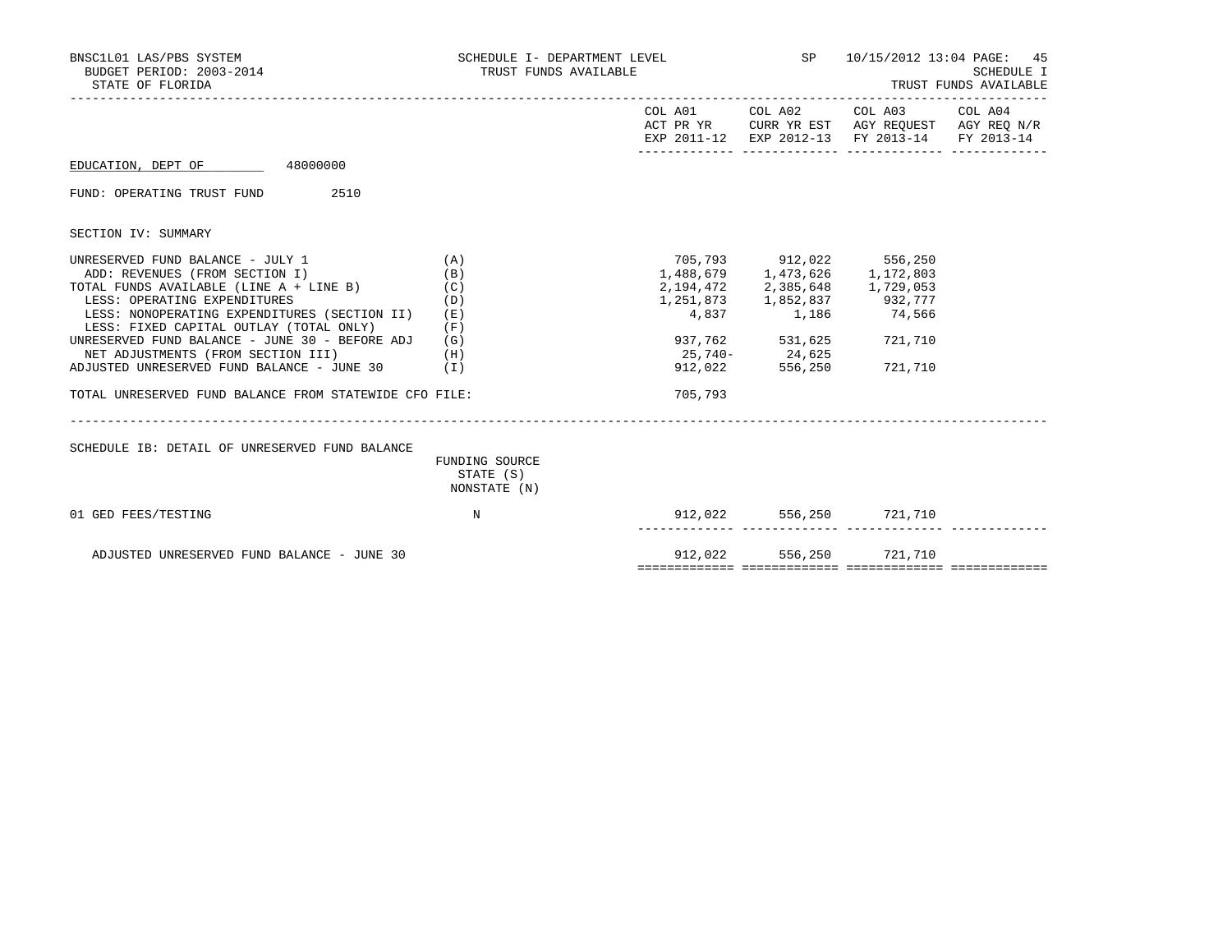BNSC1L01 LAS/PBS SYSTEM — SCHEDULE I- DEPARTMENT LEVEL — SP — 10/15/2012 13:04 PAGE: 45

BUDGET PERIOD: 2003-2014 — TRUST FUNDS AVAILABLE — SCHEDULE I

STATE OF FLORIDA — TRUST FUNDS AVAILABLE

**EDUCATION, DEPT OF** 48000000

FUND: OPERATING TRUST FUND 2510

SECTION IV: SUMMARY

| | | COL A01 ACT PR YR EXP 2011-12 | COL A02 CURR YR EST EXP 2012-13 | COL A03 AGY REQUEST FY 2013-14 | COL A04 AGY REQ N/R FY 2013-14 |
|---|---|---|---|---|---|
| UNRESERVED FUND BALANCE - JULY 1 | (A) | 705,793 | 912,022 | 556,250 | |
| ADD: REVENUES (FROM SECTION I) | (B) | 1,488,679 | 1,473,626 | 1,172,803 | |
| TOTAL FUNDS AVAILABLE (LINE A + LINE B) | (C) | 2,194,472 | 2,385,648 | 1,729,053 | |
| LESS: OPERATING EXPENDITURES | (D) | 1,251,873 | 1,852,837 | 932,777 | |
| LESS: NONOPERATING EXPENDITURES (SECTION II) | (E) | 4,837 | 1,186 | 74,566 | |
| LESS: FIXED CAPITAL OUTLAY (TOTAL ONLY) | (F) | | | | |
| UNRESERVED FUND BALANCE - JUNE 30 - BEFORE ADJ | (G) | 937,762 | 531,625 | 721,710 | |
| NET ADJUSTMENTS (FROM SECTION III) | (H) | 25,740- | 24,625 | | |
| ADJUSTED UNRESERVED FUND BALANCE - JUNE 30 | (I) | 912,022 | 556,250 | 721,710 | |
| TOTAL UNRESERVED FUND BALANCE FROM STATEWIDE CFO FILE: | | 705,793 | | | |

SCHEDULE IB: DETAIL OF UNRESERVED FUND BALANCE

| | FUNDING SOURCE STATE (S) NONSTATE (N) | COL A01 | COL A02 | COL A03 | COL A04 |
|---|---|---|---|---|---|
| 01 GED FEES/TESTING | N | 912,022 | 556,250 | 721,710 | |
| ADJUSTED UNRESERVED FUND BALANCE - JUNE 30 | | 912,022 | 556,250 | 721,710 | |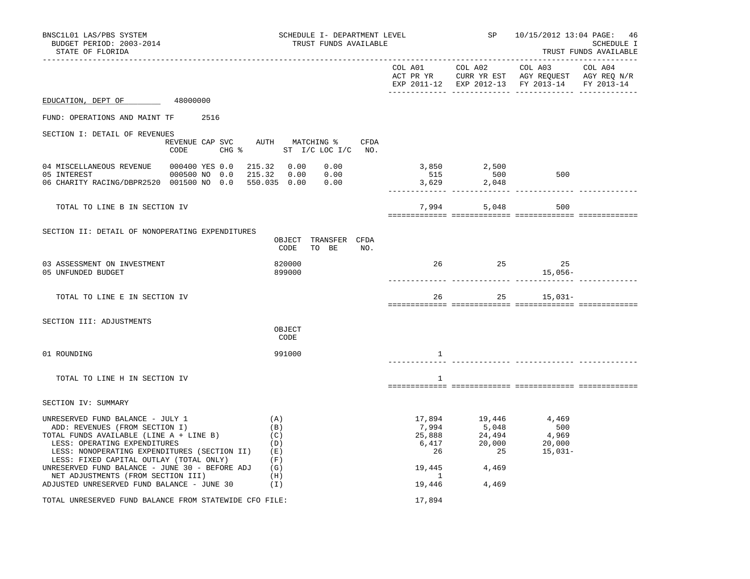BNSC1L01 LAS/PBS SYSTEM — SCHEDULE I- DEPARTMENT LEVEL — SP 10/15/2012 13:04
BUDGET PERIOD: 2003-2014 — TRUST FUNDS AVAILABLE — SCHEDULE I
STATE OF FLORIDA — TRUST FUNDS AVAILABLE

| | COL A01 ACT PR YR EXP 2011-12 | COL A02 CURR YR EST EXP 2012-13 | COL A03 AGY REQUEST FY 2013-14 | COL A04 AGY REQ N/R FY 2013-14 |
|---|---|---|---|---|

EDUCATION, DEPT OF 48000000

FUND: OPERATIONS AND MAINT TF 2516

SECTION I: DETAIL OF REVENUES

| | REVENUE CODE | CAP SVC CHG % | AUTH ST | MATCHING % I/C | LOC I/C | CFDA NO. | COL A01 | COL A02 | COL A03 | COL A04 |
|---|---|---|---|---|---|---|---|---|---|---|
| 04 MISCELLANEOUS REVENUE | 000400 | YES 0.0 | 215.32 | 0.00 | 0.00 | | 3,850 | 2,500 | | |
| 05 INTEREST | 000500 | NO 0.0 | 215.32 | 0.00 | 0.00 | | 515 | 500 | 500 | |
| 06 CHARITY RACING/DBPR2520 | 001500 | NO 0.0 | 550.035 | 0.00 | 0.00 | | 3,629 | 2,048 | | |
| TOTAL TO LINE B IN SECTION IV | | | | | | | 7,994 | 5,048 | 500 | |

SECTION II: DETAIL OF NONOPERATING EXPENDITURES

| | OBJECT CODE | TRANSFER TO BE | CFDA NO. | COL A01 | COL A02 | COL A03 | COL A04 |
|---|---|---|---|---|---|---|---|
| 03 ASSESSMENT ON INVESTMENT | 820000 | | | 26 | 25 | 25 | |
| 05 UNFUNDED BUDGET | 899000 | | | | | 15,056- | |
| TOTAL TO LINE E IN SECTION IV | | | | 26 | 25 | 15,031- | |

SECTION III: ADJUSTMENTS

| | OBJECT CODE | COL A01 | COL A02 | COL A03 | COL A04 |
|---|---|---|---|---|---|
| 01 ROUNDING | 991000 | 1 | | | |
| TOTAL TO LINE H IN SECTION IV | | 1 | | | |

SECTION IV: SUMMARY

| | | COL A01 | COL A02 | COL A03 | COL A04 |
|---|---|---|---|---|---|
| UNRESERVED FUND BALANCE - JULY 1 | (A) | 17,894 | 19,446 | 4,469 | |
| ADD: REVENUES (FROM SECTION I) | (B) | 7,994 | 5,048 | 500 | |
| TOTAL FUNDS AVAILABLE (LINE A + LINE B) | (C) | 25,888 | 24,494 | 4,969 | |
| LESS: OPERATING EXPENDITURES | (D) | 6,417 | 20,000 | 20,000 | |
| LESS: NONOPERATING EXPENDITURES (SECTION II) | (E) | 26 | 25 | 15,031- | |
| LESS: FIXED CAPITAL OUTLAY (TOTAL ONLY) | (F) | | | | |
| UNRESERVED FUND BALANCE - JUNE 30 - BEFORE ADJ | (G) | 19,445 | 4,469 | | |
| NET ADJUSTMENTS (FROM SECTION III) | (H) | 1 | | | |
| ADJUSTED UNRESERVED FUND BALANCE - JUNE 30 | (I) | 19,446 | 4,469 | | |
| TOTAL UNRESERVED FUND BALANCE FROM STATEWIDE CFO FILE: | | 17,894 | | | |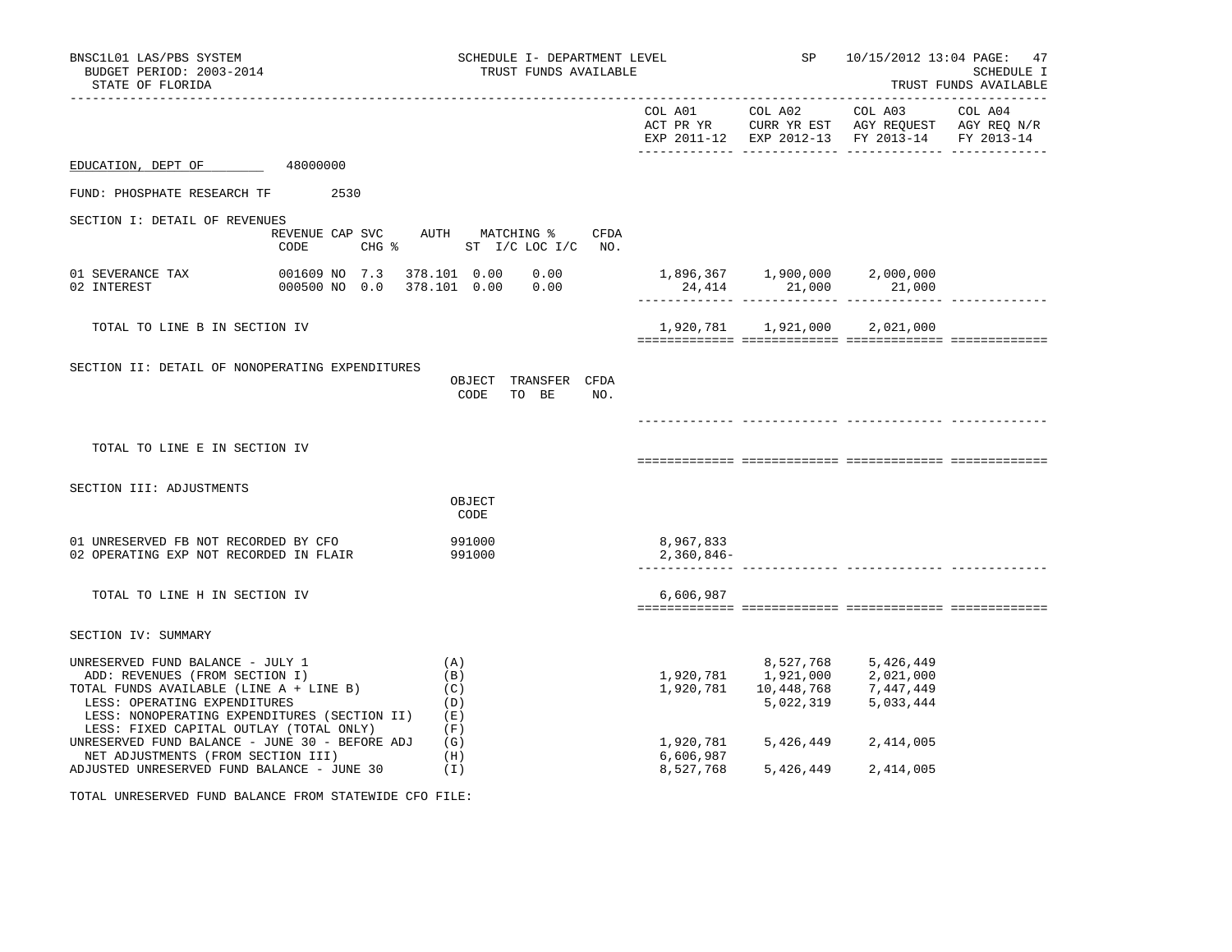BNSC1L01 LAS/PBS SYSTEM
BUDGET PERIOD: 2003-2014
STATE OF FLORIDA

SCHEDULE I- DEPARTMENT LEVEL
TRUST FUNDS AVAILABLE

SP 10/15/2012 13:04 PAGE: 47
SCHEDULE I
TRUST FUNDS AVAILABLE

| | COL A01 ACT PR YR EXP 2011-12 | COL A02 CURR YR EST EXP 2012-13 | COL A03 AGY REQUEST FY 2013-14 | COL A04 AGY REQ N/R FY 2013-14 |
|---|---|---|---|---|

EDUCATION, DEPT OF 48000000

FUND: PHOSPHATE RESEARCH TF 2530

SECTION I: DETAIL OF REVENUES

| | REVENUE CODE | CAP SVC CHG % | AUTH ST | MATCHING % I/C | LOC I/C | CFDA NO. | COL A01 | COL A02 | COL A03 | COL A04 |
|---|---|---|---|---|---|---|---|---|---|---|
| 01 SEVERANCE TAX | 001609 | NO 7.3 | 378.101 | 0.00 | 0.00 | | 1,896,367 | 1,900,000 | 2,000,000 | |
| 02 INTEREST | 000500 | NO 0.0 | 378.101 | 0.00 | 0.00 | | 24,414 | 21,000 | 21,000 | |
| TOTAL TO LINE B IN SECTION IV | | | | | | | 1,920,781 | 1,921,000 | 2,021,000 | |

SECTION II: DETAIL OF NONOPERATING EXPENDITURES

| | OBJECT CODE | TRANSFER TO BE | CFDA NO. | COL A01 | COL A02 | COL A03 | COL A04 |
|---|---|---|---|---|---|---|---|
| TOTAL TO LINE E IN SECTION IV | | | | | | | |

SECTION III: ADJUSTMENTS

| | OBJECT CODE | COL A01 | COL A02 | COL A03 | COL A04 |
|---|---|---|---|---|---|
| 01 UNRESERVED FB NOT RECORDED BY CFO | 991000 | 8,967,833 | | | |
| 02 OPERATING EXP NOT RECORDED IN FLAIR | 991000 | 2,360,846- | | | |
| TOTAL TO LINE H IN SECTION IV | | 6,606,987 | | | |

SECTION IV: SUMMARY

| | | COL A01 | COL A02 | COL A03 | COL A04 |
|---|---|---|---|---|---|
| UNRESERVED FUND BALANCE - JULY 1 | (A) | | 8,527,768 | 5,426,449 | |
| ADD: REVENUES (FROM SECTION I) | (B) | 1,920,781 | 1,921,000 | 2,021,000 | |
| TOTAL FUNDS AVAILABLE (LINE A + LINE B) | (C) | 1,920,781 | 10,448,768 | 7,447,449 | |
| LESS: OPERATING EXPENDITURES | (D) | | 5,022,319 | 5,033,444 | |
| LESS: NONOPERATING EXPENDITURES (SECTION II) | (E) | | | | |
| LESS: FIXED CAPITAL OUTLAY (TOTAL ONLY) | (F) | | | | |
| UNRESERVED FUND BALANCE - JUNE 30 - BEFORE ADJ | (G) | 1,920,781 | 5,426,449 | 2,414,005 | |
| NET ADJUSTMENTS (FROM SECTION III) | (H) | 6,606,987 | | | |
| ADJUSTED UNRESERVED FUND BALANCE - JUNE 30 | (I) | 8,527,768 | 5,426,449 | 2,414,005 | |

TOTAL UNRESERVED FUND BALANCE FROM STATEWIDE CFO FILE: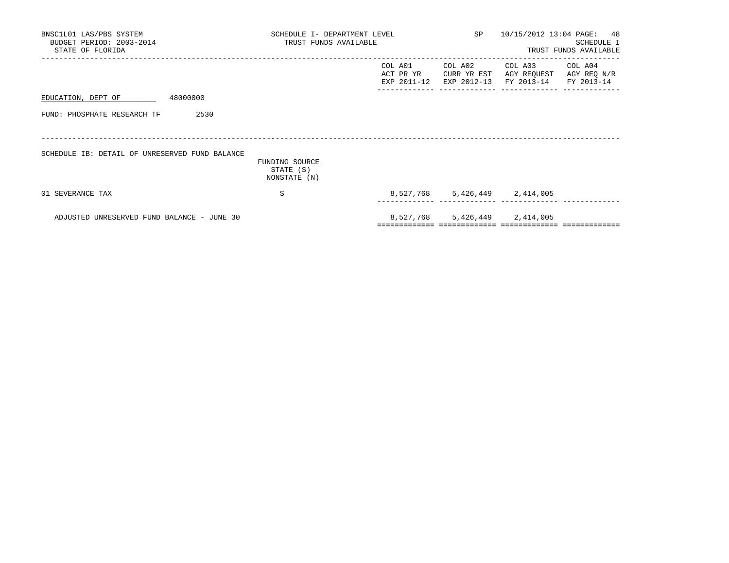BNSC1L01 LAS/PBS SYSTEM
BUDGET PERIOD: 2003-2014
STATE OF FLORIDA

SCHEDULE I- DEPARTMENT LEVEL
TRUST FUNDS AVAILABLE

SP 10/15/2012 13:04

SCHEDULE I
TRUST FUNDS AVAILABLE

EDUCATION, DEPT OF 48000000

FUND: PHOSPHATE RESEARCH TF 2530

SCHEDULE IB: DETAIL OF UNRESERVED FUND BALANCE

| | FUNDING SOURCE STATE (S) NONSTATE (N) | COL A01 ACT PR YR EXP 2011-12 | COL A02 CURR YR EST EXP 2012-13 | COL A03 AGY REQUEST FY 2013-14 | COL A04 AGY REQ N/R FY 2013-14 |
|---|---|---|---|---|---|
| 01 SEVERANCE TAX | S | 8,527,768 | 5,426,449 | 2,414,005 | |
| ADJUSTED UNRESERVED FUND BALANCE - JUNE 30 | | 8,527,768 | 5,426,449 | 2,414,005 | |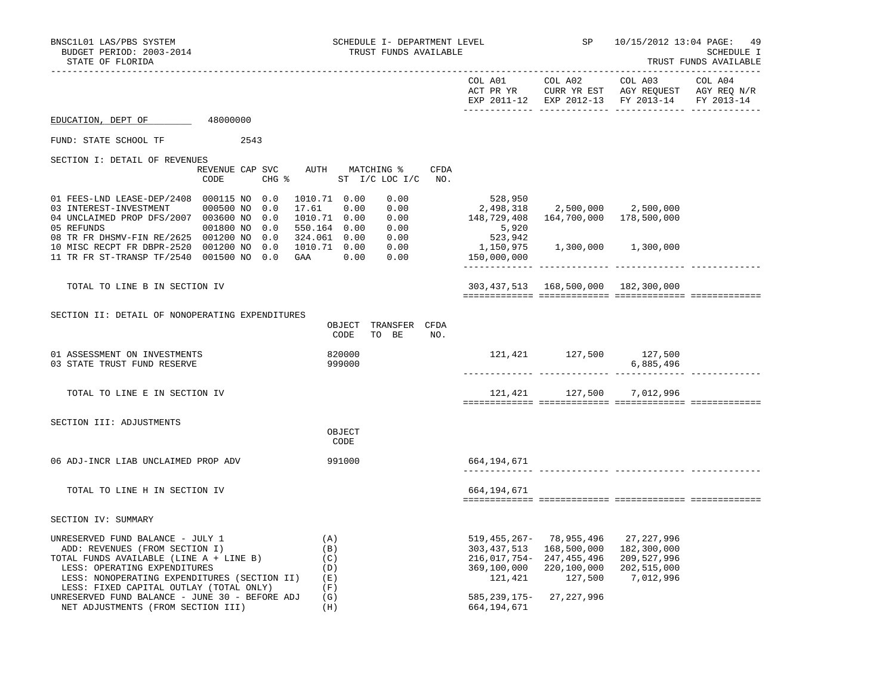BNSC1L01 LAS/PBS SYSTEM
BUDGET PERIOD: 2003-2014
STATE OF FLORIDA

SCHEDULE I- DEPARTMENT LEVEL
TRUST FUNDS AVAILABLE

SP 10/15/2012 13:04 PAGE: 49
SCHEDULE I
TRUST FUNDS AVAILABLE

EDUCATION, DEPT OF 48000000

FUND: STATE SCHOOL TF 2543

## SECTION I: DETAIL OF REVENUES

| | REVENUE CODE | CAP SVC CHG % | | AUTH | MATCHING % ST I/C | LOC I/C | CFDA NO. | COL A01 ACT PR YR EXP 2011-12 | COL A02 CURR YR EST EXP 2012-13 | COL A03 AGY REQUEST FY 2013-14 | COL A04 AGY REQ N/R FY 2013-14 |
|---|---|---|---|---|---|---|---|---|---|---|---|
| 01 FEES-LND LEASE-DEP/2408 | 000115 | NO | 0.0 | 1010.71 | 0.00 | 0.00 | | 528,950 | | | |
| 03 INTEREST-INVESTMENT | 000500 | NO | 0.0 | 17.61 | 0.00 | 0.00 | | 2,498,318 | 2,500,000 | 2,500,000 | |
| 04 UNCLAIMED PROP DFS/2007 | 003600 | NO | 0.0 | 1010.71 | 0.00 | 0.00 | | 148,729,408 | 164,700,000 | 178,500,000 | |
| 05 REFUNDS | 001800 | NO | 0.0 | 550.164 | 0.00 | 0.00 | | 5,920 | | | |
| 08 TR FR DHSMV-FIN RE/2625 | 001200 | NO | 0.0 | 324.061 | 0.00 | 0.00 | | 523,942 | | | |
| 10 MISC RECPT FR DBPR-2520 | 001200 | NO | 0.0 | 1010.71 | 0.00 | 0.00 | | 1,150,975 | 1,300,000 | 1,300,000 | |
| 11 TR FR ST-TRANSP TF/2540 | 001500 | NO | 0.0 | GAA | 0.00 | 0.00 | | 150,000,000 | | | |
| TOTAL TO LINE B IN SECTION IV | | | | | | | | 303,437,513 | 168,500,000 | 182,300,000 | |

## SECTION II: DETAIL OF NONOPERATING EXPENDITURES

| | OBJECT CODE | TRANSFER TO BE | CFDA NO. | COL A01 | COL A02 | COL A03 | COL A04 |
|---|---|---|---|---|---|---|---|
| 01 ASSESSMENT ON INVESTMENTS | 820000 | | | 121,421 | 127,500 | 127,500 | |
| 03 STATE TRUST FUND RESERVE | 999000 | | | | | 6,885,496 | |
| TOTAL TO LINE E IN SECTION IV | | | | 121,421 | 127,500 | 7,012,996 | |

## SECTION III: ADJUSTMENTS

| | OBJECT CODE | COL A01 | COL A02 | COL A03 | COL A04 |
|---|---|---|---|---|---|
| 06 ADJ-INCR LIAB UNCLAIMED PROP ADV | 991000 | 664,194,671 | | | |
| TOTAL TO LINE H IN SECTION IV | | 664,194,671 | | | |

## SECTION IV: SUMMARY

| | | COL A01 | COL A02 | COL A03 | COL A04 |
|---|---|---|---|---|---|
| UNRESERVED FUND BALANCE - JULY 1 | (A) | 519,455,267- | 78,955,496 | 27,227,996 | |
| ADD: REVENUES (FROM SECTION I) | (B) | 303,437,513 | 168,500,000 | 182,300,000 | |
| TOTAL FUNDS AVAILABLE (LINE A + LINE B) | (C) | 216,017,754- | 247,455,496 | 209,527,996 | |
| LESS: OPERATING EXPENDITURES | (D) | 369,100,000 | 220,100,000 | 202,515,000 | |
| LESS: NONOPERATING EXPENDITURES (SECTION II) | (E) | 121,421 | 127,500 | 7,012,996 | |
| LESS: FIXED CAPITAL OUTLAY (TOTAL ONLY) | (F) | | | | |
| UNRESERVED FUND BALANCE - JUNE 30 - BEFORE ADJ | (G) | 585,239,175- | 27,227,996 | | |
| NET ADJUSTMENTS (FROM SECTION III) | (H) | 664,194,671 | | | |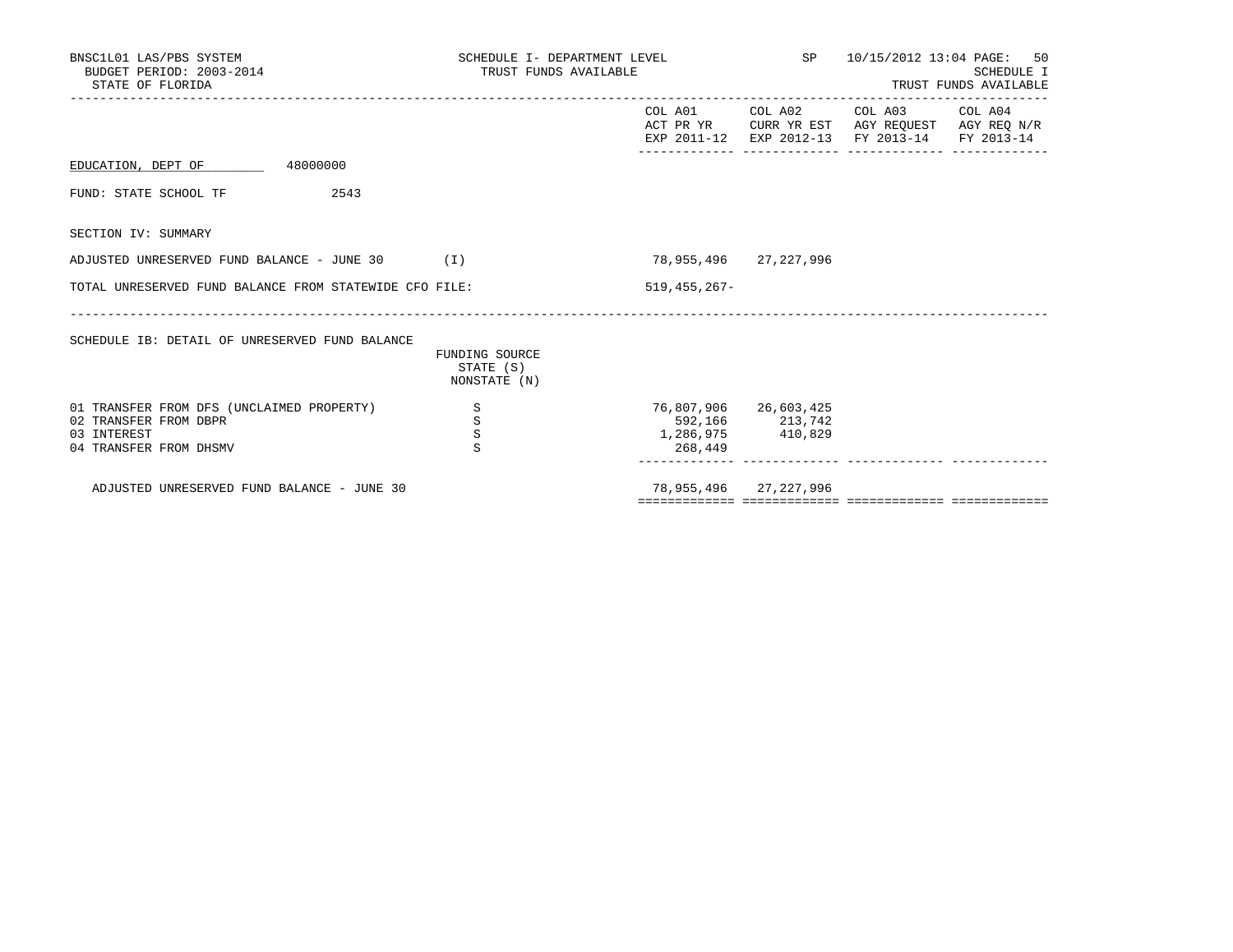BNSC1L01 LAS/PBS SYSTEM — SCHEDULE I- DEPARTMENT LEVEL — SP — 10/15/2012 13:04

BUDGET PERIOD: 2003-2014 — TRUST FUNDS AVAILABLE — SCHEDULE I

STATE OF FLORIDA — TRUST FUNDS AVAILABLE

| | | COL A01 ACT PR YR EXP 2011-12 | COL A02 CURR YR EST EXP 2012-13 | COL A03 AGY REQUEST FY 2013-14 | COL A04 AGY REQ N/R FY 2013-14 |
|---|---|---|---|---|---|
| EDUCATION, DEPT OF 48000000 | | | | | |
| FUND: STATE SCHOOL TF 2543 | | | | | |
| SECTION IV: SUMMARY | | | | | |
| ADJUSTED UNRESERVED FUND BALANCE - JUNE 30 | (I) | 78,955,496 | 27,227,996 | | |
| TOTAL UNRESERVED FUND BALANCE FROM STATEWIDE CFO FILE: | | 519,455,267- | | | |

SCHEDULE IB: DETAIL OF UNRESERVED FUND BALANCE

| | FUNDING SOURCE STATE (S) NONSTATE (N) | COL A01 | COL A02 | COL A03 | COL A04 |
|---|---|---|---|---|---|
| 01 TRANSFER FROM DFS (UNCLAIMED PROPERTY) | S | 76,807,906 | 26,603,425 | | |
| 02 TRANSFER FROM DBPR | S | 592,166 | 213,742 | | |
| 03 INTEREST | S | 1,286,975 | 410,829 | | |
| 04 TRANSFER FROM DHSMV | S | 268,449 | | | |
| ADJUSTED UNRESERVED FUND BALANCE - JUNE 30 | | 78,955,496 | 27,227,996 | | |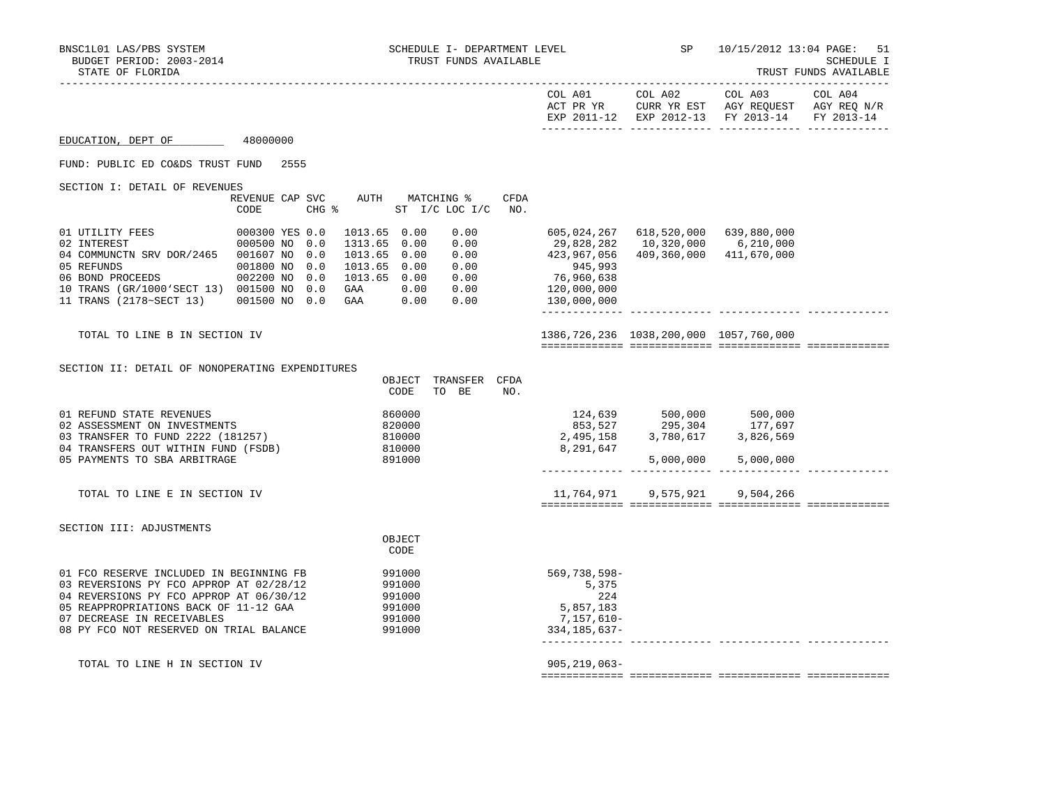BNSC1L01 LAS/PBS SYSTEM — SCHEDULE I- DEPARTMENT LEVEL — SP — 10/15/2012 13:04 PAGE: 51

BUDGET PERIOD: 2003-2014 — TRUST FUNDS AVAILABLE — SCHEDULE I

STATE OF FLORIDA — TRUST FUNDS AVAILABLE

## EDUCATION, DEPT OF 48000000

FUND: PUBLIC ED CO&DS TRUST FUND 2555

### SECTION I: DETAIL OF REVENUES

| | REVENUE CODE | CAP | SVC CHG % | AUTH ST | MATCHING % I/C | LOC I/C | CFDA NO. | COL A01 ACT PR YR EXP 2011-12 | COL A02 CURR YR EST EXP 2012-13 | COL A03 AGY REQUEST FY 2013-14 | COL A04 AGY REQ N/R FY 2013-14 |
|---|---|---|---|---|---|---|---|---|---|---|---|
| 01 UTILITY FEES | 000300 | YES | 0.0 | 1013.65 | 0.00 | 0.00 | | 605,024,267 | 618,520,000 | 639,880,000 | |
| 02 INTEREST | 000500 | NO | 0.0 | 1313.65 | 0.00 | 0.00 | | 29,828,282 | 10,320,000 | 6,210,000 | |
| 04 COMMUNCTN SRV DOR/2465 | 001607 | NO | 0.0 | 1013.65 | 0.00 | 0.00 | | 423,967,056 | 409,360,000 | 411,670,000 | |
| 05 REFUNDS | 001800 | NO | 0.0 | 1013.65 | 0.00 | 0.00 | | 945,993 | | | |
| 06 BOND PROCEEDS | 002200 | NO | 0.0 | 1013.65 | 0.00 | 0.00 | | 76,960,638 | | | |
| 10 TRANS (GR/1000'SECT 13) | 001500 | NO | 0.0 | GAA | 0.00 | 0.00 | | 120,000,000 | | | |
| 11 TRANS (2178~SECT 13) | 001500 | NO | 0.0 | GAA | 0.00 | 0.00 | | 130,000,000 | | | |
| TOTAL TO LINE B IN SECTION IV | | | | | | | | 1386,726,236 | 1038,200,000 | 1057,760,000 | |

### SECTION II: DETAIL OF NONOPERATING EXPENDITURES

| | OBJECT CODE | TRANSFER TO BE | CFDA NO. | COL A01 | COL A02 | COL A03 | COL A04 |
|---|---|---|---|---|---|---|---|
| 01 REFUND STATE REVENUES | 860000 | | | 124,639 | 500,000 | 500,000 | |
| 02 ASSESSMENT ON INVESTMENTS | 820000 | | | 853,527 | 295,304 | 177,697 | |
| 03 TRANSFER TO FUND 2222 (181257) | 810000 | | | 2,495,158 | 3,780,617 | 3,826,569 | |
| 04 TRANSFERS OUT WITHIN FUND (FSDB) | 810000 | | | 8,291,647 | | | |
| 05 PAYMENTS TO SBA ARBITRAGE | 891000 | | | | 5,000,000 | 5,000,000 | |
| TOTAL TO LINE E IN SECTION IV | | | | 11,764,971 | 9,575,921 | 9,504,266 | |

### SECTION III: ADJUSTMENTS

| | OBJECT CODE | COL A01 | COL A02 | COL A03 | COL A04 |
|---|---|---|---|---|---|
| 01 FCO RESERVE INCLUDED IN BEGINNING FB | 991000 | 569,738,598- | | | |
| 03 REVERSIONS PY FCO APPROP AT 02/28/12 | 991000 | 5,375 | | | |
| 04 REVERSIONS PY FCO APPROP AT 06/30/12 | 991000 | 224 | | | |
| 05 REAPPROPRIATIONS BACK OF 11-12 GAA | 991000 | 5,857,183 | | | |
| 07 DECREASE IN RECEIVABLES | 991000 | 7,157,610- | | | |
| 08 PY FCO NOT RESERVED ON TRIAL BALANCE | 991000 | 334,185,637- | | | |
| TOTAL TO LINE H IN SECTION IV | | 905,219,063- | | | |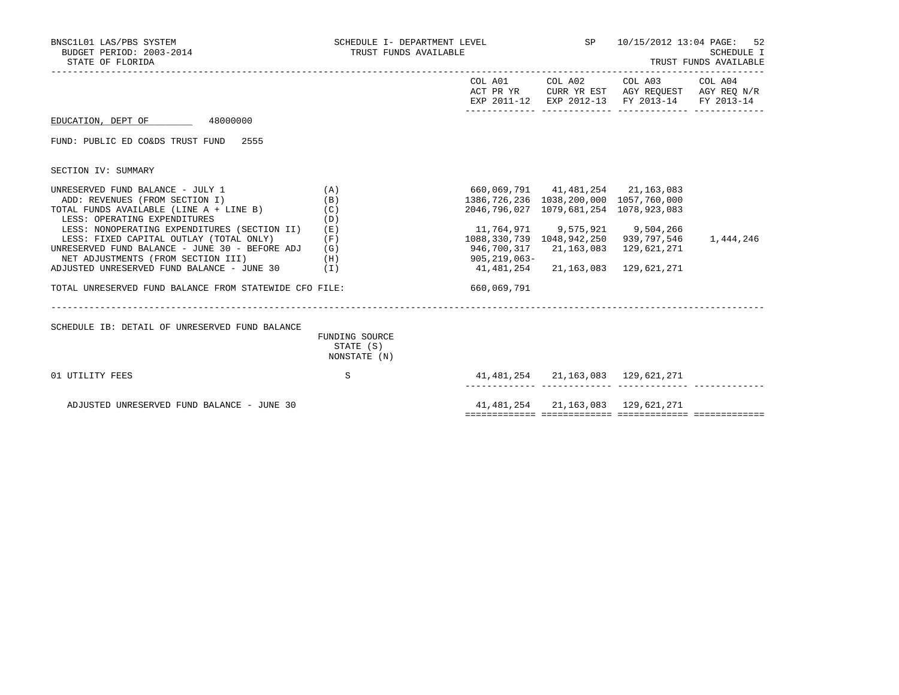BNSC1L01 LAS/PBS SYSTEM — SCHEDULE I- DEPARTMENT LEVEL — TRUST FUNDS AVAILABLE — SP 10/15/2012 13:04 PAGE: 52

BUDGET PERIOD: 2003-2014 — SCHEDULE I

STATE OF FLORIDA — TRUST FUNDS AVAILABLE

EDUCATION, DEPT OF 48000000

FUND: PUBLIC ED CO&DS TRUST FUND 2555

SECTION IV: SUMMARY

| | | COL A01 ACT PR YR EXP 2011-12 | COL A02 CURR YR EST EXP 2012-13 | COL A03 AGY REQUEST FY 2013-14 | COL A04 AGY REQ N/R FY 2013-14 |
|---|---|---|---|---|---|
| UNRESERVED FUND BALANCE - JULY 1 | (A) | 660,069,791 | 41,481,254 | 21,163,083 | |
| ADD: REVENUES (FROM SECTION I) | (B) | 1386,726,236 | 1038,200,000 | 1057,760,000 | |
| TOTAL FUNDS AVAILABLE (LINE A + LINE B) | (C) | 2046,796,027 | 1079,681,254 | 1078,923,083 | |
| LESS: OPERATING EXPENDITURES | (D) | | | | |
| LESS: NONOPERATING EXPENDITURES (SECTION II) | (E) | 11,764,971 | 9,575,921 | 9,504,266 | |
| LESS: FIXED CAPITAL OUTLAY (TOTAL ONLY) | (F) | 1088,330,739 | 1048,942,250 | 939,797,546 | 1,444,246 |
| UNRESERVED FUND BALANCE - JUNE 30 - BEFORE ADJ | (G) | 946,700,317 | 21,163,083 | 129,621,271 | |
| NET ADJUSTMENTS (FROM SECTION III) | (H) | 905,219,063- | | | |
| ADJUSTED UNRESERVED FUND BALANCE - JUNE 30 | (I) | 41,481,254 | 21,163,083 | 129,621,271 | |
| TOTAL UNRESERVED FUND BALANCE FROM STATEWIDE CFO FILE: | | 660,069,791 | | | |

SCHEDULE IB: DETAIL OF UNRESERVED FUND BALANCE

| | FUNDING SOURCE STATE (S) NONSTATE (N) | COL A01 | COL A02 | COL A03 | COL A04 |
|---|---|---|---|---|---|
| 01 UTILITY FEES | S | 41,481,254 | 21,163,083 | 129,621,271 | |
| ADJUSTED UNRESERVED FUND BALANCE - JUNE 30 | | 41,481,254 | 21,163,083 | 129,621,271 | |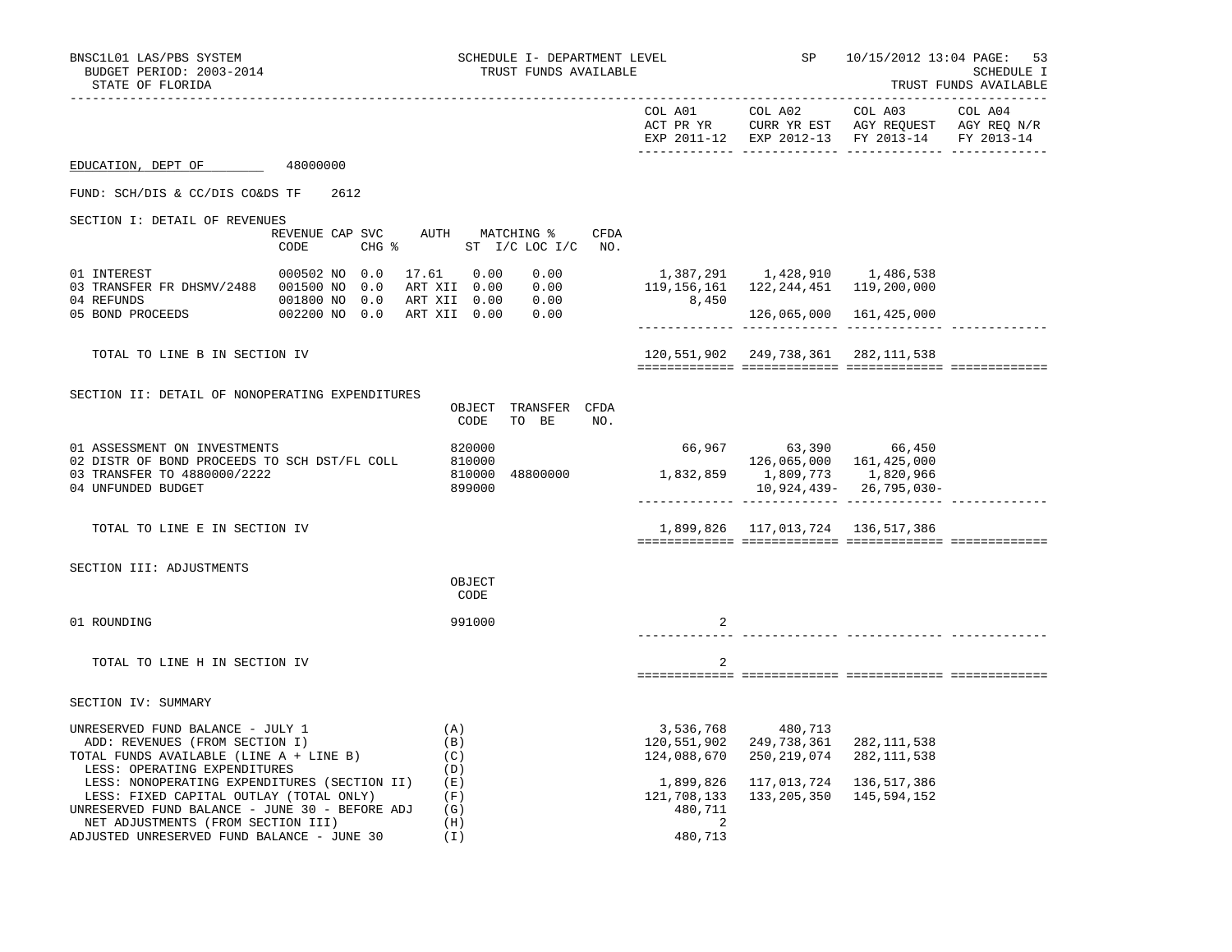BNSC1L01 LAS/PBS SYSTEM — SCHEDULE I- DEPARTMENT LEVEL — SP 10/15/2012 13:04 PAGE: 53
BUDGET PERIOD: 2003-2014 — TRUST FUNDS AVAILABLE — SCHEDULE I
STATE OF FLORIDA — TRUST FUNDS AVAILABLE

**EDUCATION, DEPT OF** 48000000

FUND: SCH/DIS & CC/DIS CO&DS TF 2612

## SECTION I: DETAIL OF REVENUES

| | REVENUE CODE | CAP | SVC CHG % | AUTH | MATCHING % ST | I/C LOC I/C | CFDA NO. | COL A01 ACT PR YR EXP 2011-12 | COL A02 CURR YR EST EXP 2012-13 | COL A03 AGY REQUEST FY 2013-14 | COL A04 AGY REQ N/R FY 2013-14 |
|---|---|---|---|---|---|---|---|---|---|---|---|
| 01 INTEREST | 000502 | NO | 0.0 | 17.61 | 0.00 | 0.00 | | 1,387,291 | 1,428,910 | 1,486,538 | |
| 03 TRANSFER FR DHSMV/2488 | 001500 | NO | 0.0 | ART XII | 0.00 | 0.00 | | 119,156,161 | 122,244,451 | 119,200,000 | |
| 04 REFUNDS | 001800 | NO | 0.0 | ART XII | 0.00 | 0.00 | | 8,450 | | | |
| 05 BOND PROCEEDS | 002200 | NO | 0.0 | ART XII | 0.00 | 0.00 | | | 126,065,000 | 161,425,000 | |
| TOTAL TO LINE B IN SECTION IV | | | | | | | | 120,551,902 | 249,738,361 | 282,111,538 | |

## SECTION II: DETAIL OF NONOPERATING EXPENDITURES

| | OBJECT CODE | TRANSFER TO BE | CFDA NO. | COL A01 | COL A02 | COL A03 | COL A04 |
|---|---|---|---|---|---|---|---|
| 01 ASSESSMENT ON INVESTMENTS | 820000 | | | 66,967 | 63,390 | 66,450 | |
| 02 DISTR OF BOND PROCEEDS TO SCH DST/FL COLL | 810000 | | | | 126,065,000 | 161,425,000 | |
| 03 TRANSFER TO 4880000/2222 | 810000 | 48800000 | | 1,832,859 | 1,809,773 | 1,820,966 | |
| 04 UNFUNDED BUDGET | 899000 | | | | 10,924,439- | 26,795,030- | |
| TOTAL TO LINE E IN SECTION IV | | | | 1,899,826 | 117,013,724 | 136,517,386 | |

## SECTION III: ADJUSTMENTS

| | OBJECT CODE | COL A01 | COL A02 | COL A03 | COL A04 |
|---|---|---|---|---|---|
| 01 ROUNDING | 991000 | 2 | | | |
| TOTAL TO LINE H IN SECTION IV | | 2 | | | |

## SECTION IV: SUMMARY

| | | COL A01 | COL A02 | COL A03 | COL A04 |
|---|---|---|---|---|---|
| UNRESERVED FUND BALANCE - JULY 1 | (A) | 3,536,768 | 480,713 | | |
| ADD: REVENUES (FROM SECTION I) | (B) | 120,551,902 | 249,738,361 | 282,111,538 | |
| TOTAL FUNDS AVAILABLE (LINE A + LINE B) | (C) | 124,088,670 | 250,219,074 | 282,111,538 | |
| LESS: OPERATING EXPENDITURES | (D) | | | | |
| LESS: NONOPERATING EXPENDITURES (SECTION II) | (E) | 1,899,826 | 117,013,724 | 136,517,386 | |
| LESS: FIXED CAPITAL OUTLAY (TOTAL ONLY) | (F) | 121,708,133 | 133,205,350 | 145,594,152 | |
| UNRESERVED FUND BALANCE - JUNE 30 - BEFORE ADJ | (G) | 480,711 | | | |
| NET ADJUSTMENTS (FROM SECTION III) | (H) | 2 | | | |
| ADJUSTED UNRESERVED FUND BALANCE - JUNE 30 | (I) | 480,713 | | | |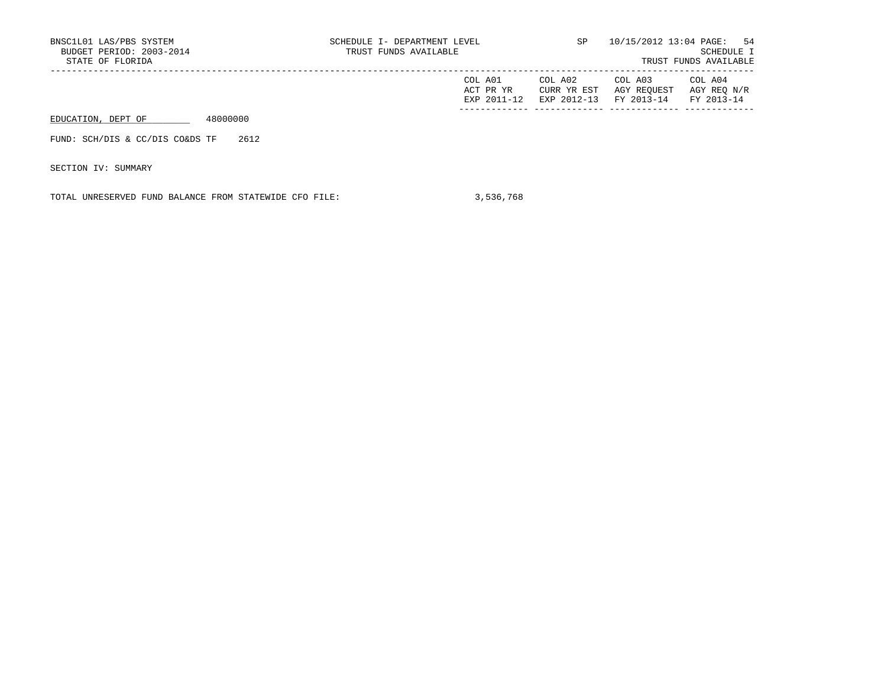BNSC1L01 LAS/PBS SYSTEM
BUDGET PERIOD: 2003-2014
STATE OF FLORIDA

SCHEDULE I- DEPARTMENT LEVEL
TRUST FUNDS AVAILABLE

SP 10/15/2012 13:04

SCHEDULE I
TRUST FUNDS AVAILABLE

| | COL A01 ACT PR YR EXP 2011-12 | COL A02 CURR YR EST EXP 2012-13 | COL A03 AGY REQUEST FY 2013-14 | COL A04 AGY REQ N/R FY 2013-14 |
|---|---|---|---|---|
| EDUCATION, DEPT OF 48000000 | | | | |
| FUND: SCH/DIS & CC/DIS CO&DS TF 2612 | | | | |
| SECTION IV: SUMMARY | | | | |
| TOTAL UNRESERVED FUND BALANCE FROM STATEWIDE CFO FILE: | 3,536,768 | | | |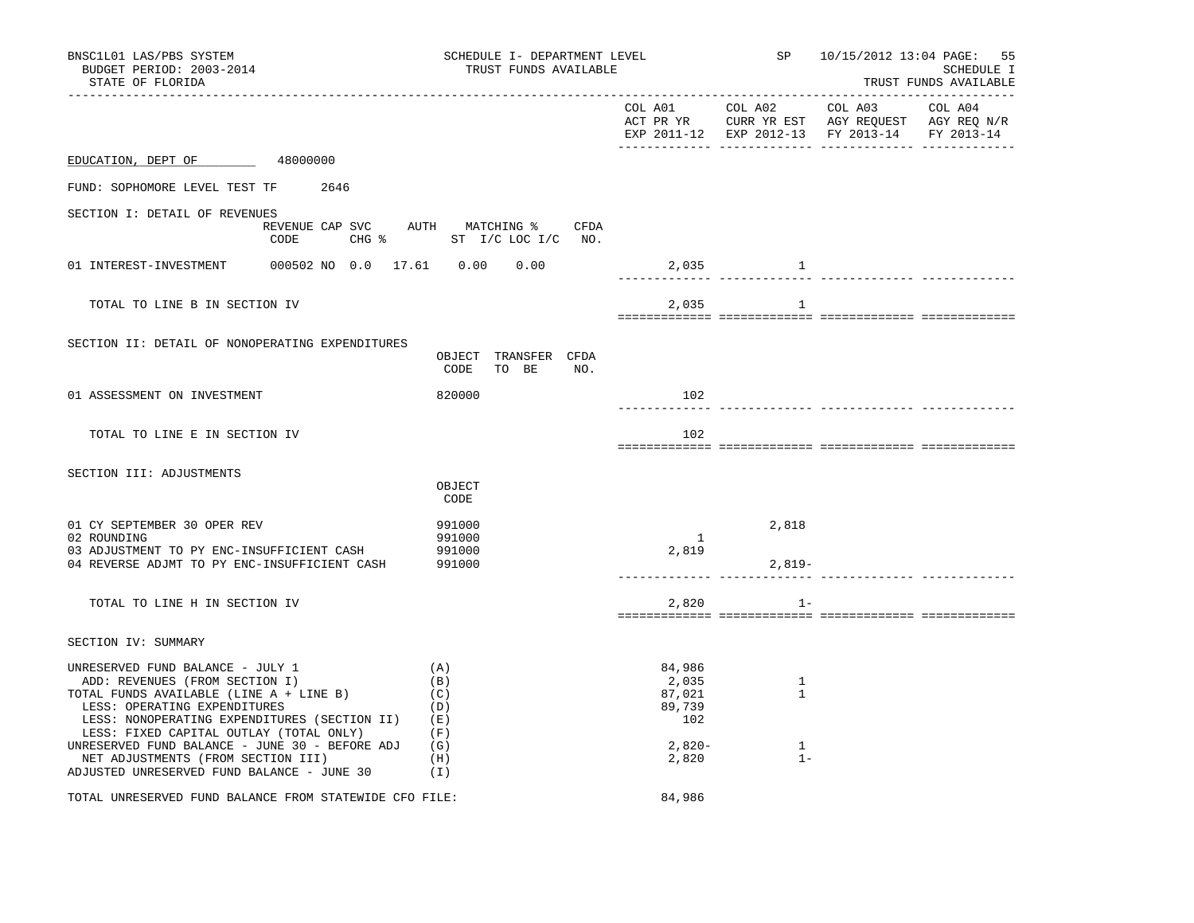BNSC1L01 LAS/PBS SYSTEM — SCHEDULE I- DEPARTMENT LEVEL — SP — 10/15/2012 13:04

BUDGET PERIOD: 2003-2014 — TRUST FUNDS AVAILABLE — SCHEDULE I

STATE OF FLORIDA — TRUST FUNDS AVAILABLE

EDUCATION, DEPT OF 48000000

FUND: SOPHOMORE LEVEL TEST TF 2646

## SECTION I: DETAIL OF REVENUES

| | REVENUE CODE | CAP SVC CHG % | AUTH ST | MATCHING % I/C | LOC I/C | CFDA NO. | COL A01 ACT PR YR EXP 2011-12 | COL A02 CURR YR EST EXP 2012-13 | COL A03 AGY REQUEST FY 2013-14 | COL A04 AGY REQ N/R FY 2013-14 |
|---|---|---|---|---|---|---|---|---|---|---|
| 01 INTEREST-INVESTMENT | 000502 | NO 0.0 | 17.61 | 0.00 | 0.00 | | 2,035 | 1 | | |
| TOTAL TO LINE B IN SECTION IV | | | | | | | 2,035 | 1 | | |

## SECTION II: DETAIL OF NONOPERATING EXPENDITURES

| | OBJECT CODE | TRANSFER TO BE | CFDA NO. | COL A01 | COL A02 | COL A03 | COL A04 |
|---|---|---|---|---|---|---|---|
| 01 ASSESSMENT ON INVESTMENT | 820000 | | | 102 | | | |
| TOTAL TO LINE E IN SECTION IV | | | | 102 | | | |

## SECTION III: ADJUSTMENTS

| | OBJECT CODE | COL A01 | COL A02 | COL A03 | COL A04 |
|---|---|---|---|---|---|
| 01 CY SEPTEMBER 30 OPER REV | 991000 | | 2,818 | | |
| 02 ROUNDING | 991000 | 1 | | | |
| 03 ADJUSTMENT TO PY ENC-INSUFFICIENT CASH | 991000 | 2,819 | | | |
| 04 REVERSE ADJMT TO PY ENC-INSUFFICIENT CASH | 991000 | | 2,819- | | |
| TOTAL TO LINE H IN SECTION IV | | 2,820 | 1- | | |

## SECTION IV: SUMMARY

| | | COL A01 | COL A02 | COL A03 | COL A04 |
|---|---|---|---|---|---|
| UNRESERVED FUND BALANCE - JULY 1 | (A) | 84,986 | | | |
| ADD: REVENUES (FROM SECTION I) | (B) | 2,035 | 1 | | |
| TOTAL FUNDS AVAILABLE (LINE A + LINE B) | (C) | 87,021 | 1 | | |
| LESS: OPERATING EXPENDITURES | (D) | 89,739 | | | |
| LESS: NONOPERATING EXPENDITURES (SECTION II) | (E) | 102 | | | |
| LESS: FIXED CAPITAL OUTLAY (TOTAL ONLY) | (F) | | | | |
| UNRESERVED FUND BALANCE - JUNE 30 - BEFORE ADJ | (G) | 2,820- | 1 | | |
| NET ADJUSTMENTS (FROM SECTION III) | (H) | 2,820 | 1- | | |
| ADJUSTED UNRESERVED FUND BALANCE - JUNE 30 | (I) | | | | |

TOTAL UNRESERVED FUND BALANCE FROM STATEWIDE CFO FILE: 84,986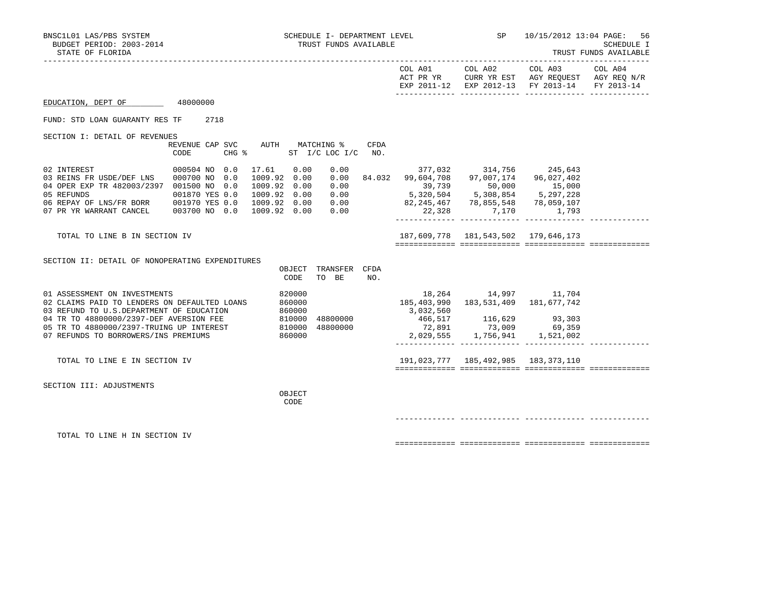BNSC1L01 LAS/PBS SYSTEM — SCHEDULE I- DEPARTMENT LEVEL — SP 10/15/2012 13:04

BUDGET PERIOD: 2003-2014 — TRUST FUNDS AVAILABLE — SCHEDULE I

STATE OF FLORIDA — TRUST FUNDS AVAILABLE

**EDUCATION, DEPT OF** 48000000

FUND: STD LOAN GUARANTY RES TF 2718

## SECTION I: DETAIL OF REVENUES

| | REVENUE CODE | CAP | SVC CHG % | AUTH ST | MATCHING % I/C | MATCHING % LOC I/C | CFDA NO. | COL A01 ACT PR YR EXP 2011-12 | COL A02 CURR YR EST EXP 2012-13 | COL A03 AGY REQUEST FY 2013-14 | COL A04 AGY REQ N/R FY 2013-14 |
|---|---|---|---|---|---|---|---|---|---|---|---|
| 02 INTEREST | 000504 | NO | 0.0 | 17.61 | 0.00 | 0.00 | | 377,032 | 314,756 | 245,643 | |
| 03 REINS FR USDE/DEF LNS | 000700 | NO | 0.0 | 1009.92 | 0.00 | 0.00 | 84.032 | 99,604,708 | 97,007,174 | 96,027,402 | |
| 04 OPER EXP TR 482003/2397 | 001500 | NO | 0.0 | 1009.92 | 0.00 | 0.00 | | 39,739 | 50,000 | 15,000 | |
| 05 REFUNDS | 001870 | YES | 0.0 | 1009.92 | 0.00 | 0.00 | | 5,320,504 | 5,308,854 | 5,297,228 | |
| 06 REPAY OF LNS/FR BORR | 001970 | YES | 0.0 | 1009.92 | 0.00 | 0.00 | | 82,245,467 | 78,855,548 | 78,059,107 | |
| 07 PR YR WARRANT CANCEL | 003700 | NO | 0.0 | 1009.92 | 0.00 | 0.00 | | 22,328 | 7,170 | 1,793 | |
| TOTAL TO LINE B IN SECTION IV | | | | | | | | 187,609,778 | 181,543,502 | 179,646,173 | |

## SECTION II: DETAIL OF NONOPERATING EXPENDITURES

| | OBJECT CODE | TRANSFER TO BE | CFDA NO. | COL A01 | COL A02 | COL A03 | COL A04 |
|---|---|---|---|---|---|---|---|
| 01 ASSESSMENT ON INVESTMENTS | 820000 | | | 18,264 | 14,997 | 11,704 | |
| 02 CLAIMS PAID TO LENDERS ON DEFAULTED LOANS | 860000 | | | 185,403,990 | 183,531,409 | 181,677,742 | |
| 03 REFUND TO U.S.DEPARTMENT OF EDUCATION | 860000 | | | 3,032,560 | | | |
| 04 TR TO 48800000/2397-DEF AVERSION FEE | 810000 | 48800000 | | 466,517 | 116,629 | 93,303 | |
| 05 TR TO 4880000/2397-TRUING UP INTEREST | 810000 | 48800000 | | 72,891 | 73,009 | 69,359 | |
| 07 REFUNDS TO BORROWERS/INS PREMIUMS | 860000 | | | 2,029,555 | 1,756,941 | 1,521,002 | |
| TOTAL TO LINE E IN SECTION IV | | | | 191,023,777 | 185,492,985 | 183,373,110 | |

## SECTION III: ADJUSTMENTS

| | OBJECT CODE | COL A01 | COL A02 | COL A03 | COL A04 |
|---|---|---|---|---|---|
| TOTAL TO LINE H IN SECTION IV | | | | | |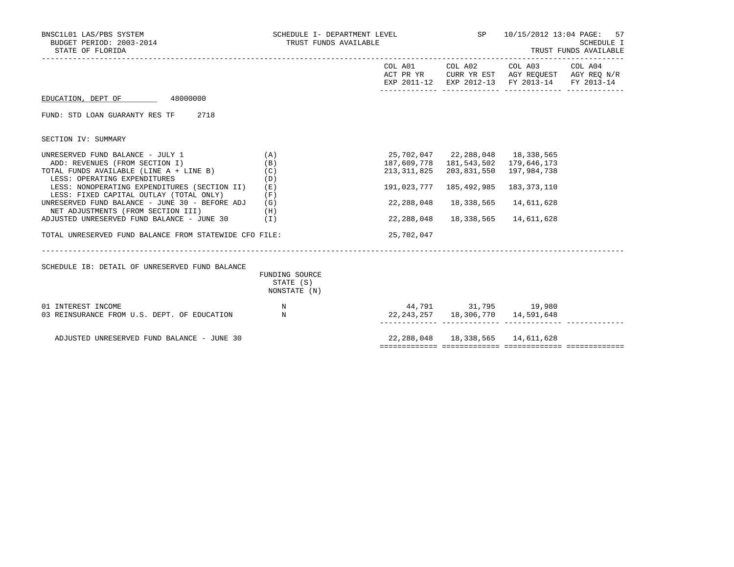BNSC1L01 LAS/PBS SYSTEM | SCHEDULE I- DEPARTMENT LEVEL | SP | 10/15/2012 13:04

BUDGET PERIOD: 2003-2014 | TRUST FUNDS AVAILABLE | SCHEDULE I

STATE OF FLORIDA | TRUST FUNDS AVAILABLE

**EDUCATION, DEPT OF** 48000000

FUND: STD LOAN GUARANTY RES TF 2718

SECTION IV: SUMMARY

| | | COL A01 ACT PR YR EXP 2011-12 | COL A02 CURR YR EST EXP 2012-13 | COL A03 AGY REQUEST FY 2013-14 | COL A04 AGY REQ N/R FY 2013-14 |
|---|---|---|---|---|---|
| UNRESERVED FUND BALANCE - JULY 1 | (A) | 25,702,047 | 22,288,048 | 18,338,565 | |
| ADD: REVENUES (FROM SECTION I) | (B) | 187,609,778 | 181,543,502 | 179,646,173 | |
| TOTAL FUNDS AVAILABLE (LINE A + LINE B) | (C) | 213,311,825 | 203,831,550 | 197,984,738 | |
| LESS: OPERATING EXPENDITURES | (D) | | | | |
| LESS: NONOPERATING EXPENDITURES (SECTION II) | (E) | 191,023,777 | 185,492,985 | 183,373,110 | |
| LESS: FIXED CAPITAL OUTLAY (TOTAL ONLY) | (F) | | | | |
| UNRESERVED FUND BALANCE - JUNE 30 - BEFORE ADJ | (G) | 22,288,048 | 18,338,565 | 14,611,628 | |
| NET ADJUSTMENTS (FROM SECTION III) | (H) | | | | |
| ADJUSTED UNRESERVED FUND BALANCE - JUNE 30 | (I) | 22,288,048 | 18,338,565 | 14,611,628 | |
| TOTAL UNRESERVED FUND BALANCE FROM STATEWIDE CFO FILE: | | 25,702,047 | | | |

SCHEDULE IB: DETAIL OF UNRESERVED FUND BALANCE

| | FUNDING SOURCE STATE (S) NONSTATE (N) | COL A01 | COL A02 | COL A03 | COL A04 |
|---|---|---|---|---|---|
| 01 INTEREST INCOME | N | 44,791 | 31,795 | 19,980 | |
| 03 REINSURANCE FROM U.S. DEPT. OF EDUCATION | N | 22,243,257 | 18,306,770 | 14,591,648 | |
| ADJUSTED UNRESERVED FUND BALANCE - JUNE 30 | | 22,288,048 | 18,338,565 | 14,611,628 | |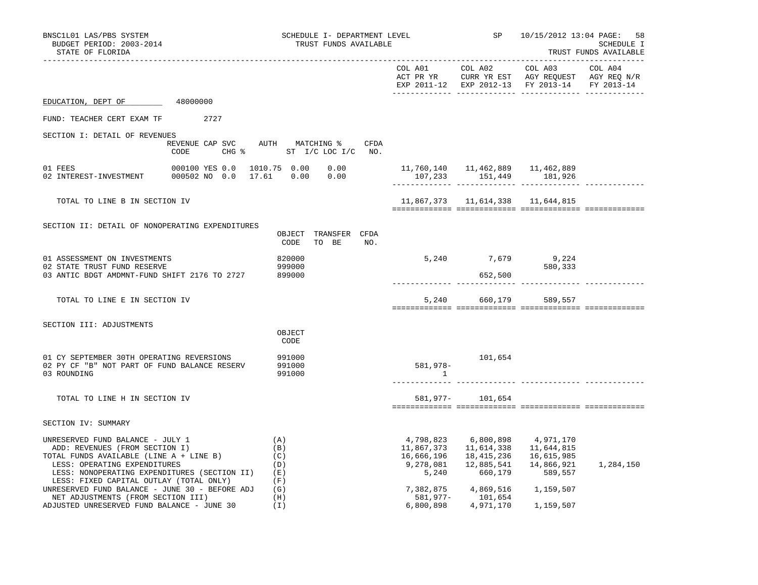BNSC1L01 LAS/PBS SYSTEM — SCHEDULE I- DEPARTMENT LEVEL — SP — 10/15/2012 13:04 PAGE: 58

BUDGET PERIOD: 2003-2014 — TRUST FUNDS AVAILABLE — SCHEDULE I

STATE OF FLORIDA — TRUST FUNDS AVAILABLE

**EDUCATION, DEPT OF** 48000000

FUND: TEACHER CERT EXAM TF 2727

## SECTION I: DETAIL OF REVENUES

| | REVENUE CODE | CAP | SVC CHG % | AUTH ST | MATCHING % I/C | LOC I/C | CFDA NO. | COL A01 ACT PR YR EXP 2011-12 | COL A02 CURR YR EST EXP 2012-13 | COL A03 AGY REQUEST FY 2013-14 | COL A04 AGY REQ N/R FY 2013-14 |
|---|---|---|---|---|---|---|---|---|---|---|---|
| 01 FEES | 000100 | YES | 0.0 | 1010.75 | 0.00 | 0.00 | | 11,760,140 | 11,462,889 | 11,462,889 | |
| 02 INTEREST-INVESTMENT | 000502 | NO | 0.0 | 17.61 | 0.00 | 0.00 | | 107,233 | 151,449 | 181,926 | |
| TOTAL TO LINE B IN SECTION IV | | | | | | | | 11,867,373 | 11,614,338 | 11,644,815 | |

## SECTION II: DETAIL OF NONOPERATING EXPENDITURES

| | OBJECT CODE | TRANSFER TO BE | CFDA NO. | COL A01 | COL A02 | COL A03 | COL A04 |
|---|---|---|---|---|---|---|---|
| 01 ASSESSMENT ON INVESTMENTS | 820000 | | | 5,240 | 7,679 | 9,224 | |
| 02 STATE TRUST FUND RESERVE | 999000 | | | | | 580,333 | |
| 03 ANTIC BDGT AMDMNT-FUND SHIFT 2176 TO 2727 | 899000 | | | | 652,500 | | |
| TOTAL TO LINE E IN SECTION IV | | | | 5,240 | 660,179 | 589,557 | |

## SECTION III: ADJUSTMENTS

| | OBJECT CODE | COL A01 | COL A02 | COL A03 | COL A04 |
|---|---|---|---|---|---|
| 01 CY SEPTEMBER 30TH OPERATING REVERSIONS | 991000 | | 101,654 | | |
| 02 PY CF "B" NOT PART OF FUND BALANCE RESERV | 991000 | 581,978- | | | |
| 03 ROUNDING | 991000 | 1 | | | |
| TOTAL TO LINE H IN SECTION IV | | 581,977- | 101,654 | | |

## SECTION IV: SUMMARY

| | | COL A01 | COL A02 | COL A03 | COL A04 |
|---|---|---|---|---|---|
| UNRESERVED FUND BALANCE - JULY 1 | (A) | 4,798,823 | 6,800,898 | 4,971,170 | |
| ADD: REVENUES (FROM SECTION I) | (B) | 11,867,373 | 11,614,338 | 11,644,815 | |
| TOTAL FUNDS AVAILABLE (LINE A + LINE B) | (C) | 16,666,196 | 18,415,236 | 16,615,985 | |
| LESS: OPERATING EXPENDITURES | (D) | 9,278,081 | 12,885,541 | 14,866,921 | 1,284,150 |
| LESS: NONOPERATING EXPENDITURES (SECTION II) | (E) | 5,240 | 660,179 | 589,557 | |
| LESS: FIXED CAPITAL OUTLAY (TOTAL ONLY) | (F) | | | | |
| UNRESERVED FUND BALANCE - JUNE 30 - BEFORE ADJ | (G) | 7,382,875 | 4,869,516 | 1,159,507 | |
| NET ADJUSTMENTS (FROM SECTION III) | (H) | 581,977- | 101,654 | | |
| ADJUSTED UNRESERVED FUND BALANCE - JUNE 30 | (I) | 6,800,898 | 4,971,170 | 1,159,507 | |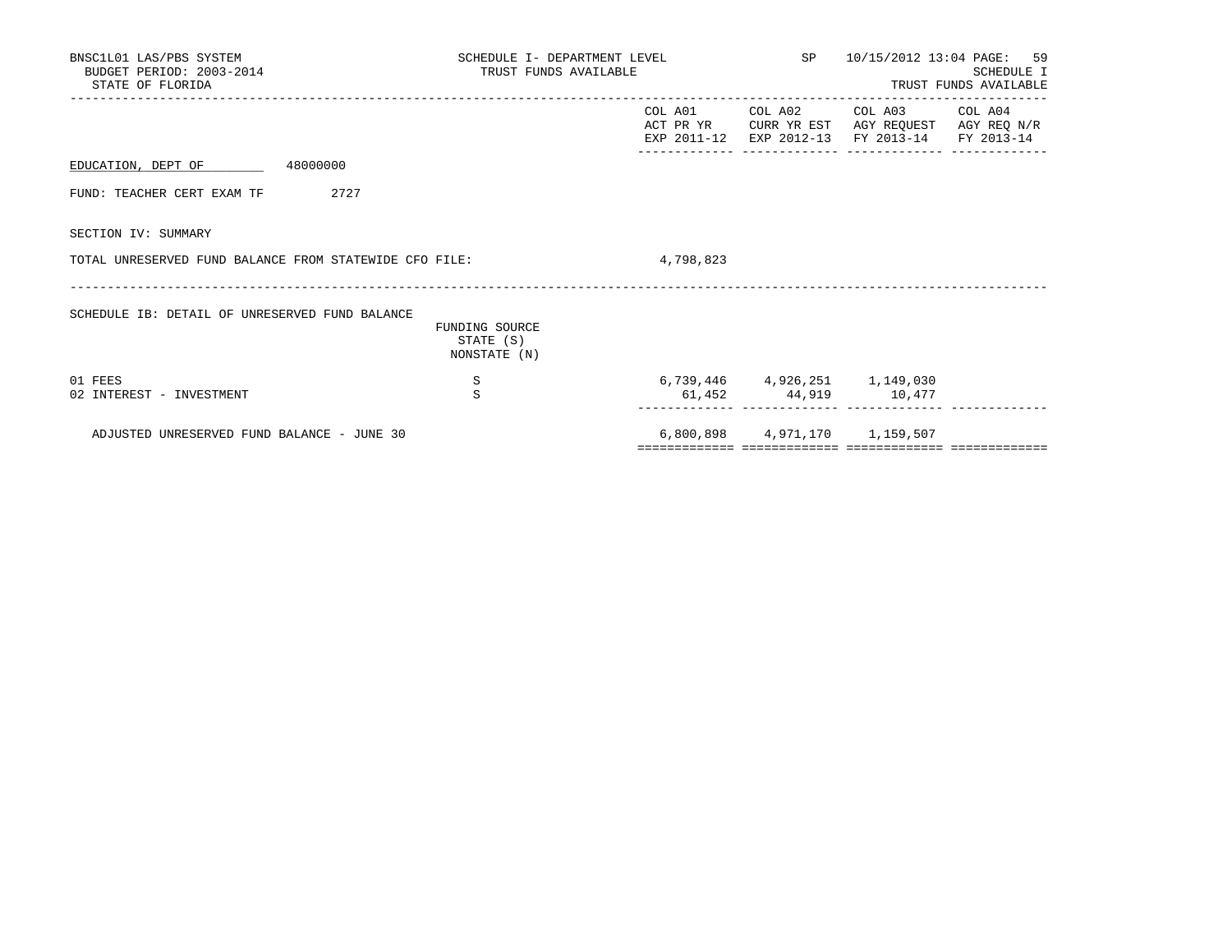BNSC1L01 LAS/PBS SYSTEM — SCHEDULE I- DEPARTMENT LEVEL — TRUST FUNDS AVAILABLE — SP 10/15/2012 13:04

BUDGET PERIOD: 2003-2014

STATE OF FLORIDA

SCHEDULE I — TRUST FUNDS AVAILABLE

EDUCATION, DEPT OF 48000000

FUND: TEACHER CERT EXAM TF 2727

SECTION IV: SUMMARY

| | COL A01 ACT PR YR EXP 2011-12 | COL A02 CURR YR EST EXP 2012-13 | COL A03 AGY REQUEST FY 2013-14 | COL A04 AGY REQ N/R FY 2013-14 |
|---|---|---|---|---|
| TOTAL UNRESERVED FUND BALANCE FROM STATEWIDE CFO FILE: | 4,798,823 | | | |

SCHEDULE IB: DETAIL OF UNRESERVED FUND BALANCE

| | FUNDING SOURCE STATE (S) NONSTATE (N) | COL A01 ACT PR YR EXP 2011-12 | COL A02 CURR YR EST EXP 2012-13 | COL A03 AGY REQUEST FY 2013-14 | COL A04 AGY REQ N/R FY 2013-14 |
|---|---|---|---|---|---|
| 01 FEES | S | 6,739,446 | 4,926,251 | 1,149,030 | |
| 02 INTEREST - INVESTMENT | S | 61,452 | 44,919 | 10,477 | |
| ADJUSTED UNRESERVED FUND BALANCE - JUNE 30 | | 6,800,898 | 4,971,170 | 1,159,507 | |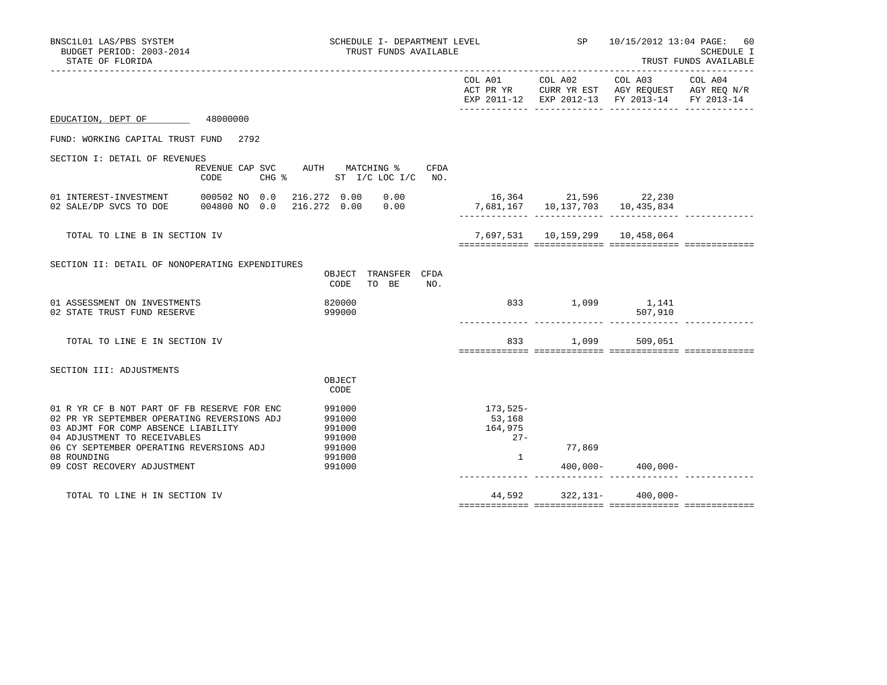BNSC1L01 LAS/PBS SYSTEM — SCHEDULE I- DEPARTMENT LEVEL — SP — 10/15/2012 13:04

BUDGET PERIOD: 2003-2014 — TRUST FUNDS AVAILABLE — SCHEDULE I

STATE OF FLORIDA — TRUST FUNDS AVAILABLE

EDUCATION, DEPT OF 48000000

FUND: WORKING CAPITAL TRUST FUND 2792

## SECTION I: DETAIL OF REVENUES

| | REVENUE CODE | CAP SVC CHG % | AUTH | MATCHING % ST I/C | LOC I/C | CFDA NO. | COL A01 ACT PR YR EXP 2011-12 | COL A02 CURR YR EST EXP 2012-13 | COL A03 AGY REQUEST FY 2013-14 | COL A04 AGY REQ N/R FY 2013-14 |
|---|---|---|---|---|---|---|---|---|---|---|
| 01 INTEREST-INVESTMENT | 000502 | NO 0.0 | 216.272 | 0.00 | 0.00 | | 16,364 | 21,596 | 22,230 | |
| 02 SALE/DP SVCS TO DOE | 004800 | NO 0.0 | 216.272 | 0.00 | 0.00 | | 7,681,167 | 10,137,703 | 10,435,834 | |
| TOTAL TO LINE B IN SECTION IV | | | | | | | 7,697,531 | 10,159,299 | 10,458,064 | |

## SECTION II: DETAIL OF NONOPERATING EXPENDITURES

| | OBJECT CODE | TRANSFER TO BE | CFDA NO. | COL A01 ACT PR YR EXP 2011-12 | COL A02 CURR YR EST EXP 2012-13 | COL A03 AGY REQUEST FY 2013-14 | COL A04 AGY REQ N/R FY 2013-14 |
|---|---|---|---|---|---|---|---|
| 01 ASSESSMENT ON INVESTMENTS | 820000 | | | 833 | 1,099 | 1,141 | |
| 02 STATE TRUST FUND RESERVE | 999000 | | | | | 507,910 | |
| TOTAL TO LINE E IN SECTION IV | | | | 833 | 1,099 | 509,051 | |

## SECTION III: ADJUSTMENTS

| | OBJECT CODE | COL A01 ACT PR YR EXP 2011-12 | COL A02 CURR YR EST EXP 2012-13 | COL A03 AGY REQUEST FY 2013-14 | COL A04 AGY REQ N/R FY 2013-14 |
|---|---|---|---|---|---|
| 01 R YR CF B NOT PART OF FB RESERVE FOR ENC | 991000 | 173,525- | | | |
| 02 PR YR SEPTEMBER OPERATING REVERSIONS ADJ | 991000 | 53,168 | | | |
| 03 ADJMT FOR COMP ABSENCE LIABILITY | 991000 | 164,975 | | | |
| 04 ADJUSTMENT TO RECEIVABLES | 991000 | 27- | | | |
| 06 CY SEPTEMBER OPERATING REVERSIONS ADJ | 991000 | | 77,869 | | |
| 08 ROUNDING | 991000 | 1 | | | |
| 09 COST RECOVERY ADJUSTMENT | 991000 | | 400,000- | 400,000- | |
| TOTAL TO LINE H IN SECTION IV | | 44,592 | 322,131- | 400,000- | |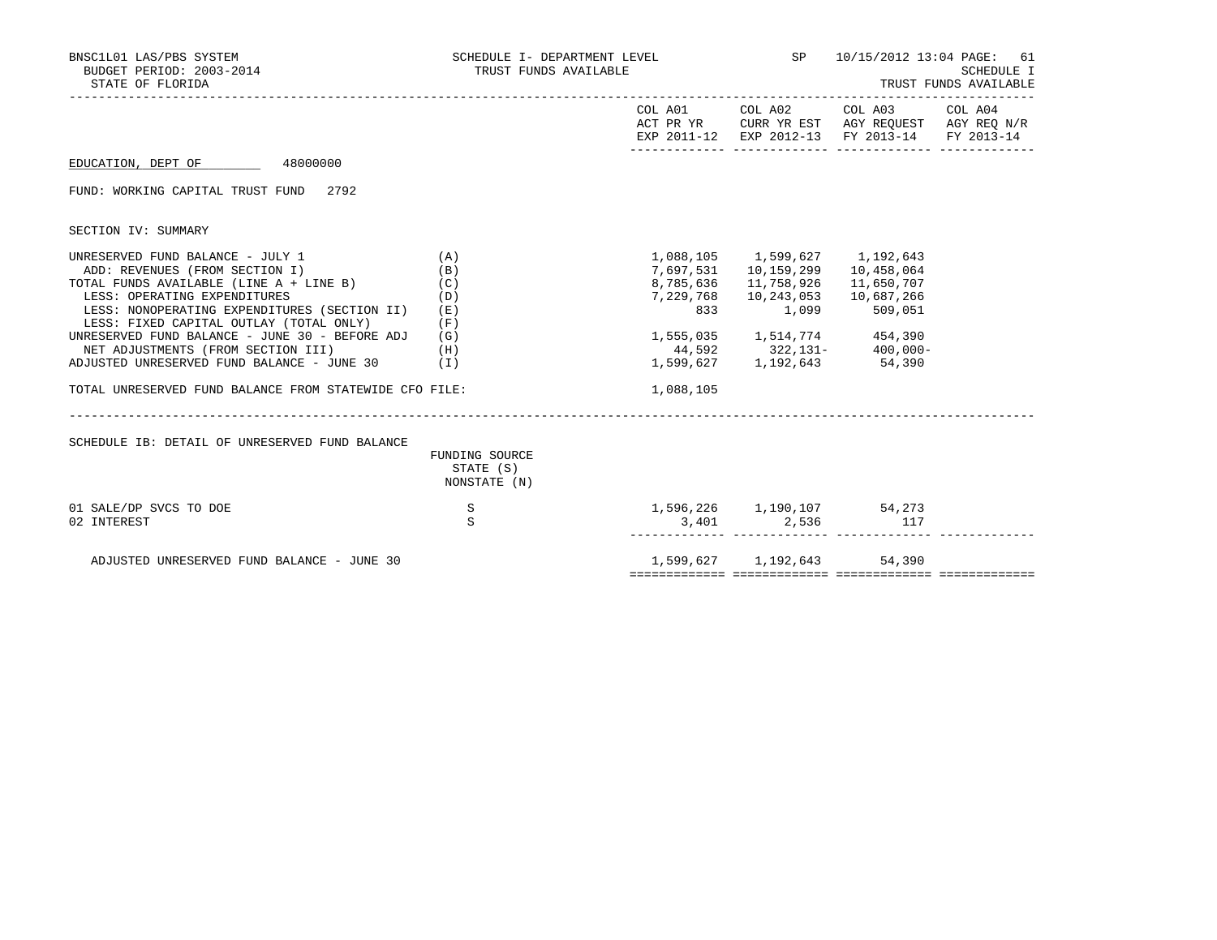BNSC1L01 LAS/PBS SYSTEM — SCHEDULE I- DEPARTMENT LEVEL — TRUST FUNDS AVAILABLE — SP 10/15/2012 13:04 PAGE: 61

BUDGET PERIOD: 2003-2014 — SCHEDULE I

STATE OF FLORIDA — TRUST FUNDS AVAILABLE

EDUCATION, DEPT OF 48000000

FUND: WORKING CAPITAL TRUST FUND 2792

SECTION IV: SUMMARY

| | | COL A01 ACT PR YR EXP 2011-12 | COL A02 CURR YR EST EXP 2012-13 | COL A03 AGY REQUEST FY 2013-14 | COL A04 AGY REQ N/R FY 2013-14 |
|---|---|---|---|---|---|
| UNRESERVED FUND BALANCE - JULY 1 | (A) | 1,088,105 | 1,599,627 | 1,192,643 | |
| ADD: REVENUES (FROM SECTION I) | (B) | 7,697,531 | 10,159,299 | 10,458,064 | |
| TOTAL FUNDS AVAILABLE (LINE A + LINE B) | (C) | 8,785,636 | 11,758,926 | 11,650,707 | |
| LESS: OPERATING EXPENDITURES | (D) | 7,229,768 | 10,243,053 | 10,687,266 | |
| LESS: NONOPERATING EXPENDITURES (SECTION II) | (E) | 833 | 1,099 | 509,051 | |
| LESS: FIXED CAPITAL OUTLAY (TOTAL ONLY) | (F) | | | | |
| UNRESERVED FUND BALANCE - JUNE 30 - BEFORE ADJ | (G) | 1,555,035 | 1,514,774 | 454,390 | |
| NET ADJUSTMENTS (FROM SECTION III) | (H) | 44,592 | 322,131- | 400,000- | |
| ADJUSTED UNRESERVED FUND BALANCE - JUNE 30 | (I) | 1,599,627 | 1,192,643 | 54,390 | |
| TOTAL UNRESERVED FUND BALANCE FROM STATEWIDE CFO FILE: | | 1,088,105 | | | |

SCHEDULE IB: DETAIL OF UNRESERVED FUND BALANCE

| | FUNDING SOURCE STATE (S) NONSTATE (N) | COL A01 | COL A02 | COL A03 | COL A04 |
|---|---|---|---|---|---|
| 01 SALE/DP SVCS TO DOE | S | 1,596,226 | 1,190,107 | 54,273 | |
| 02 INTEREST | S | 3,401 | 2,536 | 117 | |
| ADJUSTED UNRESERVED FUND BALANCE - JUNE 30 | | 1,599,627 | 1,192,643 | 54,390 | |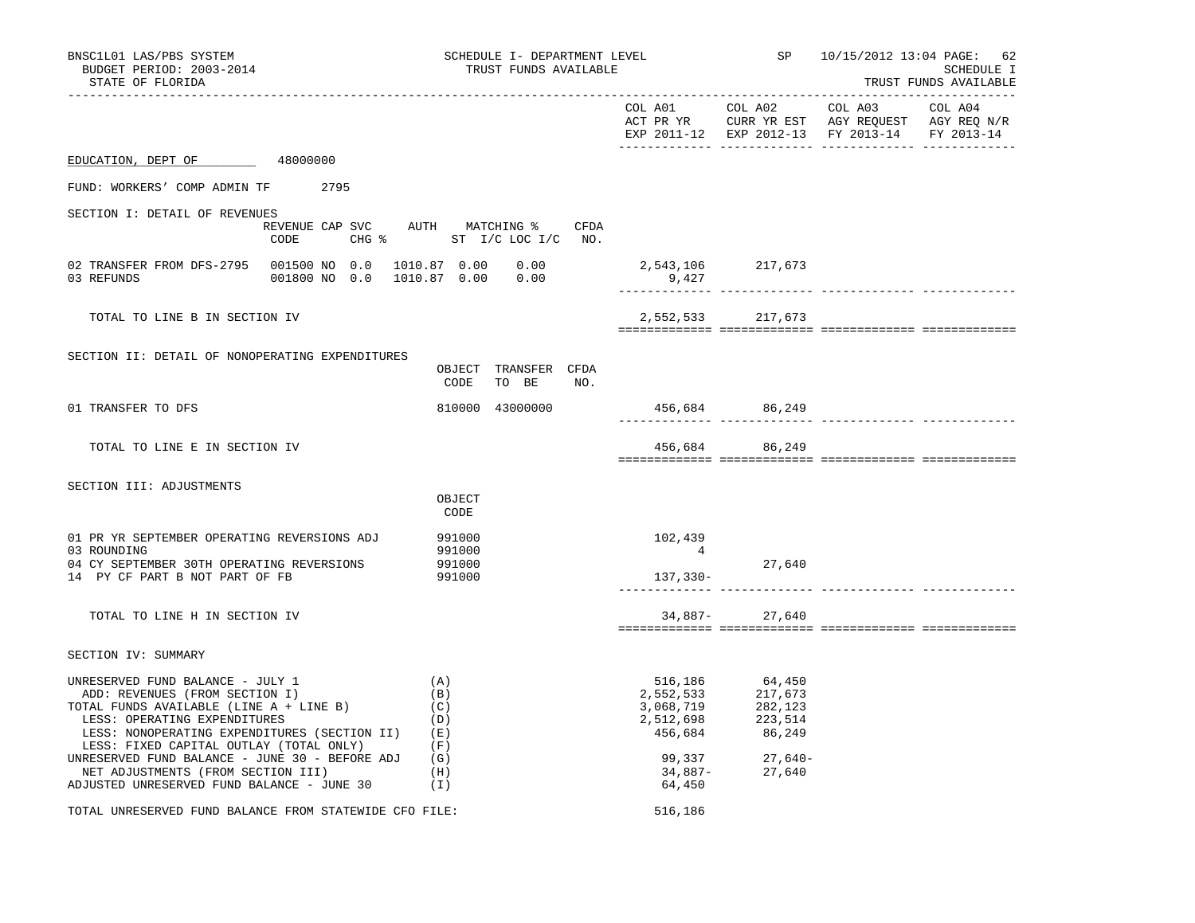BNSC1L01 LAS/PBS SYSTEM — SCHEDULE I- DEPARTMENT LEVEL — SP 10/15/2012 13:04 PAGE: 62
BUDGET PERIOD: 2003-2014 — TRUST FUNDS AVAILABLE — SCHEDULE I
STATE OF FLORIDA — TRUST FUNDS AVAILABLE

EDUCATION, DEPT OF 48000000

FUND: WORKERS' COMP ADMIN TF 2795

## SECTION I: DETAIL OF REVENUES

| | REVENUE CODE | CAP SVC CHG % | AUTH ST | MATCHING % I/C | LOC I/C | CFDA NO. | COL A01 ACT PR YR EXP 2011-12 | COL A02 CURR YR EST EXP 2012-13 | COL A03 AGY REQUEST FY 2013-14 | COL A04 AGY REQ N/R FY 2013-14 |
|---|---|---|---|---|---|---|---|---|---|---|
| 02 TRANSFER FROM DFS-2795 | 001500 | NO 0.0 | 1010.87 | 0.00 | 0.00 | | 2,543,106 | 217,673 | | |
| 03 REFUNDS | 001800 | NO 0.0 | 1010.87 | 0.00 | 0.00 | | 9,427 | | | |
| TOTAL TO LINE B IN SECTION IV | | | | | | | 2,552,533 | 217,673 | | |

## SECTION II: DETAIL OF NONOPERATING EXPENDITURES

| | OBJECT CODE | TRANSFER TO BE | CFDA NO. | COL A01 | COL A02 | COL A03 | COL A04 |
|---|---|---|---|---|---|---|---|
| 01 TRANSFER TO DFS | 810000 | 43000000 | | 456,684 | 86,249 | | |
| TOTAL TO LINE E IN SECTION IV | | | | 456,684 | 86,249 | | |

## SECTION III: ADJUSTMENTS

| | OBJECT CODE | COL A01 | COL A02 | COL A03 | COL A04 |
|---|---|---|---|---|---|
| 01 PR YR SEPTEMBER OPERATING REVERSIONS ADJ | 991000 | 102,439 | | | |
| 03 ROUNDING | 991000 | 4 | | | |
| 04 CY SEPTEMBER 30TH OPERATING REVERSIONS | 991000 | | 27,640 | | |
| 14 PY CF PART B NOT PART OF FB | 991000 | 137,330- | | | |
| TOTAL TO LINE H IN SECTION IV | | 34,887- | 27,640 | | |

## SECTION IV: SUMMARY

| | | COL A01 | COL A02 | COL A03 | COL A04 |
|---|---|---|---|---|---|
| UNRESERVED FUND BALANCE - JULY 1 | (A) | 516,186 | 64,450 | | |
| ADD: REVENUES (FROM SECTION I) | (B) | 2,552,533 | 217,673 | | |
| TOTAL FUNDS AVAILABLE (LINE A + LINE B) | (C) | 3,068,719 | 282,123 | | |
| LESS: OPERATING EXPENDITURES | (D) | 2,512,698 | 223,514 | | |
| LESS: NONOPERATING EXPENDITURES (SECTION II) | (E) | 456,684 | 86,249 | | |
| LESS: FIXED CAPITAL OUTLAY (TOTAL ONLY) | (F) | | | | |
| UNRESERVED FUND BALANCE - JUNE 30 - BEFORE ADJ | (G) | 99,337 | 27,640- | | |
| NET ADJUSTMENTS (FROM SECTION III) | (H) | 34,887- | 27,640 | | |
| ADJUSTED UNRESERVED FUND BALANCE - JUNE 30 | (I) | 64,450 | | | |

TOTAL UNRESERVED FUND BALANCE FROM STATEWIDE CFO FILE: 516,186